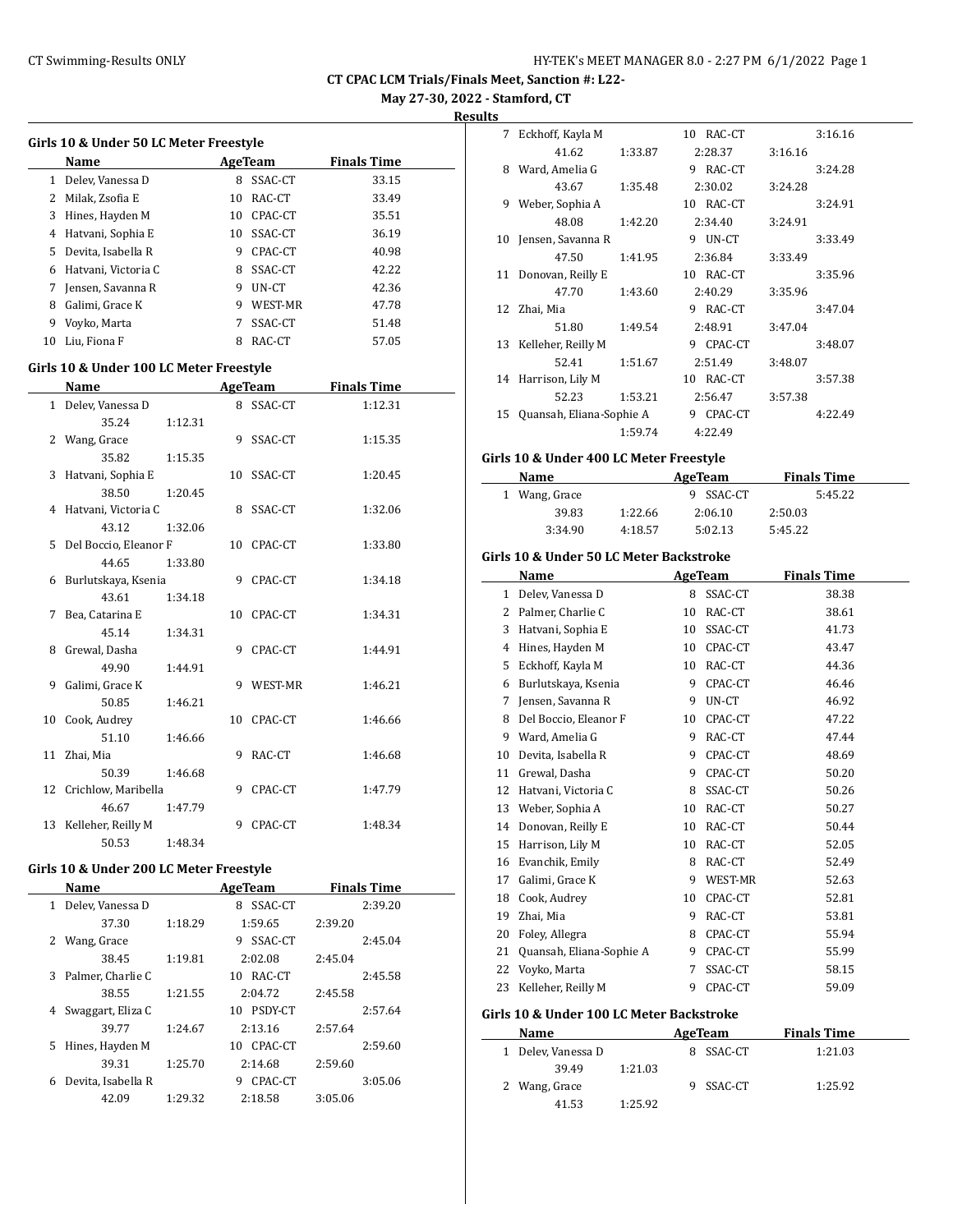**CT CPAC LCM Trials/Finals Meet, Sanction #: L22-**

**May 27-30, 2022 - Stamford, CT**

**Results**

### Girls 10 & Under 50 LC Meter Freestyle

| | Name | Age | Team | Finals Time |
|---|---|---|---|---|
| 1 | Delev, Vanessa D | 8 | SSAC-CT | 33.15 |
| 2 | Milak, Zsofia E | 10 | RAC-CT | 33.49 |
| 3 | Hines, Hayden M | 10 | CPAC-CT | 35.51 |
| 4 | Hatvani, Sophia E | 10 | SSAC-CT | 36.19 |
| 5 | Devita, Isabella R | 9 | CPAC-CT | 40.98 |
| 6 | Hatvani, Victoria C | 8 | SSAC-CT | 42.22 |
| 7 | Jensen, Savanna R | 9 | UN-CT | 42.36 |
| 8 | Galimi, Grace K | 9 | WEST-MR | 47.78 |
| 9 | Voyko, Marta | 7 | SSAC-CT | 51.48 |
| 10 | Liu, Fiona F | 8 | RAC-CT | 57.05 |

### Girls 10 & Under 100 LC Meter Freestyle

| | Name | Age | Team | Finals Time | Splits |
|---|---|---|---|---|---|
| 1 | Delev, Vanessa D | 8 | SSAC-CT | 1:12.31 | 35.24, 1:12.31 |
| 2 | Wang, Grace | 9 | SSAC-CT | 1:15.35 | 35.82, 1:15.35 |
| 3 | Hatvani, Sophia E | 10 | SSAC-CT | 1:20.45 | 38.50, 1:20.45 |
| 4 | Hatvani, Victoria C | 8 | SSAC-CT | 1:32.06 | 43.12, 1:32.06 |
| 5 | Del Boccio, Eleanor F | 10 | CPAC-CT | 1:33.80 | 44.65, 1:33.80 |
| 6 | Burlutskaya, Ksenia | 9 | CPAC-CT | 1:34.18 | 43.61, 1:34.18 |
| 7 | Bea, Catarina E | 10 | CPAC-CT | 1:34.31 | 45.14, 1:34.31 |
| 8 | Grewal, Dasha | 9 | CPAC-CT | 1:44.91 | 49.90, 1:44.91 |
| 9 | Galimi, Grace K | 9 | WEST-MR | 1:46.21 | 50.85, 1:46.21 |
| 10 | Cook, Audrey | 10 | CPAC-CT | 1:46.66 | 51.10, 1:46.66 |
| 11 | Zhai, Mia | 9 | RAC-CT | 1:46.68 | 50.39, 1:46.68 |
| 12 | Crichlow, Maribella | 9 | CPAC-CT | 1:47.79 | 46.67, 1:47.79 |
| 13 | Kelleher, Reilly M | 9 | CPAC-CT | 1:48.34 | 50.53, 1:48.34 |

### Girls 10 & Under 200 LC Meter Freestyle

| | Name | Age | Team | Finals Time | Splits |
|---|---|---|---|---|---|
| 1 | Delev, Vanessa D | 8 | SSAC-CT | 2:39.20 | 37.30, 1:18.29, 1:59.65, 2:39.20 |
| 2 | Wang, Grace | 9 | SSAC-CT | 2:45.04 | 38.45, 1:19.81, 2:02.08, 2:45.04 |
| 3 | Palmer, Charlie C | 10 | RAC-CT | 2:45.58 | 38.55, 1:21.55, 2:04.72, 2:45.58 |
| 4 | Swaggart, Eliza C | 10 | PSDY-CT | 2:57.64 | 39.77, 1:24.67, 2:13.16, 2:57.64 |
| 5 | Hines, Hayden M | 10 | CPAC-CT | 2:59.60 | 39.31, 1:25.70, 2:14.68, 2:59.60 |
| 6 | Devita, Isabella R | 9 | CPAC-CT | 3:05.06 | 42.09, 1:29.32, 2:18.58, 3:05.06 |
| 7 | Eckhoff, Kayla M | 10 | RAC-CT | 3:16.16 | 41.62, 1:33.87, 2:28.37, 3:16.16 |
| 8 | Ward, Amelia G | 9 | RAC-CT | 3:24.28 | 43.67, 1:35.48, 2:30.02, 3:24.28 |
| 9 | Weber, Sophia A | 10 | RAC-CT | 3:24.91 | 48.08, 1:42.20, 2:34.40, 3:24.91 |
| 10 | Jensen, Savanna R | 9 | UN-CT | 3:33.49 | 47.50, 1:41.95, 2:36.84, 3:33.49 |
| 11 | Donovan, Reilly E | 10 | RAC-CT | 3:35.96 | 47.70, 1:43.60, 2:40.29, 3:35.96 |
| 12 | Zhai, Mia | 9 | RAC-CT | 3:47.04 | 51.80, 1:49.54, 2:48.91, 3:47.04 |
| 13 | Kelleher, Reilly M | 9 | CPAC-CT | 3:48.07 | 52.41, 1:51.67, 2:51.49, 3:48.07 |
| 14 | Harrison, Lily M | 10 | RAC-CT | 3:57.38 | 52.23, 1:53.21, 2:56.47, 3:57.38 |
| 15 | Quansah, Eliana-Sophie A | 9 | CPAC-CT | 4:22.49 | 1:59.74, 4:22.49 |

### Girls 10 & Under 400 LC Meter Freestyle

| | Name | Age | Team | Finals Time | Splits |
|---|---|---|---|---|---|
| 1 | Wang, Grace | 9 | SSAC-CT | 5:45.22 | 39.83, 1:22.66, 2:06.10, 2:50.03, 3:34.90, 4:18.57, 5:02.13, 5:45.22 |

### Girls 10 & Under 50 LC Meter Backstroke

| | Name | Age | Team | Finals Time |
|---|---|---|---|---|
| 1 | Delev, Vanessa D | 8 | SSAC-CT | 38.38 |
| 2 | Palmer, Charlie C | 10 | RAC-CT | 38.61 |
| 3 | Hatvani, Sophia E | 10 | SSAC-CT | 41.73 |
| 4 | Hines, Hayden M | 10 | CPAC-CT | 43.47 |
| 5 | Eckhoff, Kayla M | 10 | RAC-CT | 44.36 |
| 6 | Burlutskaya, Ksenia | 9 | CPAC-CT | 46.46 |
| 7 | Jensen, Savanna R | 9 | UN-CT | 46.92 |
| 8 | Del Boccio, Eleanor F | 10 | CPAC-CT | 47.22 |
| 9 | Ward, Amelia G | 9 | RAC-CT | 47.44 |
| 10 | Devita, Isabella R | 9 | CPAC-CT | 48.69 |
| 11 | Grewal, Dasha | 9 | CPAC-CT | 50.20 |
| 12 | Hatvani, Victoria C | 8 | SSAC-CT | 50.26 |
| 13 | Weber, Sophia A | 10 | RAC-CT | 50.27 |
| 14 | Donovan, Reilly E | 10 | RAC-CT | 50.44 |
| 15 | Harrison, Lily M | 10 | RAC-CT | 52.05 |
| 16 | Evanchik, Emily | 8 | RAC-CT | 52.49 |
| 17 | Galimi, Grace K | 9 | WEST-MR | 52.63 |
| 18 | Cook, Audrey | 10 | CPAC-CT | 52.81 |
| 19 | Zhai, Mia | 9 | RAC-CT | 53.81 |
| 20 | Foley, Allegra | 8 | CPAC-CT | 55.94 |
| 21 | Quansah, Eliana-Sophie A | 9 | CPAC-CT | 55.99 |
| 22 | Voyko, Marta | 7 | SSAC-CT | 58.15 |
| 23 | Kelleher, Reilly M | 9 | CPAC-CT | 59.09 |

### Girls 10 & Under 100 LC Meter Backstroke

| | Name | Age | Team | Finals Time | Splits |
|---|---|---|---|---|---|
| 1 | Delev, Vanessa D | 8 | SSAC-CT | 1:21.03 | 39.49, 1:21.03 |
| 2 | Wang, Grace | 9 | SSAC-CT | 1:25.92 | 41.53, 1:25.92 |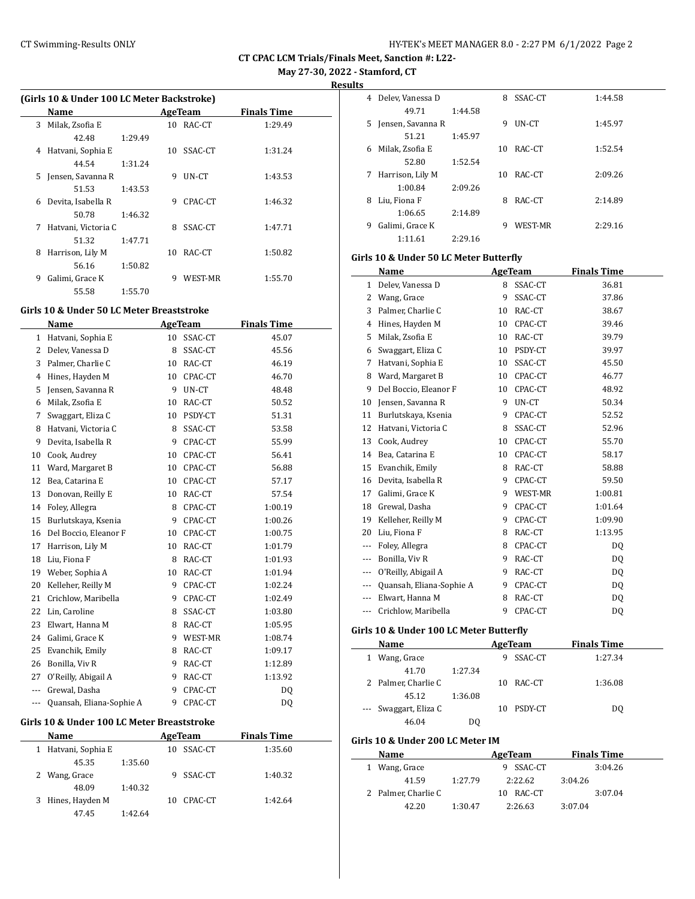**CT CPAC LCM Trials/Finals Meet, Sanction #: L22-**

**May 27-30, 2022 - Stamford, CT**

**Results**

### (Girls 10 & Under 100 LC Meter Backstroke)

| | Name | Age | Team | Finals Time |
|---|---|---|---|---|
| 3 | Milak, Zsofia E | 10 | RAC-CT | 1:29.49 |
| | 42.48 1:29.49 | | | |
| 4 | Hatvani, Sophia E | 10 | SSAC-CT | 1:31.24 |
| | 44.54 1:31.24 | | | |
| 5 | Jensen, Savanna R | 9 | UN-CT | 1:43.53 |
| | 51.53 1:43.53 | | | |
| 6 | Devita, Isabella R | 9 | CPAC-CT | 1:46.32 |
| | 50.78 1:46.32 | | | |
| 7 | Hatvani, Victoria C | 8 | SSAC-CT | 1:47.71 |
| | 51.32 1:47.71 | | | |
| 8 | Harrison, Lily M | 10 | RAC-CT | 1:50.82 |
| | 56.16 1:50.82 | | | |
| 9 | Galimi, Grace K | 9 | WEST-MR | 1:55.70 |
| | 55.58 1:55.70 | | | |

### Girls 10 & Under 50 LC Meter Breaststroke

| | Name | Age | Team | Finals Time |
|---|---|---|---|---|
| 1 | Hatvani, Sophia E | 10 | SSAC-CT | 45.07 |
| 2 | Delev, Vanessa D | 8 | SSAC-CT | 45.56 |
| 3 | Palmer, Charlie C | 10 | RAC-CT | 46.19 |
| 4 | Hines, Hayden M | 10 | CPAC-CT | 46.70 |
| 5 | Jensen, Savanna R | 9 | UN-CT | 48.48 |
| 6 | Milak, Zsofia E | 10 | RAC-CT | 50.52 |
| 7 | Swaggart, Eliza C | 10 | PSDY-CT | 51.31 |
| 8 | Hatvani, Victoria C | 8 | SSAC-CT | 53.58 |
| 9 | Devita, Isabella R | 9 | CPAC-CT | 55.99 |
| 10 | Cook, Audrey | 10 | CPAC-CT | 56.41 |
| 11 | Ward, Margaret B | 10 | CPAC-CT | 56.88 |
| 12 | Bea, Catarina E | 10 | CPAC-CT | 57.17 |
| 13 | Donovan, Reilly E | 10 | RAC-CT | 57.54 |
| 14 | Foley, Allegra | 8 | CPAC-CT | 1:00.19 |
| 15 | Burlutskaya, Ksenia | 9 | CPAC-CT | 1:00.26 |
| 16 | Del Boccio, Eleanor F | 10 | CPAC-CT | 1:00.75 |
| 17 | Harrison, Lily M | 10 | RAC-CT | 1:01.79 |
| 18 | Liu, Fiona F | 8 | RAC-CT | 1:01.93 |
| 19 | Weber, Sophia A | 10 | RAC-CT | 1:01.94 |
| 20 | Kelleher, Reilly M | 9 | CPAC-CT | 1:02.24 |
| 21 | Crichlow, Maribella | 9 | CPAC-CT | 1:02.49 |
| 22 | Lin, Caroline | 8 | SSAC-CT | 1:03.80 |
| 23 | Elwart, Hanna M | 8 | RAC-CT | 1:05.95 |
| 24 | Galimi, Grace K | 9 | WEST-MR | 1:08.74 |
| 25 | Evanchik, Emily | 8 | RAC-CT | 1:09.17 |
| 26 | Bonilla, Viv R | 9 | RAC-CT | 1:12.89 |
| 27 | O'Reilly, Abigail A | 9 | RAC-CT | 1:13.92 |
| --- | Grewal, Dasha | 9 | CPAC-CT | DQ |
| --- | Quansah, Eliana-Sophie A | 9 | CPAC-CT | DQ |

### Girls 10 & Under 100 LC Meter Breaststroke

| | Name | Age | Team | Finals Time |
|---|---|---|---|---|
| 1 | Hatvani, Sophia E | 10 | SSAC-CT | 1:35.60 |
| | 45.35 1:35.60 | | | |
| 2 | Wang, Grace | 9 | SSAC-CT | 1:40.32 |
| | 48.09 1:40.32 | | | |
| 3 | Hines, Hayden M | 10 | CPAC-CT | 1:42.64 |
| | 47.45 1:42.64 | | | |
| 4 | Delev, Vanessa D | 8 | SSAC-CT | 1:44.58 |
| | 49.71 1:44.58 | | | |
| 5 | Jensen, Savanna R | 9 | UN-CT | 1:45.97 |
| | 51.21 1:45.97 | | | |
| 6 | Milak, Zsofia E | 10 | RAC-CT | 1:52.54 |
| | 52.80 1:52.54 | | | |
| 7 | Harrison, Lily M | 10 | RAC-CT | 2:09.26 |
| | 1:00.84 2:09.26 | | | |
| 8 | Liu, Fiona F | 8 | RAC-CT | 2:14.89 |
| | 1:06.65 2:14.89 | | | |
| 9 | Galimi, Grace K | 9 | WEST-MR | 2:29.16 |
| | 1:11.61 2:29.16 | | | |

### Girls 10 & Under 50 LC Meter Butterfly

| | Name | Age | Team | Finals Time |
|---|---|---|---|---|
| 1 | Delev, Vanessa D | 8 | SSAC-CT | 36.81 |
| 2 | Wang, Grace | 9 | SSAC-CT | 37.86 |
| 3 | Palmer, Charlie C | 10 | RAC-CT | 38.67 |
| 4 | Hines, Hayden M | 10 | CPAC-CT | 39.46 |
| 5 | Milak, Zsofia E | 10 | RAC-CT | 39.79 |
| 6 | Swaggart, Eliza C | 10 | PSDY-CT | 39.97 |
| 7 | Hatvani, Sophia E | 10 | SSAC-CT | 45.50 |
| 8 | Ward, Margaret B | 10 | CPAC-CT | 46.77 |
| 9 | Del Boccio, Eleanor F | 10 | CPAC-CT | 48.92 |
| 10 | Jensen, Savanna R | 9 | UN-CT | 50.34 |
| 11 | Burlutskaya, Ksenia | 9 | CPAC-CT | 52.52 |
| 12 | Hatvani, Victoria C | 8 | SSAC-CT | 52.96 |
| 13 | Cook, Audrey | 10 | CPAC-CT | 55.70 |
| 14 | Bea, Catarina E | 10 | CPAC-CT | 58.17 |
| 15 | Evanchik, Emily | 8 | RAC-CT | 58.88 |
| 16 | Devita, Isabella R | 9 | CPAC-CT | 59.50 |
| 17 | Galimi, Grace K | 9 | WEST-MR | 1:00.81 |
| 18 | Grewal, Dasha | 9 | CPAC-CT | 1:01.64 |
| 19 | Kelleher, Reilly M | 9 | CPAC-CT | 1:09.90 |
| 20 | Liu, Fiona F | 8 | RAC-CT | 1:13.95 |
| --- | Foley, Allegra | 8 | CPAC-CT | DQ |
| --- | Bonilla, Viv R | 9 | RAC-CT | DQ |
| --- | O'Reilly, Abigail A | 9 | RAC-CT | DQ |
| --- | Quansah, Eliana-Sophie A | 9 | CPAC-CT | DQ |
| --- | Elwart, Hanna M | 8 | RAC-CT | DQ |
| --- | Crichlow, Maribella | 9 | CPAC-CT | DQ |

### Girls 10 & Under 100 LC Meter Butterfly

| | Name | Age | Team | Finals Time |
|---|---|---|---|---|
| 1 | Wang, Grace | 9 | SSAC-CT | 1:27.34 |
| | 41.70 1:27.34 | | | |
| 2 | Palmer, Charlie C | 10 | RAC-CT | 1:36.08 |
| | 45.12 1:36.08 | | | |
| --- | Swaggart, Eliza C | 10 | PSDY-CT | DQ |
| | 46.04 DQ | | | |

### Girls 10 & Under 200 LC Meter IM

| | Name | Age | Team | Finals Time |
|---|---|---|---|---|
| 1 | Wang, Grace | 9 | SSAC-CT | 3:04.26 |
| | 41.59 1:27.79 2:22.62 3:04.26 | | | |
| 2 | Palmer, Charlie C | 10 | RAC-CT | 3:07.04 |
| | 42.20 1:30.47 2:26.63 3:07.04 | | | |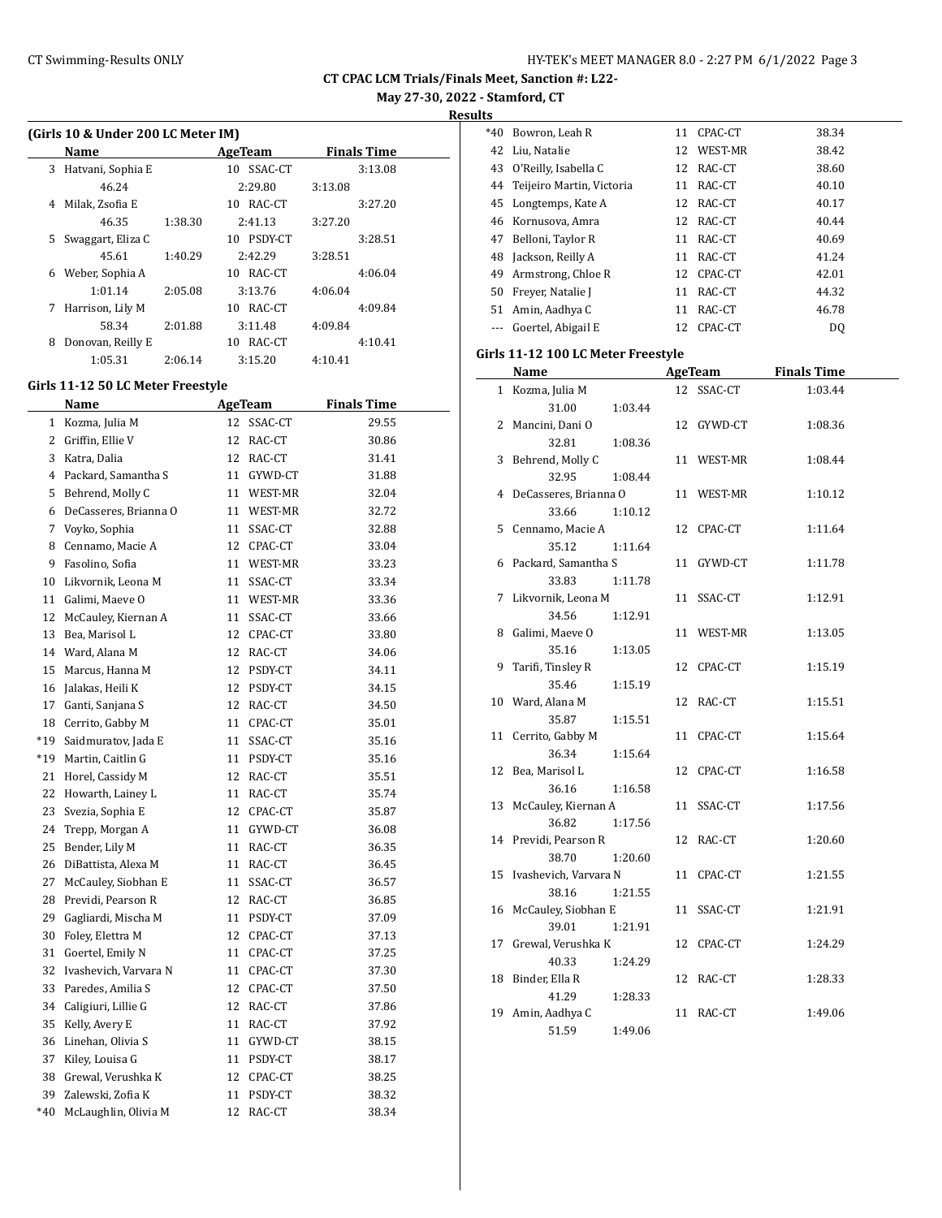## CT CPAC LCM Trials/Finals Meet, Sanction #: L22-

**May 27-30, 2022 - Stamford, CT**

**Results**

### (Girls 10 & Under 200 LC Meter IM)

| | Name | Age | Team | Finals Time |
|---|---|---|---|---|
| 3 | Hatvani, Sophia E | 10 | SSAC-CT | 3:13.08 |
| | 46.24 | | 2:29.80 | 3:13.08 |
| 4 | Milak, Zsofia E | 10 | RAC-CT | 3:27.20 |
| | 46.35 | 1:38.30 | 2:41.13 | 3:27.20 |
| 5 | Swaggart, Eliza C | 10 | PSDY-CT | 3:28.51 |
| | 45.61 | 1:40.29 | 2:42.29 | 3:28.51 |
| 6 | Weber, Sophia A | 10 | RAC-CT | 4:06.04 |
| | 1:01.14 | 2:05.08 | 3:13.76 | 4:06.04 |
| 7 | Harrison, Lily M | 10 | RAC-CT | 4:09.84 |
| | 58.34 | 2:01.88 | 3:11.48 | 4:09.84 |
| 8 | Donovan, Reilly E | 10 | RAC-CT | 4:10.41 |
| | 1:05.31 | 2:06.14 | 3:15.20 | 4:10.41 |

### Girls 11-12 50 LC Meter Freestyle

| | Name | Age | Team | Finals Time |
|---|---|---|---|---|
| 1 | Kozma, Julia M | 12 | SSAC-CT | 29.55 |
| 2 | Griffin, Ellie V | 12 | RAC-CT | 30.86 |
| 3 | Katra, Dalia | 12 | RAC-CT | 31.41 |
| 4 | Packard, Samantha S | 11 | GYWD-CT | 31.88 |
| 5 | Behrend, Molly C | 11 | WEST-MR | 32.04 |
| 6 | DeCasseres, Brianna O | 11 | WEST-MR | 32.72 |
| 7 | Voyko, Sophia | 11 | SSAC-CT | 32.88 |
| 8 | Cennamo, Macie A | 12 | CPAC-CT | 33.04 |
| 9 | Fasolino, Sofia | 11 | WEST-MR | 33.23 |
| 10 | Likvornik, Leona M | 11 | SSAC-CT | 33.34 |
| 11 | Galimi, Maeve O | 11 | WEST-MR | 33.36 |
| 12 | McCauley, Kiernan A | 11 | SSAC-CT | 33.66 |
| 13 | Bea, Marisol L | 12 | CPAC-CT | 33.80 |
| 14 | Ward, Alana M | 12 | RAC-CT | 34.06 |
| 15 | Marcus, Hanna M | 12 | PSDY-CT | 34.11 |
| 16 | Jalakas, Heili K | 12 | PSDY-CT | 34.15 |
| 17 | Ganti, Sanjana S | 12 | RAC-CT | 34.50 |
| 18 | Cerrito, Gabby M | 11 | CPAC-CT | 35.01 |
| *19 | Saidmuratov, Jada E | 11 | SSAC-CT | 35.16 |
| *19 | Martin, Caitlin G | 11 | PSDY-CT | 35.16 |
| 21 | Horel, Cassidy M | 12 | RAC-CT | 35.51 |
| 22 | Howarth, Lainey L | 11 | RAC-CT | 35.74 |
| 23 | Svezia, Sophia E | 12 | CPAC-CT | 35.87 |
| 24 | Trepp, Morgan A | 11 | GYWD-CT | 36.08 |
| 25 | Bender, Lily M | 11 | RAC-CT | 36.35 |
| 26 | DiBattista, Alexa M | 11 | RAC-CT | 36.45 |
| 27 | McCauley, Siobhan E | 11 | SSAC-CT | 36.57 |
| 28 | Previdi, Pearson R | 12 | RAC-CT | 36.85 |
| 29 | Gagliardi, Mischa M | 11 | PSDY-CT | 37.09 |
| 30 | Foley, Elettra M | 12 | CPAC-CT | 37.13 |
| 31 | Goertel, Emily N | 11 | CPAC-CT | 37.25 |
| 32 | Ivashevich, Varvara N | 11 | CPAC-CT | 37.30 |
| 33 | Paredes, Amilia S | 12 | CPAC-CT | 37.50 |
| 34 | Caligiuri, Lillie G | 12 | RAC-CT | 37.86 |
| 35 | Kelly, Avery E | 11 | RAC-CT | 37.92 |
| 36 | Linehan, Olivia S | 11 | GYWD-CT | 38.15 |
| 37 | Kiley, Louisa G | 11 | PSDY-CT | 38.17 |
| 38 | Grewal, Verushka K | 12 | CPAC-CT | 38.25 |
| 39 | Zalewski, Zofia K | 11 | PSDY-CT | 38.32 |
| *40 | McLaughlin, Olivia M | 12 | RAC-CT | 38.34 |
| *40 | Bowron, Leah R | 11 | CPAC-CT | 38.34 |
| 42 | Liu, Natalie | 12 | WEST-MR | 38.42 |
| 43 | O'Reilly, Isabella C | 12 | RAC-CT | 38.60 |
| 44 | Teijeiro Martin, Victoria | 11 | RAC-CT | 40.10 |
| 45 | Longtemps, Kate A | 12 | RAC-CT | 40.17 |
| 46 | Kornusova, Amra | 12 | RAC-CT | 40.44 |
| 47 | Belloni, Taylor R | 11 | RAC-CT | 40.69 |
| 48 | Jackson, Reilly A | 11 | RAC-CT | 41.24 |
| 49 | Armstrong, Chloe R | 12 | CPAC-CT | 42.01 |
| 50 | Freyer, Natalie J | 11 | RAC-CT | 44.32 |
| 51 | Amin, Aadhya C | 11 | RAC-CT | 46.78 |
| --- | Goertel, Abigail E | 12 | CPAC-CT | DQ |

### Girls 11-12 100 LC Meter Freestyle

| | Name | Age | Team | Finals Time |
|---|---|---|---|---|
| 1 | Kozma, Julia M | 12 | SSAC-CT | 1:03.44 |
| | 31.00 | 1:03.44 | | |
| 2 | Mancini, Dani O | 12 | GYWD-CT | 1:08.36 |
| | 32.81 | 1:08.36 | | |
| 3 | Behrend, Molly C | 11 | WEST-MR | 1:08.44 |
| | 32.95 | 1:08.44 | | |
| 4 | DeCasseres, Brianna O | 11 | WEST-MR | 1:10.12 |
| | 33.66 | 1:10.12 | | |
| 5 | Cennamo, Macie A | 12 | CPAC-CT | 1:11.64 |
| | 35.12 | 1:11.64 | | |
| 6 | Packard, Samantha S | 11 | GYWD-CT | 1:11.78 |
| | 33.83 | 1:11.78 | | |
| 7 | Likvornik, Leona M | 11 | SSAC-CT | 1:12.91 |
| | 34.56 | 1:12.91 | | |
| 8 | Galimi, Maeve O | 11 | WEST-MR | 1:13.05 |
| | 35.16 | 1:13.05 | | |
| 9 | Tarifi, Tinsley R | 12 | CPAC-CT | 1:15.19 |
| | 35.46 | 1:15.19 | | |
| 10 | Ward, Alana M | 12 | RAC-CT | 1:15.51 |
| | 35.87 | 1:15.51 | | |
| 11 | Cerrito, Gabby M | 11 | CPAC-CT | 1:15.64 |
| | 36.34 | 1:15.64 | | |
| 12 | Bea, Marisol L | 12 | CPAC-CT | 1:16.58 |
| | 36.16 | 1:16.58 | | |
| 13 | McCauley, Kiernan A | 11 | SSAC-CT | 1:17.56 |
| | 36.82 | 1:17.56 | | |
| 14 | Previdi, Pearson R | 12 | RAC-CT | 1:20.60 |
| | 38.70 | 1:20.60 | | |
| 15 | Ivashevich, Varvara N | 11 | CPAC-CT | 1:21.55 |
| | 38.16 | 1:21.55 | | |
| 16 | McCauley, Siobhan E | 11 | SSAC-CT | 1:21.91 |
| | 39.01 | 1:21.91 | | |
| 17 | Grewal, Verushka K | 12 | CPAC-CT | 1:24.29 |
| | 40.33 | 1:24.29 | | |
| 18 | Binder, Ella R | 12 | RAC-CT | 1:28.33 |
| | 41.29 | 1:28.33 | | |
| 19 | Amin, Aadhya C | 11 | RAC-CT | 1:49.06 |
| | 51.59 | 1:49.06 | | |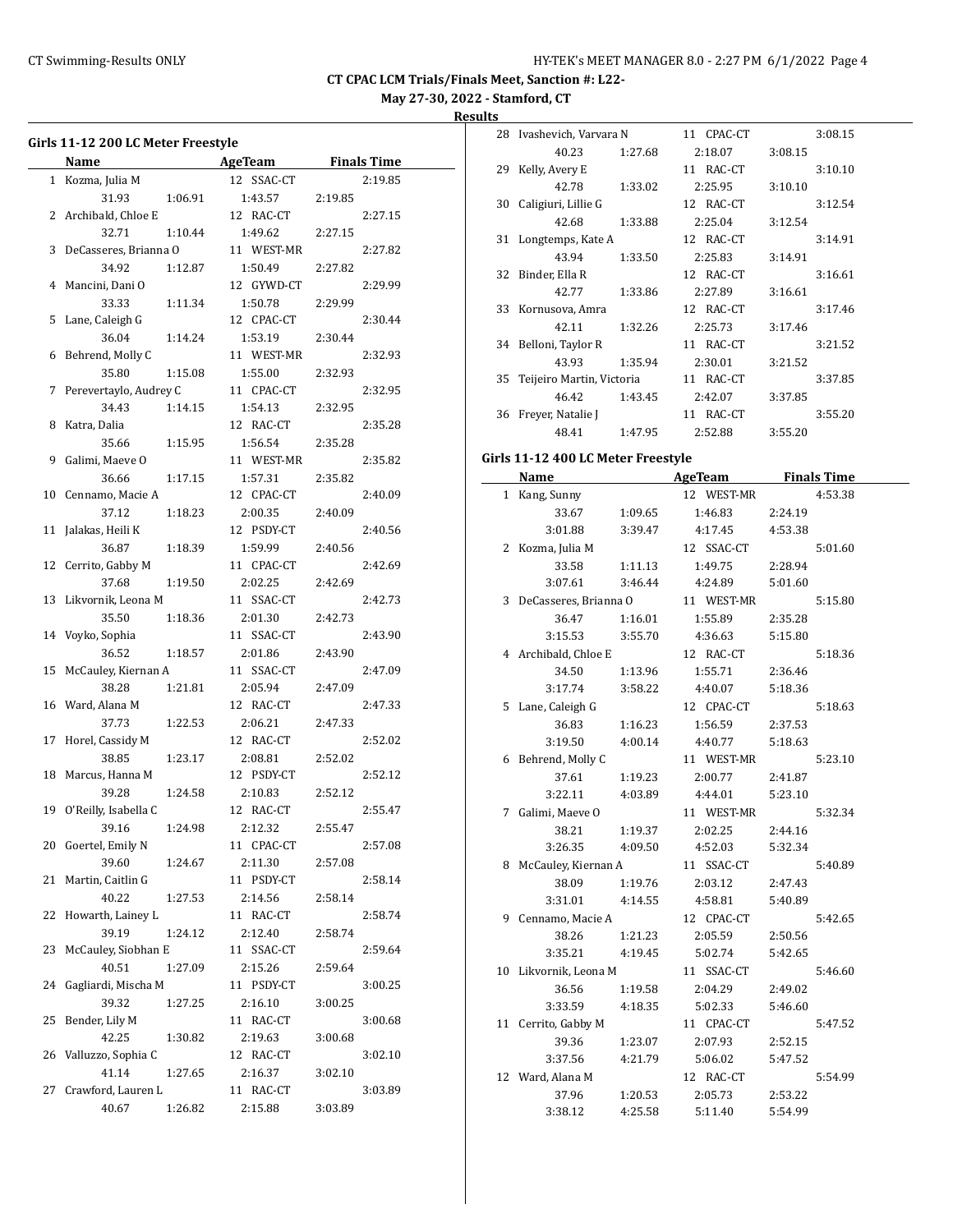**CT CPAC LCM Trials/Finals Meet, Sanction #: L22-**

**May 27-30, 2022 - Stamford, CT**

**Results**

### Girls 11-12 200 LC Meter Freestyle

| | Name | Age | Team | Finals Time |
|---|---|---|---|---|
| 1 | Kozma, Julia M | 12 | SSAC-CT | 2:19.85 |
| | 31.93 | 1:06.91 | 1:43.57 | 2:19.85 |
| 2 | Archibald, Chloe E | 12 | RAC-CT | 2:27.15 |
| | 32.71 | 1:10.44 | 1:49.62 | 2:27.15 |
| 3 | DeCasseres, Brianna O | 11 | WEST-MR | 2:27.82 |
| | 34.92 | 1:12.87 | 1:50.49 | 2:27.82 |
| 4 | Mancini, Dani O | 12 | GYWD-CT | 2:29.99 |
| | 33.33 | 1:11.34 | 1:50.78 | 2:29.99 |
| 5 | Lane, Caleigh G | 12 | CPAC-CT | 2:30.44 |
| | 36.04 | 1:14.24 | 1:53.19 | 2:30.44 |
| 6 | Behrend, Molly C | 11 | WEST-MR | 2:32.93 |
| | 35.80 | 1:15.08 | 1:55.00 | 2:32.93 |
| 7 | Perevertaylo, Audrey C | 11 | CPAC-CT | 2:32.95 |
| | 34.43 | 1:14.15 | 1:54.13 | 2:32.95 |
| 8 | Katra, Dalia | 12 | RAC-CT | 2:35.28 |
| | 35.66 | 1:15.95 | 1:56.54 | 2:35.28 |
| 9 | Galimi, Maeve O | 11 | WEST-MR | 2:35.82 |
| | 36.66 | 1:17.15 | 1:57.31 | 2:35.82 |
| 10 | Cennamo, Macie A | 12 | CPAC-CT | 2:40.09 |
| | 37.12 | 1:18.23 | 2:00.35 | 2:40.09 |
| 11 | Jalakas, Heili K | 12 | PSDY-CT | 2:40.56 |
| | 36.87 | 1:18.39 | 1:59.99 | 2:40.56 |
| 12 | Cerrito, Gabby M | 11 | CPAC-CT | 2:42.69 |
| | 37.68 | 1:19.50 | 2:02.25 | 2:42.69 |
| 13 | Likvornik, Leona M | 11 | SSAC-CT | 2:42.73 |
| | 35.50 | 1:18.36 | 2:01.30 | 2:42.73 |
| 14 | Voyko, Sophia | 11 | SSAC-CT | 2:43.90 |
| | 36.52 | 1:18.57 | 2:01.86 | 2:43.90 |
| 15 | McCauley, Kiernan A | 11 | SSAC-CT | 2:47.09 |
| | 38.28 | 1:21.81 | 2:05.94 | 2:47.09 |
| 16 | Ward, Alana M | 12 | RAC-CT | 2:47.33 |
| | 37.73 | 1:22.53 | 2:06.21 | 2:47.33 |
| 17 | Horel, Cassidy M | 12 | RAC-CT | 2:52.02 |
| | 38.85 | 1:23.17 | 2:08.81 | 2:52.02 |
| 18 | Marcus, Hanna M | 12 | PSDY-CT | 2:52.12 |
| | 39.28 | 1:24.58 | 2:10.83 | 2:52.12 |
| 19 | O'Reilly, Isabella C | 12 | RAC-CT | 2:55.47 |
| | 39.16 | 1:24.98 | 2:12.32 | 2:55.47 |
| 20 | Goertel, Emily N | 11 | CPAC-CT | 2:57.08 |
| | 39.60 | 1:24.67 | 2:11.30 | 2:57.08 |
| 21 | Martin, Caitlin G | 11 | PSDY-CT | 2:58.14 |
| | 40.22 | 1:27.53 | 2:14.56 | 2:58.14 |
| 22 | Howarth, Lainey L | 11 | RAC-CT | 2:58.74 |
| | 39.19 | 1:24.12 | 2:12.40 | 2:58.74 |
| 23 | McCauley, Siobhan E | 11 | SSAC-CT | 2:59.64 |
| | 40.51 | 1:27.09 | 2:15.26 | 2:59.64 |
| 24 | Gagliardi, Mischa M | 11 | PSDY-CT | 3:00.25 |
| | 39.32 | 1:27.25 | 2:16.10 | 3:00.25 |
| 25 | Bender, Lily M | 11 | RAC-CT | 3:00.68 |
| | 42.25 | 1:30.82 | 2:19.63 | 3:00.68 |
| 26 | Valluzzo, Sophia C | 12 | RAC-CT | 3:02.10 |
| | 41.14 | 1:27.65 | 2:16.37 | 3:02.10 |
| 27 | Crawford, Lauren L | 11 | RAC-CT | 3:03.89 |
| | 40.67 | 1:26.82 | 2:15.88 | 3:03.89 |
| 28 | Ivashevich, Varvara N | 11 | CPAC-CT | 3:08.15 |
| | 40.23 | 1:27.68 | 2:18.07 | 3:08.15 |
| 29 | Kelly, Avery E | 11 | RAC-CT | 3:10.10 |
| | 42.78 | 1:33.02 | 2:25.95 | 3:10.10 |
| 30 | Caligiuri, Lillie G | 12 | RAC-CT | 3:12.54 |
| | 42.68 | 1:33.88 | 2:25.04 | 3:12.54 |
| 31 | Longtemps, Kate A | 12 | RAC-CT | 3:14.91 |
| | 43.94 | 1:33.50 | 2:25.83 | 3:14.91 |
| 32 | Binder, Ella R | 12 | RAC-CT | 3:16.61 |
| | 42.77 | 1:33.86 | 2:27.89 | 3:16.61 |
| 33 | Kornusova, Amra | 12 | RAC-CT | 3:17.46 |
| | 42.11 | 1:32.26 | 2:25.73 | 3:17.46 |
| 34 | Belloni, Taylor R | 11 | RAC-CT | 3:21.52 |
| | 43.93 | 1:35.94 | 2:30.01 | 3:21.52 |
| 35 | Teijeiro Martin, Victoria | 11 | RAC-CT | 3:37.85 |
| | 46.42 | 1:43.45 | 2:42.07 | 3:37.85 |
| 36 | Freyer, Natalie J | 11 | RAC-CT | 3:55.20 |
| | 48.41 | 1:47.95 | 2:52.88 | 3:55.20 |

### Girls 11-12 400 LC Meter Freestyle

| | Name | Age | Team | Finals Time |
|---|---|---|---|---|
| 1 | Kang, Sunny | 12 | WEST-MR | 4:53.38 |
| | 33.67 | 1:09.65 | 1:46.83 | 2:24.19 |
| | 3:01.88 | 3:39.47 | 4:17.45 | 4:53.38 |
| 2 | Kozma, Julia M | 12 | SSAC-CT | 5:01.60 |
| | 33.58 | 1:11.13 | 1:49.75 | 2:28.94 |
| | 3:07.61 | 3:46.44 | 4:24.89 | 5:01.60 |
| 3 | DeCasseres, Brianna O | 11 | WEST-MR | 5:15.80 |
| | 36.47 | 1:16.01 | 1:55.89 | 2:35.28 |
| | 3:15.53 | 3:55.70 | 4:36.63 | 5:15.80 |
| 4 | Archibald, Chloe E | 12 | RAC-CT | 5:18.36 |
| | 34.50 | 1:13.96 | 1:55.71 | 2:36.46 |
| | 3:17.74 | 3:58.22 | 4:40.07 | 5:18.36 |
| 5 | Lane, Caleigh G | 12 | CPAC-CT | 5:18.63 |
| | 36.83 | 1:16.23 | 1:56.59 | 2:37.53 |
| | 3:19.50 | 4:00.14 | 4:40.77 | 5:18.63 |
| 6 | Behrend, Molly C | 11 | WEST-MR | 5:23.10 |
| | 37.61 | 1:19.23 | 2:00.77 | 2:41.87 |
| | 3:22.11 | 4:03.89 | 4:44.01 | 5:23.10 |
| 7 | Galimi, Maeve O | 11 | WEST-MR | 5:32.34 |
| | 38.21 | 1:19.37 | 2:02.25 | 2:44.16 |
| | 3:26.35 | 4:09.50 | 4:52.03 | 5:32.34 |
| 8 | McCauley, Kiernan A | 11 | SSAC-CT | 5:40.89 |
| | 38.09 | 1:19.76 | 2:03.12 | 2:47.43 |
| | 3:31.01 | 4:14.55 | 4:58.81 | 5:40.89 |
| 9 | Cennamo, Macie A | 12 | CPAC-CT | 5:42.65 |
| | 38.26 | 1:21.23 | 2:05.59 | 2:50.56 |
| | 3:35.21 | 4:19.45 | 5:02.74 | 5:42.65 |
| 10 | Likvornik, Leona M | 11 | SSAC-CT | 5:46.60 |
| | 36.56 | 1:19.58 | 2:04.29 | 2:49.02 |
| | 3:33.59 | 4:18.35 | 5:02.33 | 5:46.60 |
| 11 | Cerrito, Gabby M | 11 | CPAC-CT | 5:47.52 |
| | 39.36 | 1:23.07 | 2:07.93 | 2:52.15 |
| | 3:37.56 | 4:21.79 | 5:06.02 | 5:47.52 |
| 12 | Ward, Alana M | 12 | RAC-CT | 5:54.99 |
| | 37.96 | 1:20.53 | 2:05.73 | 2:53.22 |
| | 3:38.12 | 4:25.58 | 5:11.40 | 5:54.99 |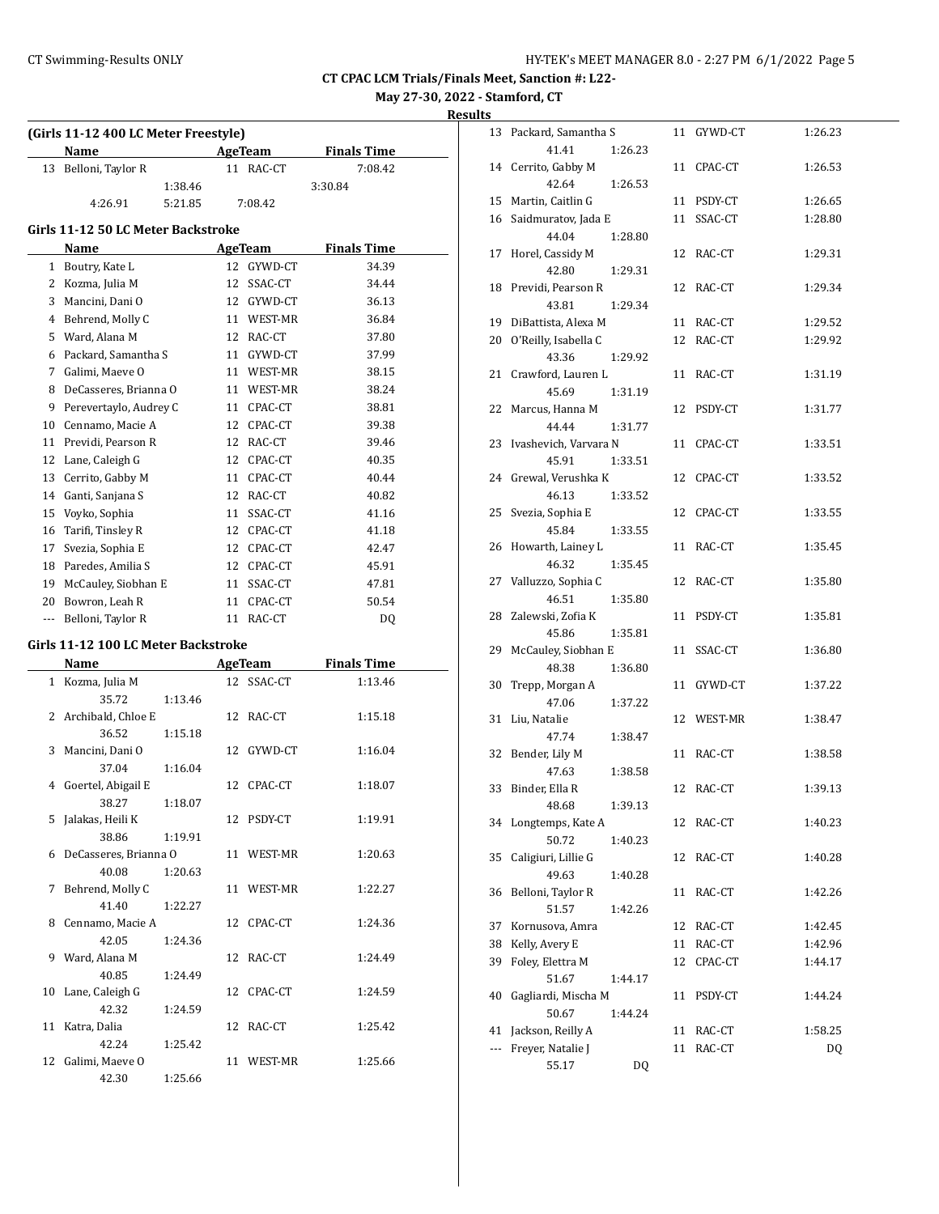CT CPAC LCM Trials/Finals Meet, Sanction #: L22-

May 27-30, 2022 - Stamford, CT

**Results**

### (Girls 11-12 400 LC Meter Freestyle)

| | Name | Age | Team | Finals Time |
|---|---|---|---|---|
| 13 | Belloni, Taylor R | 11 | RAC-CT | 7:08.42 |
| | 1:38.46 | | | 3:30.84 |
| | 4:26.91 | 5:21.85 | 7:08.42 | |

### Girls 11-12 50 LC Meter Backstroke

| | Name | Age | Team | Finals Time |
|---|---|---|---|---|
| 1 | Boutry, Kate L | 12 | GYWD-CT | 34.39 |
| 2 | Kozma, Julia M | 12 | SSAC-CT | 34.44 |
| 3 | Mancini, Dani O | 12 | GYWD-CT | 36.13 |
| 4 | Behrend, Molly C | 11 | WEST-MR | 36.84 |
| 5 | Ward, Alana M | 12 | RAC-CT | 37.80 |
| 6 | Packard, Samantha S | 11 | GYWD-CT | 37.99 |
| 7 | Galimi, Maeve O | 11 | WEST-MR | 38.15 |
| 8 | DeCasseres, Brianna O | 11 | WEST-MR | 38.24 |
| 9 | Perevertaylo, Audrey C | 11 | CPAC-CT | 38.81 |
| 10 | Cennamo, Macie A | 12 | CPAC-CT | 39.38 |
| 11 | Previdi, Pearson R | 12 | RAC-CT | 39.46 |
| 12 | Lane, Caleigh G | 12 | CPAC-CT | 40.35 |
| 13 | Cerrito, Gabby M | 11 | CPAC-CT | 40.44 |
| 14 | Ganti, Sanjana S | 12 | RAC-CT | 40.82 |
| 15 | Voyko, Sophia | 11 | SSAC-CT | 41.16 |
| 16 | Tarifi, Tinsley R | 12 | CPAC-CT | 41.18 |
| 17 | Svezia, Sophia E | 12 | CPAC-CT | 42.47 |
| 18 | Paredes, Amilia S | 12 | CPAC-CT | 45.91 |
| 19 | McCauley, Siobhan E | 11 | SSAC-CT | 47.81 |
| 20 | Bowron, Leah R | 11 | CPAC-CT | 50.54 |
| --- | Belloni, Taylor R | 11 | RAC-CT | DQ |

### Girls 11-12 100 LC Meter Backstroke

| | Name | Age | Team | Finals Time |
|---|---|---|---|---|
| 1 | Kozma, Julia M | 12 | SSAC-CT | 1:13.46 |
| | 35.72 1:13.46 | | | |
| 2 | Archibald, Chloe E | 12 | RAC-CT | 1:15.18 |
| | 36.52 1:15.18 | | | |
| 3 | Mancini, Dani O | 12 | GYWD-CT | 1:16.04 |
| | 37.04 1:16.04 | | | |
| 4 | Goertel, Abigail E | 12 | CPAC-CT | 1:18.07 |
| | 38.27 1:18.07 | | | |
| 5 | Jalakas, Heili K | 12 | PSDY-CT | 1:19.91 |
| | 38.86 1:19.91 | | | |
| 6 | DeCasseres, Brianna O | 11 | WEST-MR | 1:20.63 |
| | 40.08 1:20.63 | | | |
| 7 | Behrend, Molly C | 11 | WEST-MR | 1:22.27 |
| | 41.40 1:22.27 | | | |
| 8 | Cennamo, Macie A | 12 | CPAC-CT | 1:24.36 |
| | 42.05 1:24.36 | | | |
| 9 | Ward, Alana M | 12 | RAC-CT | 1:24.49 |
| | 40.85 1:24.49 | | | |
| 10 | Lane, Caleigh G | 12 | CPAC-CT | 1:24.59 |
| | 42.32 1:24.59 | | | |
| 11 | Katra, Dalia | 12 | RAC-CT | 1:25.42 |
| | 42.24 1:25.42 | | | |
| 12 | Galimi, Maeve O | 11 | WEST-MR | 1:25.66 |
| | 42.30 1:25.66 | | | |
| 13 | Packard, Samantha S | 11 | GYWD-CT | 1:26.23 |
| | 41.41 1:26.23 | | | |
| 14 | Cerrito, Gabby M | 11 | CPAC-CT | 1:26.53 |
| | 42.64 1:26.53 | | | |
| 15 | Martin, Caitlin G | 11 | PSDY-CT | 1:26.65 |
| 16 | Saidmuratov, Jada E | 11 | SSAC-CT | 1:28.80 |
| | 44.04 1:28.80 | | | |
| 17 | Horel, Cassidy M | 12 | RAC-CT | 1:29.31 |
| | 42.80 1:29.31 | | | |
| 18 | Previdi, Pearson R | 12 | RAC-CT | 1:29.34 |
| | 43.81 1:29.34 | | | |
| 19 | DiBattista, Alexa M | 11 | RAC-CT | 1:29.52 |
| 20 | O'Reilly, Isabella C | 12 | RAC-CT | 1:29.92 |
| | 43.36 1:29.92 | | | |
| 21 | Crawford, Lauren L | 11 | RAC-CT | 1:31.19 |
| | 45.69 1:31.19 | | | |
| 22 | Marcus, Hanna M | 12 | PSDY-CT | 1:31.77 |
| | 44.44 1:31.77 | | | |
| 23 | Ivashevich, Varvara N | 11 | CPAC-CT | 1:33.51 |
| | 45.91 1:33.51 | | | |
| 24 | Grewal, Verushka K | 12 | CPAC-CT | 1:33.52 |
| | 46.13 1:33.52 | | | |
| 25 | Svezia, Sophia E | 12 | CPAC-CT | 1:33.55 |
| | 45.84 1:33.55 | | | |
| 26 | Howarth, Lainey L | 11 | RAC-CT | 1:35.45 |
| | 46.32 1:35.45 | | | |
| 27 | Valluzzo, Sophia C | 12 | RAC-CT | 1:35.80 |
| | 46.51 1:35.80 | | | |
| 28 | Zalewski, Zofia K | 11 | PSDY-CT | 1:35.81 |
| | 45.86 1:35.81 | | | |
| 29 | McCauley, Siobhan E | 11 | SSAC-CT | 1:36.80 |
| | 48.38 1:36.80 | | | |
| 30 | Trepp, Morgan A | 11 | GYWD-CT | 1:37.22 |
| | 47.06 1:37.22 | | | |
| 31 | Liu, Natalie | 12 | WEST-MR | 1:38.47 |
| | 47.74 1:38.47 | | | |
| 32 | Bender, Lily M | 11 | RAC-CT | 1:38.58 |
| | 47.63 1:38.58 | | | |
| 33 | Binder, Ella R | 12 | RAC-CT | 1:39.13 |
| | 48.68 1:39.13 | | | |
| 34 | Longtemps, Kate A | 12 | RAC-CT | 1:40.23 |
| | 50.72 1:40.23 | | | |
| 35 | Caligiuri, Lillie G | 12 | RAC-CT | 1:40.28 |
| | 49.63 1:40.28 | | | |
| 36 | Belloni, Taylor R | 11 | RAC-CT | 1:42.26 |
| | 51.57 1:42.26 | | | |
| 37 | Kornusova, Amra | 12 | RAC-CT | 1:42.45 |
| 38 | Kelly, Avery E | 11 | RAC-CT | 1:42.96 |
| 39 | Foley, Elettra M | 12 | CPAC-CT | 1:44.17 |
| | 51.67 1:44.17 | | | |
| 40 | Gagliardi, Mischa M | 11 | PSDY-CT | 1:44.24 |
| | 50.67 1:44.24 | | | |
| 41 | Jackson, Reilly A | 11 | RAC-CT | 1:58.25 |
| --- | Freyer, Natalie J | 11 | RAC-CT | DQ |
| | 55.17 DQ | | | |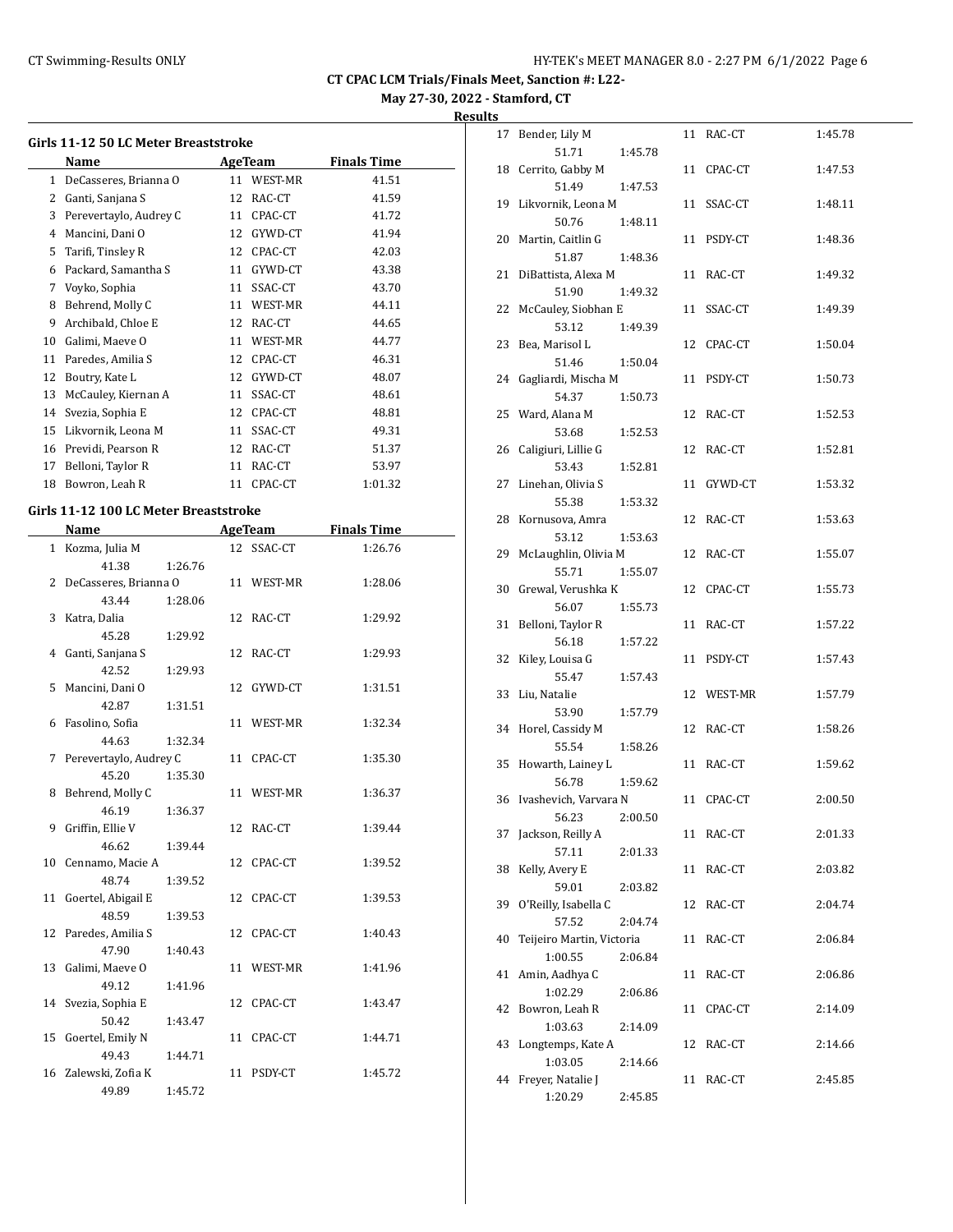CT CPAC LCM Trials/Finals Meet, Sanction #: L22-

May 27-30, 2022 - Stamford, CT

**Results**

### Girls 11-12 50 LC Meter Breaststroke

| | Name | Age | Team | Finals Time |
|---|---|---|---|---|
| 1 | DeCasseres, Brianna O | 11 | WEST-MR | 41.51 |
| 2 | Ganti, Sanjana S | 12 | RAC-CT | 41.59 |
| 3 | Perevertaylo, Audrey C | 11 | CPAC-CT | 41.72 |
| 4 | Mancini, Dani O | 12 | GYWD-CT | 41.94 |
| 5 | Tarifi, Tinsley R | 12 | CPAC-CT | 42.03 |
| 6 | Packard, Samantha S | 11 | GYWD-CT | 43.38 |
| 7 | Voyko, Sophia | 11 | SSAC-CT | 43.70 |
| 8 | Behrend, Molly C | 11 | WEST-MR | 44.11 |
| 9 | Archibald, Chloe E | 12 | RAC-CT | 44.65 |
| 10 | Galimi, Maeve O | 11 | WEST-MR | 44.77 |
| 11 | Paredes, Amilia S | 12 | CPAC-CT | 46.31 |
| 12 | Boutry, Kate L | 12 | GYWD-CT | 48.07 |
| 13 | McCauley, Kiernan A | 11 | SSAC-CT | 48.61 |
| 14 | Svezia, Sophia E | 12 | CPAC-CT | 48.81 |
| 15 | Likvornik, Leona M | 11 | SSAC-CT | 49.31 |
| 16 | Previdi, Pearson R | 12 | RAC-CT | 51.37 |
| 17 | Belloni, Taylor R | 11 | RAC-CT | 53.97 |
| 18 | Bowron, Leah R | 11 | CPAC-CT | 1:01.32 |

### Girls 11-12 100 LC Meter Breaststroke

| | Name | Age | Team | Finals Time |
|---|---|---|---|---|
| 1 | Kozma, Julia M | 12 | SSAC-CT | 1:26.76 |
| | 41.38 1:26.76 | | | |
| 2 | DeCasseres, Brianna O | 11 | WEST-MR | 1:28.06 |
| | 43.44 1:28.06 | | | |
| 3 | Katra, Dalia | 12 | RAC-CT | 1:29.92 |
| | 45.28 1:29.92 | | | |
| 4 | Ganti, Sanjana S | 12 | RAC-CT | 1:29.93 |
| | 42.52 1:29.93 | | | |
| 5 | Mancini, Dani O | 12 | GYWD-CT | 1:31.51 |
| | 42.87 1:31.51 | | | |
| 6 | Fasolino, Sofia | 11 | WEST-MR | 1:32.34 |
| | 44.63 1:32.34 | | | |
| 7 | Perevertaylo, Audrey C | 11 | CPAC-CT | 1:35.30 |
| | 45.20 1:35.30 | | | |
| 8 | Behrend, Molly C | 11 | WEST-MR | 1:36.37 |
| | 46.19 1:36.37 | | | |
| 9 | Griffin, Ellie V | 12 | RAC-CT | 1:39.44 |
| | 46.62 1:39.44 | | | |
| 10 | Cennamo, Macie A | 12 | CPAC-CT | 1:39.52 |
| | 48.74 1:39.52 | | | |
| 11 | Goertel, Abigail E | 12 | CPAC-CT | 1:39.53 |
| | 48.59 1:39.53 | | | |
| 12 | Paredes, Amilia S | 12 | CPAC-CT | 1:40.43 |
| | 47.90 1:40.43 | | | |
| 13 | Galimi, Maeve O | 11 | WEST-MR | 1:41.96 |
| | 49.12 1:41.96 | | | |
| 14 | Svezia, Sophia E | 12 | CPAC-CT | 1:43.47 |
| | 50.42 1:43.47 | | | |
| 15 | Goertel, Emily N | 11 | CPAC-CT | 1:44.71 |
| | 49.43 1:44.71 | | | |
| 16 | Zalewski, Zofia K | 11 | PSDY-CT | 1:45.72 |
| | 49.89 1:45.72 | | | |
| 17 | Bender, Lily M | 11 | RAC-CT | 1:45.78 |
| | 51.71 1:45.78 | | | |
| 18 | Cerrito, Gabby M | 11 | CPAC-CT | 1:47.53 |
| | 51.49 1:47.53 | | | |
| 19 | Likvornik, Leona M | 11 | SSAC-CT | 1:48.11 |
| | 50.76 1:48.11 | | | |
| 20 | Martin, Caitlin G | 11 | PSDY-CT | 1:48.36 |
| | 51.87 1:48.36 | | | |
| 21 | DiBattista, Alexa M | 11 | RAC-CT | 1:49.32 |
| | 51.90 1:49.32 | | | |
| 22 | McCauley, Siobhan E | 11 | SSAC-CT | 1:49.39 |
| | 53.12 1:49.39 | | | |
| 23 | Bea, Marisol L | 12 | CPAC-CT | 1:50.04 |
| | 51.46 1:50.04 | | | |
| 24 | Gagliardi, Mischa M | 11 | PSDY-CT | 1:50.73 |
| | 54.37 1:50.73 | | | |
| 25 | Ward, Alana M | 12 | RAC-CT | 1:52.53 |
| | 53.68 1:52.53 | | | |
| 26 | Caligiuri, Lillie G | 12 | RAC-CT | 1:52.81 |
| | 53.43 1:52.81 | | | |
| 27 | Linehan, Olivia S | 11 | GYWD-CT | 1:53.32 |
| | 55.38 1:53.32 | | | |
| 28 | Kornusova, Amra | 12 | RAC-CT | 1:53.63 |
| | 53.12 1:53.63 | | | |
| 29 | McLaughlin, Olivia M | 12 | RAC-CT | 1:55.07 |
| | 55.71 1:55.07 | | | |
| 30 | Grewal, Verushka K | 12 | CPAC-CT | 1:55.73 |
| | 56.07 1:55.73 | | | |
| 31 | Belloni, Taylor R | 11 | RAC-CT | 1:57.22 |
| | 56.18 1:57.22 | | | |
| 32 | Kiley, Louisa G | 11 | PSDY-CT | 1:57.43 |
| | 55.47 1:57.43 | | | |
| 33 | Liu, Natalie | 12 | WEST-MR | 1:57.79 |
| | 53.90 1:57.79 | | | |
| 34 | Horel, Cassidy M | 12 | RAC-CT | 1:58.26 |
| | 55.54 1:58.26 | | | |
| 35 | Howarth, Lainey L | 11 | RAC-CT | 1:59.62 |
| | 56.78 1:59.62 | | | |
| 36 | Ivashevich, Varvara N | 11 | CPAC-CT | 2:00.50 |
| | 56.23 2:00.50 | | | |
| 37 | Jackson, Reilly A | 11 | RAC-CT | 2:01.33 |
| | 57.11 2:01.33 | | | |
| 38 | Kelly, Avery E | 11 | RAC-CT | 2:03.82 |
| | 59.01 2:03.82 | | | |
| 39 | O'Reilly, Isabella C | 12 | RAC-CT | 2:04.74 |
| | 57.52 2:04.74 | | | |
| 40 | Teijeiro Martin, Victoria | 11 | RAC-CT | 2:06.84 |
| | 1:00.55 2:06.84 | | | |
| 41 | Amin, Aadhya C | 11 | RAC-CT | 2:06.86 |
| | 1:02.29 2:06.86 | | | |
| 42 | Bowron, Leah R | 11 | CPAC-CT | 2:14.09 |
| | 1:03.63 2:14.09 | | | |
| 43 | Longtemps, Kate A | 12 | RAC-CT | 2:14.66 |
| | 1:03.05 2:14.66 | | | |
| 44 | Freyer, Natalie J | 11 | RAC-CT | 2:45.85 |
| | 1:20.29 2:45.85 | | | |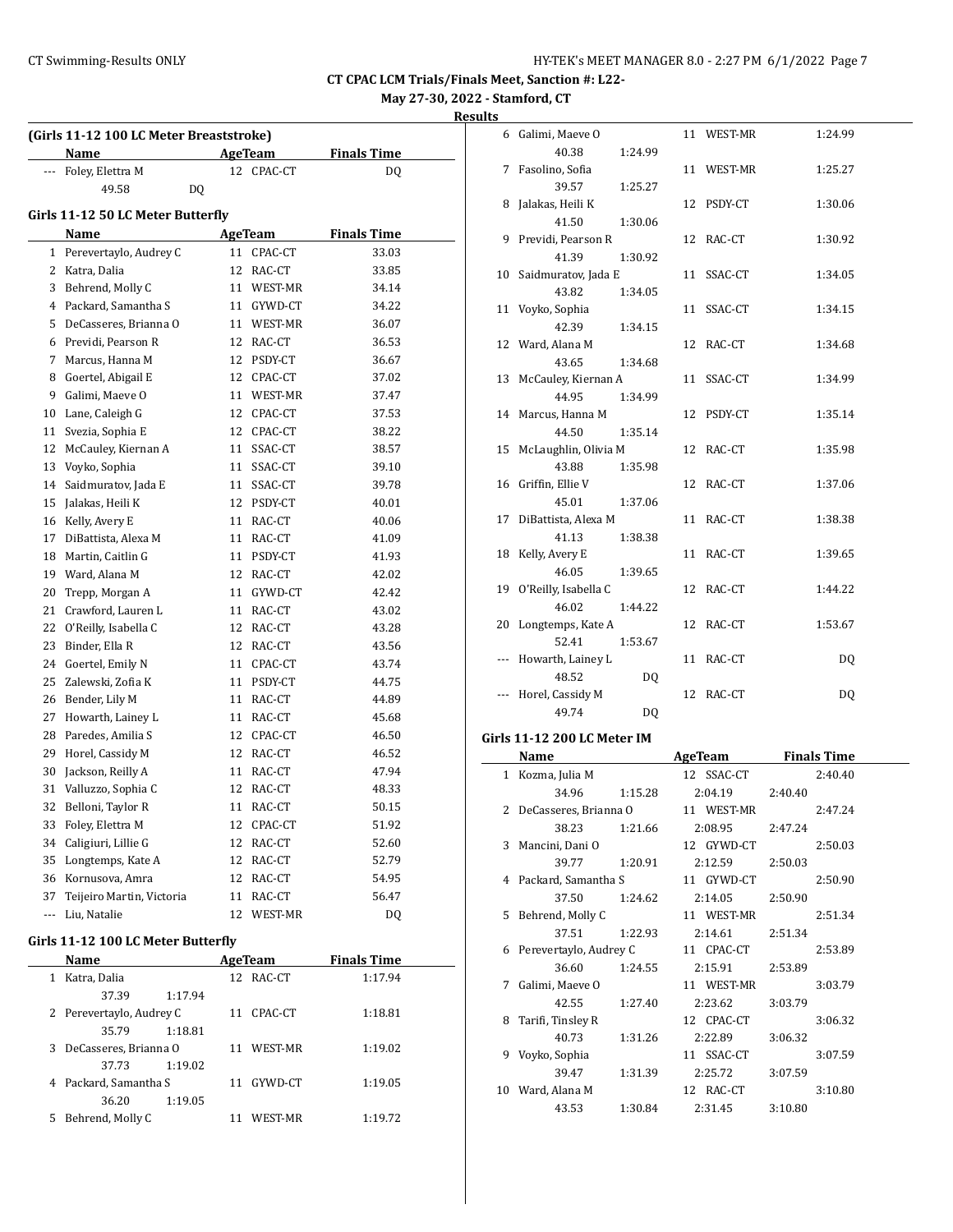CT CPAC LCM Trials/Finals Meet, Sanction #: L22-

May 27-30, 2022 - Stamford, CT

Results

### (Girls 11-12 100 LC Meter Breaststroke)

| | Name | AgeTeam | | Finals Time |
|---|---|---|---|---|
| --- | Foley, Elettra M | 12 | CPAC-CT | DQ |
| | 49.58 DQ | | | |

### Girls 11-12 50 LC Meter Butterfly

| | Name | AgeTeam | | Finals Time |
|---|---|---|---|---|
| 1 | Perevertaylo, Audrey C | 11 | CPAC-CT | 33.03 |
| 2 | Katra, Dalia | 12 | RAC-CT | 33.85 |
| 3 | Behrend, Molly C | 11 | WEST-MR | 34.14 |
| 4 | Packard, Samantha S | 11 | GYWD-CT | 34.22 |
| 5 | DeCasseres, Brianna O | 11 | WEST-MR | 36.07 |
| 6 | Previdi, Pearson R | 12 | RAC-CT | 36.53 |
| 7 | Marcus, Hanna M | 12 | PSDY-CT | 36.67 |
| 8 | Goertel, Abigail E | 12 | CPAC-CT | 37.02 |
| 9 | Galimi, Maeve O | 11 | WEST-MR | 37.47 |
| 10 | Lane, Caleigh G | 12 | CPAC-CT | 37.53 |
| 11 | Svezia, Sophia E | 12 | CPAC-CT | 38.22 |
| 12 | McCauley, Kiernan A | 11 | SSAC-CT | 38.57 |
| 13 | Voyko, Sophia | 11 | SSAC-CT | 39.10 |
| 14 | Saidmuratov, Jada E | 11 | SSAC-CT | 39.78 |
| 15 | Jalakas, Heili K | 12 | PSDY-CT | 40.01 |
| 16 | Kelly, Avery E | 11 | RAC-CT | 40.06 |
| 17 | DiBattista, Alexa M | 11 | RAC-CT | 41.09 |
| 18 | Martin, Caitlin G | 11 | PSDY-CT | 41.93 |
| 19 | Ward, Alana M | 12 | RAC-CT | 42.02 |
| 20 | Trepp, Morgan A | 11 | GYWD-CT | 42.42 |
| 21 | Crawford, Lauren L | 11 | RAC-CT | 43.02 |
| 22 | O'Reilly, Isabella C | 12 | RAC-CT | 43.28 |
| 23 | Binder, Ella R | 12 | RAC-CT | 43.56 |
| 24 | Goertel, Emily N | 11 | CPAC-CT | 43.74 |
| 25 | Zalewski, Zofia K | 11 | PSDY-CT | 44.75 |
| 26 | Bender, Lily M | 11 | RAC-CT | 44.89 |
| 27 | Howarth, Lainey L | 11 | RAC-CT | 45.68 |
| 28 | Paredes, Amilia S | 12 | CPAC-CT | 46.50 |
| 29 | Horel, Cassidy M | 12 | RAC-CT | 46.52 |
| 30 | Jackson, Reilly A | 11 | RAC-CT | 47.94 |
| 31 | Valluzzo, Sophia C | 12 | RAC-CT | 48.33 |
| 32 | Belloni, Taylor R | 11 | RAC-CT | 50.15 |
| 33 | Foley, Elettra M | 12 | CPAC-CT | 51.92 |
| 34 | Caligiuri, Lillie G | 12 | RAC-CT | 52.60 |
| 35 | Longtemps, Kate A | 12 | RAC-CT | 52.79 |
| 36 | Kornusova, Amra | 12 | RAC-CT | 54.95 |
| 37 | Teijeiro Martin, Victoria | 11 | RAC-CT | 56.47 |
| --- | Liu, Natalie | 12 | WEST-MR | DQ |

### Girls 11-12 100 LC Meter Butterfly

| | Name | AgeTeam | | Finals Time |
|---|---|---|---|---|
| 1 | Katra, Dalia | 12 | RAC-CT | 1:17.94 |
| | 37.39 1:17.94 | | | |
| 2 | Perevertaylo, Audrey C | 11 | CPAC-CT | 1:18.81 |
| | 35.79 1:18.81 | | | |
| 3 | DeCasseres, Brianna O | 11 | WEST-MR | 1:19.02 |
| | 37.73 1:19.02 | | | |
| 4 | Packard, Samantha S | 11 | GYWD-CT | 1:19.05 |
| | 36.20 1:19.05 | | | |
| 5 | Behrend, Molly C | 11 | WEST-MR | 1:19.72 |
| 6 | Galimi, Maeve O | 11 | WEST-MR | 1:24.99 |
| | 40.38 1:24.99 | | | |
| 7 | Fasolino, Sofia | 11 | WEST-MR | 1:25.27 |
| | 39.57 1:25.27 | | | |
| 8 | Jalakas, Heili K | 12 | PSDY-CT | 1:30.06 |
| | 41.50 1:30.06 | | | |
| 9 | Previdi, Pearson R | 12 | RAC-CT | 1:30.92 |
| | 41.39 1:30.92 | | | |
| 10 | Saidmuratov, Jada E | 11 | SSAC-CT | 1:34.05 |
| | 43.82 1:34.05 | | | |
| 11 | Voyko, Sophia | 11 | SSAC-CT | 1:34.15 |
| | 42.39 1:34.15 | | | |
| 12 | Ward, Alana M | 12 | RAC-CT | 1:34.68 |
| | 43.65 1:34.68 | | | |
| 13 | McCauley, Kiernan A | 11 | SSAC-CT | 1:34.99 |
| | 44.95 1:34.99 | | | |
| 14 | Marcus, Hanna M | 12 | PSDY-CT | 1:35.14 |
| | 44.50 1:35.14 | | | |
| 15 | McLaughlin, Olivia M | 12 | RAC-CT | 1:35.98 |
| | 43.88 1:35.98 | | | |
| 16 | Griffin, Ellie V | 12 | RAC-CT | 1:37.06 |
| | 45.01 1:37.06 | | | |
| 17 | DiBattista, Alexa M | 11 | RAC-CT | 1:38.38 |
| | 41.13 1:38.38 | | | |
| 18 | Kelly, Avery E | 11 | RAC-CT | 1:39.65 |
| | 46.05 1:39.65 | | | |
| 19 | O'Reilly, Isabella C | 12 | RAC-CT | 1:44.22 |
| | 46.02 1:44.22 | | | |
| 20 | Longtemps, Kate A | 12 | RAC-CT | 1:53.67 |
| | 52.41 1:53.67 | | | |
| --- | Howarth, Lainey L | 11 | RAC-CT | DQ |
| | 48.52 DQ | | | |
| --- | Horel, Cassidy M | 12 | RAC-CT | DQ |
| | 49.74 DQ | | | |

### Girls 11-12 200 LC Meter IM

| | Name | AgeTeam | | Finals Time |
|---|---|---|---|---|
| 1 | Kozma, Julia M | 12 | SSAC-CT | 2:40.40 |
| | 34.96 1:15.28 2:04.19 2:40.40 | | | |
| 2 | DeCasseres, Brianna O | 11 | WEST-MR | 2:47.24 |
| | 38.23 1:21.66 2:08.95 2:47.24 | | | |
| 3 | Mancini, Dani O | 12 | GYWD-CT | 2:50.03 |
| | 39.77 1:20.91 2:12.59 2:50.03 | | | |
| 4 | Packard, Samantha S | 11 | GYWD-CT | 2:50.90 |
| | 37.50 1:24.62 2:14.05 2:50.90 | | | |
| 5 | Behrend, Molly C | 11 | WEST-MR | 2:51.34 |
| | 37.51 1:22.93 2:14.61 2:51.34 | | | |
| 6 | Perevertaylo, Audrey C | 11 | CPAC-CT | 2:53.89 |
| | 36.60 1:24.55 2:15.91 2:53.89 | | | |
| 7 | Galimi, Maeve O | 11 | WEST-MR | 3:03.79 |
| | 42.55 1:27.40 2:23.62 3:03.79 | | | |
| 8 | Tarifi, Tinsley R | 12 | CPAC-CT | 3:06.32 |
| | 40.73 1:31.26 2:22.89 3:06.32 | | | |
| 9 | Voyko, Sophia | 11 | SSAC-CT | 3:07.59 |
| | 39.47 1:31.39 2:25.72 3:07.59 | | | |
| 10 | Ward, Alana M | 12 | RAC-CT | 3:10.80 |
| | 43.53 1:30.84 2:31.45 3:10.80 | | | |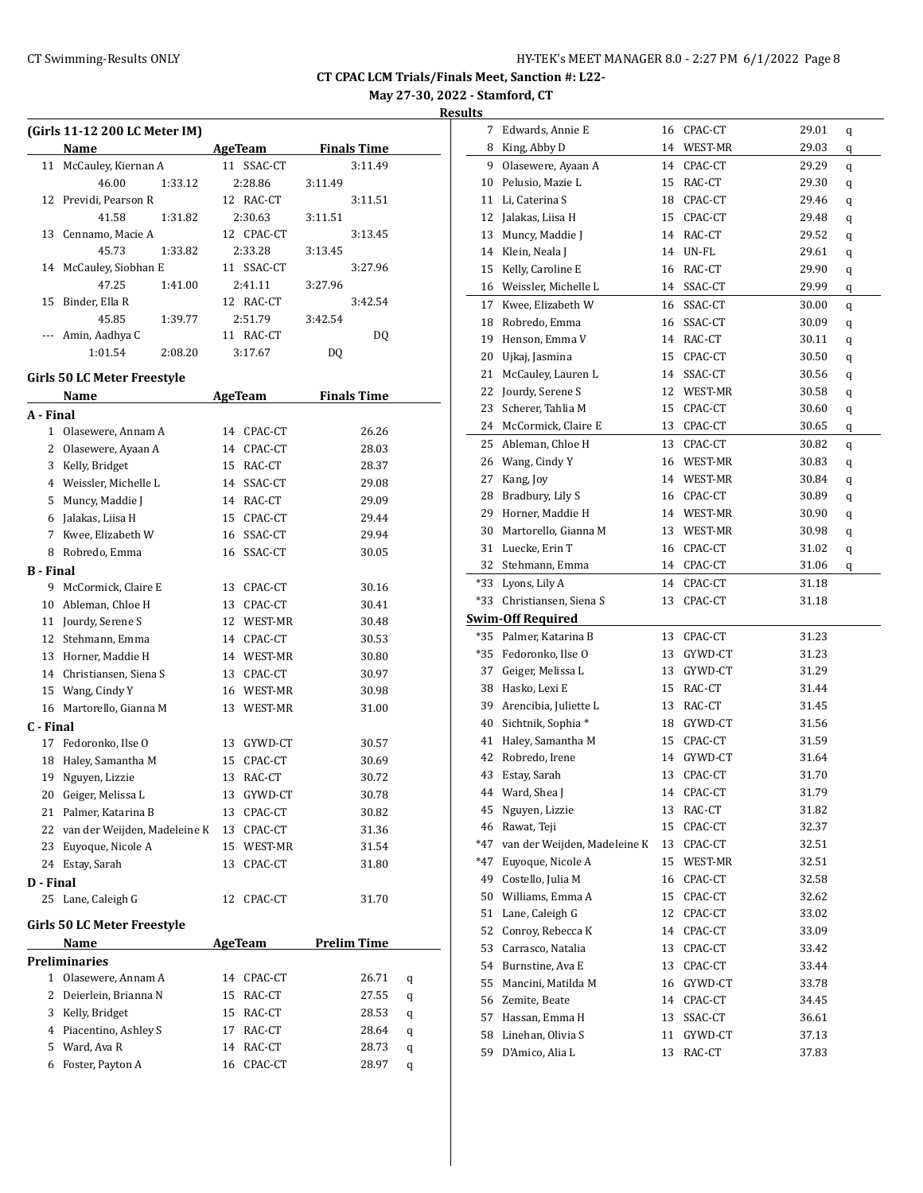**CT CPAC LCM Trials/Finals Meet, Sanction #: L22-**

**May 27-30, 2022 - Stamford, CT**

**Results**

### (Girls 11-12 200 LC Meter IM)

| | Name | Age | Team | | Finals Time |
|---|---|---|---|---|---|
| 11 | McCauley, Kiernan A | 11 | SSAC-CT | | 3:11.49 |
| | 46.00 | 1:33.12 | 2:28.86 | 3:11.49 | |
| 12 | Previdi, Pearson R | 12 | RAC-CT | | 3:11.51 |
| | 41.58 | 1:31.82 | 2:30.63 | 3:11.51 | |
| 13 | Cennamo, Macie A | 12 | CPAC-CT | | 3:13.45 |
| | 45.73 | 1:33.82 | 2:33.28 | 3:13.45 | |
| 14 | McCauley, Siobhan E | 11 | SSAC-CT | | 3:27.96 |
| | 47.25 | 1:41.00 | 2:41.11 | 3:27.96 | |
| 15 | Binder, Ella R | 12 | RAC-CT | | 3:42.54 |
| | 45.85 | 1:39.77 | 2:51.79 | 3:42.54 | |
| --- | Amin, Aadhya C | 11 | RAC-CT | | DQ |
| | 1:01.54 | 2:08.20 | 3:17.67 | DQ | |

### Girls 50 LC Meter Freestyle

| | Name | Age | Team | Finals Time |
|---|---|---|---|---|
| **A - Final** | | | | |
| 1 | Olasewere, Annam A | 14 | CPAC-CT | 26.26 |
| 2 | Olasewere, Ayaan A | 14 | CPAC-CT | 28.03 |
| 3 | Kelly, Bridget | 15 | RAC-CT | 28.37 |
| 4 | Weissler, Michelle L | 14 | SSAC-CT | 29.08 |
| 5 | Muncy, Maddie J | 14 | RAC-CT | 29.09 |
| 6 | Jalakas, Liisa H | 15 | CPAC-CT | 29.44 |
| 7 | Kwee, Elizabeth W | 16 | SSAC-CT | 29.94 |
| 8 | Robredo, Emma | 16 | SSAC-CT | 30.05 |
| **B - Final** | | | | |
| 9 | McCormick, Claire E | 13 | CPAC-CT | 30.16 |
| 10 | Ableman, Chloe H | 13 | CPAC-CT | 30.41 |
| 11 | Jourdy, Serene S | 12 | WEST-MR | 30.48 |
| 12 | Stehmann, Emma | 14 | CPAC-CT | 30.53 |
| 13 | Horner, Maddie H | 14 | WEST-MR | 30.80 |
| 14 | Christiansen, Siena S | 13 | CPAC-CT | 30.97 |
| 15 | Wang, Cindy Y | 16 | WEST-MR | 30.98 |
| 16 | Martorello, Gianna M | 13 | WEST-MR | 31.00 |
| **C - Final** | | | | |
| 17 | Fedoronko, Ilse O | 13 | GYWD-CT | 30.57 |
| 18 | Haley, Samantha M | 15 | CPAC-CT | 30.69 |
| 19 | Nguyen, Lizzie | 13 | RAC-CT | 30.72 |
| 20 | Geiger, Melissa L | 13 | GYWD-CT | 30.78 |
| 21 | Palmer, Katarina B | 13 | CPAC-CT | 30.82 |
| 22 | van der Weijden, Madeleine K | 13 | CPAC-CT | 31.36 |
| 23 | Euyoque, Nicole A | 15 | WEST-MR | 31.54 |
| 24 | Estay, Sarah | 13 | CPAC-CT | 31.80 |
| **D - Final** | | | | |
| 25 | Lane, Caleigh G | 12 | CPAC-CT | 31.70 |

### Girls 50 LC Meter Freestyle

| | Name | Age | Team | Prelim Time | |
|---|---|---|---|---|---|
| **Preliminaries** | | | | | |
| 1 | Olasewere, Annam A | 14 | CPAC-CT | 26.71 | q |
| 2 | Deierlein, Brianna N | 15 | RAC-CT | 27.55 | q |
| 3 | Kelly, Bridget | 15 | RAC-CT | 28.53 | q |
| 4 | Piacentino, Ashley S | 17 | RAC-CT | 28.64 | q |
| 5 | Ward, Ava R | 14 | RAC-CT | 28.73 | q |
| 6 | Foster, Payton A | 16 | CPAC-CT | 28.97 | q |
| 7 | Edwards, Annie E | 16 | CPAC-CT | 29.01 | q |
| 8 | King, Abby D | 14 | WEST-MR | 29.03 | q |
| 9 | Olasewere, Ayaan A | 14 | CPAC-CT | 29.29 | q |
| 10 | Pelusio, Mazie L | 15 | RAC-CT | 29.30 | q |
| 11 | Li, Caterina S | 18 | CPAC-CT | 29.46 | q |
| 12 | Jalakas, Liisa H | 15 | CPAC-CT | 29.48 | q |
| 13 | Muncy, Maddie J | 14 | RAC-CT | 29.52 | q |
| 14 | Klein, Neala J | 14 | UN-FL | 29.61 | q |
| 15 | Kelly, Caroline E | 16 | RAC-CT | 29.90 | q |
| 16 | Weissler, Michelle L | 14 | SSAC-CT | 29.99 | q |
| 17 | Kwee, Elizabeth W | 16 | SSAC-CT | 30.00 | q |
| 18 | Robredo, Emma | 16 | SSAC-CT | 30.09 | q |
| 19 | Henson, Emma V | 14 | RAC-CT | 30.11 | q |
| 20 | Ujkaj, Jasmina | 15 | CPAC-CT | 30.50 | q |
| 21 | McCauley, Lauren L | 14 | SSAC-CT | 30.56 | q |
| 22 | Jourdy, Serene S | 12 | WEST-MR | 30.58 | q |
| 23 | Scherer, Tahlia M | 15 | CPAC-CT | 30.60 | q |
| 24 | McCormick, Claire E | 13 | CPAC-CT | 30.65 | q |
| 25 | Ableman, Chloe H | 13 | CPAC-CT | 30.82 | q |
| 26 | Wang, Cindy Y | 16 | WEST-MR | 30.83 | q |
| 27 | Kang, Joy | 14 | WEST-MR | 30.84 | q |
| 28 | Bradbury, Lily S | 16 | CPAC-CT | 30.89 | q |
| 29 | Horner, Maddie H | 14 | WEST-MR | 30.90 | q |
| 30 | Martorello, Gianna M | 13 | WEST-MR | 30.98 | q |
| 31 | Luecke, Erin T | 16 | CPAC-CT | 31.02 | q |
| 32 | Stehmann, Emma | 14 | CPAC-CT | 31.06 | q |
| *33 | Lyons, Lily A | 14 | CPAC-CT | 31.18 | |
| *33 | Christiansen, Siena S | 13 | CPAC-CT | 31.18 | |
| **Swim-Off Required** | | | | | |
| *35 | Palmer, Katarina B | 13 | CPAC-CT | 31.23 | |
| *35 | Fedoronko, Ilse O | 13 | GYWD-CT | 31.23 | |
| 37 | Geiger, Melissa L | 13 | GYWD-CT | 31.29 | |
| 38 | Hasko, Lexi E | 15 | RAC-CT | 31.44 | |
| 39 | Arencibia, Juliette L | 13 | RAC-CT | 31.45 | |
| 40 | Sichtnik, Sophia * | 18 | GYWD-CT | 31.56 | |
| 41 | Haley, Samantha M | 15 | CPAC-CT | 31.59 | |
| 42 | Robredo, Irene | 14 | GYWD-CT | 31.64 | |
| 43 | Estay, Sarah | 13 | CPAC-CT | 31.70 | |
| 44 | Ward, Shea J | 14 | CPAC-CT | 31.79 | |
| 45 | Nguyen, Lizzie | 13 | RAC-CT | 31.82 | |
| 46 | Rawat, Teji | 15 | CPAC-CT | 32.37 | |
| *47 | van der Weijden, Madeleine K | 13 | CPAC-CT | 32.51 | |
| *47 | Euyoque, Nicole A | 15 | WEST-MR | 32.51 | |
| 49 | Costello, Julia M | 16 | CPAC-CT | 32.58 | |
| 50 | Williams, Emma A | 15 | CPAC-CT | 32.62 | |
| 51 | Lane, Caleigh G | 12 | CPAC-CT | 33.02 | |
| 52 | Conroy, Rebecca K | 14 | CPAC-CT | 33.09 | |
| 53 | Carrasco, Natalia | 13 | CPAC-CT | 33.42 | |
| 54 | Burnstine, Ava E | 13 | CPAC-CT | 33.44 | |
| 55 | Mancini, Matilda M | 16 | GYWD-CT | 33.78 | |
| 56 | Zemite, Beate | 14 | CPAC-CT | 34.45 | |
| 57 | Hassan, Emma H | 13 | SSAC-CT | 36.61 | |
| 58 | Linehan, Olivia S | 11 | GYWD-CT | 37.13 | |
| 59 | D'Amico, Alia L | 13 | RAC-CT | 37.83 | |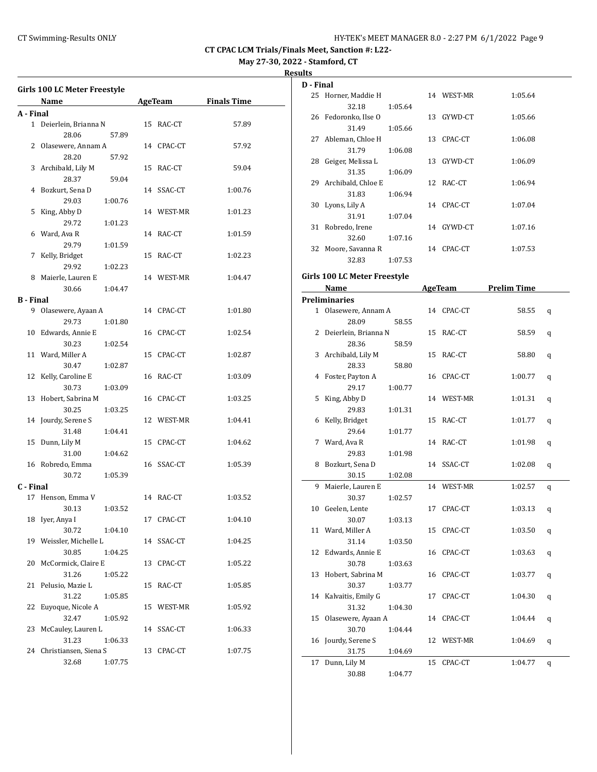**CT CPAC LCM Trials/Finals Meet, Sanction #: L22-**

**May 27-30, 2022 - Stamford, CT**

**Results**

### Girls 100 LC Meter Freestyle

| | Name | Age | Team | Finals Time | Splits |
|---|---|---|---|---|---|
| **A - Final** | | | | | |
| 1 | Deierlein, Brianna N | 15 | RAC-CT | 57.89 | 28.06, 57.89 |
| 2 | Olasewere, Annam A | 14 | CPAC-CT | 57.92 | 28.20, 57.92 |
| 3 | Archibald, Lily M | 15 | RAC-CT | 59.04 | 28.37, 59.04 |
| 4 | Bozkurt, Sena D | 14 | SSAC-CT | 1:00.76 | 29.03, 1:00.76 |
| 5 | King, Abby D | 14 | WEST-MR | 1:01.23 | 29.72, 1:01.23 |
| 6 | Ward, Ava R | 14 | RAC-CT | 1:01.59 | 29.79, 1:01.59 |
| 7 | Kelly, Bridget | 15 | RAC-CT | 1:02.23 | 29.92, 1:02.23 |
| 8 | Maierle, Lauren E | 14 | WEST-MR | 1:04.47 | 30.66, 1:04.47 |
| **B - Final** | | | | | |
| 9 | Olasewere, Ayaan A | 14 | CPAC-CT | 1:01.80 | 29.73, 1:01.80 |
| 10 | Edwards, Annie E | 16 | CPAC-CT | 1:02.54 | 30.23, 1:02.54 |
| 11 | Ward, Miller A | 15 | CPAC-CT | 1:02.87 | 30.47, 1:02.87 |
| 12 | Kelly, Caroline E | 16 | RAC-CT | 1:03.09 | 30.73, 1:03.09 |
| 13 | Hobert, Sabrina M | 16 | CPAC-CT | 1:03.25 | 30.25, 1:03.25 |
| 14 | Jourdy, Serene S | 12 | WEST-MR | 1:04.41 | 31.48, 1:04.41 |
| 15 | Dunn, Lily M | 15 | CPAC-CT | 1:04.62 | 31.00, 1:04.62 |
| 16 | Robredo, Emma | 16 | SSAC-CT | 1:05.39 | 30.72, 1:05.39 |
| **C - Final** | | | | | |
| 17 | Henson, Emma V | 14 | RAC-CT | 1:03.52 | 30.13, 1:03.52 |
| 18 | Iyer, Anya I | 17 | CPAC-CT | 1:04.10 | 30.72, 1:04.10 |
| 19 | Weissler, Michelle L | 14 | SSAC-CT | 1:04.25 | 30.85, 1:04.25 |
| 20 | McCormick, Claire E | 13 | CPAC-CT | 1:05.22 | 31.26, 1:05.22 |
| 21 | Pelusio, Mazie L | 15 | RAC-CT | 1:05.85 | 31.22, 1:05.85 |
| 22 | Euyoque, Nicole A | 15 | WEST-MR | 1:05.92 | 32.47, 1:05.92 |
| 23 | McCauley, Lauren L | 14 | SSAC-CT | 1:06.33 | 31.23, 1:06.33 |
| 24 | Christiansen, Siena S | 13 | CPAC-CT | 1:07.75 | 32.68, 1:07.75 |
| **D - Final** | | | | | |
| 25 | Horner, Maddie H | 14 | WEST-MR | 1:05.64 | 32.18, 1:05.64 |
| 26 | Fedoronko, Ilse O | 13 | GYWD-CT | 1:05.66 | 31.49, 1:05.66 |
| 27 | Ableman, Chloe H | 13 | CPAC-CT | 1:06.08 | 31.79, 1:06.08 |
| 28 | Geiger, Melissa L | 13 | GYWD-CT | 1:06.09 | 31.35, 1:06.09 |
| 29 | Archibald, Chloe E | 12 | RAC-CT | 1:06.94 | 31.83, 1:06.94 |
| 30 | Lyons, Lily A | 14 | CPAC-CT | 1:07.04 | 31.91, 1:07.04 |
| 31 | Robredo, Irene | 14 | GYWD-CT | 1:07.16 | 32.60, 1:07.16 |
| 32 | Moore, Savanna R | 14 | CPAC-CT | 1:07.53 | 32.83, 1:07.53 |

### Girls 100 LC Meter Freestyle

| | Name | Age | Team | Prelim Time | | Splits |
|---|---|---|---|---|---|---|
| **Preliminaries** | | | | | | |
| 1 | Olasewere, Annam A | 14 | CPAC-CT | 58.55 | q | 28.09, 58.55 |
| 2 | Deierlein, Brianna N | 15 | RAC-CT | 58.59 | q | 28.36, 58.59 |
| 3 | Archibald, Lily M | 15 | RAC-CT | 58.80 | q | 28.33, 58.80 |
| 4 | Foster, Payton A | 16 | CPAC-CT | 1:00.77 | q | 29.17, 1:00.77 |
| 5 | King, Abby D | 14 | WEST-MR | 1:01.31 | q | 29.83, 1:01.31 |
| 6 | Kelly, Bridget | 15 | RAC-CT | 1:01.77 | q | 29.64, 1:01.77 |
| 7 | Ward, Ava R | 14 | RAC-CT | 1:01.98 | q | 29.83, 1:01.98 |
| 8 | Bozkurt, Sena D | 14 | SSAC-CT | 1:02.08 | q | 30.15, 1:02.08 |
| 9 | Maierle, Lauren E | 14 | WEST-MR | 1:02.57 | q | 30.37, 1:02.57 |
| 10 | Geelen, Lente | 17 | CPAC-CT | 1:03.13 | q | 30.07, 1:03.13 |
| 11 | Ward, Miller A | 15 | CPAC-CT | 1:03.50 | q | 31.14, 1:03.50 |
| 12 | Edwards, Annie E | 16 | CPAC-CT | 1:03.63 | q | 30.78, 1:03.63 |
| 13 | Hobert, Sabrina M | 16 | CPAC-CT | 1:03.77 | q | 30.37, 1:03.77 |
| 14 | Kalvaitis, Emily G | 17 | CPAC-CT | 1:04.30 | q | 31.32, 1:04.30 |
| 15 | Olasewere, Ayaan A | 14 | CPAC-CT | 1:04.44 | q | 30.70, 1:04.44 |
| 16 | Jourdy, Serene S | 12 | WEST-MR | 1:04.69 | q | 31.75, 1:04.69 |
| 17 | Dunn, Lily M | 15 | CPAC-CT | 1:04.77 | q | 30.88, 1:04.77 |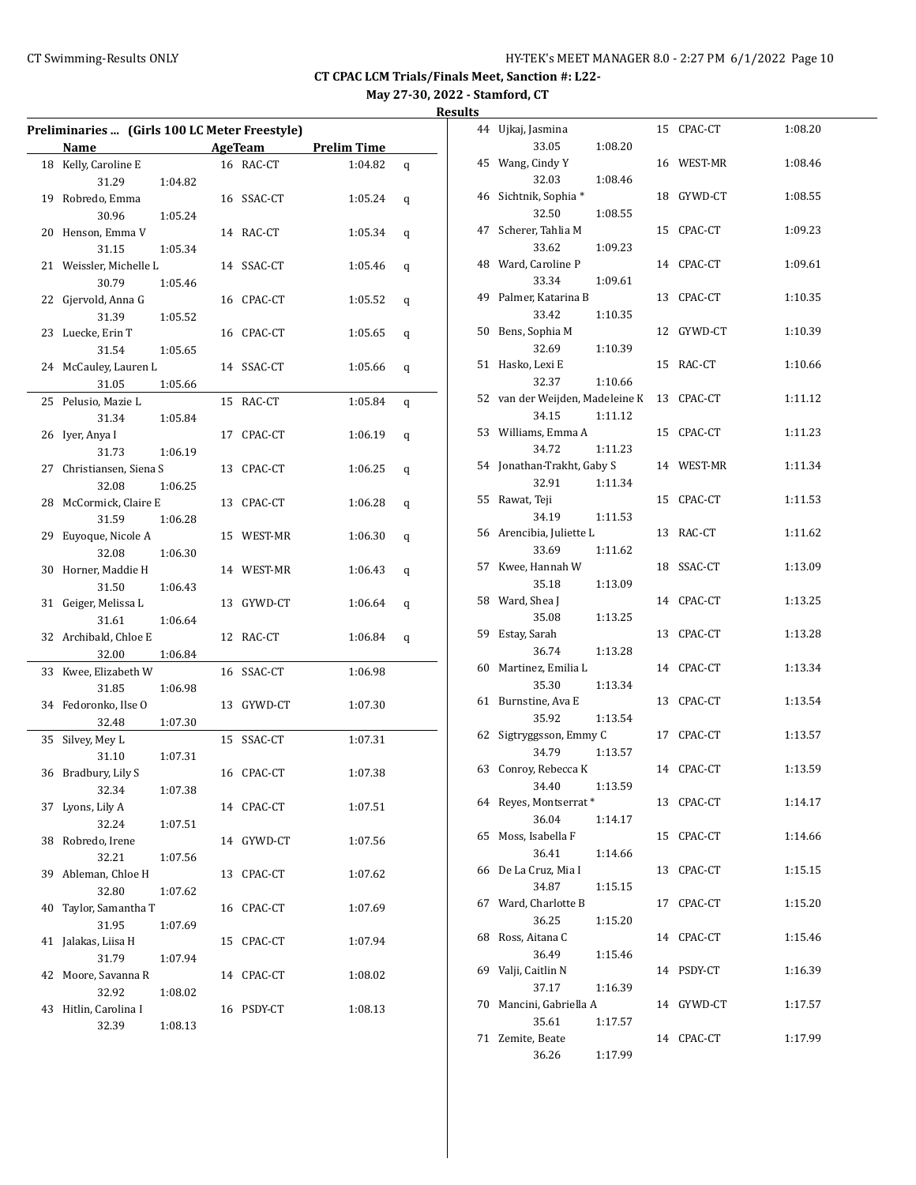**CT CPAC LCM Trials/Finals Meet, Sanction #: L22-**

**May 27-30, 2022 - Stamford, CT**

**Results**

### Preliminaries ... (Girls 100 LC Meter Freestyle)

| | Name | Age | Team | Prelim Time | |
|---|---|---|---|---|---|
| 18 | Kelly, Caroline E | 16 | RAC-CT | 1:04.82 | q |
| | 31.29 1:04.82 | | | | |
| 19 | Robredo, Emma | 16 | SSAC-CT | 1:05.24 | q |
| | 30.96 1:05.24 | | | | |
| 20 | Henson, Emma V | 14 | RAC-CT | 1:05.34 | q |
| | 31.15 1:05.34 | | | | |
| 21 | Weissler, Michelle L | 14 | SSAC-CT | 1:05.46 | q |
| | 30.79 1:05.46 | | | | |
| 22 | Gjervold, Anna G | 16 | CPAC-CT | 1:05.52 | q |
| | 31.39 1:05.52 | | | | |
| 23 | Luecke, Erin T | 16 | CPAC-CT | 1:05.65 | q |
| | 31.54 1:05.65 | | | | |
| 24 | McCauley, Lauren L | 14 | SSAC-CT | 1:05.66 | q |
| | 31.05 1:05.66 | | | | |
| 25 | Pelusio, Mazie L | 15 | RAC-CT | 1:05.84 | q |
| | 31.34 1:05.84 | | | | |
| 26 | Iyer, Anya I | 17 | CPAC-CT | 1:06.19 | q |
| | 31.73 1:06.19 | | | | |
| 27 | Christiansen, Siena S | 13 | CPAC-CT | 1:06.25 | q |
| | 32.08 1:06.25 | | | | |
| 28 | McCormick, Claire E | 13 | CPAC-CT | 1:06.28 | q |
| | 31.59 1:06.28 | | | | |
| 29 | Euyoque, Nicole A | 15 | WEST-MR | 1:06.30 | q |
| | 32.08 1:06.30 | | | | |
| 30 | Horner, Maddie H | 14 | WEST-MR | 1:06.43 | q |
| | 31.50 1:06.43 | | | | |
| 31 | Geiger, Melissa L | 13 | GYWD-CT | 1:06.64 | q |
| | 31.61 1:06.64 | | | | |
| 32 | Archibald, Chloe E | 12 | RAC-CT | 1:06.84 | q |
| | 32.00 1:06.84 | | | | |
| 33 | Kwee, Elizabeth W | 16 | SSAC-CT | 1:06.98 | |
| | 31.85 1:06.98 | | | | |
| 34 | Fedoronko, Ilse O | 13 | GYWD-CT | 1:07.30 | |
| | 32.48 1:07.30 | | | | |
| 35 | Silvey, Mey L | 15 | SSAC-CT | 1:07.31 | |
| | 31.10 1:07.31 | | | | |
| 36 | Bradbury, Lily S | 16 | CPAC-CT | 1:07.38 | |
| | 32.34 1:07.38 | | | | |
| 37 | Lyons, Lily A | 14 | CPAC-CT | 1:07.51 | |
| | 32.24 1:07.51 | | | | |
| 38 | Robredo, Irene | 14 | GYWD-CT | 1:07.56 | |
| | 32.21 1:07.56 | | | | |
| 39 | Ableman, Chloe H | 13 | CPAC-CT | 1:07.62 | |
| | 32.80 1:07.62 | | | | |
| 40 | Taylor, Samantha T | 16 | CPAC-CT | 1:07.69 | |
| | 31.95 1:07.69 | | | | |
| 41 | Jalakas, Liisa H | 15 | CPAC-CT | 1:07.94 | |
| | 31.79 1:07.94 | | | | |
| 42 | Moore, Savanna R | 14 | CPAC-CT | 1:08.02 | |
| | 32.92 1:08.02 | | | | |
| 43 | Hitlin, Carolina I | 16 | PSDY-CT | 1:08.13 | |
| | 32.39 1:08.13 | | | | |
| 44 | Ujkaj, Jasmina | 15 | CPAC-CT | 1:08.20 | |
| | 33.05 1:08.20 | | | | |
| 45 | Wang, Cindy Y | 16 | WEST-MR | 1:08.46 | |
| | 32.03 1:08.46 | | | | |
| 46 | Sichtnik, Sophia * | 18 | GYWD-CT | 1:08.55 | |
| | 32.50 1:08.55 | | | | |
| 47 | Scherer, Tahlia M | 15 | CPAC-CT | 1:09.23 | |
| | 33.62 1:09.23 | | | | |
| 48 | Ward, Caroline P | 14 | CPAC-CT | 1:09.61 | |
| | 33.34 1:09.61 | | | | |
| 49 | Palmer, Katarina B | 13 | CPAC-CT | 1:10.35 | |
| | 33.42 1:10.35 | | | | |
| 50 | Bens, Sophia M | 12 | GYWD-CT | 1:10.39 | |
| | 32.69 1:10.39 | | | | |
| 51 | Hasko, Lexi E | 15 | RAC-CT | 1:10.66 | |
| | 32.37 1:10.66 | | | | |
| 52 | van der Weijden, Madeleine K | 13 | CPAC-CT | 1:11.12 | |
| | 34.15 1:11.12 | | | | |
| 53 | Williams, Emma A | 15 | CPAC-CT | 1:11.23 | |
| | 34.72 1:11.23 | | | | |
| 54 | Jonathan-Trakht, Gaby S | 14 | WEST-MR | 1:11.34 | |
| | 32.91 1:11.34 | | | | |
| 55 | Rawat, Teji | 15 | CPAC-CT | 1:11.53 | |
| | 34.19 1:11.53 | | | | |
| 56 | Arencibia, Juliette L | 13 | RAC-CT | 1:11.62 | |
| | 33.69 1:11.62 | | | | |
| 57 | Kwee, Hannah W | 18 | SSAC-CT | 1:13.09 | |
| | 35.18 1:13.09 | | | | |
| 58 | Ward, Shea J | 14 | CPAC-CT | 1:13.25 | |
| | 35.08 1:13.25 | | | | |
| 59 | Estay, Sarah | 13 | CPAC-CT | 1:13.28 | |
| | 36.74 1:13.28 | | | | |
| 60 | Martinez, Emilia L | 14 | CPAC-CT | 1:13.34 | |
| | 35.30 1:13.34 | | | | |
| 61 | Burnstine, Ava E | 13 | CPAC-CT | 1:13.54 | |
| | 35.92 1:13.54 | | | | |
| 62 | Sigtryggsson, Emmy C | 17 | CPAC-CT | 1:13.57 | |
| | 34.79 1:13.57 | | | | |
| 63 | Conroy, Rebecca K | 14 | CPAC-CT | 1:13.59 | |
| | 34.40 1:13.59 | | | | |
| 64 | Reyes, Montserrat * | 13 | CPAC-CT | 1:14.17 | |
| | 36.04 1:14.17 | | | | |
| 65 | Moss, Isabella F | 15 | CPAC-CT | 1:14.66 | |
| | 36.41 1:14.66 | | | | |
| 66 | De La Cruz, Mia I | 13 | CPAC-CT | 1:15.15 | |
| | 34.87 1:15.15 | | | | |
| 67 | Ward, Charlotte B | 17 | CPAC-CT | 1:15.20 | |
| | 36.25 1:15.20 | | | | |
| 68 | Ross, Aitana C | 14 | CPAC-CT | 1:15.46 | |
| | 36.49 1:15.46 | | | | |
| 69 | Valji, Caitlin N | 14 | PSDY-CT | 1:16.39 | |
| | 37.17 1:16.39 | | | | |
| 70 | Mancini, Gabriella A | 14 | GYWD-CT | 1:17.57 | |
| | 35.61 1:17.57 | | | | |
| 71 | Zemite, Beate | 14 | CPAC-CT | 1:17.99 | |
| | 36.26 1:17.99 | | | | |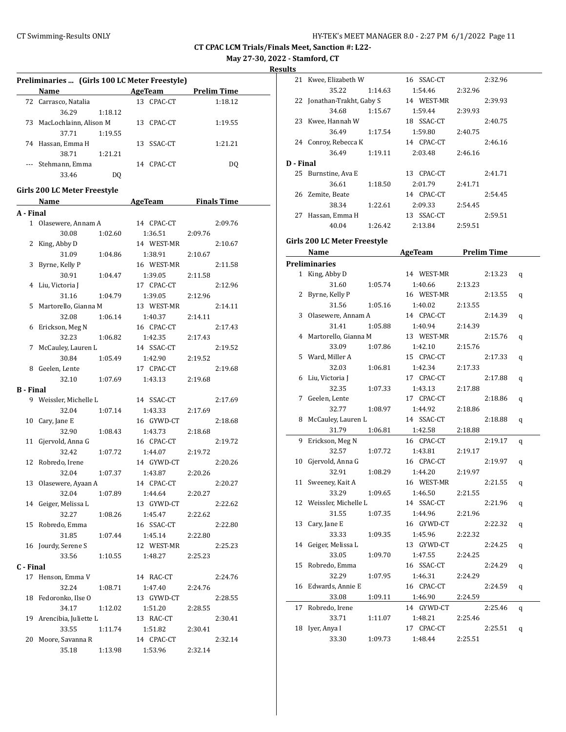## CT CPAC LCM Trials/Finals Meet, Sanction #: L22-

**May 27-30, 2022 - Stamford, CT**

**Results**

### Preliminaries ... (Girls 100 LC Meter Freestyle)

| | Name | | AgeTeam | Prelim Time |
|---|---|---|---|---|
| 72 | Carrasco, Natalia | | 13 CPAC-CT | 1:18.12 |
| | 36.29 | 1:18.12 | | |
| 73 | MacLochlainn, Alison M | | 13 CPAC-CT | 1:19.55 |
| | 37.71 | 1:19.55 | | |
| 74 | Hassan, Emma H | | 13 SSAC-CT | 1:21.21 |
| | 38.71 | 1:21.21 | | |
| --- | Stehmann, Emma | | 14 CPAC-CT | DQ |
| | 33.46 | DQ | | |

### Girls 200 LC Meter Freestyle

| | Name | | AgeTeam | | Finals Time |
|---|---|---|---|---|---|
| **A - Final** | | | | | |
| 1 | Olasewere, Annam A | | 14 CPAC-CT | | 2:09.76 |
| | 30.08 | 1:02.60 | 1:36.51 | 2:09.76 | |
| 2 | King, Abby D | | 14 WEST-MR | | 2:10.67 |
| | 31.09 | 1:04.86 | 1:38.91 | 2:10.67 | |
| 3 | Byrne, Kelly P | | 16 WEST-MR | | 2:11.58 |
| | 30.91 | 1:04.47 | 1:39.05 | 2:11.58 | |
| 4 | Liu, Victoria J | | 17 CPAC-CT | | 2:12.96 |
| | 31.16 | 1:04.79 | 1:39.05 | 2:12.96 | |
| 5 | Martorello, Gianna M | | 13 WEST-MR | | 2:14.11 |
| | 32.08 | 1:06.14 | 1:40.37 | 2:14.11 | |
| 6 | Erickson, Meg N | | 16 CPAC-CT | | 2:17.43 |
| | 32.23 | 1:06.82 | 1:42.35 | 2:17.43 | |
| 7 | McCauley, Lauren L | | 14 SSAC-CT | | 2:19.52 |
| | 30.84 | 1:05.49 | 1:42.90 | 2:19.52 | |
| 8 | Geelen, Lente | | 17 CPAC-CT | | 2:19.68 |
| | 32.10 | 1:07.69 | 1:43.13 | 2:19.68 | |
| **B - Final** | | | | | |
| 9 | Weissler, Michelle L | | 14 SSAC-CT | | 2:17.69 |
| | 32.04 | 1:07.14 | 1:43.33 | 2:17.69 | |
| 10 | Cary, Jane E | | 16 GYWD-CT | | 2:18.68 |
| | 32.90 | 1:08.43 | 1:43.73 | 2:18.68 | |
| 11 | Gjervold, Anna G | | 16 CPAC-CT | | 2:19.72 |
| | 32.42 | 1:07.72 | 1:44.07 | 2:19.72 | |
| 12 | Robredo, Irene | | 14 GYWD-CT | | 2:20.26 |
| | 32.04 | 1:07.37 | 1:43.87 | 2:20.26 | |
| 13 | Olasewere, Ayaan A | | 14 CPAC-CT | | 2:20.27 |
| | 32.04 | 1:07.89 | 1:44.64 | 2:20.27 | |
| 14 | Geiger, Melissa L | | 13 GYWD-CT | | 2:22.62 |
| | 32.27 | 1:08.26 | 1:45.47 | 2:22.62 | |
| 15 | Robredo, Emma | | 16 SSAC-CT | | 2:22.80 |
| | 31.85 | 1:07.44 | 1:45.14 | 2:22.80 | |
| 16 | Jourdy, Serene S | | 12 WEST-MR | | 2:25.23 |
| | 33.56 | 1:10.55 | 1:48.27 | 2:25.23 | |
| **C - Final** | | | | | |
| 17 | Henson, Emma V | | 14 RAC-CT | | 2:24.76 |
| | 32.24 | 1:08.71 | 1:47.40 | 2:24.76 | |
| 18 | Fedoronko, Ilse O | | 13 GYWD-CT | | 2:28.55 |
| | 34.17 | 1:12.02 | 1:51.20 | 2:28.55 | |
| 19 | Arencibia, Juliette L | | 13 RAC-CT | | 2:30.41 |
| | 33.55 | 1:11.74 | 1:51.82 | 2:30.41 | |
| 20 | Moore, Savanna R | | 14 CPAC-CT | | 2:32.14 |
| | 35.18 | 1:13.98 | 1:53.96 | 2:32.14 | |
| 21 | Kwee, Elizabeth W | | 16 SSAC-CT | | 2:32.96 |
| | 35.22 | 1:14.63 | 1:54.46 | 2:32.96 | |
| 22 | Jonathan-Trakht, Gaby S | | 14 WEST-MR | | 2:39.93 |
| | 34.68 | 1:15.67 | 1:59.44 | 2:39.93 | |
| 23 | Kwee, Hannah W | | 18 SSAC-CT | | 2:40.75 |
| | 36.49 | 1:17.54 | 1:59.80 | 2:40.75 | |
| 24 | Conroy, Rebecca K | | 14 CPAC-CT | | 2:46.16 |
| | 36.49 | 1:19.11 | 2:03.48 | 2:46.16 | |
| **D - Final** | | | | | |
| 25 | Burnstine, Ava E | | 13 CPAC-CT | | 2:41.71 |
| | 36.61 | 1:18.50 | 2:01.79 | 2:41.71 | |
| 26 | Zemite, Beate | | 14 CPAC-CT | | 2:54.45 |
| | 38.34 | 1:22.61 | 2:09.33 | 2:54.45 | |
| 27 | Hassan, Emma H | | 13 SSAC-CT | | 2:59.51 |
| | 40.04 | 1:26.42 | 2:13.84 | 2:59.51 | |

### Girls 200 LC Meter Freestyle

| | Name | | AgeTeam | | Prelim Time | |
|---|---|---|---|---|---|---|
| **Preliminaries** | | | | | | |
| 1 | King, Abby D | | 14 WEST-MR | | 2:13.23 | q |
| | 31.60 | 1:05.74 | 1:40.66 | 2:13.23 | | |
| 2 | Byrne, Kelly P | | 16 WEST-MR | | 2:13.55 | q |
| | 31.56 | 1:05.16 | 1:40.02 | 2:13.55 | | |
| 3 | Olasewere, Annam A | | 14 CPAC-CT | | 2:14.39 | q |
| | 31.41 | 1:05.88 | 1:40.94 | 2:14.39 | | |
| 4 | Martorello, Gianna M | | 13 WEST-MR | | 2:15.76 | q |
| | 33.09 | 1:07.86 | 1:42.10 | 2:15.76 | | |
| 5 | Ward, Miller A | | 15 CPAC-CT | | 2:17.33 | q |
| | 32.03 | 1:06.81 | 1:42.34 | 2:17.33 | | |
| 6 | Liu, Victoria J | | 17 CPAC-CT | | 2:17.88 | q |
| | 32.35 | 1:07.33 | 1:43.13 | 2:17.88 | | |
| 7 | Geelen, Lente | | 17 CPAC-CT | | 2:18.86 | q |
| | 32.77 | 1:08.97 | 1:44.92 | 2:18.86 | | |
| 8 | McCauley, Lauren L | | 14 SSAC-CT | | 2:18.88 | q |
| | 31.79 | 1:06.81 | 1:42.58 | 2:18.88 | | |
| 9 | Erickson, Meg N | | 16 CPAC-CT | | 2:19.17 | q |
| | 32.57 | 1:07.72 | 1:43.81 | 2:19.17 | | |
| 10 | Gjervold, Anna G | | 16 CPAC-CT | | 2:19.97 | q |
| | 32.91 | 1:08.29 | 1:44.20 | 2:19.97 | | |
| 11 | Sweeney, Kait A | | 16 WEST-MR | | 2:21.55 | q |
| | 33.29 | 1:09.65 | 1:46.50 | 2:21.55 | | |
| 12 | Weissler, Michelle L | | 14 SSAC-CT | | 2:21.96 | q |
| | 31.55 | 1:07.35 | 1:44.96 | 2:21.96 | | |
| 13 | Cary, Jane E | | 16 GYWD-CT | | 2:22.32 | q |
| | 33.33 | 1:09.35 | 1:45.96 | 2:22.32 | | |
| 14 | Geiger, Melissa L | | 13 GYWD-CT | | 2:24.25 | q |
| | 33.05 | 1:09.70 | 1:47.55 | 2:24.25 | | |
| 15 | Robredo, Emma | | 16 SSAC-CT | | 2:24.29 | q |
| | 32.29 | 1:07.95 | 1:46.31 | 2:24.29 | | |
| 16 | Edwards, Annie E | | 16 CPAC-CT | | 2:24.59 | q |
| | 33.08 | 1:09.11 | 1:46.90 | 2:24.59 | | |
| 17 | Robredo, Irene | | 14 GYWD-CT | | 2:25.46 | q |
| | 33.71 | 1:11.07 | 1:48.21 | 2:25.46 | | |
| 18 | Iyer, Anya I | | 17 CPAC-CT | | 2:25.51 | q |
| | 33.30 | 1:09.73 | 1:48.44 | 2:25.51 | | |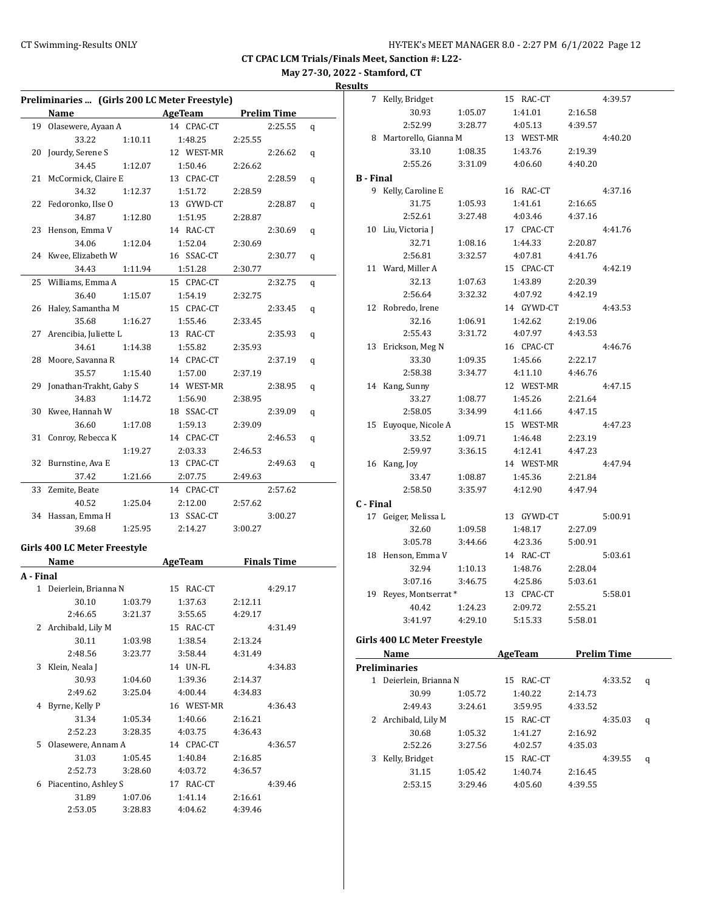## CT CPAC LCM Trials/Finals Meet, Sanction #: L22-

**May 27-30, 2022 - Stamford, CT**

**Results**

### Preliminaries ... (Girls 200 LC Meter Freestyle)

| | Name | AgeTeam | Prelim Time | |
|---|---|---|---|---|
| 19 | Olasewere, Ayaan A | 14 CPAC-CT | 2:25.55 | q |
| | 33.22 1:10.11 1:48.25 2:25.55 | | | |
| 20 | Jourdy, Serene S | 12 WEST-MR | 2:26.62 | q |
| | 34.45 1:12.07 1:50.46 2:26.62 | | | |
| 21 | McCormick, Claire E | 13 CPAC-CT | 2:28.59 | q |
| | 34.32 1:12.37 1:51.72 2:28.59 | | | |
| 22 | Fedoronko, Ilse O | 13 GYWD-CT | 2:28.87 | q |
| | 34.87 1:12.80 1:51.95 2:28.87 | | | |
| 23 | Henson, Emma V | 14 RAC-CT | 2:30.69 | q |
| | 34.06 1:12.04 1:52.04 2:30.69 | | | |
| 24 | Kwee, Elizabeth W | 16 SSAC-CT | 2:30.77 | q |
| | 34.43 1:11.94 1:51.28 2:30.77 | | | |
| 25 | Williams, Emma A | 15 CPAC-CT | 2:32.75 | q |
| | 36.40 1:15.07 1:54.19 2:32.75 | | | |
| 26 | Haley, Samantha M | 15 CPAC-CT | 2:33.45 | q |
| | 35.68 1:16.27 1:55.46 2:33.45 | | | |
| 27 | Arencibia, Juliette L | 13 RAC-CT | 2:35.93 | q |
| | 34.61 1:14.38 1:55.82 2:35.93 | | | |
| 28 | Moore, Savanna R | 14 CPAC-CT | 2:37.19 | q |
| | 35.57 1:15.40 1:57.00 2:37.19 | | | |
| 29 | Jonathan-Trakht, Gaby S | 14 WEST-MR | 2:38.95 | q |
| | 34.83 1:14.72 1:56.90 2:38.95 | | | |
| 30 | Kwee, Hannah W | 18 SSAC-CT | 2:39.09 | q |
| | 36.60 1:17.08 1:59.13 2:39.09 | | | |
| 31 | Conroy, Rebecca K | 14 CPAC-CT | 2:46.53 | q |
| | 1:19.27 2:03.33 2:46.53 | | | |
| 32 | Burnstine, Ava E | 13 CPAC-CT | 2:49.63 | q |
| | 37.42 1:21.66 2:07.75 2:49.63 | | | |
| 33 | Zemite, Beate | 14 CPAC-CT | 2:57.62 | |
| | 40.52 1:25.04 2:12.00 2:57.62 | | | |
| 34 | Hassan, Emma H | 13 SSAC-CT | 3:00.27 | |
| | 39.68 1:25.95 2:14.27 3:00.27 | | | |

### Girls 400 LC Meter Freestyle

| | Name | AgeTeam | Finals Time |
|---|---|---|---|
| **A - Final** | | | |
| 1 | Deierlein, Brianna N | 15 RAC-CT | 4:29.17 |
| | 30.10 1:03.79 1:37.63 2:12.11 | | |
| | 2:46.65 3:21.37 3:55.65 4:29.17 | | |
| 2 | Archibald, Lily M | 15 RAC-CT | 4:31.49 |
| | 30.11 1:03.98 1:38.54 2:13.24 | | |
| | 2:48.56 3:23.77 3:58.44 4:31.49 | | |
| 3 | Klein, Neala J | 14 UN-FL | 4:34.83 |
| | 30.93 1:04.60 1:39.36 2:14.37 | | |
| | 2:49.62 3:25.04 4:00.44 4:34.83 | | |
| 4 | Byrne, Kelly P | 16 WEST-MR | 4:36.43 |
| | 31.34 1:05.34 1:40.66 2:16.21 | | |
| | 2:52.23 3:28.35 4:03.75 4:36.43 | | |
| 5 | Olasewere, Annam A | 14 CPAC-CT | 4:36.57 |
| | 31.03 1:05.45 1:40.84 2:16.85 | | |
| | 2:52.73 3:28.60 4:03.72 4:36.57 | | |
| 6 | Piacentino, Ashley S | 17 RAC-CT | 4:39.46 |
| | 31.89 1:07.06 1:41.14 2:16.61 | | |
| | 2:53.05 3:28.83 4:04.62 4:39.46 | | |
| 7 | Kelly, Bridget | 15 RAC-CT | 4:39.57 |
| | 30.93 1:05.07 1:41.01 2:16.58 | | |
| | 2:52.99 3:28.77 4:05.13 4:39.57 | | |
| 8 | Martorello, Gianna M | 13 WEST-MR | 4:40.20 |
| | 33.10 1:08.35 1:43.76 2:19.39 | | |
| | 2:55.26 3:31.09 4:06.60 4:40.20 | | |
| **B - Final** | | | |
| 9 | Kelly, Caroline E | 16 RAC-CT | 4:37.16 |
| | 31.75 1:05.93 1:41.61 2:16.65 | | |
| | 2:52.61 3:27.48 4:03.46 4:37.16 | | |
| 10 | Liu, Victoria J | 17 CPAC-CT | 4:41.76 |
| | 32.71 1:08.16 1:44.33 2:20.87 | | |
| | 2:56.81 3:32.57 4:07.81 4:41.76 | | |
| 11 | Ward, Miller A | 15 CPAC-CT | 4:42.19 |
| | 32.13 1:07.63 1:43.89 2:20.39 | | |
| | 2:56.64 3:32.32 4:07.92 4:42.19 | | |
| 12 | Robredo, Irene | 14 GYWD-CT | 4:43.53 |
| | 32.16 1:06.91 1:42.62 2:19.06 | | |
| | 2:55.43 3:31.72 4:07.97 4:43.53 | | |
| 13 | Erickson, Meg N | 16 CPAC-CT | 4:46.76 |
| | 33.30 1:09.35 1:45.66 2:22.17 | | |
| | 2:58.38 3:34.77 4:11.10 4:46.76 | | |
| 14 | Kang, Sunny | 12 WEST-MR | 4:47.15 |
| | 33.27 1:08.77 1:45.26 2:21.64 | | |
| | 2:58.05 3:34.99 4:11.66 4:47.15 | | |
| 15 | Euyoque, Nicole A | 15 WEST-MR | 4:47.23 |
| | 33.52 1:09.71 1:46.48 2:23.19 | | |
| | 2:59.97 3:36.15 4:12.41 4:47.23 | | |
| 16 | Kang, Joy | 14 WEST-MR | 4:47.94 |
| | 33.47 1:08.87 1:45.36 2:21.84 | | |
| | 2:58.50 3:35.97 4:12.90 4:47.94 | | |
| **C - Final** | | | |
| 17 | Geiger, Melissa L | 13 GYWD-CT | 5:00.91 |
| | 32.60 1:09.58 1:48.17 2:27.09 | | |
| | 3:05.78 3:44.66 4:23.36 5:00.91 | | |
| 18 | Henson, Emma V | 14 RAC-CT | 5:03.61 |
| | 32.94 1:10.13 1:48.76 2:28.04 | | |
| | 3:07.16 3:46.75 4:25.86 5:03.61 | | |
| 19 | Reyes, Montserrat * | 13 CPAC-CT | 5:58.01 |
| | 40.42 1:24.23 2:09.72 2:55.21 | | |
| | 3:41.97 4:29.10 5:15.33 5:58.01 | | |

### Girls 400 LC Meter Freestyle

| | Name | AgeTeam | Prelim Time | |
|---|---|---|---|---|
| **Preliminaries** | | | | |
| 1 | Deierlein, Brianna N | 15 RAC-CT | 4:33.52 | q |
| | 30.99 1:05.72 1:40.22 2:14.73 | | | |
| | 2:49.43 3:24.61 3:59.95 4:33.52 | | | |
| 2 | Archibald, Lily M | 15 RAC-CT | 4:35.03 | q |
| | 30.68 1:05.32 1:41.27 2:16.92 | | | |
| | 2:52.26 3:27.56 4:02.57 4:35.03 | | | |
| 3 | Kelly, Bridget | 15 RAC-CT | 4:39.55 | q |
| | 31.15 1:05.42 1:40.74 2:16.45 | | | |
| | 2:53.15 3:29.46 4:05.60 4:39.55 | | | |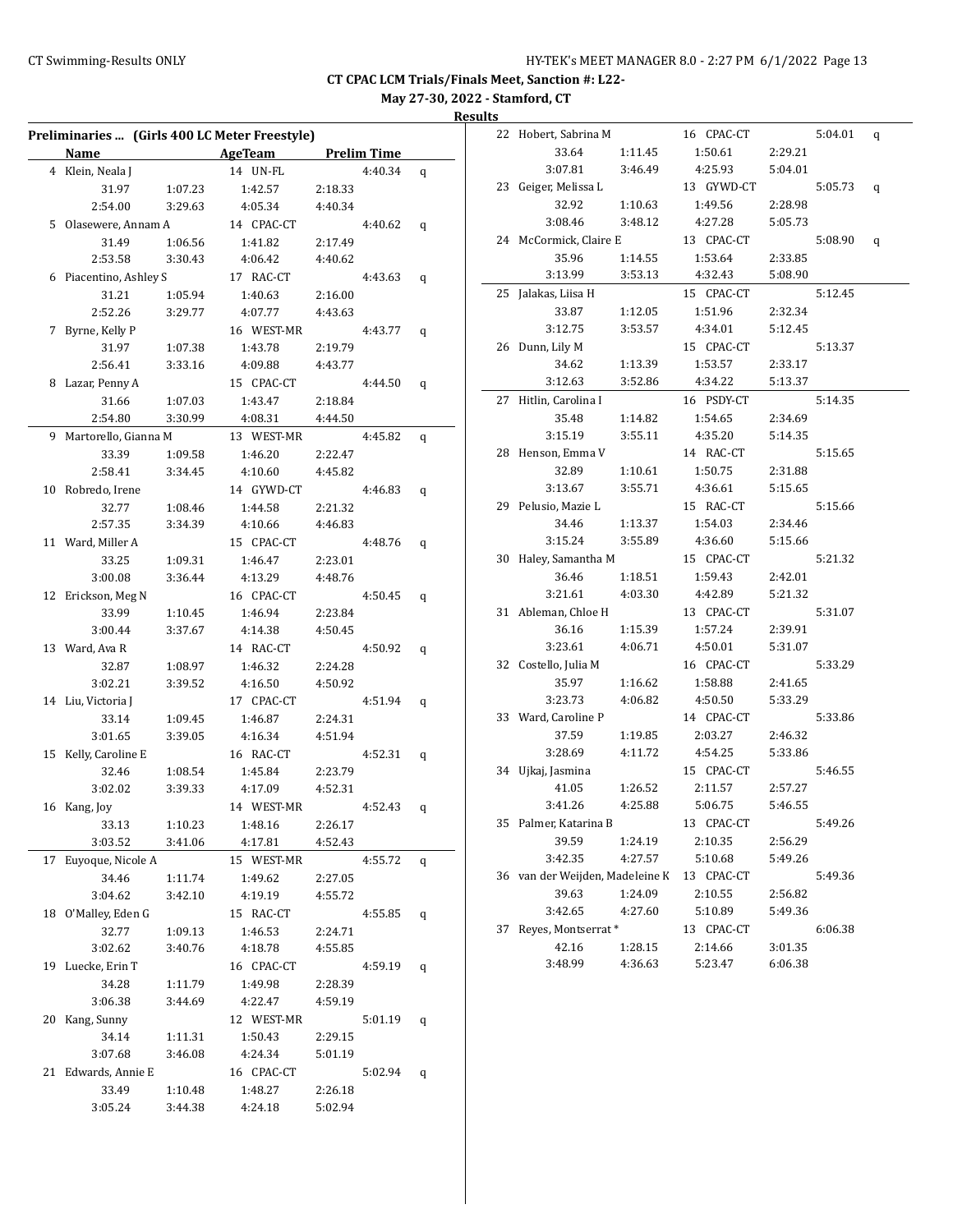CT CPAC LCM Trials/Finals Meet, Sanction #: L22-

May 27-30, 2022 - Stamford, CT

Results

## Preliminaries ... (Girls 400 LC Meter Freestyle)

| | Name | AgeTeam | Prelim Time | |
|---|---|---|---|---|
| 4 | Klein, Neala J | 14 UN-FL | 4:40.34 | q |
| | 31.97 1:07.23 1:42.57 2:18.33 | | | |
| | 2:54.00 3:29.63 4:05.34 4:40.34 | | | |
| 5 | Olasewere, Annam A | 14 CPAC-CT | 4:40.62 | q |
| | 31.49 1:06.56 1:41.82 2:17.49 | | | |
| | 2:53.58 3:30.43 4:06.42 4:40.62 | | | |
| 6 | Piacentino, Ashley S | 17 RAC-CT | 4:43.63 | q |
| | 31.21 1:05.94 1:40.63 2:16.00 | | | |
| | 2:52.26 3:29.77 4:07.77 4:43.63 | | | |
| 7 | Byrne, Kelly P | 16 WEST-MR | 4:43.77 | q |
| | 31.97 1:07.38 1:43.78 2:19.79 | | | |
| | 2:56.41 3:33.16 4:09.88 4:43.77 | | | |
| 8 | Lazar, Penny A | 15 CPAC-CT | 4:44.50 | q |
| | 31.66 1:07.03 1:43.47 2:18.84 | | | |
| | 2:54.80 3:30.99 4:08.31 4:44.50 | | | |
| 9 | Martorello, Gianna M | 13 WEST-MR | 4:45.82 | q |
| | 33.39 1:09.58 1:46.20 2:22.47 | | | |
| | 2:58.41 3:34.45 4:10.60 4:45.82 | | | |
| 10 | Robredo, Irene | 14 GYWD-CT | 4:46.83 | q |
| | 32.77 1:08.46 1:44.58 2:21.32 | | | |
| | 2:57.35 3:34.39 4:10.66 4:46.83 | | | |
| 11 | Ward, Miller A | 15 CPAC-CT | 4:48.76 | q |
| | 33.25 1:09.31 1:46.47 2:23.01 | | | |
| | 3:00.08 3:36.44 4:13.29 4:48.76 | | | |
| 12 | Erickson, Meg N | 16 CPAC-CT | 4:50.45 | q |
| | 33.99 1:10.45 1:46.94 2:23.84 | | | |
| | 3:00.44 3:37.67 4:14.38 4:50.45 | | | |
| 13 | Ward, Ava R | 14 RAC-CT | 4:50.92 | q |
| | 32.87 1:08.97 1:46.32 2:24.28 | | | |
| | 3:02.21 3:39.52 4:16.50 4:50.92 | | | |
| 14 | Liu, Victoria J | 17 CPAC-CT | 4:51.94 | q |
| | 33.14 1:09.45 1:46.87 2:24.31 | | | |
| | 3:01.65 3:39.05 4:16.34 4:51.94 | | | |
| 15 | Kelly, Caroline E | 16 RAC-CT | 4:52.31 | q |
| | 32.46 1:08.54 1:45.84 2:23.79 | | | |
| | 3:02.02 3:39.33 4:17.09 4:52.31 | | | |
| 16 | Kang, Joy | 14 WEST-MR | 4:52.43 | q |
| | 33.13 1:10.23 1:48.16 2:26.17 | | | |
| | 3:03.52 3:41.06 4:17.81 4:52.43 | | | |
| 17 | Euyoque, Nicole A | 15 WEST-MR | 4:55.72 | q |
| | 34.46 1:11.74 1:49.62 2:27.05 | | | |
| | 3:04.62 3:42.10 4:19.19 4:55.72 | | | |
| 18 | O'Malley, Eden G | 15 RAC-CT | 4:55.85 | q |
| | 32.77 1:09.13 1:46.53 2:24.71 | | | |
| | 3:02.62 3:40.76 4:18.78 4:55.85 | | | |
| 19 | Luecke, Erin T | 16 CPAC-CT | 4:59.19 | q |
| | 34.28 1:11.79 1:49.98 2:28.39 | | | |
| | 3:06.38 3:44.69 4:22.47 4:59.19 | | | |
| 20 | Kang, Sunny | 12 WEST-MR | 5:01.19 | q |
| | 34.14 1:11.31 1:50.43 2:29.15 | | | |
| | 3:07.68 3:46.08 4:24.34 5:01.19 | | | |
| 21 | Edwards, Annie E | 16 CPAC-CT | 5:02.94 | q |
| | 33.49 1:10.48 1:48.27 2:26.18 | | | |
| | 3:05.24 3:44.38 4:24.18 5:02.94 | | | |
| 22 | Hobert, Sabrina M | 16 CPAC-CT | 5:04.01 | q |
| | 33.64 1:11.45 1:50.61 2:29.21 | | | |
| | 3:07.81 3:46.49 4:25.93 5:04.01 | | | |
| 23 | Geiger, Melissa L | 13 GYWD-CT | 5:05.73 | q |
| | 32.92 1:10.63 1:49.56 2:28.98 | | | |
| | 3:08.46 3:48.12 4:27.28 5:05.73 | | | |
| 24 | McCormick, Claire E | 13 CPAC-CT | 5:08.90 | q |
| | 35.96 1:14.55 1:53.64 2:33.85 | | | |
| | 3:13.99 3:53.13 4:32.43 5:08.90 | | | |
| 25 | Jalakas, Liisa H | 15 CPAC-CT | 5:12.45 | |
| | 33.87 1:12.05 1:51.96 2:32.34 | | | |
| | 3:12.75 3:53.57 4:34.01 5:12.45 | | | |
| 26 | Dunn, Lily M | 15 CPAC-CT | 5:13.37 | |
| | 34.62 1:13.39 1:53.57 2:33.17 | | | |
| | 3:12.63 3:52.86 4:34.22 5:13.37 | | | |
| 27 | Hitlin, Carolina I | 16 PSDY-CT | 5:14.35 | |
| | 35.48 1:14.82 1:54.65 2:34.69 | | | |
| | 3:15.19 3:55.11 4:35.20 5:14.35 | | | |
| 28 | Henson, Emma V | 14 RAC-CT | 5:15.65 | |
| | 32.89 1:10.61 1:50.75 2:31.88 | | | |
| | 3:13.67 3:55.71 4:36.61 5:15.65 | | | |
| 29 | Pelusio, Mazie L | 15 RAC-CT | 5:15.66 | |
| | 34.46 1:13.37 1:54.03 2:34.46 | | | |
| | 3:15.24 3:55.89 4:36.60 5:15.66 | | | |
| 30 | Haley, Samantha M | 15 CPAC-CT | 5:21.32 | |
| | 36.46 1:18.51 1:59.43 2:42.01 | | | |
| | 3:21.61 4:03.30 4:42.89 5:21.32 | | | |
| 31 | Ableman, Chloe H | 13 CPAC-CT | 5:31.07 | |
| | 36.16 1:15.39 1:57.24 2:39.91 | | | |
| | 3:23.61 4:06.71 4:50.01 5:31.07 | | | |
| 32 | Costello, Julia M | 16 CPAC-CT | 5:33.29 | |
| | 35.97 1:16.62 1:58.88 2:41.65 | | | |
| | 3:23.73 4:06.82 4:50.50 5:33.29 | | | |
| 33 | Ward, Caroline P | 14 CPAC-CT | 5:33.86 | |
| | 37.59 1:19.85 2:03.27 2:46.32 | | | |
| | 3:28.69 4:11.72 4:54.25 5:33.86 | | | |
| 34 | Ujkaj, Jasmina | 15 CPAC-CT | 5:46.55 | |
| | 41.05 1:26.52 2:11.57 2:57.27 | | | |
| | 3:41.26 4:25.88 5:06.75 5:46.55 | | | |
| 35 | Palmer, Katarina B | 13 CPAC-CT | 5:49.26 | |
| | 39.59 1:24.19 2:10.35 2:56.29 | | | |
| | 3:42.35 4:27.57 5:10.68 5:49.26 | | | |
| 36 | van der Weijden, Madeleine K | 13 CPAC-CT | 5:49.36 | |
| | 39.63 1:24.09 2:10.55 2:56.82 | | | |
| | 3:42.65 4:27.60 5:10.89 5:49.36 | | | |
| 37 | Reyes, Montserrat * | 13 CPAC-CT | 6:06.38 | |
| | 42.16 1:28.15 2:14.66 3:01.35 | | | |
| | 3:48.99 4:36.63 5:23.47 6:06.38 | | | |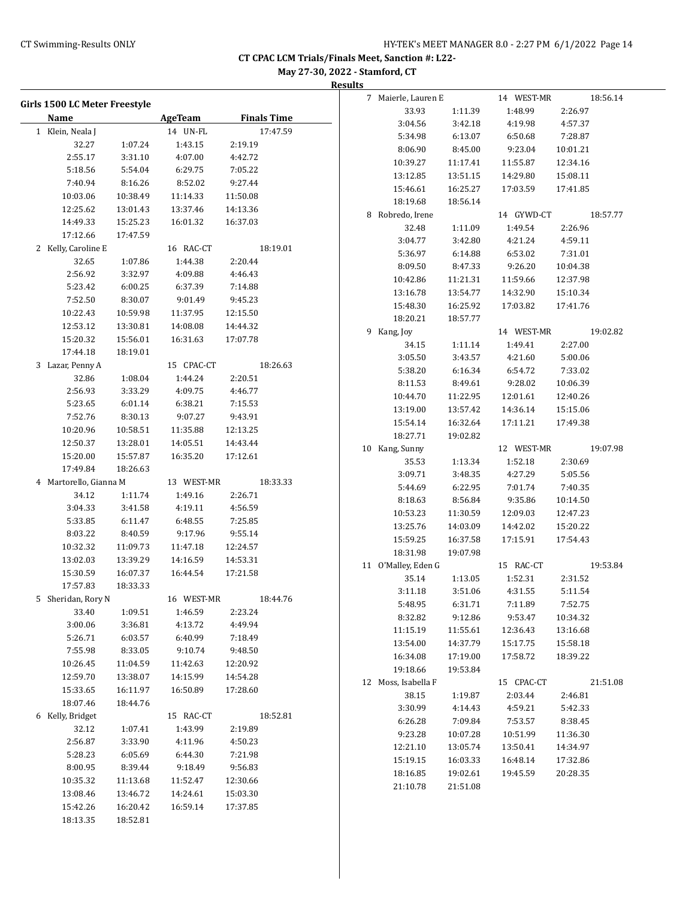**CT CPAC LCM Trials/Finals Meet, Sanction #: L22-**

**May 27-30, 2022 - Stamford, CT**

**Results**

### Girls 1500 LC Meter Freestyle

| Name | | AgeTeam | Finals Time |
|---|---|---|---|
| 1 Klein, Neala J | | 14 UN-FL | 17:47.59 |
| 32.27 | 1:07.24 | 1:43.15 | 2:19.19 |
| 2:55.17 | 3:31.10 | 4:07.00 | 4:42.72 |
| 5:18.56 | 5:54.04 | 6:29.75 | 7:05.22 |
| 7:40.94 | 8:16.26 | 8:52.02 | 9:27.44 |
| 10:03.06 | 10:38.49 | 11:14.33 | 11:50.08 |
| 12:25.62 | 13:01.43 | 13:37.46 | 14:13.36 |
| 14:49.33 | 15:25.23 | 16:01.32 | 16:37.03 |
| 17:12.66 | 17:47.59 | | |
| 2 Kelly, Caroline E | | 16 RAC-CT | 18:19.01 |
| 32.65 | 1:07.86 | 1:44.38 | 2:20.44 |
| 2:56.92 | 3:32.97 | 4:09.88 | 4:46.43 |
| 5:23.42 | 6:00.25 | 6:37.39 | 7:14.88 |
| 7:52.50 | 8:30.07 | 9:01.49 | 9:45.23 |
| 10:22.43 | 10:59.98 | 11:37.95 | 12:15.50 |
| 12:53.12 | 13:30.81 | 14:08.08 | 14:44.32 |
| 15:20.32 | 15:56.01 | 16:31.63 | 17:07.78 |
| 17:44.18 | 18:19.01 | | |
| 3 Lazar, Penny A | | 15 CPAC-CT | 18:26.63 |
| 32.86 | 1:08.04 | 1:44.24 | 2:20.51 |
| 2:56.93 | 3:33.29 | 4:09.75 | 4:46.77 |
| 5:23.65 | 6:01.14 | 6:38.21 | 7:15.53 |
| 7:52.76 | 8:30.13 | 9:07.27 | 9:43.91 |
| 10:20.96 | 10:58.51 | 11:35.88 | 12:13.25 |
| 12:50.37 | 13:28.01 | 14:05.51 | 14:43.44 |
| 15:20.00 | 15:57.87 | 16:35.20 | 17:12.61 |
| 17:49.84 | 18:26.63 | | |
| 4 Martorello, Gianna M | | 13 WEST-MR | 18:33.33 |
| 34.12 | 1:11.74 | 1:49.16 | 2:26.71 |
| 3:04.33 | 3:41.58 | 4:19.11 | 4:56.59 |
| 5:33.85 | 6:11.47 | 6:48.55 | 7:25.85 |
| 8:03.22 | 8:40.59 | 9:17.96 | 9:55.14 |
| 10:32.32 | 11:09.73 | 11:47.18 | 12:24.57 |
| 13:02.03 | 13:39.29 | 14:16.59 | 14:53.31 |
| 15:30.59 | 16:07.37 | 16:44.54 | 17:21.58 |
| 17:57.83 | 18:33.33 | | |
| 5 Sheridan, Rory N | | 16 WEST-MR | 18:44.76 |
| 33.40 | 1:09.51 | 1:46.59 | 2:23.24 |
| 3:00.06 | 3:36.81 | 4:13.72 | 4:49.94 |
| 5:26.71 | 6:03.57 | 6:40.99 | 7:18.49 |
| 7:55.98 | 8:33.05 | 9:10.74 | 9:48.50 |
| 10:26.45 | 11:04.59 | 11:42.63 | 12:20.92 |
| 12:59.70 | 13:38.07 | 14:15.99 | 14:54.28 |
| 15:33.65 | 16:11.97 | 16:50.89 | 17:28.60 |
| 18:07.46 | 18:44.76 | | |
| 6 Kelly, Bridget | | 15 RAC-CT | 18:52.81 |
| 32.12 | 1:07.41 | 1:43.99 | 2:19.89 |
| 2:56.87 | 3:33.90 | 4:11.96 | 4:50.23 |
| 5:28.23 | 6:05.69 | 6:44.30 | 7:21.98 |
| 8:00.95 | 8:39.44 | 9:18.49 | 9:56.83 |
| 10:35.32 | 11:13.68 | 11:52.47 | 12:30.66 |
| 13:08.46 | 13:46.72 | 14:24.61 | 15:03.30 |
| 15:42.26 | 16:20.42 | 16:59.14 | 17:37.85 |
| 18:13.35 | 18:52.81 | | |
| 7 Maierle, Lauren E | | 14 WEST-MR | 18:56.14 |
| 33.93 | 1:11.39 | 1:48.99 | 2:26.97 |
| 3:04.56 | 3:42.18 | 4:19.98 | 4:57.37 |
| 5:34.98 | 6:13.07 | 6:50.68 | 7:28.87 |
| 8:06.90 | 8:45.00 | 9:23.04 | 10:01.21 |
| 10:39.27 | 11:17.41 | 11:55.87 | 12:34.16 |
| 13:12.85 | 13:51.15 | 14:29.80 | 15:08.11 |
| 15:46.61 | 16:25.27 | 17:03.59 | 17:41.85 |
| 18:19.68 | 18:56.14 | | |
| 8 Robredo, Irene | | 14 GYWD-CT | 18:57.77 |
| 32.48 | 1:11.09 | 1:49.54 | 2:26.96 |
| 3:04.77 | 3:42.80 | 4:21.24 | 4:59.11 |
| 5:36.97 | 6:14.88 | 6:53.02 | 7:31.01 |
| 8:09.50 | 8:47.33 | 9:26.20 | 10:04.38 |
| 10:42.86 | 11:21.31 | 11:59.66 | 12:37.98 |
| 13:16.78 | 13:54.77 | 14:32.90 | 15:10.34 |
| 15:48.30 | 16:25.92 | 17:03.82 | 17:41.76 |
| 18:20.21 | 18:57.77 | | |
| 9 Kang, Joy | | 14 WEST-MR | 19:02.82 |
| 34.15 | 1:11.14 | 1:49.41 | 2:27.00 |
| 3:05.50 | 3:43.57 | 4:21.60 | 5:00.06 |
| 5:38.20 | 6:16.34 | 6:54.72 | 7:33.02 |
| 8:11.53 | 8:49.61 | 9:28.02 | 10:06.39 |
| 10:44.70 | 11:22.95 | 12:01.61 | 12:40.26 |
| 13:19.00 | 13:57.42 | 14:36.14 | 15:15.06 |
| 15:54.14 | 16:32.64 | 17:11.21 | 17:49.38 |
| 18:27.71 | 19:02.82 | | |
| 10 Kang, Sunny | | 12 WEST-MR | 19:07.98 |
| 35.53 | 1:13.34 | 1:52.18 | 2:30.69 |
| 3:09.71 | 3:48.35 | 4:27.29 | 5:05.56 |
| 5:44.69 | 6:22.95 | 7:01.74 | 7:40.35 |
| 8:18.63 | 8:56.84 | 9:35.86 | 10:14.50 |
| 10:53.23 | 11:30.59 | 12:09.03 | 12:47.23 |
| 13:25.76 | 14:03.09 | 14:42.02 | 15:20.22 |
| 15:59.25 | 16:37.58 | 17:15.91 | 17:54.43 |
| 18:31.98 | 19:07.98 | | |
| 11 O'Malley, Eden G | | 15 RAC-CT | 19:53.84 |
| 35.14 | 1:13.05 | 1:52.31 | 2:31.52 |
| 3:11.18 | 3:51.06 | 4:31.55 | 5:11.54 |
| 5:48.95 | 6:31.71 | 7:11.89 | 7:52.75 |
| 8:32.82 | 9:12.86 | 9:53.47 | 10:34.32 |
| 11:15.19 | 11:55.61 | 12:36.43 | 13:16.68 |
| 13:54.00 | 14:37.79 | 15:17.75 | 15:58.18 |
| 16:34.08 | 17:19.00 | 17:58.72 | 18:39.22 |
| 19:18.66 | 19:53.84 | | |
| 12 Moss, Isabella F | | 15 CPAC-CT | 21:51.08 |
| 38.15 | 1:19.87 | 2:03.44 | 2:46.81 |
| 3:30.99 | 4:14.43 | 4:59.21 | 5:42.33 |
| 6:26.28 | 7:09.84 | 7:53.57 | 8:38.45 |
| 9:23.28 | 10:07.28 | 10:51.99 | 11:36.30 |
| 12:21.10 | 13:05.74 | 13:50.41 | 14:34.97 |
| 15:19.15 | 16:03.33 | 16:48.14 | 17:32.86 |
| 18:16.85 | 19:02.61 | 19:45.59 | 20:28.35 |
| 21:10.78 | 21:51.08 | | |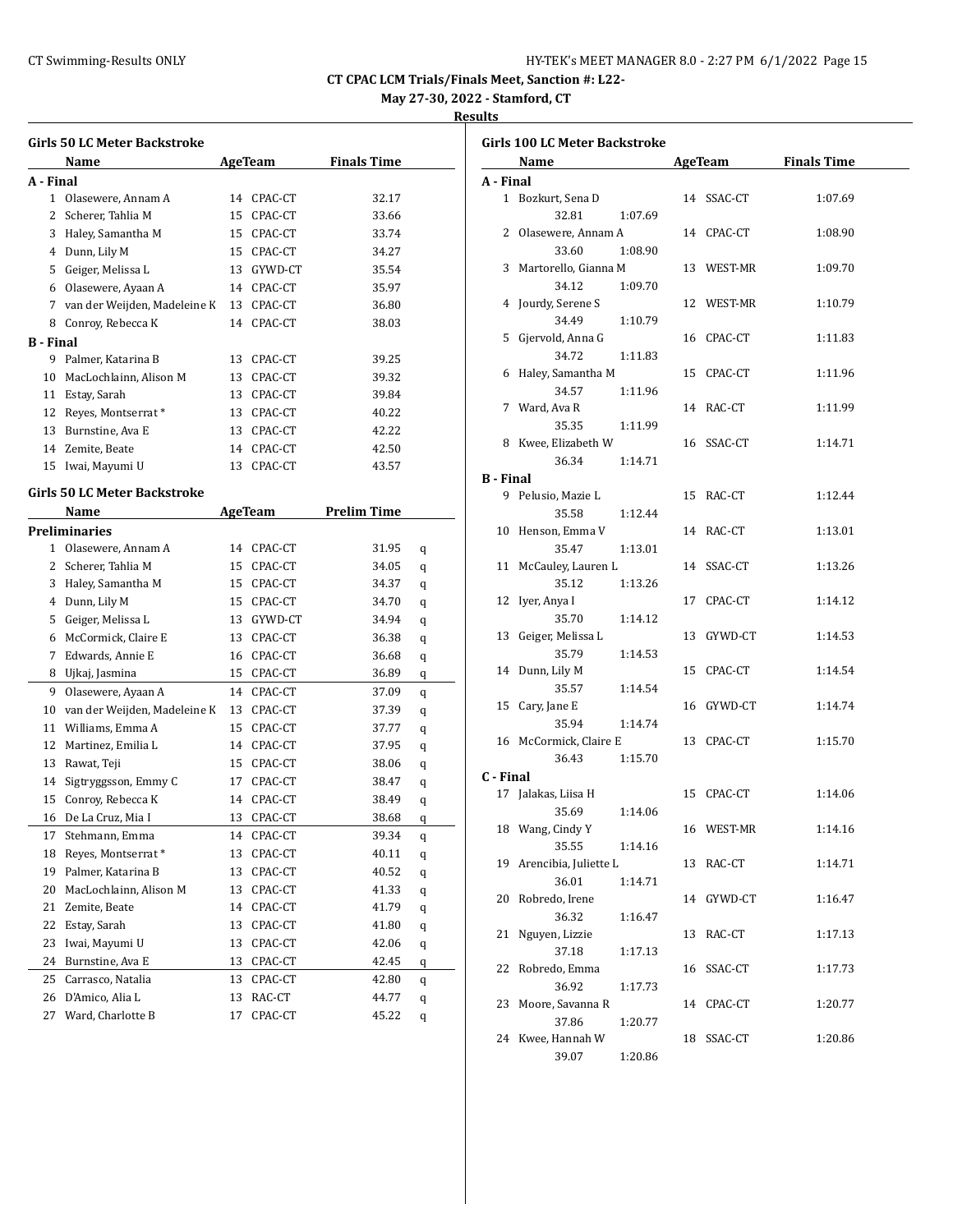**CT CPAC LCM Trials/Finals Meet, Sanction #: L22-**

**May 27-30, 2022 - Stamford, CT**

**Results**

### Girls 50 LC Meter Backstroke

| | Name | Age | Team | Finals Time |
|---|---|---|---|---|
| **A - Final** | | | | |
| 1 | Olasewere, Annam A | 14 | CPAC-CT | 32.17 |
| 2 | Scherer, Tahlia M | 15 | CPAC-CT | 33.66 |
| 3 | Haley, Samantha M | 15 | CPAC-CT | 33.74 |
| 4 | Dunn, Lily M | 15 | CPAC-CT | 34.27 |
| 5 | Geiger, Melissa L | 13 | GYWD-CT | 35.54 |
| 6 | Olasewere, Ayaan A | 14 | CPAC-CT | 35.97 |
| 7 | van der Weijden, Madeleine K | 13 | CPAC-CT | 36.80 |
| 8 | Conroy, Rebecca K | 14 | CPAC-CT | 38.03 |
| **B - Final** | | | | |
| 9 | Palmer, Katarina B | 13 | CPAC-CT | 39.25 |
| 10 | MacLochlainn, Alison M | 13 | CPAC-CT | 39.32 |
| 11 | Estay, Sarah | 13 | CPAC-CT | 39.84 |
| 12 | Reyes, Montserrat * | 13 | CPAC-CT | 40.22 |
| 13 | Burnstine, Ava E | 13 | CPAC-CT | 42.22 |
| 14 | Zemite, Beate | 14 | CPAC-CT | 42.50 |
| 15 | Iwai, Mayumi U | 13 | CPAC-CT | 43.57 |

### Girls 50 LC Meter Backstroke

| | Name | Age | Team | Prelim Time | |
|---|---|---|---|---|---|
| **Preliminaries** | | | | | |
| 1 | Olasewere, Annam A | 14 | CPAC-CT | 31.95 | q |
| 2 | Scherer, Tahlia M | 15 | CPAC-CT | 34.05 | q |
| 3 | Haley, Samantha M | 15 | CPAC-CT | 34.37 | q |
| 4 | Dunn, Lily M | 15 | CPAC-CT | 34.70 | q |
| 5 | Geiger, Melissa L | 13 | GYWD-CT | 34.94 | q |
| 6 | McCormick, Claire E | 13 | CPAC-CT | 36.38 | q |
| 7 | Edwards, Annie E | 16 | CPAC-CT | 36.68 | q |
| 8 | Ujkaj, Jasmina | 15 | CPAC-CT | 36.89 | q |
| 9 | Olasewere, Ayaan A | 14 | CPAC-CT | 37.09 | q |
| 10 | van der Weijden, Madeleine K | 13 | CPAC-CT | 37.39 | q |
| 11 | Williams, Emma A | 15 | CPAC-CT | 37.77 | q |
| 12 | Martinez, Emilia L | 14 | CPAC-CT | 37.95 | q |
| 13 | Rawat, Teji | 15 | CPAC-CT | 38.06 | q |
| 14 | Sigtryggsson, Emmy C | 17 | CPAC-CT | 38.47 | q |
| 15 | Conroy, Rebecca K | 14 | CPAC-CT | 38.49 | q |
| 16 | De La Cruz, Mia I | 13 | CPAC-CT | 38.68 | q |
| 17 | Stehmann, Emma | 14 | CPAC-CT | 39.34 | q |
| 18 | Reyes, Montserrat * | 13 | CPAC-CT | 40.11 | q |
| 19 | Palmer, Katarina B | 13 | CPAC-CT | 40.52 | q |
| 20 | MacLochlainn, Alison M | 13 | CPAC-CT | 41.33 | q |
| 21 | Zemite, Beate | 14 | CPAC-CT | 41.79 | q |
| 22 | Estay, Sarah | 13 | CPAC-CT | 41.80 | q |
| 23 | Iwai, Mayumi U | 13 | CPAC-CT | 42.06 | q |
| 24 | Burnstine, Ava E | 13 | CPAC-CT | 42.45 | q |
| 25 | Carrasco, Natalia | 13 | CPAC-CT | 42.80 | q |
| 26 | D'Amico, Alia L | 13 | RAC-CT | 44.77 | q |
| 27 | Ward, Charlotte B | 17 | CPAC-CT | 45.22 | q |

### Girls 100 LC Meter Backstroke

| | Name | Age | Team | Finals Time | Split 50 | Split 100 |
|---|---|---|---|---|---|---|
| **A - Final** | | | | | | |
| 1 | Bozkurt, Sena D | 14 | SSAC-CT | 1:07.69 | 32.81 | 1:07.69 |
| 2 | Olasewere, Annam A | 14 | CPAC-CT | 1:08.90 | 33.60 | 1:08.90 |
| 3 | Martorello, Gianna M | 13 | WEST-MR | 1:09.70 | 34.12 | 1:09.70 |
| 4 | Jourdy, Serene S | 12 | WEST-MR | 1:10.79 | 34.49 | 1:10.79 |
| 5 | Gjervold, Anna G | 16 | CPAC-CT | 1:11.83 | 34.72 | 1:11.83 |
| 6 | Haley, Samantha M | 15 | CPAC-CT | 1:11.96 | 34.57 | 1:11.96 |
| 7 | Ward, Ava R | 14 | RAC-CT | 1:11.99 | 35.35 | 1:11.99 |
| 8 | Kwee, Elizabeth W | 16 | SSAC-CT | 1:14.71 | 36.34 | 1:14.71 |
| **B - Final** | | | | | | |
| 9 | Pelusio, Mazie L | 15 | RAC-CT | 1:12.44 | 35.58 | 1:12.44 |
| 10 | Henson, Emma V | 14 | RAC-CT | 1:13.01 | 35.47 | 1:13.01 |
| 11 | McCauley, Lauren L | 14 | SSAC-CT | 1:13.26 | 35.12 | 1:13.26 |
| 12 | Iyer, Anya I | 17 | CPAC-CT | 1:14.12 | 35.70 | 1:14.12 |
| 13 | Geiger, Melissa L | 13 | GYWD-CT | 1:14.53 | 35.79 | 1:14.53 |
| 14 | Dunn, Lily M | 15 | CPAC-CT | 1:14.54 | 35.57 | 1:14.54 |
| 15 | Cary, Jane E | 16 | GYWD-CT | 1:14.74 | 35.94 | 1:14.74 |
| 16 | McCormick, Claire E | 13 | CPAC-CT | 1:15.70 | 36.43 | 1:15.70 |
| **C - Final** | | | | | | |
| 17 | Jalakas, Liisa H | 15 | CPAC-CT | 1:14.06 | 35.69 | 1:14.06 |
| 18 | Wang, Cindy Y | 16 | WEST-MR | 1:14.16 | 35.55 | 1:14.16 |
| 19 | Arencibia, Juliette L | 13 | RAC-CT | 1:14.71 | 36.01 | 1:14.71 |
| 20 | Robredo, Irene | 14 | GYWD-CT | 1:16.47 | 36.32 | 1:16.47 |
| 21 | Nguyen, Lizzie | 13 | RAC-CT | 1:17.13 | 37.18 | 1:17.13 |
| 22 | Robredo, Emma | 16 | SSAC-CT | 1:17.73 | 36.92 | 1:17.73 |
| 23 | Moore, Savanna R | 14 | CPAC-CT | 1:20.77 | 37.86 | 1:20.77 |
| 24 | Kwee, Hannah W | 18 | SSAC-CT | 1:20.86 | 39.07 | 1:20.86 |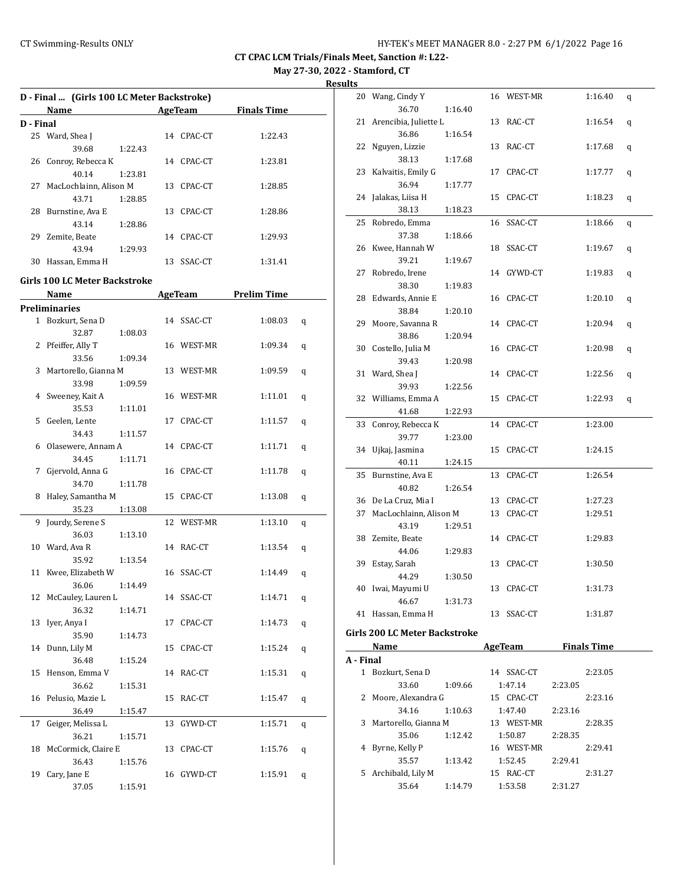## D - Final ... (Girls 100 LC Meter Backstroke)

| | Name | Age | Team | Finals Time |
|---|---|---|---|---|
| **D - Final** | | | | |
| 25 | Ward, Shea J | 14 | CPAC-CT | 1:22.43 |
| | 39.68 1:22.43 | | | |
| 26 | Conroy, Rebecca K | 14 | CPAC-CT | 1:23.81 |
| | 40.14 1:23.81 | | | |
| 27 | MacLochlainn, Alison M | 13 | CPAC-CT | 1:28.85 |
| | 43.71 1:28.85 | | | |
| 28 | Burnstine, Ava E | 13 | CPAC-CT | 1:28.86 |
| | 43.14 1:28.86 | | | |
| 29 | Zemite, Beate | 14 | CPAC-CT | 1:29.93 |
| | 43.94 1:29.93 | | | |
| 30 | Hassan, Emma H | 13 | SSAC-CT | 1:31.41 |

## Girls 100 LC Meter Backstroke

| | Name | Age | Team | Prelim Time | |
|---|---|---|---|---|---|
| **Preliminaries** | | | | | |
| 1 | Bozkurt, Sena D | 14 | SSAC-CT | 1:08.03 | q |
| | 32.87 1:08.03 | | | | |
| 2 | Pfeiffer, Ally T | 16 | WEST-MR | 1:09.34 | q |
| | 33.56 1:09.34 | | | | |
| 3 | Martorello, Gianna M | 13 | WEST-MR | 1:09.59 | q |
| | 33.98 1:09.59 | | | | |
| 4 | Sweeney, Kait A | 16 | WEST-MR | 1:11.01 | q |
| | 35.53 1:11.01 | | | | |
| 5 | Geelen, Lente | 17 | CPAC-CT | 1:11.57 | q |
| | 34.43 1:11.57 | | | | |
| 6 | Olasewere, Annam A | 14 | CPAC-CT | 1:11.71 | q |
| | 34.45 1:11.71 | | | | |
| 7 | Gjervold, Anna G | 16 | CPAC-CT | 1:11.78 | q |
| | 34.70 1:11.78 | | | | |
| 8 | Haley, Samantha M | 15 | CPAC-CT | 1:13.08 | q |
| | 35.23 1:13.08 | | | | |
| 9 | Jourdy, Serene S | 12 | WEST-MR | 1:13.10 | q |
| | 36.03 1:13.10 | | | | |
| 10 | Ward, Ava R | 14 | RAC-CT | 1:13.54 | q |
| | 35.92 1:13.54 | | | | |
| 11 | Kwee, Elizabeth W | 16 | SSAC-CT | 1:14.49 | q |
| | 36.06 1:14.49 | | | | |
| 12 | McCauley, Lauren L | 14 | SSAC-CT | 1:14.71 | q |
| | 36.32 1:14.71 | | | | |
| 13 | Iyer, Anya I | 17 | CPAC-CT | 1:14.73 | q |
| | 35.90 1:14.73 | | | | |
| 14 | Dunn, Lily M | 15 | CPAC-CT | 1:15.24 | q |
| | 36.48 1:15.24 | | | | |
| 15 | Henson, Emma V | 14 | RAC-CT | 1:15.31 | q |
| | 36.62 1:15.31 | | | | |
| 16 | Pelusio, Mazie L | 15 | RAC-CT | 1:15.47 | q |
| | 36.49 1:15.47 | | | | |
| 17 | Geiger, Melissa L | 13 | GYWD-CT | 1:15.71 | q |
| | 36.21 1:15.71 | | | | |
| 18 | McCormick, Claire E | 13 | CPAC-CT | 1:15.76 | q |
| | 36.43 1:15.76 | | | | |
| 19 | Cary, Jane E | 16 | GYWD-CT | 1:15.91 | q |
| | 37.05 1:15.91 | | | | |
| 20 | Wang, Cindy Y | 16 | WEST-MR | 1:16.40 | q |
| | 36.70 1:16.40 | | | | |
| 21 | Arencibia, Juliette L | 13 | RAC-CT | 1:16.54 | q |
| | 36.86 1:16.54 | | | | |
| 22 | Nguyen, Lizzie | 13 | RAC-CT | 1:17.68 | q |
| | 38.13 1:17.68 | | | | |
| 23 | Kalvaitis, Emily G | 17 | CPAC-CT | 1:17.77 | q |
| | 36.94 1:17.77 | | | | |
| 24 | Jalakas, Liisa H | 15 | CPAC-CT | 1:18.23 | q |
| | 38.13 1:18.23 | | | | |
| 25 | Robredo, Emma | 16 | SSAC-CT | 1:18.66 | q |
| | 37.38 1:18.66 | | | | |
| 26 | Kwee, Hannah W | 18 | SSAC-CT | 1:19.67 | q |
| | 39.21 1:19.67 | | | | |
| 27 | Robredo, Irene | 14 | GYWD-CT | 1:19.83 | q |
| | 38.30 1:19.83 | | | | |
| 28 | Edwards, Annie E | 16 | CPAC-CT | 1:20.10 | q |
| | 38.84 1:20.10 | | | | |
| 29 | Moore, Savanna R | 14 | CPAC-CT | 1:20.94 | q |
| | 38.86 1:20.94 | | | | |
| 30 | Costello, Julia M | 16 | CPAC-CT | 1:20.98 | q |
| | 39.43 1:20.98 | | | | |
| 31 | Ward, Shea J | 14 | CPAC-CT | 1:22.56 | q |
| | 39.93 1:22.56 | | | | |
| 32 | Williams, Emma A | 15 | CPAC-CT | 1:22.93 | q |
| | 41.68 1:22.93 | | | | |
| 33 | Conroy, Rebecca K | 14 | CPAC-CT | 1:23.00 | |
| | 39.77 1:23.00 | | | | |
| 34 | Ujkaj, Jasmina | 15 | CPAC-CT | 1:24.15 | |
| | 40.11 1:24.15 | | | | |
| 35 | Burnstine, Ava E | 13 | CPAC-CT | 1:26.54 | |
| | 40.82 1:26.54 | | | | |
| 36 | De La Cruz, Mia I | 13 | CPAC-CT | 1:27.23 | |
| 37 | MacLochlainn, Alison M | 13 | CPAC-CT | 1:29.51 | |
| | 43.19 1:29.51 | | | | |
| 38 | Zemite, Beate | 14 | CPAC-CT | 1:29.83 | |
| | 44.06 1:29.83 | | | | |
| 39 | Estay, Sarah | 13 | CPAC-CT | 1:30.50 | |
| | 44.29 1:30.50 | | | | |
| 40 | Iwai, Mayumi U | 13 | CPAC-CT | 1:31.73 | |
| | 46.67 1:31.73 | | | | |
| 41 | Hassan, Emma H | 13 | SSAC-CT | 1:31.87 | |

## Girls 200 LC Meter Backstroke

| | Name | Age | Team | Finals Time |
|---|---|---|---|---|
| **A - Final** | | | | |
| 1 | Bozkurt, Sena D | 14 | SSAC-CT | 2:23.05 |
| | 33.60 1:09.66 1:47.14 2:23.05 | | | |
| 2 | Moore, Alexandra G | 15 | CPAC-CT | 2:23.16 |
| | 34.16 1:10.63 1:47.40 2:23.16 | | | |
| 3 | Martorello, Gianna M | 13 | WEST-MR | 2:28.35 |
| | 35.06 1:12.42 1:50.87 2:28.35 | | | |
| 4 | Byrne, Kelly P | 16 | WEST-MR | 2:29.41 |
| | 35.57 1:13.42 1:52.45 2:29.41 | | | |
| 5 | Archibald, Lily M | 15 | RAC-CT | 2:31.27 |
| | 35.64 1:14.79 1:53.58 2:31.27 | | | |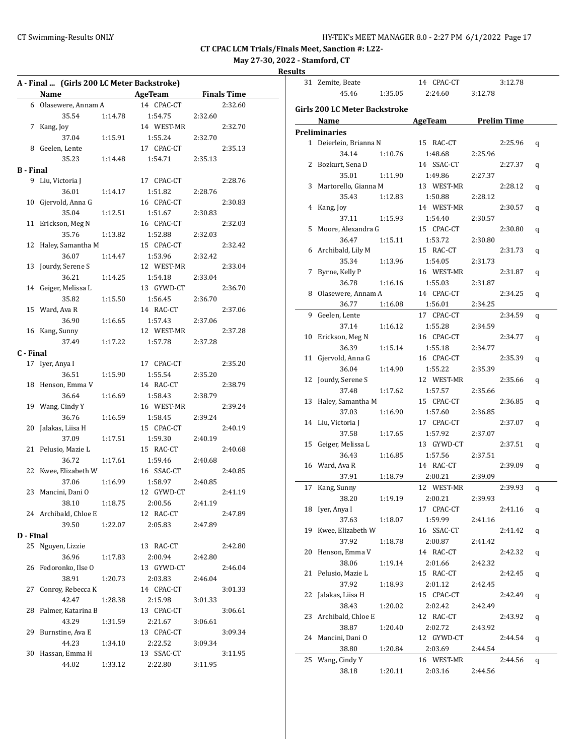CT CPAC LCM Trials/Finals Meet, Sanction #: L22-

May 27-30, 2022 - Stamford, CT

Results

## A - Final ... (Girls 200 LC Meter Backstroke)

| | Name | AgeTeam | | Finals Time |
|---|---|---|---|---|
| 6 | Olasewere, Annam A | 14 | CPAC-CT | 2:32.60 |
| | 35.54 | 1:14.78 | 1:54.75 | 2:32.60 |
| 7 | Kang, Joy | 14 | WEST-MR | 2:32.70 |
| | 37.04 | 1:15.91 | 1:55.24 | 2:32.70 |
| 8 | Geelen, Lente | 17 | CPAC-CT | 2:35.13 |
| | 35.23 | 1:14.48 | 1:54.71 | 2:35.13 |

**B - Final**

| | Name | AgeTeam | | Finals Time |
|---|---|---|---|---|
| 9 | Liu, Victoria J | 17 | CPAC-CT | 2:28.76 |
| | 36.01 | 1:14.17 | 1:51.82 | 2:28.76 |
| 10 | Gjervold, Anna G | 16 | CPAC-CT | 2:30.83 |
| | 35.04 | 1:12.51 | 1:51.67 | 2:30.83 |
| 11 | Erickson, Meg N | 16 | CPAC-CT | 2:32.03 |
| | 35.76 | 1:13.82 | 1:52.88 | 2:32.03 |
| 12 | Haley, Samantha M | 15 | CPAC-CT | 2:32.42 |
| | 36.07 | 1:14.47 | 1:53.96 | 2:32.42 |
| 13 | Jourdy, Serene S | 12 | WEST-MR | 2:33.04 |
| | 36.21 | 1:14.25 | 1:54.18 | 2:33.04 |
| 14 | Geiger, Melissa L | 13 | GYWD-CT | 2:36.70 |
| | 35.82 | 1:15.50 | 1:56.45 | 2:36.70 |
| 15 | Ward, Ava R | 14 | RAC-CT | 2:37.06 |
| | 36.90 | 1:16.65 | 1:57.43 | 2:37.06 |
| 16 | Kang, Sunny | 12 | WEST-MR | 2:37.28 |
| | 37.49 | 1:17.22 | 1:57.78 | 2:37.28 |

**C - Final**

| | Name | AgeTeam | | Finals Time |
|---|---|---|---|---|
| 17 | Iyer, Anya I | 17 | CPAC-CT | 2:35.20 |
| | 36.51 | 1:15.90 | 1:55.54 | 2:35.20 |
| 18 | Henson, Emma V | 14 | RAC-CT | 2:38.79 |
| | 36.64 | 1:16.69 | 1:58.43 | 2:38.79 |
| 19 | Wang, Cindy Y | 16 | WEST-MR | 2:39.24 |
| | 36.76 | 1:16.59 | 1:58.45 | 2:39.24 |
| 20 | Jalakas, Liisa H | 15 | CPAC-CT | 2:40.19 |
| | 37.09 | 1:17.51 | 1:59.30 | 2:40.19 |
| 21 | Pelusio, Mazie L | 15 | RAC-CT | 2:40.68 |
| | 36.72 | 1:17.61 | 1:59.46 | 2:40.68 |
| 22 | Kwee, Elizabeth W | 16 | SSAC-CT | 2:40.85 |
| | 37.06 | 1:16.99 | 1:58.97 | 2:40.85 |
| 23 | Mancini, Dani O | 12 | GYWD-CT | 2:41.19 |
| | 38.10 | 1:18.75 | 2:00.56 | 2:41.19 |
| 24 | Archibald, Chloe E | 12 | RAC-CT | 2:47.89 |
| | 39.50 | 1:22.07 | 2:05.83 | 2:47.89 |

**D - Final**

| | Name | AgeTeam | | Finals Time |
|---|---|---|---|---|
| 25 | Nguyen, Lizzie | 13 | RAC-CT | 2:42.80 |
| | 36.96 | 1:17.83 | 2:00.94 | 2:42.80 |
| 26 | Fedoronko, Ilse O | 13 | GYWD-CT | 2:46.04 |
| | 38.91 | 1:20.73 | 2:03.83 | 2:46.04 |
| 27 | Conroy, Rebecca K | 14 | CPAC-CT | 3:01.33 |
| | 42.47 | 1:28.38 | 2:15.98 | 3:01.33 |
| 28 | Palmer, Katarina B | 13 | CPAC-CT | 3:06.61 |
| | 43.29 | 1:31.59 | 2:21.67 | 3:06.61 |
| 29 | Burnstine, Ava E | 13 | CPAC-CT | 3:09.34 |
| | 44.23 | 1:34.10 | 2:22.52 | 3:09.34 |
| 30 | Hassan, Emma H | 13 | SSAC-CT | 3:11.95 |
| | 44.02 | 1:33.12 | 2:22.80 | 3:11.95 |
| 31 | Zemite, Beate | 14 | CPAC-CT | 3:12.78 |
| | 45.46 | 1:35.05 | 2:24.60 | 3:12.78 |

## Girls 200 LC Meter Backstroke

**Preliminaries**

| | Name | AgeTeam | | Prelim Time | |
|---|---|---|---|---|---|
| 1 | Deierlein, Brianna N | 15 | RAC-CT | 2:25.96 | q |
| | 34.14 | 1:10.76 | 1:48.68 | 2:25.96 | |
| 2 | Bozkurt, Sena D | 14 | SSAC-CT | 2:27.37 | q |
| | 35.01 | 1:11.90 | 1:49.86 | 2:27.37 | |
| 3 | Martorello, Gianna M | 13 | WEST-MR | 2:28.12 | q |
| | 35.43 | 1:12.83 | 1:50.88 | 2:28.12 | |
| 4 | Kang, Joy | 14 | WEST-MR | 2:30.57 | q |
| | 37.11 | 1:15.93 | 1:54.40 | 2:30.57 | |
| 5 | Moore, Alexandra G | 15 | CPAC-CT | 2:30.80 | q |
| | 36.47 | 1:15.11 | 1:53.72 | 2:30.80 | |
| 6 | Archibald, Lily M | 15 | RAC-CT | 2:31.73 | q |
| | 35.34 | 1:13.96 | 1:54.05 | 2:31.73 | |
| 7 | Byrne, Kelly P | 16 | WEST-MR | 2:31.87 | q |
| | 36.78 | 1:16.16 | 1:55.03 | 2:31.87 | |
| 8 | Olasewere, Annam A | 14 | CPAC-CT | 2:34.25 | q |
| | 36.77 | 1:16.08 | 1:56.01 | 2:34.25 | |
| 9 | Geelen, Lente | 17 | CPAC-CT | 2:34.59 | q |
| | 37.14 | 1:16.12 | 1:55.28 | 2:34.59 | |
| 10 | Erickson, Meg N | 16 | CPAC-CT | 2:34.77 | q |
| | 36.39 | 1:15.14 | 1:55.18 | 2:34.77 | |
| 11 | Gjervold, Anna G | 16 | CPAC-CT | 2:35.39 | q |
| | 36.04 | 1:14.90 | 1:55.22 | 2:35.39 | |
| 12 | Jourdy, Serene S | 12 | WEST-MR | 2:35.66 | q |
| | 37.48 | 1:17.62 | 1:57.57 | 2:35.66 | |
| 13 | Haley, Samantha M | 15 | CPAC-CT | 2:36.85 | q |
| | 37.03 | 1:16.90 | 1:57.60 | 2:36.85 | |
| 14 | Liu, Victoria J | 17 | CPAC-CT | 2:37.07 | q |
| | 37.58 | 1:17.65 | 1:57.92 | 2:37.07 | |
| 15 | Geiger, Melissa L | 13 | GYWD-CT | 2:37.51 | q |
| | 36.43 | 1:16.85 | 1:57.56 | 2:37.51 | |
| 16 | Ward, Ava R | 14 | RAC-CT | 2:39.09 | q |
| | 37.91 | 1:18.79 | 2:00.21 | 2:39.09 | |
| 17 | Kang, Sunny | 12 | WEST-MR | 2:39.93 | q |
| | 38.20 | 1:19.19 | 2:00.21 | 2:39.93 | |
| 18 | Iyer, Anya I | 17 | CPAC-CT | 2:41.16 | q |
| | 37.63 | 1:18.07 | 1:59.99 | 2:41.16 | |
| 19 | Kwee, Elizabeth W | 16 | SSAC-CT | 2:41.42 | q |
| | 37.92 | 1:18.78 | 2:00.87 | 2:41.42 | |
| 20 | Henson, Emma V | 14 | RAC-CT | 2:42.32 | q |
| | 38.06 | 1:19.14 | 2:01.66 | 2:42.32 | |
| 21 | Pelusio, Mazie L | 15 | RAC-CT | 2:42.45 | q |
| | 37.92 | 1:18.93 | 2:01.12 | 2:42.45 | |
| 22 | Jalakas, Liisa H | 15 | CPAC-CT | 2:42.49 | q |
| | 38.43 | 1:20.02 | 2:02.42 | 2:42.49 | |
| 23 | Archibald, Chloe E | 12 | RAC-CT | 2:43.92 | q |
| | 38.87 | 1:20.40 | 2:02.72 | 2:43.92 | |
| 24 | Mancini, Dani O | 12 | GYWD-CT | 2:44.54 | q |
| | 38.80 | 1:20.84 | 2:03.69 | 2:44.54 | |
| 25 | Wang, Cindy Y | 16 | WEST-MR | 2:44.56 | q |
| | 38.18 | 1:20.11 | 2:03.16 | 2:44.56 | |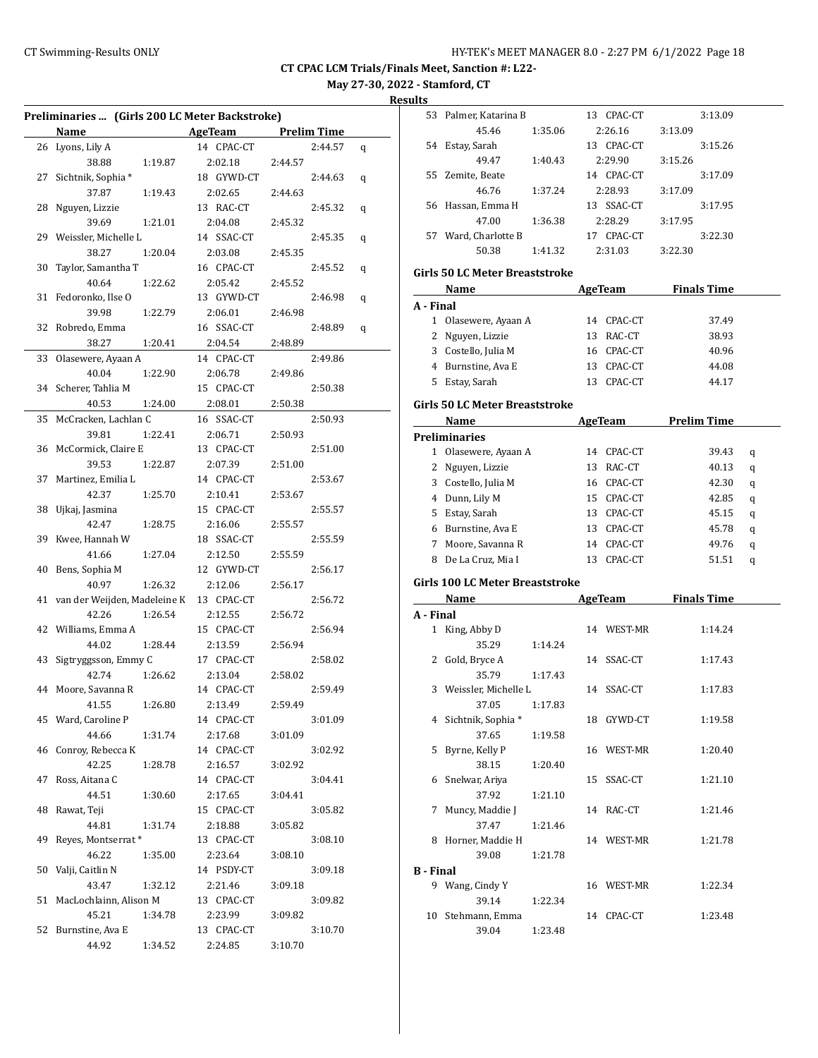**CT CPAC LCM Trials/Finals Meet, Sanction #: L22-**

**May 27-30, 2022 - Stamford, CT**

**Results**

### Preliminaries ... (Girls 200 LC Meter Backstroke)

| | Name | AgeTeam | Prelim Time | |
|---|---|---|---|---|
| 26 | Lyons, Lily A | 14 CPAC-CT | 2:44.57 | q |
| | 38.88 1:19.87 2:02.18 2:44.57 | | | |
| 27 | Sichtnik, Sophia * | 18 GYWD-CT | 2:44.63 | q |
| | 37.87 1:19.43 2:02.65 2:44.63 | | | |
| 28 | Nguyen, Lizzie | 13 RAC-CT | 2:45.32 | q |
| | 39.69 1:21.01 2:04.08 2:45.32 | | | |
| 29 | Weissler, Michelle L | 14 SSAC-CT | 2:45.35 | q |
| | 38.27 1:20.04 2:03.08 2:45.35 | | | |
| 30 | Taylor, Samantha T | 16 CPAC-CT | 2:45.52 | q |
| | 40.64 1:22.62 2:05.42 2:45.52 | | | |
| 31 | Fedoronko, Ilse O | 13 GYWD-CT | 2:46.98 | q |
| | 39.98 1:22.79 2:06.01 2:46.98 | | | |
| 32 | Robredo, Emma | 16 SSAC-CT | 2:48.89 | q |
| | 38.27 1:20.41 2:04.54 2:48.89 | | | |
| 33 | Olasewere, Ayaan A | 14 CPAC-CT | 2:49.86 | |
| | 40.04 1:22.90 2:06.78 2:49.86 | | | |
| 34 | Scherer, Tahlia M | 15 CPAC-CT | 2:50.38 | |
| | 40.53 1:24.00 2:08.01 2:50.38 | | | |
| 35 | McCracken, Lachlan C | 16 SSAC-CT | 2:50.93 | |
| | 39.81 1:22.41 2:06.71 2:50.93 | | | |
| 36 | McCormick, Claire E | 13 CPAC-CT | 2:51.00 | |
| | 39.53 1:22.87 2:07.39 2:51.00 | | | |
| 37 | Martinez, Emilia L | 14 CPAC-CT | 2:53.67 | |
| | 42.37 1:25.70 2:10.41 2:53.67 | | | |
| 38 | Ujkaj, Jasmina | 15 CPAC-CT | 2:55.57 | |
| | 42.47 1:28.75 2:16.06 2:55.57 | | | |
| 39 | Kwee, Hannah W | 18 SSAC-CT | 2:55.59 | |
| | 41.66 1:27.04 2:12.50 2:55.59 | | | |
| 40 | Bens, Sophia M | 12 GYWD-CT | 2:56.17 | |
| | 40.97 1:26.32 2:12.06 2:56.17 | | | |
| 41 | van der Weijden, Madeleine K | 13 CPAC-CT | 2:56.72 | |
| | 42.26 1:26.54 2:12.55 2:56.72 | | | |
| 42 | Williams, Emma A | 15 CPAC-CT | 2:56.94 | |
| | 44.02 1:28.44 2:13.59 2:56.94 | | | |
| 43 | Sigtryggsson, Emmy C | 17 CPAC-CT | 2:58.02 | |
| | 42.74 1:26.62 2:13.04 2:58.02 | | | |
| 44 | Moore, Savanna R | 14 CPAC-CT | 2:59.49 | |
| | 41.55 1:26.80 2:13.49 2:59.49 | | | |
| 45 | Ward, Caroline P | 14 CPAC-CT | 3:01.09 | |
| | 44.66 1:31.74 2:17.68 3:01.09 | | | |
| 46 | Conroy, Rebecca K | 14 CPAC-CT | 3:02.92 | |
| | 42.25 1:28.78 2:16.57 3:02.92 | | | |
| 47 | Ross, Aitana C | 14 CPAC-CT | 3:04.41 | |
| | 44.51 1:30.60 2:17.65 3:04.41 | | | |
| 48 | Rawat, Teji | 15 CPAC-CT | 3:05.82 | |
| | 44.81 1:31.74 2:18.88 3:05.82 | | | |
| 49 | Reyes, Montserrat * | 13 CPAC-CT | 3:08.10 | |
| | 46.22 1:35.00 2:23.64 3:08.10 | | | |
| 50 | Valji, Caitlin N | 14 PSDY-CT | 3:09.18 | |
| | 43.47 1:32.12 2:21.46 3:09.18 | | | |
| 51 | MacLochlainn, Alison M | 13 CPAC-CT | 3:09.82 | |
| | 45.21 1:34.78 2:23.99 3:09.82 | | | |
| 52 | Burnstine, Ava E | 13 CPAC-CT | 3:10.70 | |
| | 44.92 1:34.52 2:24.85 3:10.70 | | | |
| 53 | Palmer, Katarina B | 13 CPAC-CT | 3:13.09 | |
| | 45.46 1:35.06 2:26.16 3:13.09 | | | |
| 54 | Estay, Sarah | 13 CPAC-CT | 3:15.26 | |
| | 49.47 1:40.43 2:29.90 3:15.26 | | | |
| 55 | Zemite, Beate | 14 CPAC-CT | 3:17.09 | |
| | 46.76 1:37.24 2:28.93 3:17.09 | | | |
| 56 | Hassan, Emma H | 13 SSAC-CT | 3:17.95 | |
| | 47.00 1:36.38 2:28.29 3:17.95 | | | |
| 57 | Ward, Charlotte B | 17 CPAC-CT | 3:22.30 | |
| | 50.38 1:41.32 2:31.03 3:22.30 | | | |

### Girls 50 LC Meter Breaststroke

| | Name | AgeTeam | Finals Time |
|---|---|---|---|
| **A - Final** | | | |
| 1 | Olasewere, Ayaan A | 14 CPAC-CT | 37.49 |
| 2 | Nguyen, Lizzie | 13 RAC-CT | 38.93 |
| 3 | Costello, Julia M | 16 CPAC-CT | 40.96 |
| 4 | Burnstine, Ava E | 13 CPAC-CT | 44.08 |
| 5 | Estay, Sarah | 13 CPAC-CT | 44.17 |

### Girls 50 LC Meter Breaststroke

| | Name | AgeTeam | Prelim Time | |
|---|---|---|---|---|
| **Preliminaries** | | | | |
| 1 | Olasewere, Ayaan A | 14 CPAC-CT | 39.43 | q |
| 2 | Nguyen, Lizzie | 13 RAC-CT | 40.13 | q |
| 3 | Costello, Julia M | 16 CPAC-CT | 42.30 | q |
| 4 | Dunn, Lily M | 15 CPAC-CT | 42.85 | q |
| 5 | Estay, Sarah | 13 CPAC-CT | 45.15 | q |
| 6 | Burnstine, Ava E | 13 CPAC-CT | 45.78 | q |
| 7 | Moore, Savanna R | 14 CPAC-CT | 49.76 | q |
| 8 | De La Cruz, Mia I | 13 CPAC-CT | 51.51 | q |

### Girls 100 LC Meter Breaststroke

| | Name | AgeTeam | Finals Time |
|---|---|---|---|
| **A - Final** | | | |
| 1 | King, Abby D | 14 WEST-MR | 1:14.24 |
| | 35.29 1:14.24 | | |
| 2 | Gold, Bryce A | 14 SSAC-CT | 1:17.43 |
| | 35.79 1:17.43 | | |
| 3 | Weissler, Michelle L | 14 SSAC-CT | 1:17.83 |
| | 37.05 1:17.83 | | |
| 4 | Sichtnik, Sophia * | 18 GYWD-CT | 1:19.58 |
| | 37.65 1:19.58 | | |
| 5 | Byrne, Kelly P | 16 WEST-MR | 1:20.40 |
| | 38.15 1:20.40 | | |
| 6 | Snelwar, Ariya | 15 SSAC-CT | 1:21.10 |
| | 37.92 1:21.10 | | |
| 7 | Muncy, Maddie J | 14 RAC-CT | 1:21.46 |
| | 37.47 1:21.46 | | |
| 8 | Horner, Maddie H | 14 WEST-MR | 1:21.78 |
| | 39.08 1:21.78 | | |
| **B - Final** | | | |
| 9 | Wang, Cindy Y | 16 WEST-MR | 1:22.34 |
| | 39.14 1:22.34 | | |
| 10 | Stehmann, Emma | 14 CPAC-CT | 1:23.48 |
| | 39.04 1:23.48 | | |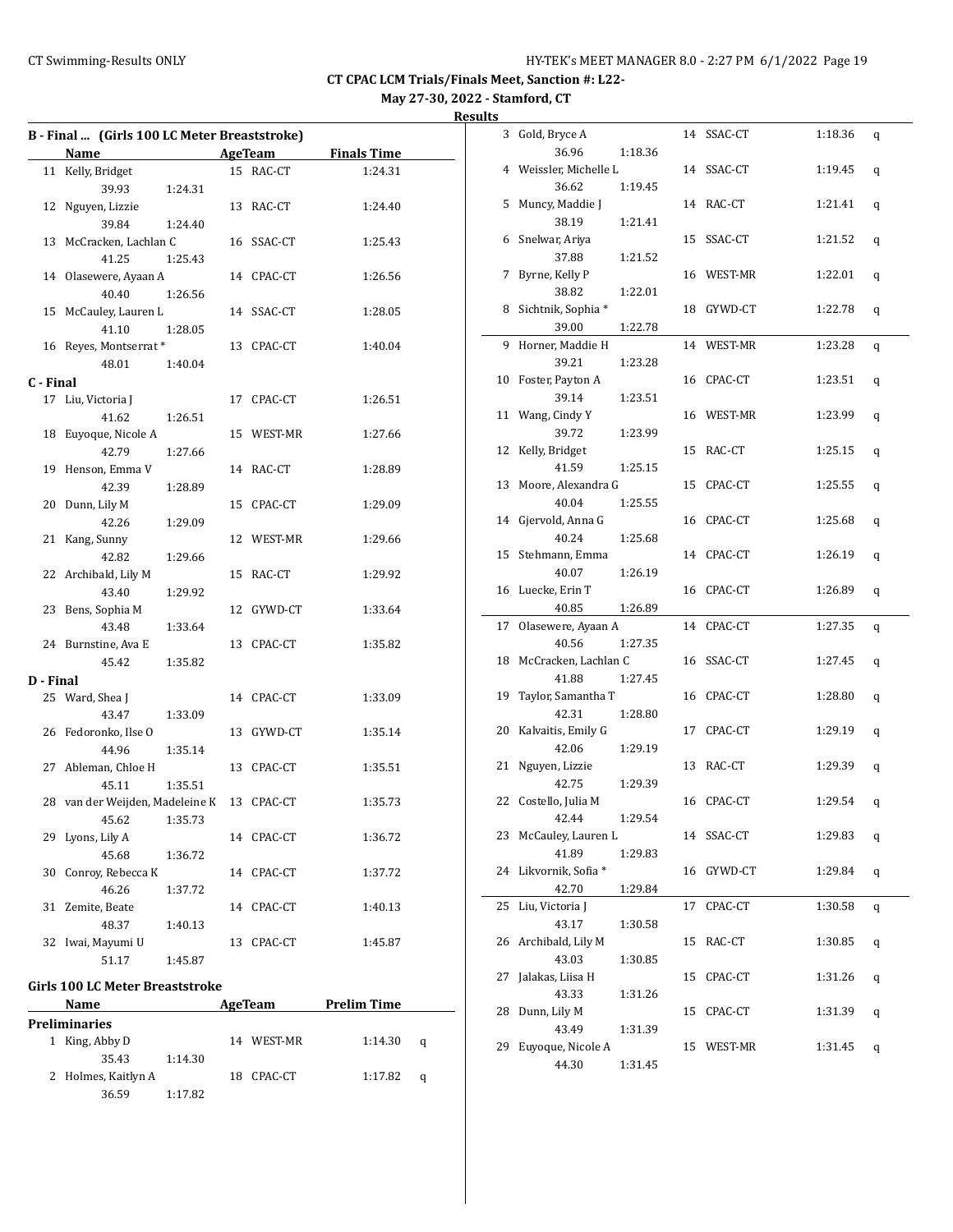CT CPAC LCM Trials/Finals Meet, Sanction #: L22-

May 27-30, 2022 - Stamford, CT

**Results**

## B - Final ... (Girls 100 LC Meter Breaststroke)

| | Name | AgeTeam | | Finals Time |
|---|---|---|---|---|
| 11 | Kelly, Bridget | 15 | RAC-CT | 1:24.31 |
| | 39.93 1:24.31 | | | |
| 12 | Nguyen, Lizzie | 13 | RAC-CT | 1:24.40 |
| | 39.84 1:24.40 | | | |
| 13 | McCracken, Lachlan C | 16 | SSAC-CT | 1:25.43 |
| | 41.25 1:25.43 | | | |
| 14 | Olasewere, Ayaan A | 14 | CPAC-CT | 1:26.56 |
| | 40.40 1:26.56 | | | |
| 15 | McCauley, Lauren L | 14 | SSAC-CT | 1:28.05 |
| | 41.10 1:28.05 | | | |
| 16 | Reyes, Montserrat * | 13 | CPAC-CT | 1:40.04 |
| | 48.01 1:40.04 | | | |

## C - Final

| | Name | AgeTeam | | Finals Time |
|---|---|---|---|---|
| 17 | Liu, Victoria J | 17 | CPAC-CT | 1:26.51 |
| | 41.62 1:26.51 | | | |
| 18 | Euyoque, Nicole A | 15 | WEST-MR | 1:27.66 |
| | 42.79 1:27.66 | | | |
| 19 | Henson, Emma V | 14 | RAC-CT | 1:28.89 |
| | 42.39 1:28.89 | | | |
| 20 | Dunn, Lily M | 15 | CPAC-CT | 1:29.09 |
| | 42.26 1:29.09 | | | |
| 21 | Kang, Sunny | 12 | WEST-MR | 1:29.66 |
| | 42.82 1:29.66 | | | |
| 22 | Archibald, Lily M | 15 | RAC-CT | 1:29.92 |
| | 43.40 1:29.92 | | | |
| 23 | Bens, Sophia M | 12 | GYWD-CT | 1:33.64 |
| | 43.48 1:33.64 | | | |
| 24 | Burnstine, Ava E | 13 | CPAC-CT | 1:35.82 |
| | 45.42 1:35.82 | | | |

## D - Final

| | Name | AgeTeam | | Finals Time |
|---|---|---|---|---|
| 25 | Ward, Shea J | 14 | CPAC-CT | 1:33.09 |
| | 43.47 1:33.09 | | | |
| 26 | Fedoronko, Ilse O | 13 | GYWD-CT | 1:35.14 |
| | 44.96 1:35.14 | | | |
| 27 | Ableman, Chloe H | 13 | CPAC-CT | 1:35.51 |
| | 45.11 1:35.51 | | | |
| 28 | van der Weijden, Madeleine K | 13 | CPAC-CT | 1:35.73 |
| | 45.62 1:35.73 | | | |
| 29 | Lyons, Lily A | 14 | CPAC-CT | 1:36.72 |
| | 45.68 1:36.72 | | | |
| 30 | Conroy, Rebecca K | 14 | CPAC-CT | 1:37.72 |
| | 46.26 1:37.72 | | | |
| 31 | Zemite, Beate | 14 | CPAC-CT | 1:40.13 |
| | 48.37 1:40.13 | | | |
| 32 | Iwai, Mayumi U | 13 | CPAC-CT | 1:45.87 |
| | 51.17 1:45.87 | | | |

## Girls 100 LC Meter Breaststroke

### Preliminaries

| | Name | AgeTeam | | Prelim Time | |
|---|---|---|---|---|---|
| 1 | King, Abby D | 14 | WEST-MR | 1:14.30 | q |
| | 35.43 1:14.30 | | | | |
| 2 | Holmes, Kaitlyn A | 18 | CPAC-CT | 1:17.82 | q |
| | 36.59 1:17.82 | | | | |
| 3 | Gold, Bryce A | 14 | SSAC-CT | 1:18.36 | q |
| | 36.96 1:18.36 | | | | |
| 4 | Weissler, Michelle L | 14 | SSAC-CT | 1:19.45 | q |
| | 36.62 1:19.45 | | | | |
| 5 | Muncy, Maddie J | 14 | RAC-CT | 1:21.41 | q |
| | 38.19 1:21.41 | | | | |
| 6 | Snelwar, Ariya | 15 | SSAC-CT | 1:21.52 | q |
| | 37.88 1:21.52 | | | | |
| 7 | Byrne, Kelly P | 16 | WEST-MR | 1:22.01 | q |
| | 38.82 1:22.01 | | | | |
| 8 | Sichtnik, Sophia * | 18 | GYWD-CT | 1:22.78 | q |
| | 39.00 1:22.78 | | | | |
| 9 | Horner, Maddie H | 14 | WEST-MR | 1:23.28 | q |
| | 39.21 1:23.28 | | | | |
| 10 | Foster, Payton A | 16 | CPAC-CT | 1:23.51 | q |
| | 39.14 1:23.51 | | | | |
| 11 | Wang, Cindy Y | 16 | WEST-MR | 1:23.99 | q |
| | 39.72 1:23.99 | | | | |
| 12 | Kelly, Bridget | 15 | RAC-CT | 1:25.15 | q |
| | 41.59 1:25.15 | | | | |
| 13 | Moore, Alexandra G | 15 | CPAC-CT | 1:25.55 | q |
| | 40.04 1:25.55 | | | | |
| 14 | Gjervold, Anna G | 16 | CPAC-CT | 1:25.68 | q |
| | 40.24 1:25.68 | | | | |
| 15 | Stehmann, Emma | 14 | CPAC-CT | 1:26.19 | q |
| | 40.07 1:26.19 | | | | |
| 16 | Luecke, Erin T | 16 | CPAC-CT | 1:26.89 | q |
| | 40.85 1:26.89 | | | | |
| 17 | Olasewere, Ayaan A | 14 | CPAC-CT | 1:27.35 | q |
| | 40.56 1:27.35 | | | | |
| 18 | McCracken, Lachlan C | 16 | SSAC-CT | 1:27.45 | q |
| | 41.88 1:27.45 | | | | |
| 19 | Taylor, Samantha T | 16 | CPAC-CT | 1:28.80 | q |
| | 42.31 1:28.80 | | | | |
| 20 | Kalvaitis, Emily G | 17 | CPAC-CT | 1:29.19 | q |
| | 42.06 1:29.19 | | | | |
| 21 | Nguyen, Lizzie | 13 | RAC-CT | 1:29.39 | q |
| | 42.75 1:29.39 | | | | |
| 22 | Costello, Julia M | 16 | CPAC-CT | 1:29.54 | q |
| | 42.44 1:29.54 | | | | |
| 23 | McCauley, Lauren L | 14 | SSAC-CT | 1:29.83 | q |
| | 41.89 1:29.83 | | | | |
| 24 | Likvornik, Sofia * | 16 | GYWD-CT | 1:29.84 | q |
| | 42.70 1:29.84 | | | | |
| 25 | Liu, Victoria J | 17 | CPAC-CT | 1:30.58 | q |
| | 43.17 1:30.58 | | | | |
| 26 | Archibald, Lily M | 15 | RAC-CT | 1:30.85 | q |
| | 43.03 1:30.85 | | | | |
| 27 | Jalakas, Liisa H | 15 | CPAC-CT | 1:31.26 | q |
| | 43.33 1:31.26 | | | | |
| 28 | Dunn, Lily M | 15 | CPAC-CT | 1:31.39 | q |
| | 43.49 1:31.39 | | | | |
| 29 | Euyoque, Nicole A | 15 | WEST-MR | 1:31.45 | q |
| | 44.30 1:31.45 | | | | |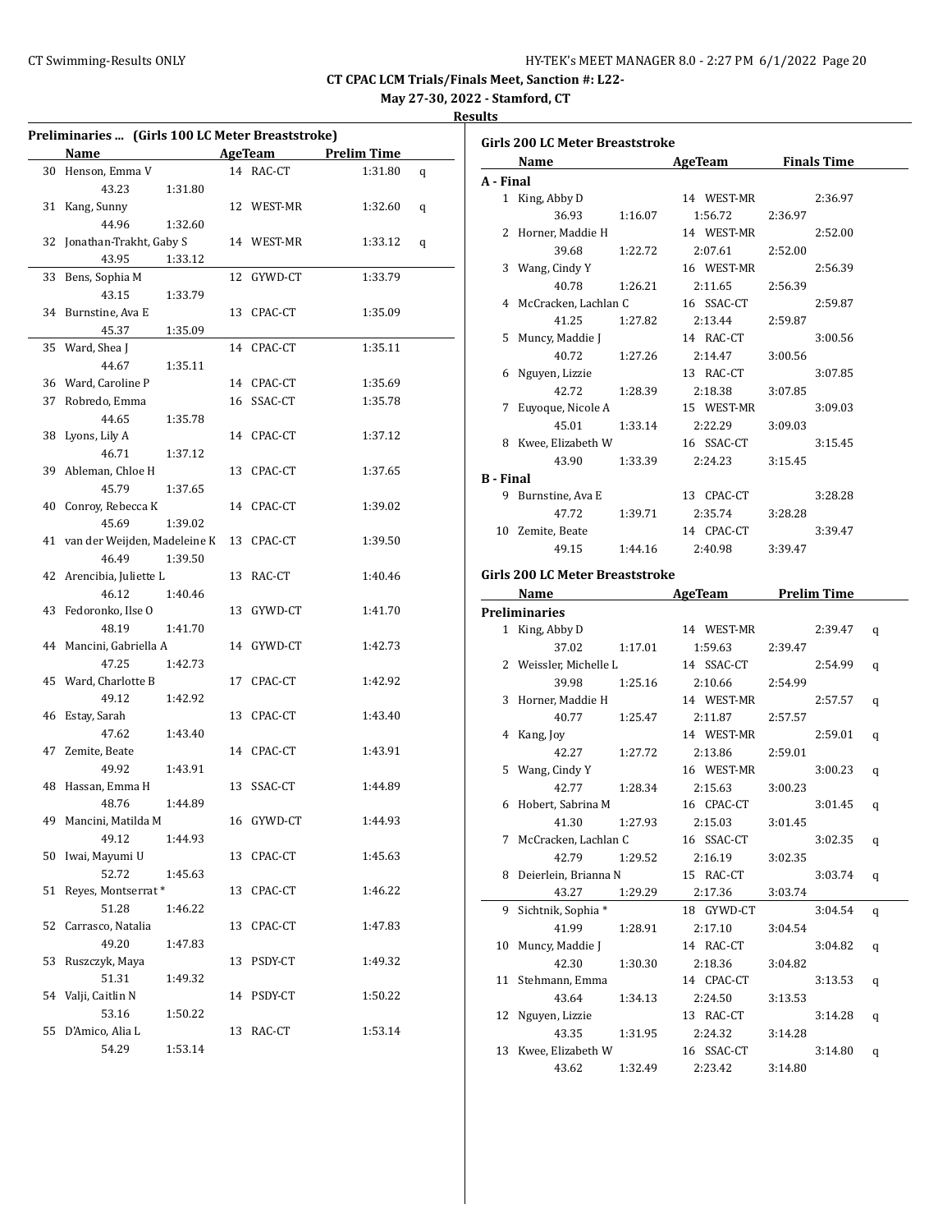# CT CPAC LCM Trials/Finals Meet, Sanction #: L22-

## May 27-30, 2022 - Stamford, CT

### Results

**Preliminaries ... (Girls 100 LC Meter Breaststroke)**

| | Name | Age | Team | Prelim Time | |
|---|---|---|---|---|---|
| 30 | Henson, Emma V | 14 | RAC-CT | 1:31.80 | q |
| | 43.23 1:31.80 | | | | |
| 31 | Kang, Sunny | 12 | WEST-MR | 1:32.60 | q |
| | 44.96 1:32.60 | | | | |
| 32 | Jonathan-Trakht, Gaby S | 14 | WEST-MR | 1:33.12 | q |
| | 43.95 1:33.12 | | | | |
| 33 | Bens, Sophia M | 12 | GYWD-CT | 1:33.79 | |
| | 43.15 1:33.79 | | | | |
| 34 | Burnstine, Ava E | 13 | CPAC-CT | 1:35.09 | |
| | 45.37 1:35.09 | | | | |
| 35 | Ward, Shea J | 14 | CPAC-CT | 1:35.11 | |
| | 44.67 1:35.11 | | | | |
| 36 | Ward, Caroline P | 14 | CPAC-CT | 1:35.69 | |
| 37 | Robredo, Emma | 16 | SSAC-CT | 1:35.78 | |
| | 44.65 1:35.78 | | | | |
| 38 | Lyons, Lily A | 14 | CPAC-CT | 1:37.12 | |
| | 46.71 1:37.12 | | | | |
| 39 | Ableman, Chloe H | 13 | CPAC-CT | 1:37.65 | |
| | 45.79 1:37.65 | | | | |
| 40 | Conroy, Rebecca K | 14 | CPAC-CT | 1:39.02 | |
| | 45.69 1:39.02 | | | | |
| 41 | van der Weijden, Madeleine K | 13 | CPAC-CT | 1:39.50 | |
| | 46.49 1:39.50 | | | | |
| 42 | Arencibia, Juliette L | 13 | RAC-CT | 1:40.46 | |
| | 46.12 1:40.46 | | | | |
| 43 | Fedoronko, Ilse O | 13 | GYWD-CT | 1:41.70 | |
| | 48.19 1:41.70 | | | | |
| 44 | Mancini, Gabriella A | 14 | GYWD-CT | 1:42.73 | |
| | 47.25 1:42.73 | | | | |
| 45 | Ward, Charlotte B | 17 | CPAC-CT | 1:42.92 | |
| | 49.12 1:42.92 | | | | |
| 46 | Estay, Sarah | 13 | CPAC-CT | 1:43.40 | |
| | 47.62 1:43.40 | | | | |
| 47 | Zemite, Beate | 14 | CPAC-CT | 1:43.91 | |
| | 49.92 1:43.91 | | | | |
| 48 | Hassan, Emma H | 13 | SSAC-CT | 1:44.89 | |
| | 48.76 1:44.89 | | | | |
| 49 | Mancini, Matilda M | 16 | GYWD-CT | 1:44.93 | |
| | 49.12 1:44.93 | | | | |
| 50 | Iwai, Mayumi U | 13 | CPAC-CT | 1:45.63 | |
| | 52.72 1:45.63 | | | | |
| 51 | Reyes, Montserrat * | 13 | CPAC-CT | 1:46.22 | |
| | 51.28 1:46.22 | | | | |
| 52 | Carrasco, Natalia | 13 | CPAC-CT | 1:47.83 | |
| | 49.20 1:47.83 | | | | |
| 53 | Ruszczyk, Maya | 13 | PSDY-CT | 1:49.32 | |
| | 51.31 1:49.32 | | | | |
| 54 | Valji, Caitlin N | 14 | PSDY-CT | 1:50.22 | |
| | 53.16 1:50.22 | | | | |
| 55 | D'Amico, Alia L | 13 | RAC-CT | 1:53.14 | |
| | 54.29 1:53.14 | | | | |

**Girls 200 LC Meter Breaststroke**

| | Name | Age | Team | Finals Time |
|---|---|---|---|---|
| **A - Final** | | | | |
| 1 | King, Abby D | 14 | WEST-MR | 2:36.97 |
| | 36.93 1:16.07 1:56.72 2:36.97 | | | |
| 2 | Horner, Maddie H | 14 | WEST-MR | 2:52.00 |
| | 39.68 1:22.72 2:07.61 2:52.00 | | | |
| 3 | Wang, Cindy Y | 16 | WEST-MR | 2:56.39 |
| | 40.78 1:26.21 2:11.65 2:56.39 | | | |
| 4 | McCracken, Lachlan C | 16 | SSAC-CT | 2:59.87 |
| | 41.25 1:27.82 2:13.44 2:59.87 | | | |
| 5 | Muncy, Maddie J | 14 | RAC-CT | 3:00.56 |
| | 40.72 1:27.26 2:14.47 3:00.56 | | | |
| 6 | Nguyen, Lizzie | 13 | RAC-CT | 3:07.85 |
| | 42.72 1:28.39 2:18.38 3:07.85 | | | |
| 7 | Euyoque, Nicole A | 15 | WEST-MR | 3:09.03 |
| | 45.01 1:33.14 2:22.29 3:09.03 | | | |
| 8 | Kwee, Elizabeth W | 16 | SSAC-CT | 3:15.45 |
| | 43.90 1:33.39 2:24.23 3:15.45 | | | |
| **B - Final** | | | | |
| 9 | Burnstine, Ava E | 13 | CPAC-CT | 3:28.28 |
| | 47.72 1:39.71 2:35.74 3:28.28 | | | |
| 10 | Zemite, Beate | 14 | CPAC-CT | 3:39.47 |
| | 49.15 1:44.16 2:40.98 3:39.47 | | | |

**Girls 200 LC Meter Breaststroke**

| | Name | Age | Team | Prelim Time | |
|---|---|---|---|---|---|
| **Preliminaries** | | | | | |
| 1 | King, Abby D | 14 | WEST-MR | 2:39.47 | q |
| | 37.02 1:17.01 1:59.63 2:39.47 | | | | |
| 2 | Weissler, Michelle L | 14 | SSAC-CT | 2:54.99 | q |
| | 39.98 1:25.16 2:10.66 2:54.99 | | | | |
| 3 | Horner, Maddie H | 14 | WEST-MR | 2:57.57 | q |
| | 40.77 1:25.47 2:11.87 2:57.57 | | | | |
| 4 | Kang, Joy | 14 | WEST-MR | 2:59.01 | q |
| | 42.27 1:27.72 2:13.86 2:59.01 | | | | |
| 5 | Wang, Cindy Y | 16 | WEST-MR | 3:00.23 | q |
| | 42.77 1:28.34 2:15.63 3:00.23 | | | | |
| 6 | Hobert, Sabrina M | 16 | CPAC-CT | 3:01.45 | q |
| | 41.30 1:27.93 2:15.03 3:01.45 | | | | |
| 7 | McCracken, Lachlan C | 16 | SSAC-CT | 3:02.35 | q |
| | 42.79 1:29.52 2:16.19 3:02.35 | | | | |
| 8 | Deierlein, Brianna N | 15 | RAC-CT | 3:03.74 | q |
| | 43.27 1:29.29 2:17.36 3:03.74 | | | | |
| 9 | Sichtnik, Sophia * | 18 | GYWD-CT | 3:04.54 | q |
| | 41.99 1:28.91 2:17.10 3:04.54 | | | | |
| 10 | Muncy, Maddie J | 14 | RAC-CT | 3:04.82 | q |
| | 42.30 1:30.30 2:18.36 3:04.82 | | | | |
| 11 | Stehmann, Emma | 14 | CPAC-CT | 3:13.53 | q |
| | 43.64 1:34.13 2:24.50 3:13.53 | | | | |
| 12 | Nguyen, Lizzie | 13 | RAC-CT | 3:14.28 | q |
| | 43.35 1:31.95 2:24.32 3:14.28 | | | | |
| 13 | Kwee, Elizabeth W | 16 | SSAC-CT | 3:14.80 | q |
| | 43.62 1:32.49 2:23.42 3:14.80 | | | | |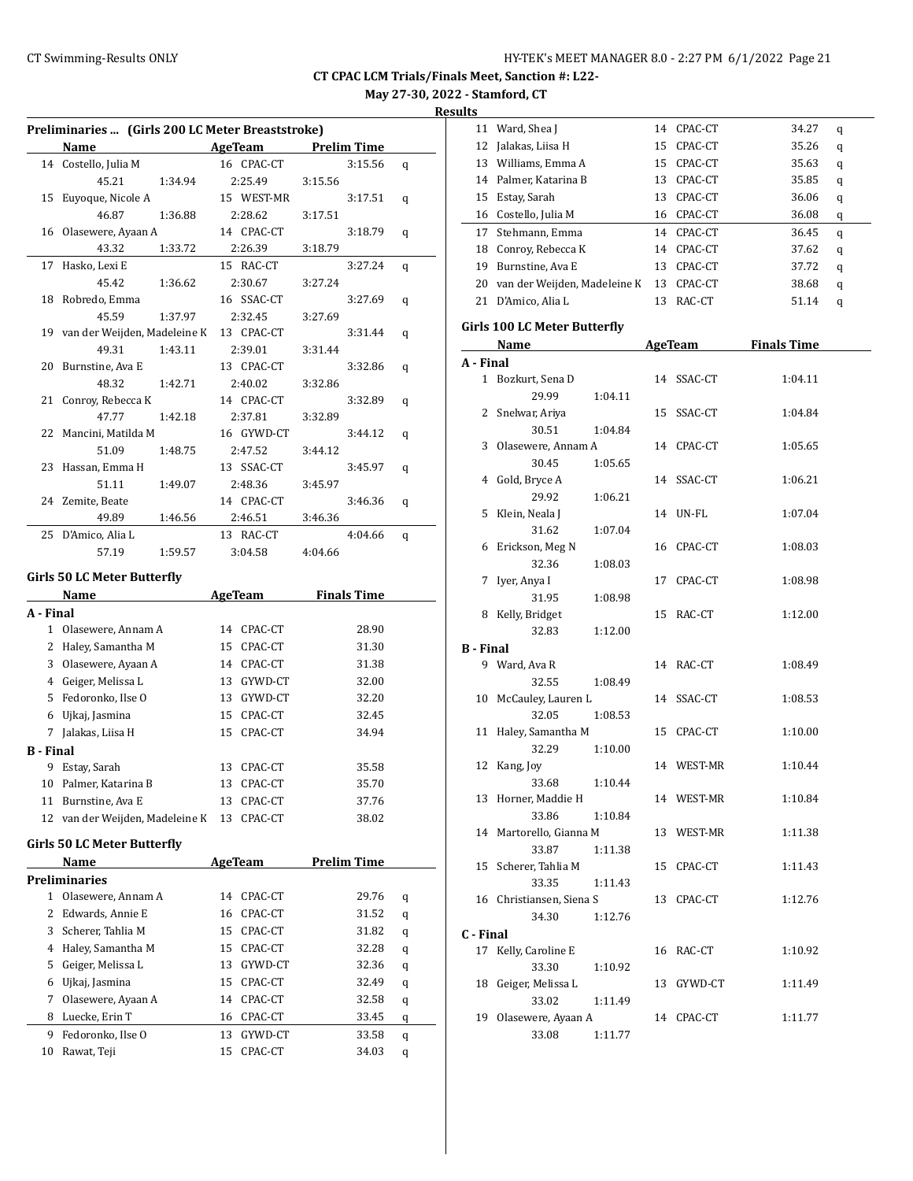**CT CPAC LCM Trials/Finals Meet, Sanction #: L22-**
**May 27-30, 2022 - Stamford, CT**
**Results**

### Preliminaries ... (Girls 200 LC Meter Breaststroke)

| | Name | AgeTeam | | Prelim Time | |
|---|---|---|---|---|---|
| 14 | Costello, Julia M | 16 | CPAC-CT | 3:15.56 | q |
| | 45.21 1:34.94 2:25.49 3:15.56 | | | | |
| 15 | Euyoque, Nicole A | 15 | WEST-MR | 3:17.51 | q |
| | 46.87 1:36.88 2:28.62 3:17.51 | | | | |
| 16 | Olasewere, Ayaan A | 14 | CPAC-CT | 3:18.79 | q |
| | 43.32 1:33.72 2:26.39 3:18.79 | | | | |
| 17 | Hasko, Lexi E | 15 | RAC-CT | 3:27.24 | q |
| | 45.42 1:36.62 2:30.67 3:27.24 | | | | |
| 18 | Robredo, Emma | 16 | SSAC-CT | 3:27.69 | q |
| | 45.59 1:37.97 2:32.45 3:27.69 | | | | |
| 19 | van der Weijden, Madeleine K | 13 | CPAC-CT | 3:31.44 | q |
| | 49.31 1:43.11 2:39.01 3:31.44 | | | | |
| 20 | Burnstine, Ava E | 13 | CPAC-CT | 3:32.86 | q |
| | 48.32 1:42.71 2:40.02 3:32.86 | | | | |
| 21 | Conroy, Rebecca K | 14 | CPAC-CT | 3:32.89 | q |
| | 47.77 1:42.18 2:37.81 3:32.89 | | | | |
| 22 | Mancini, Matilda M | 16 | GYWD-CT | 3:44.12 | q |
| | 51.09 1:48.75 2:47.52 3:44.12 | | | | |
| 23 | Hassan, Emma H | 13 | SSAC-CT | 3:45.97 | q |
| | 51.11 1:49.07 2:48.36 3:45.97 | | | | |
| 24 | Zemite, Beate | 14 | CPAC-CT | 3:46.36 | q |
| | 49.89 1:46.56 2:46.51 3:46.36 | | | | |
| 25 | D'Amico, Alia L | 13 | RAC-CT | 4:04.66 | q |
| | 57.19 1:59.57 3:04.58 4:04.66 | | | | |

### Girls 50 LC Meter Butterfly

| | Name | AgeTeam | | Finals Time |
|---|---|---|---|---|
| **A - Final** | | | | |
| 1 | Olasewere, Annam A | 14 | CPAC-CT | 28.90 |
| 2 | Haley, Samantha M | 15 | CPAC-CT | 31.30 |
| 3 | Olasewere, Ayaan A | 14 | CPAC-CT | 31.38 |
| 4 | Geiger, Melissa L | 13 | GYWD-CT | 32.00 |
| 5 | Fedoronko, Ilse O | 13 | GYWD-CT | 32.20 |
| 6 | Ujkaj, Jasmina | 15 | CPAC-CT | 32.45 |
| 7 | Jalakas, Liisa H | 15 | CPAC-CT | 34.94 |
| **B - Final** | | | | |
| 9 | Estay, Sarah | 13 | CPAC-CT | 35.58 |
| 10 | Palmer, Katarina B | 13 | CPAC-CT | 35.70 |
| 11 | Burnstine, Ava E | 13 | CPAC-CT | 37.76 |
| 12 | van der Weijden, Madeleine K | 13 | CPAC-CT | 38.02 |

### Girls 50 LC Meter Butterfly

| | Name | AgeTeam | | Prelim Time | |
|---|---|---|---|---|---|
| **Preliminaries** | | | | | |
| 1 | Olasewere, Annam A | 14 | CPAC-CT | 29.76 | q |
| 2 | Edwards, Annie E | 16 | CPAC-CT | 31.52 | q |
| 3 | Scherer, Tahlia M | 15 | CPAC-CT | 31.82 | q |
| 4 | Haley, Samantha M | 15 | CPAC-CT | 32.28 | q |
| 5 | Geiger, Melissa L | 13 | GYWD-CT | 32.36 | q |
| 6 | Ujkaj, Jasmina | 15 | CPAC-CT | 32.49 | q |
| 7 | Olasewere, Ayaan A | 14 | CPAC-CT | 32.58 | q |
| 8 | Luecke, Erin T | 16 | CPAC-CT | 33.45 | q |
| 9 | Fedoronko, Ilse O | 13 | GYWD-CT | 33.58 | q |
| 10 | Rawat, Teji | 15 | CPAC-CT | 34.03 | q |
| 11 | Ward, Shea J | 14 | CPAC-CT | 34.27 | q |
| 12 | Jalakas, Liisa H | 15 | CPAC-CT | 35.26 | q |
| 13 | Williams, Emma A | 15 | CPAC-CT | 35.63 | q |
| 14 | Palmer, Katarina B | 13 | CPAC-CT | 35.85 | q |
| 15 | Estay, Sarah | 13 | CPAC-CT | 36.06 | q |
| 16 | Costello, Julia M | 16 | CPAC-CT | 36.08 | q |
| 17 | Stehmann, Emma | 14 | CPAC-CT | 36.45 | q |
| 18 | Conroy, Rebecca K | 14 | CPAC-CT | 37.62 | q |
| 19 | Burnstine, Ava E | 13 | CPAC-CT | 37.72 | q |
| 20 | van der Weijden, Madeleine K | 13 | CPAC-CT | 38.68 | q |
| 21 | D'Amico, Alia L | 13 | RAC-CT | 51.14 | q |

### Girls 100 LC Meter Butterfly

| | Name | AgeTeam | | Finals Time |
|---|---|---|---|---|
| **A - Final** | | | | |
| 1 | Bozkurt, Sena D | 14 | SSAC-CT | 1:04.11 |
| | 29.99 1:04.11 | | | |
| 2 | Snelwar, Ariya | 15 | SSAC-CT | 1:04.84 |
| | 30.51 1:04.84 | | | |
| 3 | Olasewere, Annam A | 14 | CPAC-CT | 1:05.65 |
| | 30.45 1:05.65 | | | |
| 4 | Gold, Bryce A | 14 | SSAC-CT | 1:06.21 |
| | 29.92 1:06.21 | | | |
| 5 | Klein, Neala J | 14 | UN-FL | 1:07.04 |
| | 31.62 1:07.04 | | | |
| 6 | Erickson, Meg N | 16 | CPAC-CT | 1:08.03 |
| | 32.36 1:08.03 | | | |
| 7 | Iyer, Anya I | 17 | CPAC-CT | 1:08.98 |
| | 31.95 1:08.98 | | | |
| 8 | Kelly, Bridget | 15 | RAC-CT | 1:12.00 |
| | 32.83 1:12.00 | | | |
| **B - Final** | | | | |
| 9 | Ward, Ava R | 14 | RAC-CT | 1:08.49 |
| | 32.55 1:08.49 | | | |
| 10 | McCauley, Lauren L | 14 | SSAC-CT | 1:08.53 |
| | 32.05 1:08.53 | | | |
| 11 | Haley, Samantha M | 15 | CPAC-CT | 1:10.00 |
| | 32.29 1:10.00 | | | |
| 12 | Kang, Joy | 14 | WEST-MR | 1:10.44 |
| | 33.68 1:10.44 | | | |
| 13 | Horner, Maddie H | 14 | WEST-MR | 1:10.84 |
| | 33.86 1:10.84 | | | |
| 14 | Martorello, Gianna M | 13 | WEST-MR | 1:11.38 |
| | 33.87 1:11.38 | | | |
| 15 | Scherer, Tahlia M | 15 | CPAC-CT | 1:11.43 |
| | 33.35 1:11.43 | | | |
| 16 | Christiansen, Siena S | 13 | CPAC-CT | 1:12.76 |
| | 34.30 1:12.76 | | | |
| **C - Final** | | | | |
| 17 | Kelly, Caroline E | 16 | RAC-CT | 1:10.92 |
| | 33.30 1:10.92 | | | |
| 18 | Geiger, Melissa L | 13 | GYWD-CT | 1:11.49 |
| | 33.02 1:11.49 | | | |
| 19 | Olasewere, Ayaan A | 14 | CPAC-CT | 1:11.77 |
| | 33.08 1:11.77 | | | |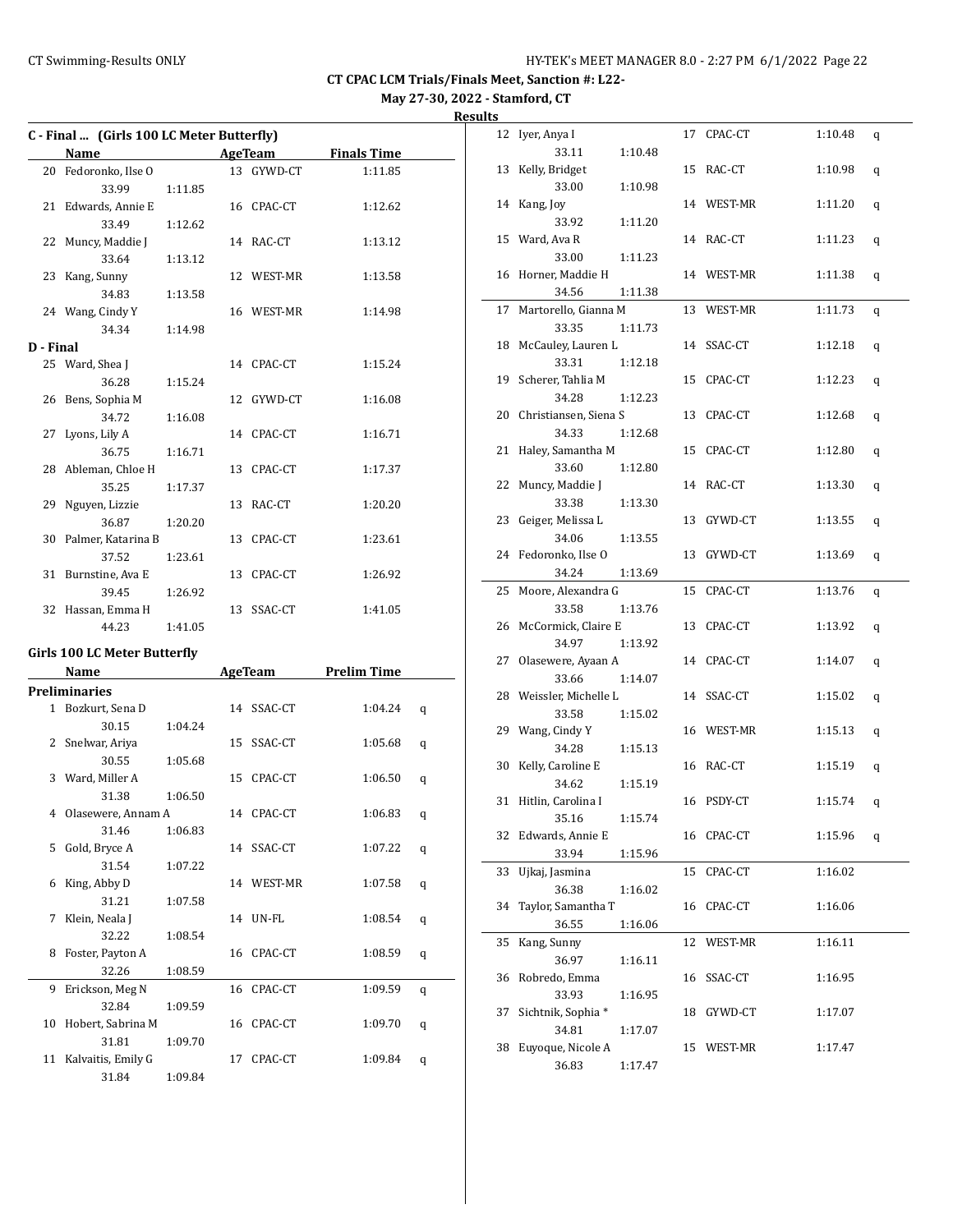**CT CPAC LCM Trials/Finals Meet, Sanction #: L22-**

**May 27-30, 2022 - Stamford, CT**

**Results**

### C - Final ... (Girls 100 LC Meter Butterfly)

| | Name | Age | Team | Finals Time | |
|---|---|---|---|---|---|
| 20 | Fedoronko, Ilse O | 13 | GYWD-CT | 1:11.85 | |
| | 33.99 1:11.85 | | | | |
| 21 | Edwards, Annie E | 16 | CPAC-CT | 1:12.62 | |
| | 33.49 1:12.62 | | | | |
| 22 | Muncy, Maddie J | 14 | RAC-CT | 1:13.12 | |
| | 33.64 1:13.12 | | | | |
| 23 | Kang, Sunny | 12 | WEST-MR | 1:13.58 | |
| | 34.83 1:13.58 | | | | |
| 24 | Wang, Cindy Y | 16 | WEST-MR | 1:14.98 | |
| | 34.34 1:14.98 | | | | |

### D - Final

| | Name | Age | Team | Finals Time | |
|---|---|---|---|---|---|
| 25 | Ward, Shea J | 14 | CPAC-CT | 1:15.24 | |
| | 36.28 1:15.24 | | | | |
| 26 | Bens, Sophia M | 12 | GYWD-CT | 1:16.08 | |
| | 34.72 1:16.08 | | | | |
| 27 | Lyons, Lily A | 14 | CPAC-CT | 1:16.71 | |
| | 36.75 1:16.71 | | | | |
| 28 | Ableman, Chloe H | 13 | CPAC-CT | 1:17.37 | |
| | 35.25 1:17.37 | | | | |
| 29 | Nguyen, Lizzie | 13 | RAC-CT | 1:20.20 | |
| | 36.87 1:20.20 | | | | |
| 30 | Palmer, Katarina B | 13 | CPAC-CT | 1:23.61 | |
| | 37.52 1:23.61 | | | | |
| 31 | Burnstine, Ava E | 13 | CPAC-CT | 1:26.92 | |
| | 39.45 1:26.92 | | | | |
| 32 | Hassan, Emma H | 13 | SSAC-CT | 1:41.05 | |
| | 44.23 1:41.05 | | | | |

### Girls 100 LC Meter Butterfly

#### Preliminaries

| | Name | Age | Team | Prelim Time | |
|---|---|---|---|---|---|
| 1 | Bozkurt, Sena D | 14 | SSAC-CT | 1:04.24 | q |
| | 30.15 1:04.24 | | | | |
| 2 | Snelwar, Ariya | 15 | SSAC-CT | 1:05.68 | q |
| | 30.55 1:05.68 | | | | |
| 3 | Ward, Miller A | 15 | CPAC-CT | 1:06.50 | q |
| | 31.38 1:06.50 | | | | |
| 4 | Olasewere, Annam A | 14 | CPAC-CT | 1:06.83 | q |
| | 31.46 1:06.83 | | | | |
| 5 | Gold, Bryce A | 14 | SSAC-CT | 1:07.22 | q |
| | 31.54 1:07.22 | | | | |
| 6 | King, Abby D | 14 | WEST-MR | 1:07.58 | q |
| | 31.21 1:07.58 | | | | |
| 7 | Klein, Neala J | 14 | UN-FL | 1:08.54 | q |
| | 32.22 1:08.54 | | | | |
| 8 | Foster, Payton A | 16 | CPAC-CT | 1:08.59 | q |
| | 32.26 1:08.59 | | | | |
| 9 | Erickson, Meg N | 16 | CPAC-CT | 1:09.59 | q |
| | 32.84 1:09.59 | | | | |
| 10 | Hobert, Sabrina M | 16 | CPAC-CT | 1:09.70 | q |
| | 31.81 1:09.70 | | | | |
| 11 | Kalvaitis, Emily G | 17 | CPAC-CT | 1:09.84 | q |
| | 31.84 1:09.84 | | | | |
| 12 | Iyer, Anya I | 17 | CPAC-CT | 1:10.48 | q |
| | 33.11 1:10.48 | | | | |
| 13 | Kelly, Bridget | 15 | RAC-CT | 1:10.98 | q |
| | 33.00 1:10.98 | | | | |
| 14 | Kang, Joy | 14 | WEST-MR | 1:11.20 | q |
| | 33.92 1:11.20 | | | | |
| 15 | Ward, Ava R | 14 | RAC-CT | 1:11.23 | q |
| | 33.00 1:11.23 | | | | |
| 16 | Horner, Maddie H | 14 | WEST-MR | 1:11.38 | q |
| | 34.56 1:11.38 | | | | |
| 17 | Martorello, Gianna M | 13 | WEST-MR | 1:11.73 | q |
| | 33.35 1:11.73 | | | | |
| 18 | McCauley, Lauren L | 14 | SSAC-CT | 1:12.18 | q |
| | 33.31 1:12.18 | | | | |
| 19 | Scherer, Tahlia M | 15 | CPAC-CT | 1:12.23 | q |
| | 34.28 1:12.23 | | | | |
| 20 | Christiansen, Siena S | 13 | CPAC-CT | 1:12.68 | q |
| | 34.33 1:12.68 | | | | |
| 21 | Haley, Samantha M | 15 | CPAC-CT | 1:12.80 | q |
| | 33.60 1:12.80 | | | | |
| 22 | Muncy, Maddie J | 14 | RAC-CT | 1:13.30 | q |
| | 33.38 1:13.30 | | | | |
| 23 | Geiger, Melissa L | 13 | GYWD-CT | 1:13.55 | q |
| | 34.06 1:13.55 | | | | |
| 24 | Fedoronko, Ilse O | 13 | GYWD-CT | 1:13.69 | q |
| | 34.24 1:13.69 | | | | |
| 25 | Moore, Alexandra G | 15 | CPAC-CT | 1:13.76 | q |
| | 33.58 1:13.76 | | | | |
| 26 | McCormick, Claire E | 13 | CPAC-CT | 1:13.92 | q |
| | 34.97 1:13.92 | | | | |
| 27 | Olasewere, Ayaan A | 14 | CPAC-CT | 1:14.07 | q |
| | 33.66 1:14.07 | | | | |
| 28 | Weissler, Michelle L | 14 | SSAC-CT | 1:15.02 | q |
| | 33.58 1:15.02 | | | | |
| 29 | Wang, Cindy Y | 16 | WEST-MR | 1:15.13 | q |
| | 34.28 1:15.13 | | | | |
| 30 | Kelly, Caroline E | 16 | RAC-CT | 1:15.19 | q |
| | 34.62 1:15.19 | | | | |
| 31 | Hitlin, Carolina I | 16 | PSDY-CT | 1:15.74 | q |
| | 35.16 1:15.74 | | | | |
| 32 | Edwards, Annie E | 16 | CPAC-CT | 1:15.96 | q |
| | 33.94 1:15.96 | | | | |
| 33 | Ujkaj, Jasmina | 15 | CPAC-CT | 1:16.02 | |
| | 36.38 1:16.02 | | | | |
| 34 | Taylor, Samantha T | 16 | CPAC-CT | 1:16.06 | |
| | 36.55 1:16.06 | | | | |
| 35 | Kang, Sunny | 12 | WEST-MR | 1:16.11 | |
| | 36.97 1:16.11 | | | | |
| 36 | Robredo, Emma | 16 | SSAC-CT | 1:16.95 | |
| | 33.93 1:16.95 | | | | |
| 37 | Sichtnik, Sophia * | 18 | GYWD-CT | 1:17.07 | |
| | 34.81 1:17.07 | | | | |
| 38 | Euyoque, Nicole A | 15 | WEST-MR | 1:17.47 | |
| | 36.83 1:17.47 | | | | |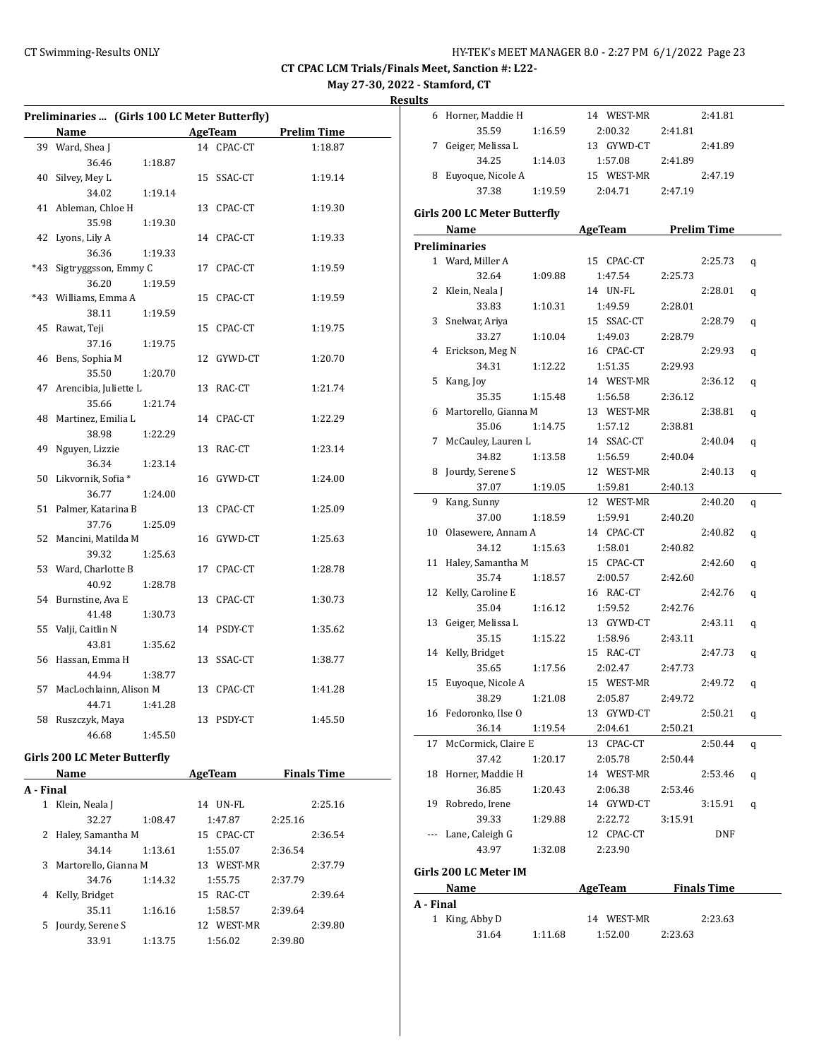# CT CPAC LCM Trials/Finals Meet, Sanction #: L22-

**May 27-30, 2022 - Stamford, CT**

**Results**

## Preliminaries ... (Girls 100 LC Meter Butterfly)

| | Name | AgeTeam | Prelim Time |
|---|---|---|---|
| 39 | Ward, Shea J | 14 CPAC-CT | 1:18.87 |
| | 36.46 1:18.87 | | |
| 40 | Silvey, Mey L | 15 SSAC-CT | 1:19.14 |
| | 34.02 1:19.14 | | |
| 41 | Ableman, Chloe H | 13 CPAC-CT | 1:19.30 |
| | 35.98 1:19.30 | | |
| 42 | Lyons, Lily A | 14 CPAC-CT | 1:19.33 |
| | 36.36 1:19.33 | | |
| *43 | Sigtryggsson, Emmy C | 17 CPAC-CT | 1:19.59 |
| | 36.20 1:19.59 | | |
| *43 | Williams, Emma A | 15 CPAC-CT | 1:19.59 |
| | 38.11 1:19.59 | | |
| 45 | Rawat, Teji | 15 CPAC-CT | 1:19.75 |
| | 37.16 1:19.75 | | |
| 46 | Bens, Sophia M | 12 GYWD-CT | 1:20.70 |
| | 35.50 1:20.70 | | |
| 47 | Arencibia, Juliette L | 13 RAC-CT | 1:21.74 |
| | 35.66 1:21.74 | | |
| 48 | Martinez, Emilia L | 14 CPAC-CT | 1:22.29 |
| | 38.98 1:22.29 | | |
| 49 | Nguyen, Lizzie | 13 RAC-CT | 1:23.14 |
| | 36.34 1:23.14 | | |
| 50 | Likvornik, Sofia * | 16 GYWD-CT | 1:24.00 |
| | 36.77 1:24.00 | | |
| 51 | Palmer, Katarina B | 13 CPAC-CT | 1:25.09 |
| | 37.76 1:25.09 | | |
| 52 | Mancini, Matilda M | 16 GYWD-CT | 1:25.63 |
| | 39.32 1:25.63 | | |
| 53 | Ward, Charlotte B | 17 CPAC-CT | 1:28.78 |
| | 40.92 1:28.78 | | |
| 54 | Burnstine, Ava E | 13 CPAC-CT | 1:30.73 |
| | 41.48 1:30.73 | | |
| 55 | Valji, Caitlin N | 14 PSDY-CT | 1:35.62 |
| | 43.81 1:35.62 | | |
| 56 | Hassan, Emma H | 13 SSAC-CT | 1:38.77 |
| | 44.94 1:38.77 | | |
| 57 | MacLochlainn, Alison M | 13 CPAC-CT | 1:41.28 |
| | 44.71 1:41.28 | | |
| 58 | Ruszczyk, Maya | 13 PSDY-CT | 1:45.50 |
| | 46.68 1:45.50 | | |

## Girls 200 LC Meter Butterfly

| | Name | AgeTeam | Finals Time |
|---|---|---|---|
| **A - Final** | | | |
| 1 | Klein, Neala J | 14 UN-FL | 2:25.16 |
| | 32.27 1:08.47 1:47.87 2:25.16 | | |
| 2 | Haley, Samantha M | 15 CPAC-CT | 2:36.54 |
| | 34.14 1:13.61 1:55.07 2:36.54 | | |
| 3 | Martorello, Gianna M | 13 WEST-MR | 2:37.79 |
| | 34.76 1:14.32 1:55.75 2:37.79 | | |
| 4 | Kelly, Bridget | 15 RAC-CT | 2:39.64 |
| | 35.11 1:16.16 1:58.57 2:39.64 | | |
| 5 | Jourdy, Serene S | 12 WEST-MR | 2:39.80 |
| | 33.91 1:13.75 1:56.02 2:39.80 | | |
| 6 | Horner, Maddie H | 14 WEST-MR | 2:41.81 |
| | 35.59 1:16.59 2:00.32 2:41.81 | | |
| 7 | Geiger, Melissa L | 13 GYWD-CT | 2:41.89 |
| | 34.25 1:14.03 1:57.08 2:41.89 | | |
| 8 | Euyoque, Nicole A | 15 WEST-MR | 2:47.19 |
| | 37.38 1:19.59 2:04.71 2:47.19 | | |

## Girls 200 LC Meter Butterfly

| | Name | AgeTeam | Prelim Time | |
|---|---|---|---|---|
| **Preliminaries** | | | | |
| 1 | Ward, Miller A | 15 CPAC-CT | 2:25.73 | q |
| | 32.64 1:09.88 1:47.54 2:25.73 | | | |
| 2 | Klein, Neala J | 14 UN-FL | 2:28.01 | q |
| | 33.83 1:10.31 1:49.59 2:28.01 | | | |
| 3 | Snelwar, Ariya | 15 SSAC-CT | 2:28.79 | q |
| | 33.27 1:10.04 1:49.03 2:28.79 | | | |
| 4 | Erickson, Meg N | 16 CPAC-CT | 2:29.93 | q |
| | 34.31 1:12.22 1:51.35 2:29.93 | | | |
| 5 | Kang, Joy | 14 WEST-MR | 2:36.12 | q |
| | 35.35 1:15.48 1:56.58 2:36.12 | | | |
| 6 | Martorello, Gianna M | 13 WEST-MR | 2:38.81 | q |
| | 35.06 1:14.75 1:57.12 2:38.81 | | | |
| 7 | McCauley, Lauren L | 14 SSAC-CT | 2:40.04 | q |
| | 34.82 1:13.58 1:56.59 2:40.04 | | | |
| 8 | Jourdy, Serene S | 12 WEST-MR | 2:40.13 | q |
| | 37.07 1:19.05 1:59.81 2:40.13 | | | |
| 9 | Kang, Sunny | 12 WEST-MR | 2:40.20 | q |
| | 37.00 1:18.59 1:59.91 2:40.20 | | | |
| 10 | Olasewere, Annam A | 14 CPAC-CT | 2:40.82 | q |
| | 34.12 1:15.63 1:58.01 2:40.82 | | | |
| 11 | Haley, Samantha M | 15 CPAC-CT | 2:42.60 | q |
| | 35.74 1:18.57 2:00.57 2:42.60 | | | |
| 12 | Kelly, Caroline E | 16 RAC-CT | 2:42.76 | q |
| | 35.04 1:16.12 1:59.52 2:42.76 | | | |
| 13 | Geiger, Melissa L | 13 GYWD-CT | 2:43.11 | q |
| | 35.15 1:15.22 1:58.96 2:43.11 | | | |
| 14 | Kelly, Bridget | 15 RAC-CT | 2:47.73 | q |
| | 35.65 1:17.56 2:02.47 2:47.73 | | | |
| 15 | Euyoque, Nicole A | 15 WEST-MR | 2:49.72 | q |
| | 38.29 1:21.08 2:05.87 2:49.72 | | | |
| 16 | Fedoronko, Ilse O | 13 GYWD-CT | 2:50.21 | q |
| | 36.14 1:19.54 2:04.61 2:50.21 | | | |
| 17 | McCormick, Claire E | 13 CPAC-CT | 2:50.44 | q |
| | 37.42 1:20.17 2:05.78 2:50.44 | | | |
| 18 | Horner, Maddie H | 14 WEST-MR | 2:53.46 | q |
| | 36.85 1:20.43 2:06.38 2:53.46 | | | |
| 19 | Robredo, Irene | 14 GYWD-CT | 3:15.91 | q |
| | 39.33 1:29.88 2:22.72 3:15.91 | | | |
| --- | Lane, Caleigh G | 12 CPAC-CT | DNF | |
| | 43.97 1:32.08 2:23.90 | | | |

## Girls 200 LC Meter IM

| | Name | AgeTeam | Finals Time |
|---|---|---|---|
| **A - Final** | | | |
| 1 | King, Abby D | 14 WEST-MR | 2:23.63 |
| | 31.64 1:11.68 1:52.00 2:23.63 | | |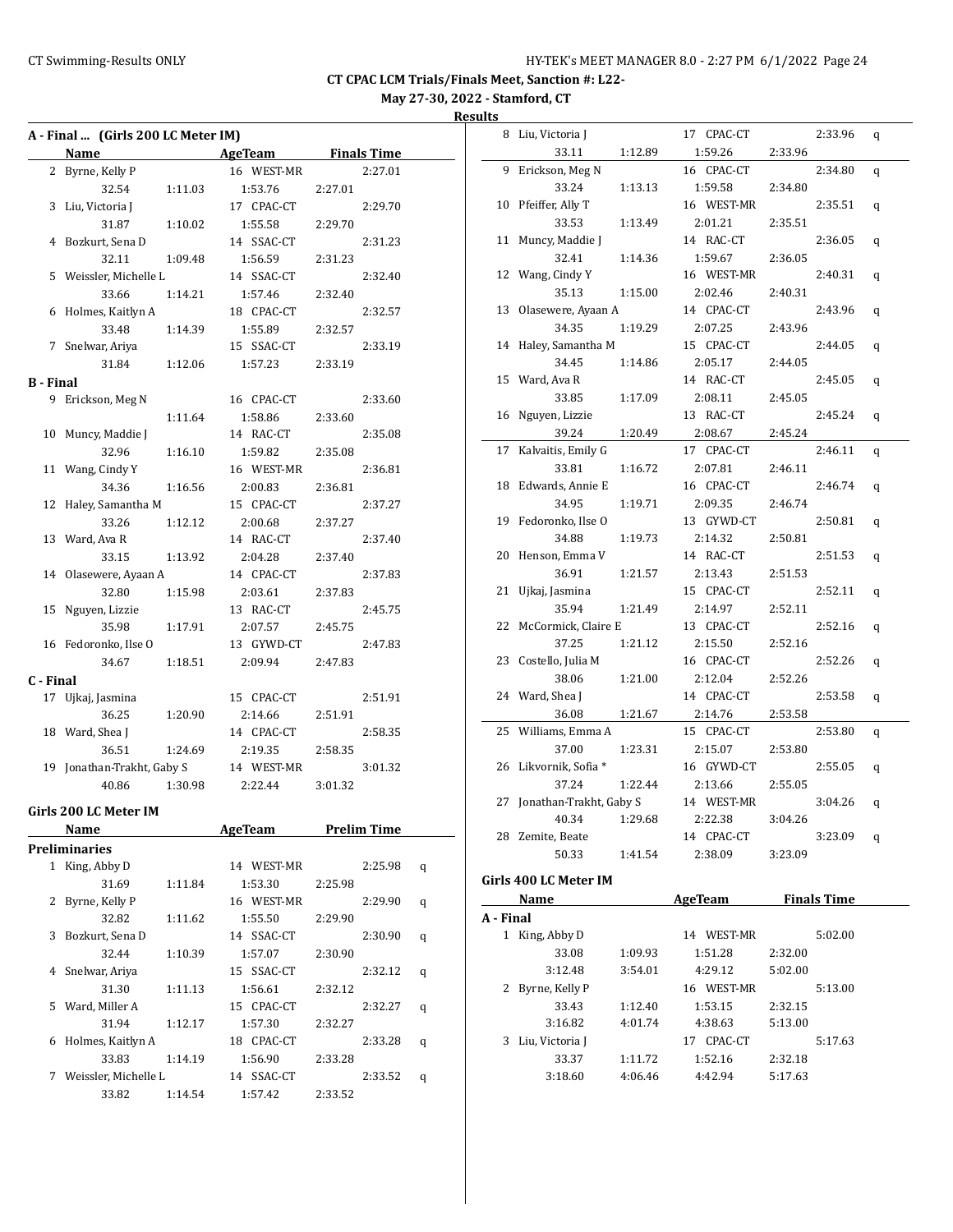CT CPAC LCM Trials/Finals Meet, Sanction #: L22-

May 27-30, 2022 - Stamford, CT

**Results**

### A - Final ... (Girls 200 LC Meter IM)

| Name | AgeTeam | Finals Time |
|---|---|---|
| 2 Byrne, Kelly P | 16 WEST-MR | 2:27.01 |
| 32.54 1:11.03 1:53.76 2:27.01 | | |
| 3 Liu, Victoria J | 17 CPAC-CT | 2:29.70 |
| 31.87 1:10.02 1:55.58 2:29.70 | | |
| 4 Bozkurt, Sena D | 14 SSAC-CT | 2:31.23 |
| 32.11 1:09.48 1:56.59 2:31.23 | | |
| 5 Weissler, Michelle L | 14 SSAC-CT | 2:32.40 |
| 33.66 1:14.21 1:57.46 2:32.40 | | |
| 6 Holmes, Kaitlyn A | 18 CPAC-CT | 2:32.57 |
| 33.48 1:14.39 1:55.89 2:32.57 | | |
| 7 Snelwar, Ariya | 15 SSAC-CT | 2:33.19 |
| 31.84 1:12.06 1:57.23 2:33.19 | | |

**B - Final**

| Name | AgeTeam | Finals Time |
|---|---|---|
| 9 Erickson, Meg N | 16 CPAC-CT | 2:33.60 |
| 1:11.64 1:58.86 2:33.60 | | |
| 10 Muncy, Maddie J | 14 RAC-CT | 2:35.08 |
| 32.96 1:16.10 1:59.82 2:35.08 | | |
| 11 Wang, Cindy Y | 16 WEST-MR | 2:36.81 |
| 34.36 1:16.56 2:00.83 2:36.81 | | |
| 12 Haley, Samantha M | 15 CPAC-CT | 2:37.27 |
| 33.26 1:12.12 2:00.68 2:37.27 | | |
| 13 Ward, Ava R | 14 RAC-CT | 2:37.40 |
| 33.15 1:13.92 2:04.28 2:37.40 | | |
| 14 Olasewere, Ayaan A | 14 CPAC-CT | 2:37.83 |
| 32.80 1:15.98 2:03.61 2:37.83 | | |
| 15 Nguyen, Lizzie | 13 RAC-CT | 2:45.75 |
| 35.98 1:17.91 2:07.57 2:45.75 | | |
| 16 Fedoronko, Ilse O | 13 GYWD-CT | 2:47.83 |
| 34.67 1:18.51 2:09.94 2:47.83 | | |

**C - Final**

| Name | AgeTeam | Finals Time |
|---|---|---|
| 17 Ujkaj, Jasmina | 15 CPAC-CT | 2:51.91 |
| 36.25 1:20.90 2:14.66 2:51.91 | | |
| 18 Ward, Shea J | 14 CPAC-CT | 2:58.35 |
| 36.51 1:24.69 2:19.35 2:58.35 | | |
| 19 Jonathan-Trakht, Gaby S | 14 WEST-MR | 3:01.32 |
| 40.86 1:30.98 2:22.44 3:01.32 | | |

### Girls 200 LC Meter IM

**Preliminaries**

| Name | AgeTeam | Prelim Time | |
|---|---|---|---|
| 1 King, Abby D | 14 WEST-MR | 2:25.98 | q |
| 31.69 1:11.84 1:53.30 2:25.98 | | | |
| 2 Byrne, Kelly P | 16 WEST-MR | 2:29.90 | q |
| 32.82 1:11.62 1:55.50 2:29.90 | | | |
| 3 Bozkurt, Sena D | 14 SSAC-CT | 2:30.90 | q |
| 32.44 1:10.39 1:57.07 2:30.90 | | | |
| 4 Snelwar, Ariya | 15 SSAC-CT | 2:32.12 | q |
| 31.30 1:11.13 1:56.61 2:32.12 | | | |
| 5 Ward, Miller A | 15 CPAC-CT | 2:32.27 | q |
| 31.94 1:12.17 1:57.30 2:32.27 | | | |
| 6 Holmes, Kaitlyn A | 18 CPAC-CT | 2:33.28 | q |
| 33.83 1:14.19 1:56.90 2:33.28 | | | |
| 7 Weissler, Michelle L | 14 SSAC-CT | 2:33.52 | q |
| 33.82 1:14.54 1:57.42 2:33.52 | | | |
| 8 Liu, Victoria J | 17 CPAC-CT | 2:33.96 | q |
| 33.11 1:12.89 1:59.26 2:33.96 | | | |
| 9 Erickson, Meg N | 16 CPAC-CT | 2:34.80 | q |
| 33.24 1:13.13 1:59.58 2:34.80 | | | |
| 10 Pfeiffer, Ally T | 16 WEST-MR | 2:35.51 | q |
| 33.53 1:13.49 2:01.21 2:35.51 | | | |
| 11 Muncy, Maddie J | 14 RAC-CT | 2:36.05 | q |
| 32.41 1:14.36 1:59.67 2:36.05 | | | |
| 12 Wang, Cindy Y | 16 WEST-MR | 2:40.31 | q |
| 35.13 1:15.00 2:02.46 2:40.31 | | | |
| 13 Olasewere, Ayaan A | 14 CPAC-CT | 2:43.96 | q |
| 34.35 1:19.29 2:07.25 2:43.96 | | | |
| 14 Haley, Samantha M | 15 CPAC-CT | 2:44.05 | q |
| 34.45 1:14.86 2:05.17 2:44.05 | | | |
| 15 Ward, Ava R | 14 RAC-CT | 2:45.05 | q |
| 33.85 1:17.09 2:08.11 2:45.05 | | | |
| 16 Nguyen, Lizzie | 13 RAC-CT | 2:45.24 | q |
| 39.24 1:20.49 2:08.67 2:45.24 | | | |
| 17 Kalvaitis, Emily G | 17 CPAC-CT | 2:46.11 | q |
| 33.81 1:16.72 2:07.81 2:46.11 | | | |
| 18 Edwards, Annie E | 16 CPAC-CT | 2:46.74 | q |
| 34.95 1:19.71 2:09.35 2:46.74 | | | |
| 19 Fedoronko, Ilse O | 13 GYWD-CT | 2:50.81 | q |
| 34.88 1:19.73 2:14.32 2:50.81 | | | |
| 20 Henson, Emma V | 14 RAC-CT | 2:51.53 | q |
| 36.91 1:21.57 2:13.43 2:51.53 | | | |
| 21 Ujkaj, Jasmina | 15 CPAC-CT | 2:52.11 | q |
| 35.94 1:21.49 2:14.97 2:52.11 | | | |
| 22 McCormick, Claire E | 13 CPAC-CT | 2:52.16 | q |
| 37.25 1:21.12 2:15.50 2:52.16 | | | |
| 23 Costello, Julia M | 16 CPAC-CT | 2:52.26 | q |
| 38.06 1:21.00 2:12.04 2:52.26 | | | |
| 24 Ward, Shea J | 14 CPAC-CT | 2:53.58 | q |
| 36.08 1:21.67 2:14.76 2:53.58 | | | |
| 25 Williams, Emma A | 15 CPAC-CT | 2:53.80 | q |
| 37.00 1:23.31 2:15.07 2:53.80 | | | |
| 26 Likvornik, Sofia * | 16 GYWD-CT | 2:55.05 | q |
| 37.24 1:22.44 2:13.66 2:55.05 | | | |
| 27 Jonathan-Trakht, Gaby S | 14 WEST-MR | 3:04.26 | q |
| 40.34 1:29.68 2:22.38 3:04.26 | | | |
| 28 Zemite, Beate | 14 CPAC-CT | 3:23.09 | q |
| 50.33 1:41.54 2:38.09 3:23.09 | | | |

### Girls 400 LC Meter IM

**A - Final**

| Name | AgeTeam | Finals Time |
|---|---|---|
| 1 King, Abby D | 14 WEST-MR | 5:02.00 |
| 33.08 1:09.93 1:51.28 2:32.00 | | |
| 3:12.48 3:54.01 4:29.12 5:02.00 | | |
| 2 Byrne, Kelly P | 16 WEST-MR | 5:13.00 |
| 33.43 1:12.40 1:53.15 2:32.15 | | |
| 3:16.82 4:01.74 4:38.63 5:13.00 | | |
| 3 Liu, Victoria J | 17 CPAC-CT | 5:17.63 |
| 33.37 1:11.72 1:52.16 2:32.18 | | |
| 3:18.60 4:06.46 4:42.94 5:17.63 | | |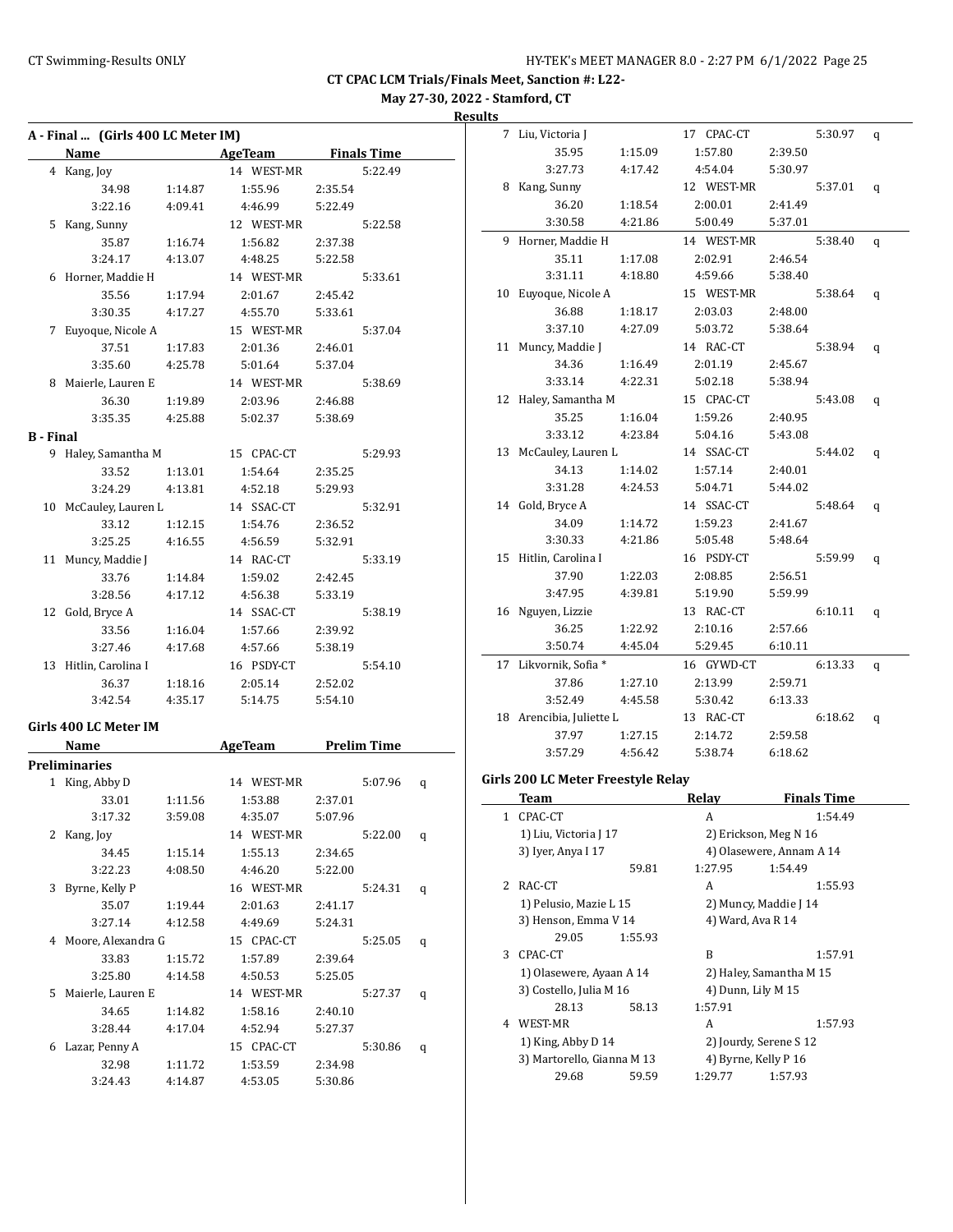CT CPAC LCM Trials/Finals Meet, Sanction #: L22-

May 27-30, 2022 - Stamford, CT

**Results**

**A - Final ... (Girls 400 LC Meter IM)**

| | Name | | AgeTeam | | Finals Time |
|---|---|---|---|---|---|
| 4 | Kang, Joy | | 14 WEST-MR | | 5:22.49 |
| | 34.98 | 1:14.87 | 1:55.96 | 2:35.54 | |
| | 3:22.16 | 4:09.41 | 4:46.99 | 5:22.49 | |
| 5 | Kang, Sunny | | 12 WEST-MR | | 5:22.58 |
| | 35.87 | 1:16.74 | 1:56.82 | 2:37.38 | |
| | 3:24.17 | 4:13.07 | 4:48.25 | 5:22.58 | |
| 6 | Horner, Maddie H | | 14 WEST-MR | | 5:33.61 |
| | 35.56 | 1:17.94 | 2:01.67 | 2:45.42 | |
| | 3:30.35 | 4:17.27 | 4:55.70 | 5:33.61 | |
| 7 | Euyoque, Nicole A | | 15 WEST-MR | | 5:37.04 |
| | 37.51 | 1:17.83 | 2:01.36 | 2:46.01 | |
| | 3:35.60 | 4:25.78 | 5:01.64 | 5:37.04 | |
| 8 | Maierle, Lauren E | | 14 WEST-MR | | 5:38.69 |
| | 36.30 | 1:19.89 | 2:03.96 | 2:46.88 | |
| | 3:35.35 | 4:25.88 | 5:02.37 | 5:38.69 | |

**B - Final**

| | Name | | AgeTeam | | Finals Time |
|---|---|---|---|---|---|
| 9 | Haley, Samantha M | | 15 CPAC-CT | | 5:29.93 |
| | 33.52 | 1:13.01 | 1:54.64 | 2:35.25 | |
| | 3:24.29 | 4:13.81 | 4:52.18 | 5:29.93 | |
| 10 | McCauley, Lauren L | | 14 SSAC-CT | | 5:32.91 |
| | 33.12 | 1:12.15 | 1:54.76 | 2:36.52 | |
| | 3:25.25 | 4:16.55 | 4:56.59 | 5:32.91 | |
| 11 | Muncy, Maddie J | | 14 RAC-CT | | 5:33.19 |
| | 33.76 | 1:14.84 | 1:59.02 | 2:42.45 | |
| | 3:28.56 | 4:17.12 | 4:56.38 | 5:33.19 | |
| 12 | Gold, Bryce A | | 14 SSAC-CT | | 5:38.19 |
| | 33.56 | 1:16.04 | 1:57.66 | 2:39.92 | |
| | 3:27.46 | 4:17.68 | 4:57.66 | 5:38.19 | |
| 13 | Hitlin, Carolina I | | 16 PSDY-CT | | 5:54.10 |
| | 36.37 | 1:18.16 | 2:05.14 | 2:52.02 | |
| | 3:42.54 | 4:35.17 | 5:14.75 | 5:54.10 | |

**Girls 400 LC Meter IM**

**Preliminaries**

| | Name | | AgeTeam | | Prelim Time | |
|---|---|---|---|---|---|---|
| 1 | King, Abby D | | 14 WEST-MR | | 5:07.96 | q |
| | 33.01 | 1:11.56 | 1:53.88 | 2:37.01 | | |
| | 3:17.32 | 3:59.08 | 4:35.07 | 5:07.96 | | |
| 2 | Kang, Joy | | 14 WEST-MR | | 5:22.00 | q |
| | 34.45 | 1:15.14 | 1:55.13 | 2:34.65 | | |
| | 3:22.23 | 4:08.50 | 4:46.20 | 5:22.00 | | |
| 3 | Byrne, Kelly P | | 16 WEST-MR | | 5:24.31 | q |
| | 35.07 | 1:19.44 | 2:01.63 | 2:41.17 | | |
| | 3:27.14 | 4:12.58 | 4:49.69 | 5:24.31 | | |
| 4 | Moore, Alexandra G | | 15 CPAC-CT | | 5:25.05 | q |
| | 33.83 | 1:15.72 | 1:57.89 | 2:39.64 | | |
| | 3:25.80 | 4:14.58 | 4:50.53 | 5:25.05 | | |
| 5 | Maierle, Lauren E | | 14 WEST-MR | | 5:27.37 | q |
| | 34.65 | 1:14.82 | 1:58.16 | 2:40.10 | | |
| | 3:28.44 | 4:17.04 | 4:52.94 | 5:27.37 | | |
| 6 | Lazar, Penny A | | 15 CPAC-CT | | 5:30.86 | q |
| | 32.98 | 1:11.72 | 1:53.59 | 2:34.98 | | |
| | 3:24.43 | 4:14.87 | 4:53.05 | 5:30.86 | | |
| 7 | Liu, Victoria J | | 17 CPAC-CT | | 5:30.97 | q |
| | 35.95 | 1:15.09 | 1:57.80 | 2:39.50 | | |
| | 3:27.73 | 4:17.42 | 4:54.04 | 5:30.97 | | |
| 8 | Kang, Sunny | | 12 WEST-MR | | 5:37.01 | q |
| | 36.20 | 1:18.54 | 2:00.01 | 2:41.49 | | |
| | 3:30.58 | 4:21.86 | 5:00.49 | 5:37.01 | | |
| 9 | Horner, Maddie H | | 14 WEST-MR | | 5:38.40 | q |
| | 35.11 | 1:17.08 | 2:02.91 | 2:46.54 | | |
| | 3:31.11 | 4:18.80 | 4:59.66 | 5:38.40 | | |
| 10 | Euyoque, Nicole A | | 15 WEST-MR | | 5:38.64 | q |
| | 36.88 | 1:18.17 | 2:03.03 | 2:48.00 | | |
| | 3:37.10 | 4:27.09 | 5:03.72 | 5:38.64 | | |
| 11 | Muncy, Maddie J | | 14 RAC-CT | | 5:38.94 | q |
| | 34.36 | 1:16.49 | 2:01.19 | 2:45.67 | | |
| | 3:33.14 | 4:22.31 | 5:02.18 | 5:38.94 | | |
| 12 | Haley, Samantha M | | 15 CPAC-CT | | 5:43.08 | q |
| | 35.25 | 1:16.04 | 1:59.26 | 2:40.95 | | |
| | 3:33.12 | 4:23.84 | 5:04.16 | 5:43.08 | | |
| 13 | McCauley, Lauren L | | 14 SSAC-CT | | 5:44.02 | q |
| | 34.13 | 1:14.02 | 1:57.14 | 2:40.01 | | |
| | 3:31.28 | 4:24.53 | 5:04.71 | 5:44.02 | | |
| 14 | Gold, Bryce A | | 14 SSAC-CT | | 5:48.64 | q |
| | 34.09 | 1:14.72 | 1:59.23 | 2:41.67 | | |
| | 3:30.33 | 4:21.86 | 5:05.48 | 5:48.64 | | |
| 15 | Hitlin, Carolina I | | 16 PSDY-CT | | 5:59.99 | q |
| | 37.90 | 1:22.03 | 2:08.85 | 2:56.51 | | |
| | 3:47.95 | 4:39.81 | 5:19.90 | 5:59.99 | | |
| 16 | Nguyen, Lizzie | | 13 RAC-CT | | 6:10.11 | q |
| | 36.25 | 1:22.92 | 2:10.16 | 2:57.66 | | |
| | 3:50.74 | 4:45.04 | 5:29.45 | 6:10.11 | | |
| 17 | Likvornik, Sofia * | | 16 GYWD-CT | | 6:13.33 | q |
| | 37.86 | 1:27.10 | 2:13.99 | 2:59.71 | | |
| | 3:52.49 | 4:45.58 | 5:30.42 | 6:13.33 | | |
| 18 | Arencibia, Juliette L | | 13 RAC-CT | | 6:18.62 | q |
| | 37.97 | 1:27.15 | 2:14.72 | 2:59.58 | | |
| | 3:57.29 | 4:56.42 | 5:38.74 | 6:18.62 | | |

**Girls 200 LC Meter Freestyle Relay**

| | Team | | Relay | | Finals Time |
|---|---|---|---|---|---|
| 1 | CPAC-CT | | A | | 1:54.49 |
| | 1) Liu, Victoria J 17 | | 2) Erickson, Meg N 16 | | |
| | 3) Iyer, Anya I 17 | | 4) Olasewere, Annam A 14 | | |
| | | 59.81 | 1:27.95 | 1:54.49 | |
| 2 | RAC-CT | | A | | 1:55.93 |
| | 1) Pelusio, Mazie L 15 | | 2) Muncy, Maddie J 14 | | |
| | 3) Henson, Emma V 14 | | 4) Ward, Ava R 14 | | |
| | 29.05 | 1:55.93 | | | |
| 3 | CPAC-CT | | B | | 1:57.91 |
| | 1) Olasewere, Ayaan A 14 | | 2) Haley, Samantha M 15 | | |
| | 3) Costello, Julia M 16 | | 4) Dunn, Lily M 15 | | |
| | 28.13 | 58.13 | 1:57.91 | | |
| 4 | WEST-MR | | A | | 1:57.93 |
| | 1) King, Abby D 14 | | 2) Jourdy, Serene S 12 | | |
| | 3) Martorello, Gianna M 13 | | 4) Byrne, Kelly P 16 | | |
| | 29.68 | 59.59 | 1:29.77 | 1:57.93 | |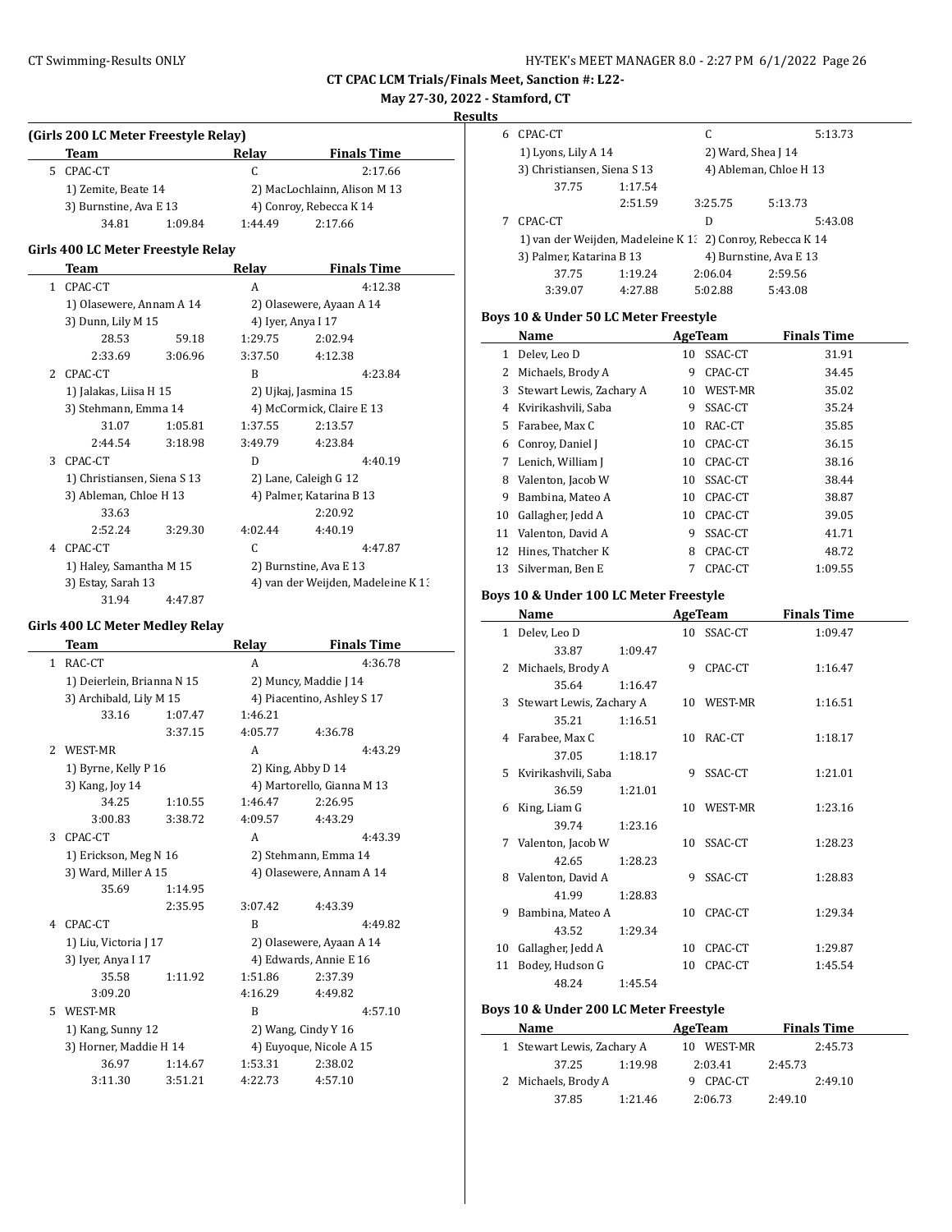CT CPAC LCM Trials/Finals Meet, Sanction #: L22-

May 27-30, 2022 - Stamford, CT

Results

### (Girls 200 LC Meter Freestyle Relay)

| | Team | Relay | Finals Time |
|---|---|---|---|
| 5 | CPAC-CT | C | 2:17.66 |

1) Zemite, Beate 14 — 2) MacLochlainn, Alison M 13
3) Burnstine, Ava E 13 — 4) Conroy, Rebecca K 14
34.81 1:09.84 1:44.49 2:17.66

### Girls 400 LC Meter Freestyle Relay

| | Team | Relay | Finals Time |
|---|---|---|---|
| 1 | CPAC-CT | A | 4:12.38 |

1) Olasewere, Annam A 14 — 2) Olasewere, Ayaan A 14
3) Dunn, Lily M 15 — 4) Iyer, Anya I 17
28.53 59.18 1:29.75 2:02.94
2:33.69 3:06.96 3:37.50 4:12.38

| | Team | Relay | Finals Time |
|---|---|---|---|
| 2 | CPAC-CT | B | 4:23.84 |

1) Jalakas, Liisa H 15 — 2) Ujkaj, Jasmina 15
3) Stehmann, Emma 14 — 4) McCormick, Claire E 13
31.07 1:05.81 1:37.55 2:13.57
2:44.54 3:18.98 3:49.79 4:23.84

| | Team | Relay | Finals Time |
|---|---|---|---|
| 3 | CPAC-CT | D | 4:40.19 |

1) Christiansen, Siena S 13 — 2) Lane, Caleigh G 12
3) Ableman, Chloe H 13 — 4) Palmer, Katarina B 13
33.63 2:20.92
2:52.24 3:29.30 4:02.44 4:40.19

| | Team | Relay | Finals Time |
|---|---|---|---|
| 4 | CPAC-CT | C | 4:47.87 |

1) Haley, Samantha M 15 — 2) Burnstine, Ava E 13
3) Estay, Sarah 13 — 4) van der Weijden, Madeleine K 13
31.94 4:47.87

### Girls 400 LC Meter Medley Relay

| | Team | Relay | Finals Time |
|---|---|---|---|
| 1 | RAC-CT | A | 4:36.78 |

1) Deierlein, Brianna N 15 — 2) Muncy, Maddie J 14
3) Archibald, Lily M 15 — 4) Piacentino, Ashley S 17
33.16 1:07.47 1:46.21
3:37.15 4:05.77 4:36.78

| | Team | Relay | Finals Time |
|---|---|---|---|
| 2 | WEST-MR | A | 4:43.29 |

1) Byrne, Kelly P 16 — 2) King, Abby D 14
3) Kang, Joy 14 — 4) Martorello, Gianna M 13
34.25 1:10.55 1:46.47 2:26.95
3:00.83 3:38.72 4:09.57 4:43.29

| | Team | Relay | Finals Time |
|---|---|---|---|
| 3 | CPAC-CT | A | 4:43.39 |

1) Erickson, Meg N 16 — 2) Stehmann, Emma 14
3) Ward, Miller A 15 — 4) Olasewere, Annam A 14
35.69 1:14.95
2:35.95 3:07.42 4:43.39

| | Team | Relay | Finals Time |
|---|---|---|---|
| 4 | CPAC-CT | B | 4:49.82 |

1) Liu, Victoria J 17 — 2) Olasewere, Ayaan A 14
3) Iyer, Anya I 17 — 4) Edwards, Annie E 16
35.58 1:11.92 1:51.86 2:37.39
3:09.20 4:16.29 4:49.82

| | Team | Relay | Finals Time |
|---|---|---|---|
| 5 | WEST-MR | B | 4:57.10 |

1) Kang, Sunny 12 — 2) Wang, Cindy Y 16
3) Horner, Maddie H 14 — 4) Euyoque, Nicole A 15
36.97 1:14.67 1:53.31 2:38.02
3:11.30 3:51.21 4:22.73 4:57.10

| | Team | Relay | Finals Time |
|---|---|---|---|
| 6 | CPAC-CT | C | 5:13.73 |

1) Lyons, Lily A 14 — 2) Ward, Shea J 14
3) Christiansen, Siena S 13 — 4) Ableman, Chloe H 13
37.75 1:17.54
2:51.59 3:25.75 5:13.73

| | Team | Relay | Finals Time |
|---|---|---|---|
| 7 | CPAC-CT | D | 5:43.08 |

1) van der Weijden, Madeleine K 13 — 2) Conroy, Rebecca K 14
3) Palmer, Katarina B 13 — 4) Burnstine, Ava E 13
37.75 1:19.24 2:06.04 2:59.56
3:39.07 4:27.88 5:02.88 5:43.08

### Boys 10 & Under 50 LC Meter Freestyle

| | Name | Age | Team | Finals Time |
|---|---|---|---|---|
| 1 | Delev, Leo D | 10 | SSAC-CT | 31.91 |
| 2 | Michaels, Brody A | 9 | CPAC-CT | 34.45 |
| 3 | Stewart Lewis, Zachary A | 10 | WEST-MR | 35.02 |
| 4 | Kvirikashvili, Saba | 9 | SSAC-CT | 35.24 |
| 5 | Farabee, Max C | 10 | RAC-CT | 35.85 |
| 6 | Conroy, Daniel J | 10 | CPAC-CT | 36.15 |
| 7 | Lenich, William J | 10 | CPAC-CT | 38.16 |
| 8 | Valenton, Jacob W | 10 | SSAC-CT | 38.44 |
| 9 | Bambina, Mateo A | 10 | CPAC-CT | 38.87 |
| 10 | Gallagher, Jedd A | 10 | CPAC-CT | 39.05 |
| 11 | Valenton, David A | 9 | SSAC-CT | 41.71 |
| 12 | Hines, Thatcher K | 8 | CPAC-CT | 48.72 |
| 13 | Silverman, Ben E | 7 | CPAC-CT | 1:09.55 |

### Boys 10 & Under 100 LC Meter Freestyle

| | Name | Age | Team | Finals Time | Splits |
|---|---|---|---|---|---|
| 1 | Delev, Leo D | 10 | SSAC-CT | 1:09.47 | 33.87 1:09.47 |
| 2 | Michaels, Brody A | 9 | CPAC-CT | 1:16.47 | 35.64 1:16.47 |
| 3 | Stewart Lewis, Zachary A | 10 | WEST-MR | 1:16.51 | 35.21 1:16.51 |
| 4 | Farabee, Max C | 10 | RAC-CT | 1:18.17 | 37.05 1:18.17 |
| 5 | Kvirikashvili, Saba | 9 | SSAC-CT | 1:21.01 | 36.59 1:21.01 |
| 6 | King, Liam G | 10 | WEST-MR | 1:23.16 | 39.74 1:23.16 |
| 7 | Valenton, Jacob W | 10 | SSAC-CT | 1:28.23 | 42.65 1:28.23 |
| 8 | Valenton, David A | 9 | SSAC-CT | 1:28.83 | 41.99 1:28.83 |
| 9 | Bambina, Mateo A | 10 | CPAC-CT | 1:29.34 | 43.52 1:29.34 |
| 10 | Gallagher, Jedd A | 10 | CPAC-CT | 1:29.87 | |
| 11 | Bodey, Hudson G | 10 | CPAC-CT | 1:45.54 | 48.24 1:45.54 |

### Boys 10 & Under 200 LC Meter Freestyle

| | Name | Age | Team | Finals Time | Splits |
|---|---|---|---|---|---|
| 1 | Stewart Lewis, Zachary A | 10 | WEST-MR | 2:45.73 | 37.25 1:19.98 2:03.41 2:45.73 |
| 2 | Michaels, Brody A | 9 | CPAC-CT | 2:49.10 | 37.85 1:21.46 2:06.73 2:49.10 |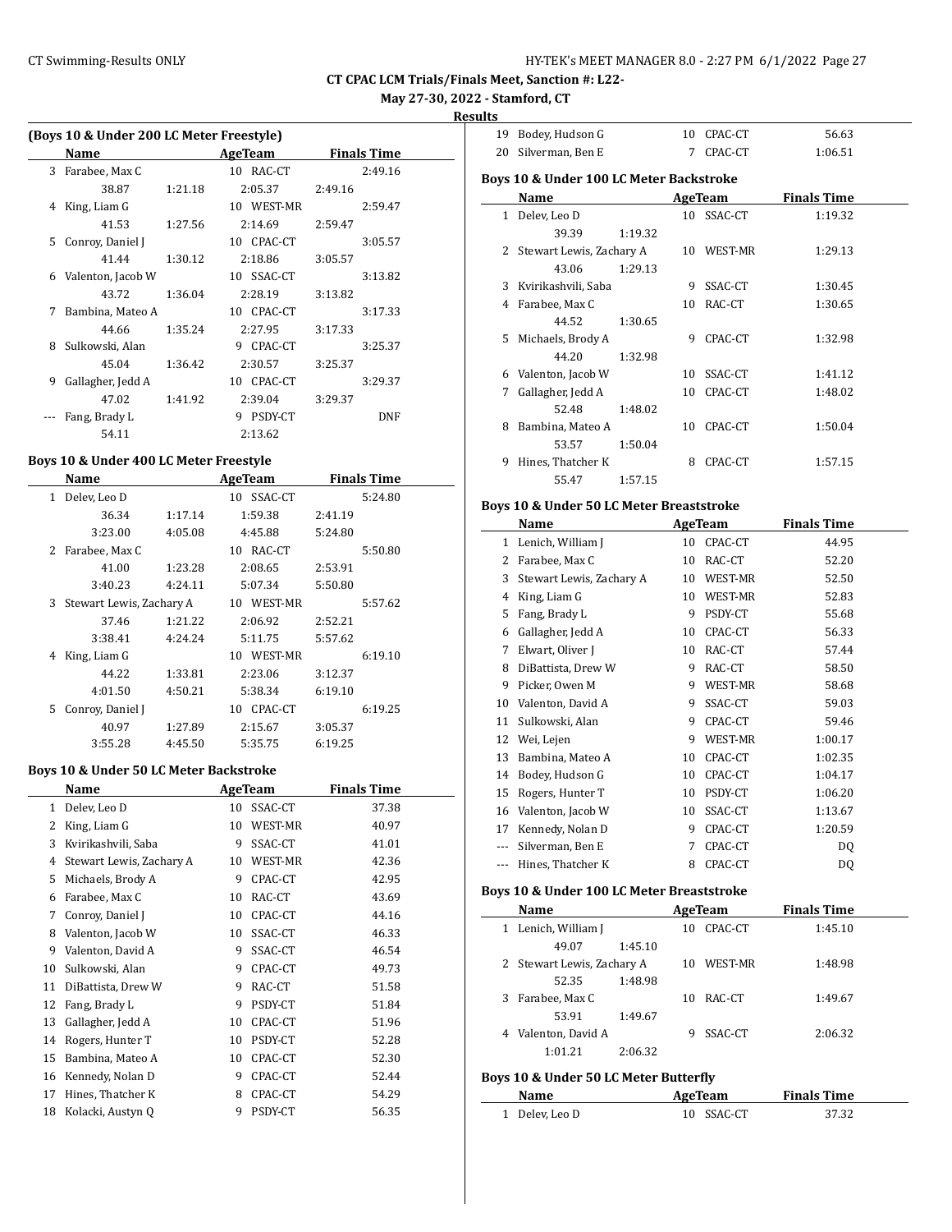CT CPAC LCM Trials/Finals Meet, Sanction #: L22-

May 27-30, 2022 - Stamford, CT

Results

### (Boys 10 & Under 200 LC Meter Freestyle)

| | Name | Age | Team | Finals Time |
|---|---|---|---|---|
| 3 | Farabee, Max C | 10 | RAC-CT | 2:49.16 |
| | 38.87 1:21.18 2:05.37 2:49.16 | | | |
| 4 | King, Liam G | 10 | WEST-MR | 2:59.47 |
| | 41.53 1:27.56 2:14.69 2:59.47 | | | |
| 5 | Conroy, Daniel J | 10 | CPAC-CT | 3:05.57 |
| | 41.44 1:30.12 2:18.86 3:05.57 | | | |
| 6 | Valenton, Jacob W | 10 | SSAC-CT | 3:13.82 |
| | 43.72 1:36.04 2:28.19 3:13.82 | | | |
| 7 | Bambina, Mateo A | 10 | CPAC-CT | 3:17.33 |
| | 44.66 1:35.24 2:27.95 3:17.33 | | | |
| 8 | Sulkowski, Alan | 9 | CPAC-CT | 3:25.37 |
| | 45.04 1:36.42 2:30.57 3:25.37 | | | |
| 9 | Gallagher, Jedd A | 10 | CPAC-CT | 3:29.37 |
| | 47.02 1:41.92 2:39.04 3:29.37 | | | |
| --- | Fang, Brady L | 9 | PSDY-CT | DNF |
| | 54.11 2:13.62 | | | |

### Boys 10 & Under 400 LC Meter Freestyle

| | Name | Age | Team | Finals Time |
|---|---|---|---|---|
| 1 | Delev, Leo D | 10 | SSAC-CT | 5:24.80 |
| | 36.34 1:17.14 1:59.38 2:41.19 | | | |
| | 3:23.00 4:05.08 4:45.88 5:24.80 | | | |
| 2 | Farabee, Max C | 10 | RAC-CT | 5:50.80 |
| | 41.00 1:23.28 2:08.65 2:53.91 | | | |
| | 3:40.23 4:24.11 5:07.34 5:50.80 | | | |
| 3 | Stewart Lewis, Zachary A | 10 | WEST-MR | 5:57.62 |
| | 37.46 1:21.22 2:06.92 2:52.21 | | | |
| | 3:38.41 4:24.24 5:11.75 5:57.62 | | | |
| 4 | King, Liam G | 10 | WEST-MR | 6:19.10 |
| | 44.22 1:33.81 2:23.06 3:12.37 | | | |
| | 4:01.50 4:50.21 5:38.34 6:19.10 | | | |
| 5 | Conroy, Daniel J | 10 | CPAC-CT | 6:19.25 |
| | 40.97 1:27.89 2:15.67 3:05.37 | | | |
| | 3:55.28 4:45.50 5:35.75 6:19.25 | | | |

### Boys 10 & Under 50 LC Meter Backstroke

| | Name | Age | Team | Finals Time |
|---|---|---|---|---|
| 1 | Delev, Leo D | 10 | SSAC-CT | 37.38 |
| 2 | King, Liam G | 10 | WEST-MR | 40.97 |
| 3 | Kvirikashvili, Saba | 9 | SSAC-CT | 41.01 |
| 4 | Stewart Lewis, Zachary A | 10 | WEST-MR | 42.36 |
| 5 | Michaels, Brody A | 9 | CPAC-CT | 42.95 |
| 6 | Farabee, Max C | 10 | RAC-CT | 43.69 |
| 7 | Conroy, Daniel J | 10 | CPAC-CT | 44.16 |
| 8 | Valenton, Jacob W | 10 | SSAC-CT | 46.33 |
| 9 | Valenton, David A | 9 | SSAC-CT | 46.54 |
| 10 | Sulkowski, Alan | 9 | CPAC-CT | 49.73 |
| 11 | DiBattista, Drew W | 9 | RAC-CT | 51.58 |
| 12 | Fang, Brady L | 9 | PSDY-CT | 51.84 |
| 13 | Gallagher, Jedd A | 10 | CPAC-CT | 51.96 |
| 14 | Rogers, Hunter T | 10 | PSDY-CT | 52.28 |
| 15 | Bambina, Mateo A | 10 | CPAC-CT | 52.30 |
| 16 | Kennedy, Nolan D | 9 | CPAC-CT | 52.44 |
| 17 | Hines, Thatcher K | 8 | CPAC-CT | 54.29 |
| 18 | Kolacki, Austyn Q | 9 | PSDY-CT | 56.35 |
| 19 | Bodey, Hudson G | 10 | CPAC-CT | 56.63 |
| 20 | Silverman, Ben E | 7 | CPAC-CT | 1:06.51 |

### Boys 10 & Under 100 LC Meter Backstroke

| | Name | Age | Team | Finals Time |
|---|---|---|---|---|
| 1 | Delev, Leo D | 10 | SSAC-CT | 1:19.32 |
| | 39.39 1:19.32 | | | |
| 2 | Stewart Lewis, Zachary A | 10 | WEST-MR | 1:29.13 |
| | 43.06 1:29.13 | | | |
| 3 | Kvirikashvili, Saba | 9 | SSAC-CT | 1:30.45 |
| 4 | Farabee, Max C | 10 | RAC-CT | 1:30.65 |
| | 44.52 1:30.65 | | | |
| 5 | Michaels, Brody A | 9 | CPAC-CT | 1:32.98 |
| | 44.20 1:32.98 | | | |
| 6 | Valenton, Jacob W | 10 | SSAC-CT | 1:41.12 |
| 7 | Gallagher, Jedd A | 10 | CPAC-CT | 1:48.02 |
| | 52.48 1:48.02 | | | |
| 8 | Bambina, Mateo A | 10 | CPAC-CT | 1:50.04 |
| | 53.57 1:50.04 | | | |
| 9 | Hines, Thatcher K | 8 | CPAC-CT | 1:57.15 |
| | 55.47 1:57.15 | | | |

### Boys 10 & Under 50 LC Meter Breaststroke

| | Name | Age | Team | Finals Time |
|---|---|---|---|---|
| 1 | Lenich, William J | 10 | CPAC-CT | 44.95 |
| 2 | Farabee, Max C | 10 | RAC-CT | 52.20 |
| 3 | Stewart Lewis, Zachary A | 10 | WEST-MR | 52.50 |
| 4 | King, Liam G | 10 | WEST-MR | 52.83 |
| 5 | Fang, Brady L | 9 | PSDY-CT | 55.68 |
| 6 | Gallagher, Jedd A | 10 | CPAC-CT | 56.33 |
| 7 | Elwart, Oliver J | 10 | RAC-CT | 57.44 |
| 8 | DiBattista, Drew W | 9 | RAC-CT | 58.50 |
| 9 | Picker, Owen M | 9 | WEST-MR | 58.68 |
| 10 | Valenton, David A | 9 | SSAC-CT | 59.03 |
| 11 | Sulkowski, Alan | 9 | CPAC-CT | 59.46 |
| 12 | Wei, Lejen | 9 | WEST-MR | 1:00.17 |
| 13 | Bambina, Mateo A | 10 | CPAC-CT | 1:02.35 |
| 14 | Bodey, Hudson G | 10 | CPAC-CT | 1:04.17 |
| 15 | Rogers, Hunter T | 10 | PSDY-CT | 1:06.20 |
| 16 | Valenton, Jacob W | 10 | SSAC-CT | 1:13.67 |
| 17 | Kennedy, Nolan D | 9 | CPAC-CT | 1:20.59 |
| --- | Silverman, Ben E | 7 | CPAC-CT | DQ |
| --- | Hines, Thatcher K | 8 | CPAC-CT | DQ |

### Boys 10 & Under 100 LC Meter Breaststroke

| | Name | Age | Team | Finals Time |
|---|---|---|---|---|
| 1 | Lenich, William J | 10 | CPAC-CT | 1:45.10 |
| | 49.07 1:45.10 | | | |
| 2 | Stewart Lewis, Zachary A | 10 | WEST-MR | 1:48.98 |
| | 52.35 1:48.98 | | | |
| 3 | Farabee, Max C | 10 | RAC-CT | 1:49.67 |
| | 53.91 1:49.67 | | | |
| 4 | Valenton, David A | 9 | SSAC-CT | 2:06.32 |
| | 1:01.21 2:06.32 | | | |

### Boys 10 & Under 50 LC Meter Butterfly

| | Name | Age | Team | Finals Time |
|---|---|---|---|---|
| 1 | Delev, Leo D | 10 | SSAC-CT | 37.32 |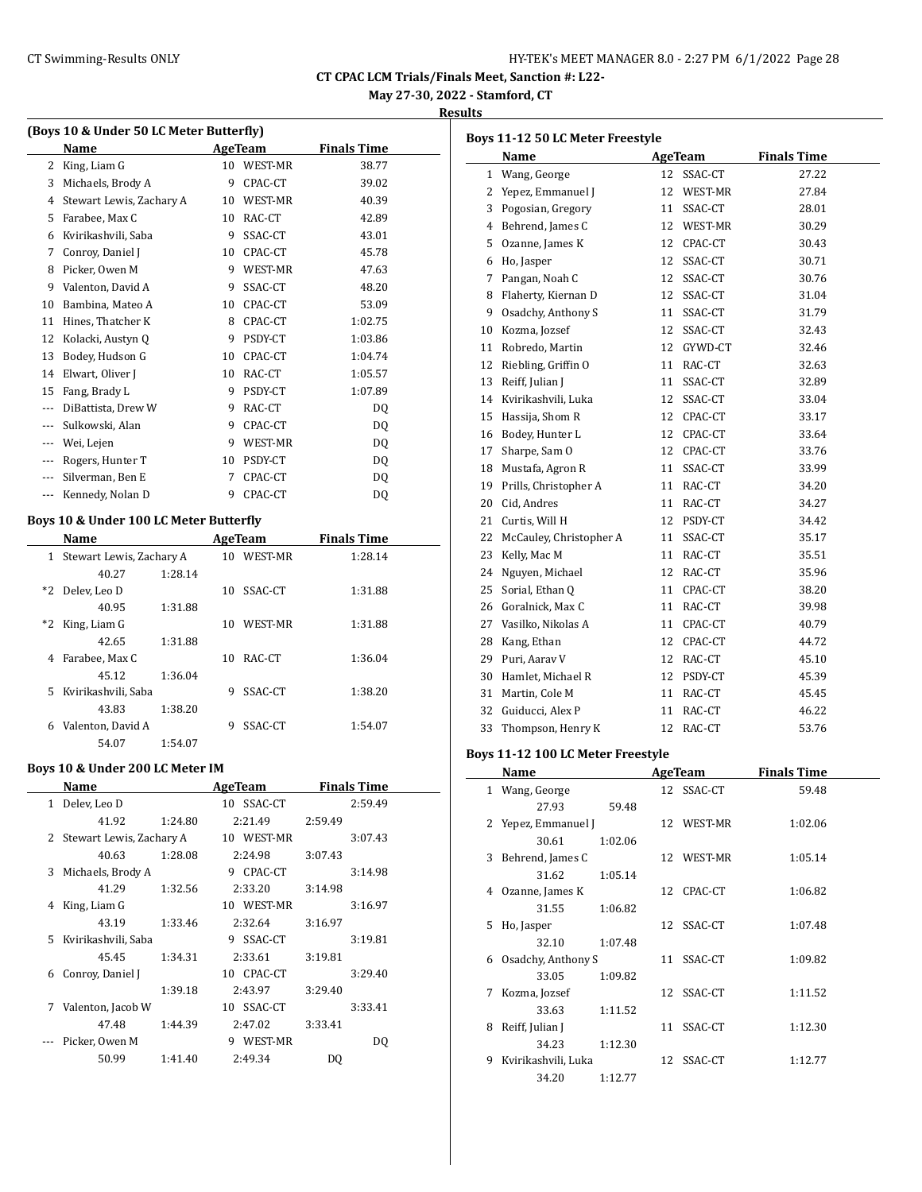**CT CPAC LCM Trials/Finals Meet, Sanction #: L22-**

**May 27-30, 2022 - Stamford, CT**

**Results**

### (Boys 10 & Under 50 LC Meter Butterfly)

| | Name | Age | Team | Finals Time |
|---|---|---|---|---|
| 2 | King, Liam G | 10 | WEST-MR | 38.77 |
| 3 | Michaels, Brody A | 9 | CPAC-CT | 39.02 |
| 4 | Stewart Lewis, Zachary A | 10 | WEST-MR | 40.39 |
| 5 | Farabee, Max C | 10 | RAC-CT | 42.89 |
| 6 | Kvirikashvili, Saba | 9 | SSAC-CT | 43.01 |
| 7 | Conroy, Daniel J | 10 | CPAC-CT | 45.78 |
| 8 | Picker, Owen M | 9 | WEST-MR | 47.63 |
| 9 | Valenton, David A | 9 | SSAC-CT | 48.20 |
| 10 | Bambina, Mateo A | 10 | CPAC-CT | 53.09 |
| 11 | Hines, Thatcher K | 8 | CPAC-CT | 1:02.75 |
| 12 | Kolacki, Austyn Q | 9 | PSDY-CT | 1:03.86 |
| 13 | Bodey, Hudson G | 10 | CPAC-CT | 1:04.74 |
| 14 | Elwart, Oliver J | 10 | RAC-CT | 1:05.57 |
| 15 | Fang, Brady L | 9 | PSDY-CT | 1:07.89 |
| --- | DiBattista, Drew W | 9 | RAC-CT | DQ |
| --- | Sulkowski, Alan | 9 | CPAC-CT | DQ |
| --- | Wei, Lejen | 9 | WEST-MR | DQ |
| --- | Rogers, Hunter T | 10 | PSDY-CT | DQ |
| --- | Silverman, Ben E | 7 | CPAC-CT | DQ |
| --- | Kennedy, Nolan D | 9 | CPAC-CT | DQ |

### Boys 10 & Under 100 LC Meter Butterfly

| | Name | Age | Team | Finals Time |
|---|---|---|---|---|
| 1 | Stewart Lewis, Zachary A | 10 | WEST-MR | 1:28.14 |
| | 40.27 1:28.14 | | | |
| *2 | Delev, Leo D | 10 | SSAC-CT | 1:31.88 |
| | 40.95 1:31.88 | | | |
| *2 | King, Liam G | 10 | WEST-MR | 1:31.88 |
| | 42.65 1:31.88 | | | |
| 4 | Farabee, Max C | 10 | RAC-CT | 1:36.04 |
| | 45.12 1:36.04 | | | |
| 5 | Kvirikashvili, Saba | 9 | SSAC-CT | 1:38.20 |
| | 43.83 1:38.20 | | | |
| 6 | Valenton, David A | 9 | SSAC-CT | 1:54.07 |
| | 54.07 1:54.07 | | | |

### Boys 10 & Under 200 LC Meter IM

| | Name | Age | Team | Finals Time |
|---|---|---|---|---|
| 1 | Delev, Leo D | 10 | SSAC-CT | 2:59.49 |
| | 41.92 1:24.80 2:21.49 2:59.49 | | | |
| 2 | Stewart Lewis, Zachary A | 10 | WEST-MR | 3:07.43 |
| | 40.63 1:28.08 2:24.98 3:07.43 | | | |
| 3 | Michaels, Brody A | 9 | CPAC-CT | 3:14.98 |
| | 41.29 1:32.56 2:33.20 3:14.98 | | | |
| 4 | King, Liam G | 10 | WEST-MR | 3:16.97 |
| | 43.19 1:33.46 2:32.64 3:16.97 | | | |
| 5 | Kvirikashvili, Saba | 9 | SSAC-CT | 3:19.81 |
| | 45.45 1:34.31 2:33.61 3:19.81 | | | |
| 6 | Conroy, Daniel J | 10 | CPAC-CT | 3:29.40 |
| | 1:39.18 2:43.97 3:29.40 | | | |
| 7 | Valenton, Jacob W | 10 | SSAC-CT | 3:33.41 |
| | 47.48 1:44.39 2:47.02 3:33.41 | | | |
| --- | Picker, Owen M | 9 | WEST-MR | DQ |
| | 50.99 1:41.40 2:49.34 DQ | | | |

### Boys 11-12 50 LC Meter Freestyle

| | Name | Age | Team | Finals Time |
|---|---|---|---|---|
| 1 | Wang, George | 12 | SSAC-CT | 27.22 |
| 2 | Yepez, Emmanuel J | 12 | WEST-MR | 27.84 |
| 3 | Pogosian, Gregory | 11 | SSAC-CT | 28.01 |
| 4 | Behrend, James C | 12 | WEST-MR | 30.29 |
| 5 | Ozanne, James K | 12 | CPAC-CT | 30.43 |
| 6 | Ho, Jasper | 12 | SSAC-CT | 30.71 |
| 7 | Pangan, Noah C | 12 | SSAC-CT | 30.76 |
| 8 | Flaherty, Kiernan D | 12 | SSAC-CT | 31.04 |
| 9 | Osadchy, Anthony S | 11 | SSAC-CT | 31.79 |
| 10 | Kozma, Jozsef | 12 | SSAC-CT | 32.43 |
| 11 | Robredo, Martin | 12 | GYWD-CT | 32.46 |
| 12 | Riebling, Griffin O | 11 | RAC-CT | 32.63 |
| 13 | Reiff, Julian J | 11 | SSAC-CT | 32.89 |
| 14 | Kvirikashvili, Luka | 12 | SSAC-CT | 33.04 |
| 15 | Hassija, Shom R | 12 | CPAC-CT | 33.17 |
| 16 | Bodey, Hunter L | 12 | CPAC-CT | 33.64 |
| 17 | Sharpe, Sam O | 12 | CPAC-CT | 33.76 |
| 18 | Mustafa, Agron R | 11 | SSAC-CT | 33.99 |
| 19 | Prills, Christopher A | 11 | RAC-CT | 34.20 |
| 20 | Cid, Andres | 11 | RAC-CT | 34.27 |
| 21 | Curtis, Will H | 12 | PSDY-CT | 34.42 |
| 22 | McCauley, Christopher A | 11 | SSAC-CT | 35.17 |
| 23 | Kelly, Mac M | 11 | RAC-CT | 35.51 |
| 24 | Nguyen, Michael | 12 | RAC-CT | 35.96 |
| 25 | Sorial, Ethan Q | 11 | CPAC-CT | 38.20 |
| 26 | Goralnick, Max C | 11 | RAC-CT | 39.98 |
| 27 | Vasilko, Nikolas A | 11 | CPAC-CT | 40.79 |
| 28 | Kang, Ethan | 12 | CPAC-CT | 44.72 |
| 29 | Puri, Aarav V | 12 | RAC-CT | 45.10 |
| 30 | Hamlet, Michael R | 12 | PSDY-CT | 45.39 |
| 31 | Martin, Cole M | 11 | RAC-CT | 45.45 |
| 32 | Guiducci, Alex P | 11 | RAC-CT | 46.22 |
| 33 | Thompson, Henry K | 12 | RAC-CT | 53.76 |

### Boys 11-12 100 LC Meter Freestyle

| | Name | Age | Team | Finals Time |
|---|---|---|---|---|
| 1 | Wang, George | 12 | SSAC-CT | 59.48 |
| | 27.93 59.48 | | | |
| 2 | Yepez, Emmanuel J | 12 | WEST-MR | 1:02.06 |
| | 30.61 1:02.06 | | | |
| 3 | Behrend, James C | 12 | WEST-MR | 1:05.14 |
| | 31.62 1:05.14 | | | |
| 4 | Ozanne, James K | 12 | CPAC-CT | 1:06.82 |
| | 31.55 1:06.82 | | | |
| 5 | Ho, Jasper | 12 | SSAC-CT | 1:07.48 |
| | 32.10 1:07.48 | | | |
| 6 | Osadchy, Anthony S | 11 | SSAC-CT | 1:09.82 |
| | 33.05 1:09.82 | | | |
| 7 | Kozma, Jozsef | 12 | SSAC-CT | 1:11.52 |
| | 33.63 1:11.52 | | | |
| 8 | Reiff, Julian J | 11 | SSAC-CT | 1:12.30 |
| | 34.23 1:12.30 | | | |
| 9 | Kvirikashvili, Luka | 12 | SSAC-CT | 1:12.77 |
| | 34.20 1:12.77 | | | |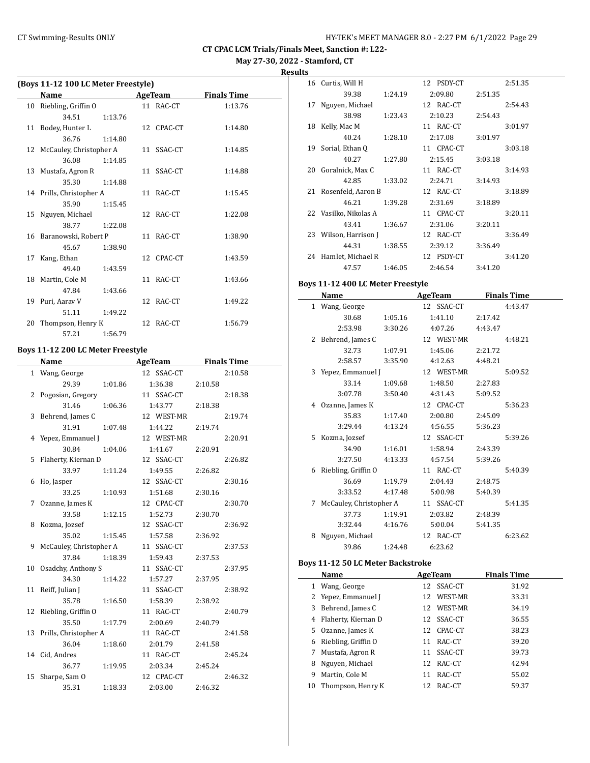**CT CPAC LCM Trials/Finals Meet, Sanction #: L22-**

**May 27-30, 2022 - Stamford, CT**

**Results**

### (Boys 11-12 100 LC Meter Freestyle)

| | Name | AgeTeam | | Finals Time |
|---|---|---|---|---|
| 10 | Riebling, Griffin O | 11 RAC-CT | | 1:13.76 |
| | 34.51 | 1:13.76 | | |
| 11 | Bodey, Hunter L | 12 CPAC-CT | | 1:14.80 |
| | 36.76 | 1:14.80 | | |
| 12 | McCauley, Christopher A | 11 SSAC-CT | | 1:14.85 |
| | 36.08 | 1:14.85 | | |
| 13 | Mustafa, Agron R | 11 SSAC-CT | | 1:14.88 |
| | 35.30 | 1:14.88 | | |
| 14 | Prills, Christopher A | 11 RAC-CT | | 1:15.45 |
| | 35.90 | 1:15.45 | | |
| 15 | Nguyen, Michael | 12 RAC-CT | | 1:22.08 |
| | 38.77 | 1:22.08 | | |
| 16 | Baranowski, Robert P | 11 RAC-CT | | 1:38.90 |
| | 45.67 | 1:38.90 | | |
| 17 | Kang, Ethan | 12 CPAC-CT | | 1:43.59 |
| | 49.40 | 1:43.59 | | |
| 18 | Martin, Cole M | 11 RAC-CT | | 1:43.66 |
| | 47.84 | 1:43.66 | | |
| 19 | Puri, Aarav V | 12 RAC-CT | | 1:49.22 |
| | 51.11 | 1:49.22 | | |
| 20 | Thompson, Henry K | 12 RAC-CT | | 1:56.79 |
| | 57.21 | 1:56.79 | | |

### Boys 11-12 200 LC Meter Freestyle

| | Name | | AgeTeam | | Finals Time |
|---|---|---|---|---|---|
| 1 | Wang, George | | 12 SSAC-CT | | 2:10.58 |
| | 29.39 | 1:01.86 | 1:36.38 | 2:10.58 | |
| 2 | Pogosian, Gregory | | 11 SSAC-CT | | 2:18.38 |
| | 31.46 | 1:06.36 | 1:43.77 | 2:18.38 | |
| 3 | Behrend, James C | | 12 WEST-MR | | 2:19.74 |
| | 31.91 | 1:07.48 | 1:44.22 | 2:19.74 | |
| 4 | Yepez, Emmanuel J | | 12 WEST-MR | | 2:20.91 |
| | 30.84 | 1:04.06 | 1:41.67 | 2:20.91 | |
| 5 | Flaherty, Kiernan D | | 12 SSAC-CT | | 2:26.82 |
| | 33.97 | 1:11.24 | 1:49.55 | 2:26.82 | |
| 6 | Ho, Jasper | | 12 SSAC-CT | | 2:30.16 |
| | 33.25 | 1:10.93 | 1:51.68 | 2:30.16 | |
| 7 | Ozanne, James K | | 12 CPAC-CT | | 2:30.70 |
| | 33.58 | 1:12.15 | 1:52.73 | 2:30.70 | |
| 8 | Kozma, Jozsef | | 12 SSAC-CT | | 2:36.92 |
| | 35.02 | 1:15.45 | 1:57.58 | 2:36.92 | |
| 9 | McCauley, Christopher A | | 11 SSAC-CT | | 2:37.53 |
| | 37.84 | 1:18.39 | 1:59.43 | 2:37.53 | |
| 10 | Osadchy, Anthony S | | 11 SSAC-CT | | 2:37.95 |
| | 34.30 | 1:14.22 | 1:57.27 | 2:37.95 | |
| 11 | Reiff, Julian J | | 11 SSAC-CT | | 2:38.92 |
| | 35.78 | 1:16.50 | 1:58.39 | 2:38.92 | |
| 12 | Riebling, Griffin O | | 11 RAC-CT | | 2:40.79 |
| | 35.50 | 1:17.79 | 2:00.69 | 2:40.79 | |
| 13 | Prills, Christopher A | | 11 RAC-CT | | 2:41.58 |
| | 36.04 | 1:18.60 | 2:01.79 | 2:41.58 | |
| 14 | Cid, Andres | | 11 RAC-CT | | 2:45.24 |
| | 36.77 | 1:19.95 | 2:03.34 | 2:45.24 | |
| 15 | Sharpe, Sam O | | 12 CPAC-CT | | 2:46.32 |
| | 35.31 | 1:18.33 | 2:03.00 | 2:46.32 | |
| 16 | Curtis, Will H | | 12 PSDY-CT | | 2:51.35 |
| | 39.38 | 1:24.19 | 2:09.80 | 2:51.35 | |
| 17 | Nguyen, Michael | | 12 RAC-CT | | 2:54.43 |
| | 38.98 | 1:23.43 | 2:10.23 | 2:54.43 | |
| 18 | Kelly, Mac M | | 11 RAC-CT | | 3:01.97 |
| | 40.24 | 1:28.10 | 2:17.08 | 3:01.97 | |
| 19 | Sorial, Ethan Q | | 11 CPAC-CT | | 3:03.18 |
| | 40.27 | 1:27.80 | 2:15.45 | 3:03.18 | |
| 20 | Goralnick, Max C | | 11 RAC-CT | | 3:14.93 |
| | 42.85 | 1:33.02 | 2:24.71 | 3:14.93 | |
| 21 | Rosenfeld, Aaron B | | 12 RAC-CT | | 3:18.89 |
| | 46.21 | 1:39.28 | 2:31.69 | 3:18.89 | |
| 22 | Vasilko, Nikolas A | | 11 CPAC-CT | | 3:20.11 |
| | 43.41 | 1:36.67 | 2:31.06 | 3:20.11 | |
| 23 | Wilson, Harrison J | | 12 RAC-CT | | 3:36.49 |
| | 44.31 | 1:38.55 | 2:39.12 | 3:36.49 | |
| 24 | Hamlet, Michael R | | 12 PSDY-CT | | 3:41.20 |
| | 47.57 | 1:46.05 | 2:46.54 | 3:41.20 | |

### Boys 11-12 400 LC Meter Freestyle

| | Name | | AgeTeam | | Finals Time |
|---|---|---|---|---|---|
| 1 | Wang, George | | 12 SSAC-CT | | 4:43.47 |
| | 30.68 | 1:05.16 | 1:41.10 | 2:17.42 | |
| | 2:53.98 | 3:30.26 | 4:07.26 | 4:43.47 | |
| 2 | Behrend, James C | | 12 WEST-MR | | 4:48.21 |
| | 32.73 | 1:07.91 | 1:45.06 | 2:21.72 | |
| | 2:58.57 | 3:35.90 | 4:12.63 | 4:48.21 | |
| 3 | Yepez, Emmanuel J | | 12 WEST-MR | | 5:09.52 |
| | 33.14 | 1:09.68 | 1:48.50 | 2:27.83 | |
| | 3:07.78 | 3:50.40 | 4:31.43 | 5:09.52 | |
| 4 | Ozanne, James K | | 12 CPAC-CT | | 5:36.23 |
| | 35.83 | 1:17.40 | 2:00.80 | 2:45.09 | |
| | 3:29.44 | 4:13.24 | 4:56.55 | 5:36.23 | |
| 5 | Kozma, Jozsef | | 12 SSAC-CT | | 5:39.26 |
| | 34.90 | 1:16.01 | 1:58.94 | 2:43.39 | |
| | 3:27.50 | 4:13.33 | 4:57.54 | 5:39.26 | |
| 6 | Riebling, Griffin O | | 11 RAC-CT | | 5:40.39 |
| | 36.69 | 1:19.79 | 2:04.43 | 2:48.75 | |
| | 3:33.52 | 4:17.48 | 5:00.98 | 5:40.39 | |
| 7 | McCauley, Christopher A | | 11 SSAC-CT | | 5:41.35 |
| | 37.73 | 1:19.91 | 2:03.82 | 2:48.39 | |
| | 3:32.44 | 4:16.76 | 5:00.04 | 5:41.35 | |
| 8 | Nguyen, Michael | | 12 RAC-CT | | 6:23.62 |
| | 39.86 | 1:24.48 | 6:23.62 | | |

### Boys 11-12 50 LC Meter Backstroke

| | Name | AgeTeam | Finals Time |
|---|---|---|---|
| 1 | Wang, George | 12 SSAC-CT | 31.92 |
| 2 | Yepez, Emmanuel J | 12 WEST-MR | 33.31 |
| 3 | Behrend, James C | 12 WEST-MR | 34.19 |
| 4 | Flaherty, Kiernan D | 12 SSAC-CT | 36.55 |
| 5 | Ozanne, James K | 12 CPAC-CT | 38.23 |
| 6 | Riebling, Griffin O | 11 RAC-CT | 39.20 |
| 7 | Mustafa, Agron R | 11 SSAC-CT | 39.73 |
| 8 | Nguyen, Michael | 12 RAC-CT | 42.94 |
| 9 | Martin, Cole M | 11 RAC-CT | 55.02 |
| 10 | Thompson, Henry K | 12 RAC-CT | 59.37 |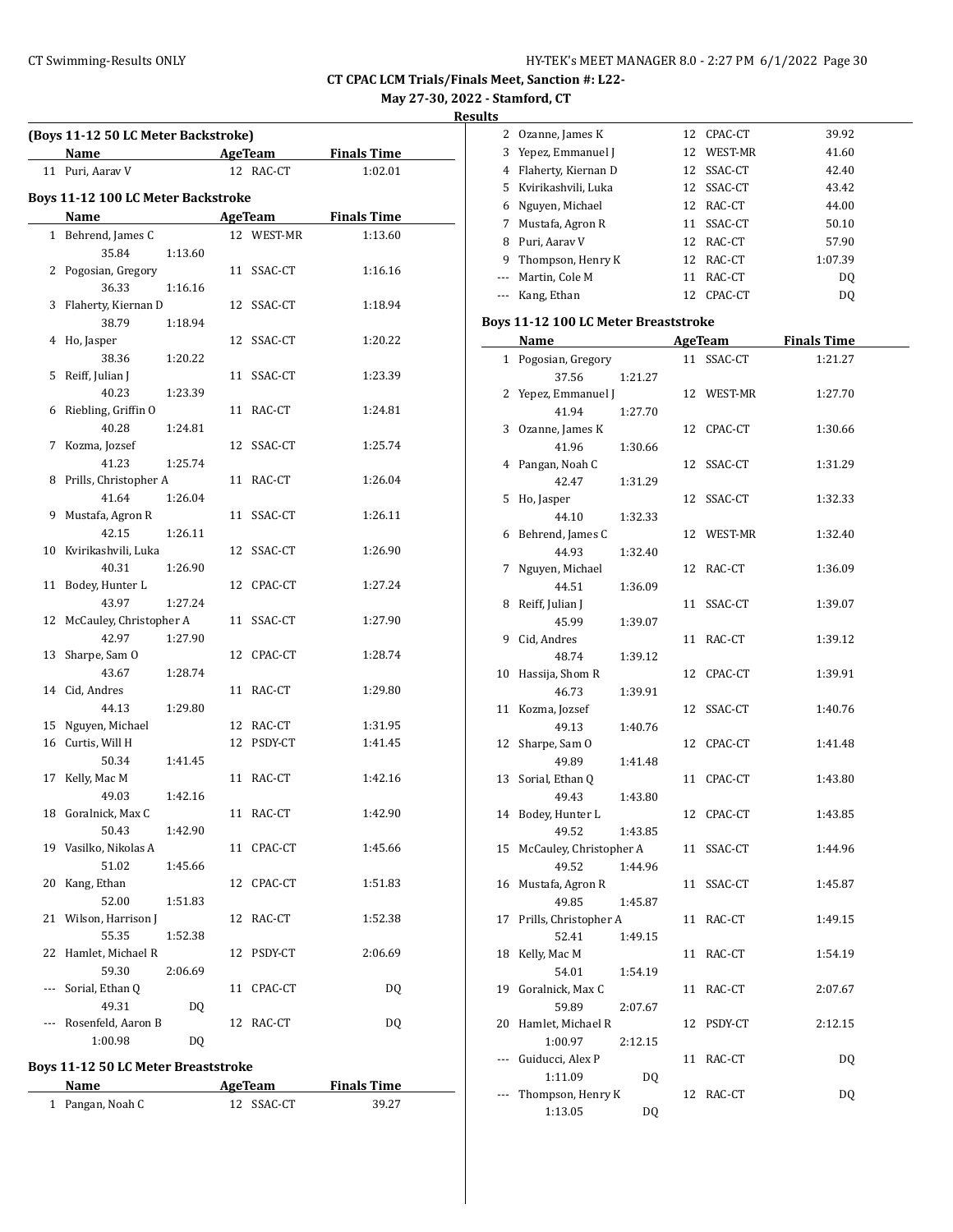**CT CPAC LCM Trials/Finals Meet, Sanction #: L22-**

**May 27-30, 2022 - Stamford, CT**

**Results**

### (Boys 11-12 50 LC Meter Backstroke)

| | Name | Age | Team | Finals Time |
|---|---|---|---|---|
| 11 | Puri, Aarav V | 12 | RAC-CT | 1:02.01 |

### Boys 11-12 100 LC Meter Backstroke

| | Name | Age | Team | Finals Time |
|---|---|---|---|---|
| 1 | Behrend, James C | 12 | WEST-MR | 1:13.60 |
| | 35.84 1:13.60 | | | |
| 2 | Pogosian, Gregory | 11 | SSAC-CT | 1:16.16 |
| | 36.33 1:16.16 | | | |
| 3 | Flaherty, Kiernan D | 12 | SSAC-CT | 1:18.94 |
| | 38.79 1:18.94 | | | |
| 4 | Ho, Jasper | 12 | SSAC-CT | 1:20.22 |
| | 38.36 1:20.22 | | | |
| 5 | Reiff, Julian J | 11 | SSAC-CT | 1:23.39 |
| | 40.23 1:23.39 | | | |
| 6 | Riebling, Griffin O | 11 | RAC-CT | 1:24.81 |
| | 40.28 1:24.81 | | | |
| 7 | Kozma, Jozsef | 12 | SSAC-CT | 1:25.74 |
| | 41.23 1:25.74 | | | |
| 8 | Prills, Christopher A | 11 | RAC-CT | 1:26.04 |
| | 41.64 1:26.04 | | | |
| 9 | Mustafa, Agron R | 11 | SSAC-CT | 1:26.11 |
| | 42.15 1:26.11 | | | |
| 10 | Kvirikashvili, Luka | 12 | SSAC-CT | 1:26.90 |
| | 40.31 1:26.90 | | | |
| 11 | Bodey, Hunter L | 12 | CPAC-CT | 1:27.24 |
| | 43.97 1:27.24 | | | |
| 12 | McCauley, Christopher A | 11 | SSAC-CT | 1:27.90 |
| | 42.97 1:27.90 | | | |
| 13 | Sharpe, Sam O | 12 | CPAC-CT | 1:28.74 |
| | 43.67 1:28.74 | | | |
| 14 | Cid, Andres | 11 | RAC-CT | 1:29.80 |
| | 44.13 1:29.80 | | | |
| 15 | Nguyen, Michael | 12 | RAC-CT | 1:31.95 |
| 16 | Curtis, Will H | 12 | PSDY-CT | 1:41.45 |
| | 50.34 1:41.45 | | | |
| 17 | Kelly, Mac M | 11 | RAC-CT | 1:42.16 |
| | 49.03 1:42.16 | | | |
| 18 | Goralnick, Max C | 11 | RAC-CT | 1:42.90 |
| | 50.43 1:42.90 | | | |
| 19 | Vasilko, Nikolas A | 11 | CPAC-CT | 1:45.66 |
| | 51.02 1:45.66 | | | |
| 20 | Kang, Ethan | 12 | CPAC-CT | 1:51.83 |
| | 52.00 1:51.83 | | | |
| 21 | Wilson, Harrison J | 12 | RAC-CT | 1:52.38 |
| | 55.35 1:52.38 | | | |
| 22 | Hamlet, Michael R | 12 | PSDY-CT | 2:06.69 |
| | 59.30 2:06.69 | | | |
| --- | Sorial, Ethan Q | 11 | CPAC-CT | DQ |
| | 49.31 DQ | | | |
| --- | Rosenfeld, Aaron B | 12 | RAC-CT | DQ |
| | 1:00.98 DQ | | | |

### Boys 11-12 50 LC Meter Breaststroke

| | Name | Age | Team | Finals Time |
|---|---|---|---|---|
| 1 | Pangan, Noah C | 12 | SSAC-CT | 39.27 |
| 2 | Ozanne, James K | 12 | CPAC-CT | 39.92 |
| 3 | Yepez, Emmanuel J | 12 | WEST-MR | 41.60 |
| 4 | Flaherty, Kiernan D | 12 | SSAC-CT | 42.40 |
| 5 | Kvirikashvili, Luka | 12 | SSAC-CT | 43.42 |
| 6 | Nguyen, Michael | 12 | RAC-CT | 44.00 |
| 7 | Mustafa, Agron R | 11 | SSAC-CT | 50.10 |
| 8 | Puri, Aarav V | 12 | RAC-CT | 57.90 |
| 9 | Thompson, Henry K | 12 | RAC-CT | 1:07.39 |
| --- | Martin, Cole M | 11 | RAC-CT | DQ |
| --- | Kang, Ethan | 12 | CPAC-CT | DQ |

### Boys 11-12 100 LC Meter Breaststroke

| | Name | Age | Team | Finals Time |
|---|---|---|---|---|
| 1 | Pogosian, Gregory | 11 | SSAC-CT | 1:21.27 |
| | 37.56 1:21.27 | | | |
| 2 | Yepez, Emmanuel J | 12 | WEST-MR | 1:27.70 |
| | 41.94 1:27.70 | | | |
| 3 | Ozanne, James K | 12 | CPAC-CT | 1:30.66 |
| | 41.96 1:30.66 | | | |
| 4 | Pangan, Noah C | 12 | SSAC-CT | 1:31.29 |
| | 42.47 1:31.29 | | | |
| 5 | Ho, Jasper | 12 | SSAC-CT | 1:32.33 |
| | 44.10 1:32.33 | | | |
| 6 | Behrend, James C | 12 | WEST-MR | 1:32.40 |
| | 44.93 1:32.40 | | | |
| 7 | Nguyen, Michael | 12 | RAC-CT | 1:36.09 |
| | 44.51 1:36.09 | | | |
| 8 | Reiff, Julian J | 11 | SSAC-CT | 1:39.07 |
| | 45.99 1:39.07 | | | |
| 9 | Cid, Andres | 11 | RAC-CT | 1:39.12 |
| | 48.74 1:39.12 | | | |
| 10 | Hassija, Shom R | 12 | CPAC-CT | 1:39.91 |
| | 46.73 1:39.91 | | | |
| 11 | Kozma, Jozsef | 12 | SSAC-CT | 1:40.76 |
| | 49.13 1:40.76 | | | |
| 12 | Sharpe, Sam O | 12 | CPAC-CT | 1:41.48 |
| | 49.89 1:41.48 | | | |
| 13 | Sorial, Ethan Q | 11 | CPAC-CT | 1:43.80 |
| | 49.43 1:43.80 | | | |
| 14 | Bodey, Hunter L | 12 | CPAC-CT | 1:43.85 |
| | 49.52 1:43.85 | | | |
| 15 | McCauley, Christopher A | 11 | SSAC-CT | 1:44.96 |
| | 49.52 1:44.96 | | | |
| 16 | Mustafa, Agron R | 11 | SSAC-CT | 1:45.87 |
| | 49.85 1:45.87 | | | |
| 17 | Prills, Christopher A | 11 | RAC-CT | 1:49.15 |
| | 52.41 1:49.15 | | | |
| 18 | Kelly, Mac M | 11 | RAC-CT | 1:54.19 |
| | 54.01 1:54.19 | | | |
| 19 | Goralnick, Max C | 11 | RAC-CT | 2:07.67 |
| | 59.89 2:07.67 | | | |
| 20 | Hamlet, Michael R | 12 | PSDY-CT | 2:12.15 |
| | 1:00.97 2:12.15 | | | |
| --- | Guiducci, Alex P | 11 | RAC-CT | DQ |
| | 1:11.09 DQ | | | |
| --- | Thompson, Henry K | 12 | RAC-CT | DQ |
| | 1:13.05 DQ | | | |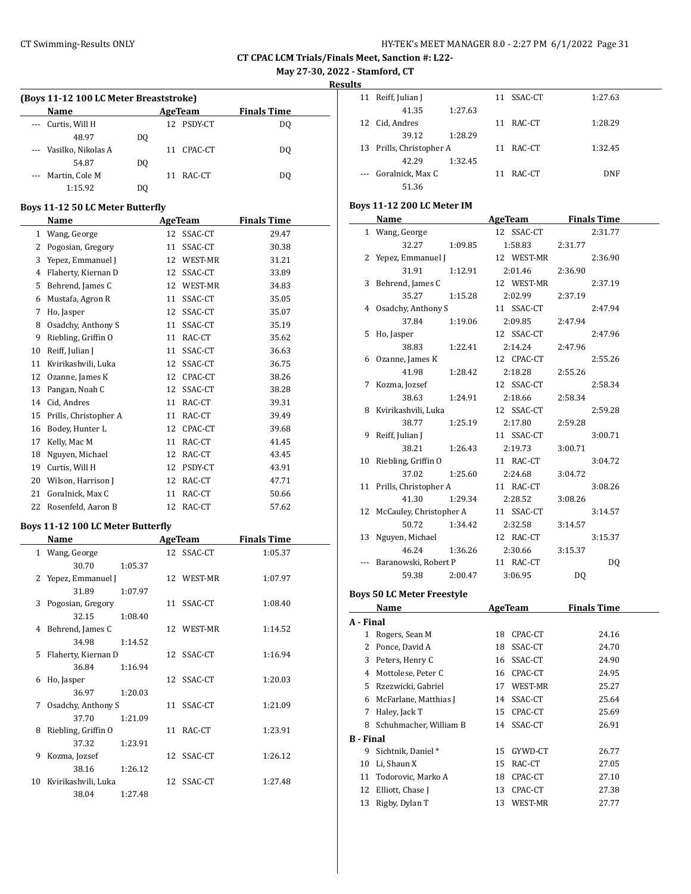CT CPAC LCM Trials/Finals Meet, Sanction #: L22-

May 27-30, 2022 - Stamford, CT

**Results**

### (Boys 11-12 100 LC Meter Breaststroke)

| | Name | Age | Team | Finals Time |
|---|---|---|---|---|
| --- | Curtis, Will H | 12 | PSDY-CT | DQ |
| | 48.97 DQ | | | |
| --- | Vasilko, Nikolas A | 11 | CPAC-CT | DQ |
| | 54.87 DQ | | | |
| --- | Martin, Cole M | 11 | RAC-CT | DQ |
| | 1:15.92 DQ | | | |

### Boys 11-12 50 LC Meter Butterfly

| | Name | Age | Team | Finals Time |
|---|---|---|---|---|
| 1 | Wang, George | 12 | SSAC-CT | 29.47 |
| 2 | Pogosian, Gregory | 11 | SSAC-CT | 30.38 |
| 3 | Yepez, Emmanuel J | 12 | WEST-MR | 31.21 |
| 4 | Flaherty, Kiernan D | 12 | SSAC-CT | 33.89 |
| 5 | Behrend, James C | 12 | WEST-MR | 34.83 |
| 6 | Mustafa, Agron R | 11 | SSAC-CT | 35.05 |
| 7 | Ho, Jasper | 12 | SSAC-CT | 35.07 |
| 8 | Osadchy, Anthony S | 11 | SSAC-CT | 35.19 |
| 9 | Riebling, Griffin O | 11 | RAC-CT | 35.62 |
| 10 | Reiff, Julian J | 11 | SSAC-CT | 36.63 |
| 11 | Kvirikashvili, Luka | 12 | SSAC-CT | 36.75 |
| 12 | Ozanne, James K | 12 | CPAC-CT | 38.26 |
| 13 | Pangan, Noah C | 12 | SSAC-CT | 38.28 |
| 14 | Cid, Andres | 11 | RAC-CT | 39.31 |
| 15 | Prills, Christopher A | 11 | RAC-CT | 39.49 |
| 16 | Bodey, Hunter L | 12 | CPAC-CT | 39.68 |
| 17 | Kelly, Mac M | 11 | RAC-CT | 41.45 |
| 18 | Nguyen, Michael | 12 | RAC-CT | 43.45 |
| 19 | Curtis, Will H | 12 | PSDY-CT | 43.91 |
| 20 | Wilson, Harrison J | 12 | RAC-CT | 47.71 |
| 21 | Goralnick, Max C | 11 | RAC-CT | 50.66 |
| 22 | Rosenfeld, Aaron B | 12 | RAC-CT | 57.62 |

### Boys 11-12 100 LC Meter Butterfly

| | Name | Age | Team | Finals Time |
|---|---|---|---|---|
| 1 | Wang, George | 12 | SSAC-CT | 1:05.37 |
| | 30.70 1:05.37 | | | |
| 2 | Yepez, Emmanuel J | 12 | WEST-MR | 1:07.97 |
| | 31.89 1:07.97 | | | |
| 3 | Pogosian, Gregory | 11 | SSAC-CT | 1:08.40 |
| | 32.15 1:08.40 | | | |
| 4 | Behrend, James C | 12 | WEST-MR | 1:14.52 |
| | 34.98 1:14.52 | | | |
| 5 | Flaherty, Kiernan D | 12 | SSAC-CT | 1:16.94 |
| | 36.84 1:16.94 | | | |
| 6 | Ho, Jasper | 12 | SSAC-CT | 1:20.03 |
| | 36.97 1:20.03 | | | |
| 7 | Osadchy, Anthony S | 11 | SSAC-CT | 1:21.09 |
| | 37.70 1:21.09 | | | |
| 8 | Riebling, Griffin O | 11 | RAC-CT | 1:23.91 |
| | 37.32 1:23.91 | | | |
| 9 | Kozma, Jozsef | 12 | SSAC-CT | 1:26.12 |
| | 38.16 1:26.12 | | | |
| 10 | Kvirikashvili, Luka | 12 | SSAC-CT | 1:27.48 |
| | 38.04 1:27.48 | | | |
| 11 | Reiff, Julian J | 11 | SSAC-CT | 1:27.63 |
| | 41.35 1:27.63 | | | |
| 12 | Cid, Andres | 11 | RAC-CT | 1:28.29 |
| | 39.12 1:28.29 | | | |
| 13 | Prills, Christopher A | 11 | RAC-CT | 1:32.45 |
| | 42.29 1:32.45 | | | |
| --- | Goralnick, Max C | 11 | RAC-CT | DNF |
| | 51.36 | | | |

### Boys 11-12 200 LC Meter IM

| | Name | Age | Team | Finals Time |
|---|---|---|---|---|
| 1 | Wang, George | 12 | SSAC-CT | 2:31.77 |
| | 32.27 1:09.85 1:58.83 2:31.77 | | | |
| 2 | Yepez, Emmanuel J | 12 | WEST-MR | 2:36.90 |
| | 31.91 1:12.91 2:01.46 2:36.90 | | | |
| 3 | Behrend, James C | 12 | WEST-MR | 2:37.19 |
| | 35.27 1:15.28 2:02.99 2:37.19 | | | |
| 4 | Osadchy, Anthony S | 11 | SSAC-CT | 2:47.94 |
| | 37.84 1:19.06 2:09.85 2:47.94 | | | |
| 5 | Ho, Jasper | 12 | SSAC-CT | 2:47.96 |
| | 38.83 1:22.41 2:14.24 2:47.96 | | | |
| 6 | Ozanne, James K | 12 | CPAC-CT | 2:55.26 |
| | 41.98 1:28.42 2:18.28 2:55.26 | | | |
| 7 | Kozma, Jozsef | 12 | SSAC-CT | 2:58.34 |
| | 38.63 1:24.91 2:18.66 2:58.34 | | | |
| 8 | Kvirikashvili, Luka | 12 | SSAC-CT | 2:59.28 |
| | 38.77 1:25.19 2:17.80 2:59.28 | | | |
| 9 | Reiff, Julian J | 11 | SSAC-CT | 3:00.71 |
| | 38.21 1:26.43 2:19.73 3:00.71 | | | |
| 10 | Riebling, Griffin O | 11 | RAC-CT | 3:04.72 |
| | 37.02 1:25.60 2:24.68 3:04.72 | | | |
| 11 | Prills, Christopher A | 11 | RAC-CT | 3:08.26 |
| | 41.30 1:29.34 2:28.52 3:08.26 | | | |
| 12 | McCauley, Christopher A | 11 | SSAC-CT | 3:14.57 |
| | 50.72 1:34.42 2:32.58 3:14.57 | | | |
| 13 | Nguyen, Michael | 12 | RAC-CT | 3:15.37 |
| | 46.24 1:36.26 2:30.66 3:15.37 | | | |
| --- | Baranowski, Robert P | 11 | RAC-CT | DQ |
| | 59.38 2:00.47 3:06.95 DQ | | | |

### Boys 50 LC Meter Freestyle

| | Name | Age | Team | Finals Time |
|---|---|---|---|---|
| **A - Final** | | | | |
| 1 | Rogers, Sean M | 18 | CPAC-CT | 24.16 |
| 2 | Ponce, David A | 18 | SSAC-CT | 24.70 |
| 3 | Peters, Henry C | 16 | SSAC-CT | 24.90 |
| 4 | Mottolese, Peter C | 16 | CPAC-CT | 24.95 |
| 5 | Rzezwicki, Gabriel | 17 | WEST-MR | 25.27 |
| 6 | McFarlane, Matthias J | 14 | SSAC-CT | 25.64 |
| 7 | Haley, Jack T | 15 | CPAC-CT | 25.69 |
| 8 | Schuhmacher, William B | 14 | SSAC-CT | 26.91 |
| **B - Final** | | | | |
| 9 | Sichtnik, Daniel * | 15 | GYWD-CT | 26.77 |
| 10 | Li, Shaun X | 15 | RAC-CT | 27.05 |
| 11 | Todorovic, Marko A | 18 | CPAC-CT | 27.10 |
| 12 | Elliott, Chase J | 13 | CPAC-CT | 27.38 |
| 13 | Rigby, Dylan T | 13 | WEST-MR | 27.77 |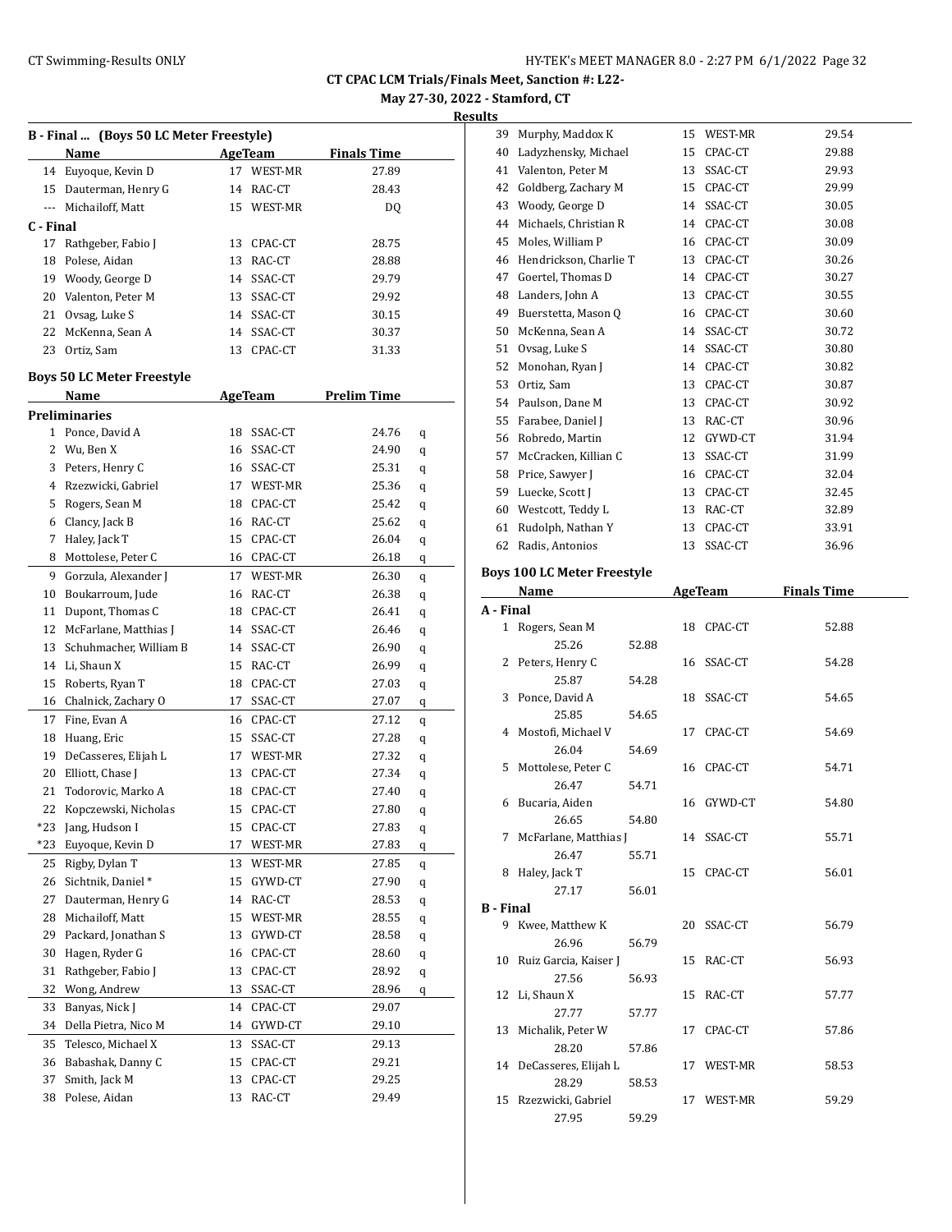**CT CPAC LCM Trials/Finals Meet, Sanction #: L22-**

**May 27-30, 2022 - Stamford, CT**

**Results**

### B - Final ... (Boys 50 LC Meter Freestyle)

| | Name | Age | Team | Finals Time |
|---|---|---|---|---|
| 14 | Euyoque, Kevin D | 17 | WEST-MR | 27.89 |
| 15 | Dauterman, Henry G | 14 | RAC-CT | 28.43 |
| --- | Michailoff, Matt | 15 | WEST-MR | DQ |

**C - Final**

| | Name | Age | Team | Finals Time |
|---|---|---|---|---|
| 17 | Rathgeber, Fabio J | 13 | CPAC-CT | 28.75 |
| 18 | Polese, Aidan | 13 | RAC-CT | 28.88 |
| 19 | Woody, George D | 14 | SSAC-CT | 29.79 |
| 20 | Valenton, Peter M | 13 | SSAC-CT | 29.92 |
| 21 | Ovsag, Luke S | 14 | SSAC-CT | 30.15 |
| 22 | McKenna, Sean A | 14 | SSAC-CT | 30.37 |
| 23 | Ortiz, Sam | 13 | CPAC-CT | 31.33 |

### Boys 50 LC Meter Freestyle

**Preliminaries**

| | Name | Age | Team | Prelim Time | |
|---|---|---|---|---|---|
| 1 | Ponce, David A | 18 | SSAC-CT | 24.76 | q |
| 2 | Wu, Ben X | 16 | SSAC-CT | 24.90 | q |
| 3 | Peters, Henry C | 16 | SSAC-CT | 25.31 | q |
| 4 | Rzezwicki, Gabriel | 17 | WEST-MR | 25.36 | q |
| 5 | Rogers, Sean M | 18 | CPAC-CT | 25.42 | q |
| 6 | Clancy, Jack B | 16 | RAC-CT | 25.62 | q |
| 7 | Haley, Jack T | 15 | CPAC-CT | 26.04 | q |
| 8 | Mottolese, Peter C | 16 | CPAC-CT | 26.18 | q |
| 9 | Gorzula, Alexander J | 17 | WEST-MR | 26.30 | q |
| 10 | Boukarroum, Jude | 16 | RAC-CT | 26.38 | q |
| 11 | Dupont, Thomas C | 18 | CPAC-CT | 26.41 | q |
| 12 | McFarlane, Matthias J | 14 | SSAC-CT | 26.46 | q |
| 13 | Schuhmacher, William B | 14 | SSAC-CT | 26.90 | q |
| 14 | Li, Shaun X | 15 | RAC-CT | 26.99 | q |
| 15 | Roberts, Ryan T | 18 | CPAC-CT | 27.03 | q |
| 16 | Chalnick, Zachary O | 17 | SSAC-CT | 27.07 | q |
| 17 | Fine, Evan A | 16 | CPAC-CT | 27.12 | q |
| 18 | Huang, Eric | 15 | SSAC-CT | 27.28 | q |
| 19 | DeCasseres, Elijah L | 17 | WEST-MR | 27.32 | q |
| 20 | Elliott, Chase J | 13 | CPAC-CT | 27.34 | q |
| 21 | Todorovic, Marko A | 18 | CPAC-CT | 27.40 | q |
| 22 | Kopczewski, Nicholas | 15 | CPAC-CT | 27.80 | q |
| *23 | Jang, Hudson I | 15 | CPAC-CT | 27.83 | q |
| *23 | Euyoque, Kevin D | 17 | WEST-MR | 27.83 | q |
| 25 | Rigby, Dylan T | 13 | WEST-MR | 27.85 | q |
| 26 | Sichtnik, Daniel * | 15 | GYWD-CT | 27.90 | q |
| 27 | Dauterman, Henry G | 14 | RAC-CT | 28.53 | q |
| 28 | Michailoff, Matt | 15 | WEST-MR | 28.55 | q |
| 29 | Packard, Jonathan S | 13 | GYWD-CT | 28.58 | q |
| 30 | Hagen, Ryder G | 16 | CPAC-CT | 28.60 | q |
| 31 | Rathgeber, Fabio J | 13 | CPAC-CT | 28.92 | q |
| 32 | Wong, Andrew | 13 | SSAC-CT | 28.96 | q |
| 33 | Banyas, Nick J | 14 | CPAC-CT | 29.07 | |
| 34 | Della Pietra, Nico M | 14 | GYWD-CT | 29.10 | |
| 35 | Telesco, Michael X | 13 | SSAC-CT | 29.13 | |
| 36 | Babashak, Danny C | 15 | CPAC-CT | 29.21 | |
| 37 | Smith, Jack M | 13 | CPAC-CT | 29.25 | |
| 38 | Polese, Aidan | 13 | RAC-CT | 29.49 | |
| 39 | Murphy, Maddox K | 15 | WEST-MR | 29.54 | |
| 40 | Ladyzhensky, Michael | 15 | CPAC-CT | 29.88 | |
| 41 | Valenton, Peter M | 13 | SSAC-CT | 29.93 | |
| 42 | Goldberg, Zachary M | 15 | CPAC-CT | 29.99 | |
| 43 | Woody, George D | 14 | SSAC-CT | 30.05 | |
| 44 | Michaels, Christian R | 14 | CPAC-CT | 30.08 | |
| 45 | Moles, William P | 16 | CPAC-CT | 30.09 | |
| 46 | Hendrickson, Charlie T | 13 | CPAC-CT | 30.26 | |
| 47 | Goertel, Thomas D | 14 | CPAC-CT | 30.27 | |
| 48 | Landers, John A | 13 | CPAC-CT | 30.55 | |
| 49 | Buerstetta, Mason Q | 16 | CPAC-CT | 30.60 | |
| 50 | McKenna, Sean A | 14 | SSAC-CT | 30.72 | |
| 51 | Ovsag, Luke S | 14 | SSAC-CT | 30.80 | |
| 52 | Monohan, Ryan J | 14 | CPAC-CT | 30.82 | |
| 53 | Ortiz, Sam | 13 | CPAC-CT | 30.87 | |
| 54 | Paulson, Dane M | 13 | CPAC-CT | 30.92 | |
| 55 | Farabee, Daniel J | 13 | RAC-CT | 30.96 | |
| 56 | Robredo, Martin | 12 | GYWD-CT | 31.94 | |
| 57 | McCracken, Killian C | 13 | SSAC-CT | 31.99 | |
| 58 | Price, Sawyer J | 16 | CPAC-CT | 32.04 | |
| 59 | Luecke, Scott J | 13 | CPAC-CT | 32.45 | |
| 60 | Westcott, Teddy L | 13 | RAC-CT | 32.89 | |
| 61 | Rudolph, Nathan Y | 13 | CPAC-CT | 33.91 | |
| 62 | Radis, Antonios | 13 | SSAC-CT | 36.96 | |

### Boys 100 LC Meter Freestyle

**A - Final**

| | Name | Age | Team | Finals Time |
|---|---|---|---|---|
| 1 | Rogers, Sean M | 18 | CPAC-CT | 52.88 |
| | 25.26 52.88 | | | |
| 2 | Peters, Henry C | 16 | SSAC-CT | 54.28 |
| | 25.87 54.28 | | | |
| 3 | Ponce, David A | 18 | SSAC-CT | 54.65 |
| | 25.85 54.65 | | | |
| 4 | Mostofi, Michael V | 17 | CPAC-CT | 54.69 |
| | 26.04 54.69 | | | |
| 5 | Mottolese, Peter C | 16 | CPAC-CT | 54.71 |
| | 26.47 54.71 | | | |
| 6 | Bucaria, Aiden | 16 | GYWD-CT | 54.80 |
| | 26.65 54.80 | | | |
| 7 | McFarlane, Matthias J | 14 | SSAC-CT | 55.71 |
| | 26.47 55.71 | | | |
| 8 | Haley, Jack T | 15 | CPAC-CT | 56.01 |
| | 27.17 56.01 | | | |

**B - Final**

| | Name | Age | Team | Finals Time |
|---|---|---|---|---|
| 9 | Kwee, Matthew K | 20 | SSAC-CT | 56.79 |
| | 26.96 56.79 | | | |
| 10 | Ruiz Garcia, Kaiser J | 15 | RAC-CT | 56.93 |
| | 27.56 56.93 | | | |
| 12 | Li, Shaun X | 15 | RAC-CT | 57.77 |
| | 27.77 57.77 | | | |
| 13 | Michalik, Peter W | 17 | CPAC-CT | 57.86 |
| | 28.20 57.86 | | | |
| 14 | DeCasseres, Elijah L | 17 | WEST-MR | 58.53 |
| | 28.29 58.53 | | | |
| 15 | Rzezwicki, Gabriel | 17 | WEST-MR | 59.29 |
| | 27.95 59.29 | | | |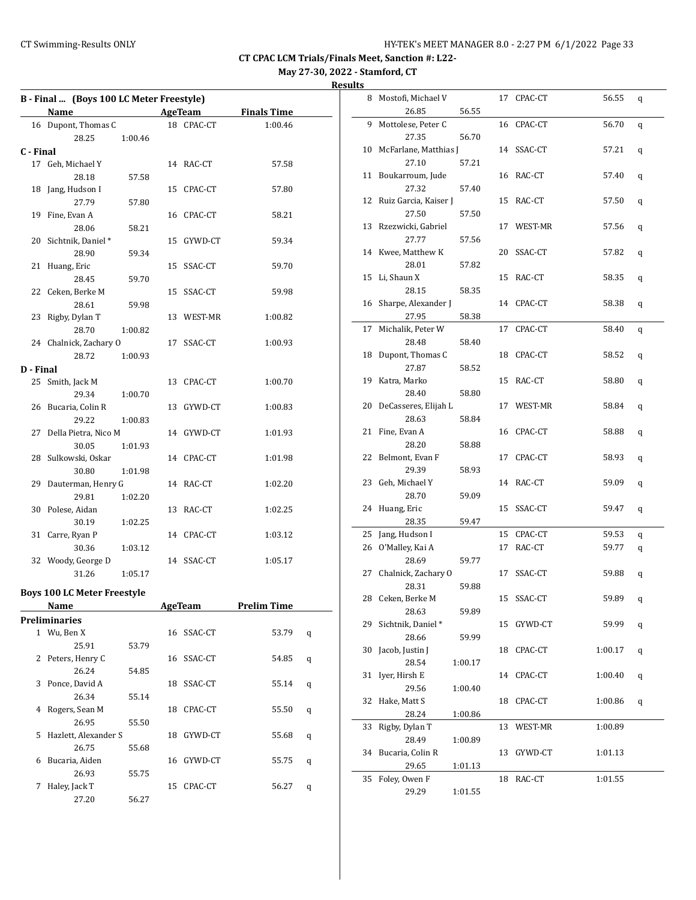**CT CPAC LCM Trials/Finals Meet, Sanction #: L22-**

**May 27-30, 2022 - Stamford, CT**

**Results**

### B - Final ... (Boys 100 LC Meter Freestyle)

| | Name | AgeTeam | | Finals Time |
|---|---|---|---|---|
| 16 | Dupont, Thomas C | 18 | CPAC-CT | 1:00.46 |
| | 28.25 1:00.46 | | | |

### C - Final

| | Name | AgeTeam | | Finals Time |
|---|---|---|---|---|
| 17 | Geh, Michael Y | 14 | RAC-CT | 57.58 |
| | 28.18 57.58 | | | |
| 18 | Jang, Hudson I | 15 | CPAC-CT | 57.80 |
| | 27.79 57.80 | | | |
| 19 | Fine, Evan A | 16 | CPAC-CT | 58.21 |
| | 28.06 58.21 | | | |
| 20 | Sichtnik, Daniel * | 15 | GYWD-CT | 59.34 |
| | 28.90 59.34 | | | |
| 21 | Huang, Eric | 15 | SSAC-CT | 59.70 |
| | 28.45 59.70 | | | |
| 22 | Ceken, Berke M | 15 | SSAC-CT | 59.98 |
| | 28.61 59.98 | | | |
| 23 | Rigby, Dylan T | 13 | WEST-MR | 1:00.82 |
| | 28.70 1:00.82 | | | |
| 24 | Chalnick, Zachary O | 17 | SSAC-CT | 1:00.93 |
| | 28.72 1:00.93 | | | |

### D - Final

| | Name | AgeTeam | | Finals Time |
|---|---|---|---|---|
| 25 | Smith, Jack M | 13 | CPAC-CT | 1:00.70 |
| | 29.34 1:00.70 | | | |
| 26 | Bucaria, Colin R | 13 | GYWD-CT | 1:00.83 |
| | 29.22 1:00.83 | | | |
| 27 | Della Pietra, Nico M | 14 | GYWD-CT | 1:01.93 |
| | 30.05 1:01.93 | | | |
| 28 | Sulkowski, Oskar | 14 | CPAC-CT | 1:01.98 |
| | 30.80 1:01.98 | | | |
| 29 | Dauterman, Henry G | 14 | RAC-CT | 1:02.20 |
| | 29.81 1:02.20 | | | |
| 30 | Polese, Aidan | 13 | RAC-CT | 1:02.25 |
| | 30.19 1:02.25 | | | |
| 31 | Carre, Ryan P | 14 | CPAC-CT | 1:03.12 |
| | 30.36 1:03.12 | | | |
| 32 | Woody, George D | 14 | SSAC-CT | 1:05.17 |
| | 31.26 1:05.17 | | | |

### Boys 100 LC Meter Freestyle

**Preliminaries**

| | Name | AgeTeam | | Prelim Time | |
|---|---|---|---|---|---|
| 1 | Wu, Ben X | 16 | SSAC-CT | 53.79 | q |
| | 25.91 53.79 | | | | |
| 2 | Peters, Henry C | 16 | SSAC-CT | 54.85 | q |
| | 26.24 54.85 | | | | |
| 3 | Ponce, David A | 18 | SSAC-CT | 55.14 | q |
| | 26.34 55.14 | | | | |
| 4 | Rogers, Sean M | 18 | CPAC-CT | 55.50 | q |
| | 26.95 55.50 | | | | |
| 5 | Hazlett, Alexander S | 18 | GYWD-CT | 55.68 | q |
| | 26.75 55.68 | | | | |
| 6 | Bucaria, Aiden | 16 | GYWD-CT | 55.75 | q |
| | 26.93 55.75 | | | | |
| 7 | Haley, Jack T | 15 | CPAC-CT | 56.27 | q |
| | 27.20 56.27 | | | | |
| 8 | Mostofi, Michael V | 17 | CPAC-CT | 56.55 | q |
| | 26.85 56.55 | | | | |
| 9 | Mottolese, Peter C | 16 | CPAC-CT | 56.70 | q |
| | 27.35 56.70 | | | | |
| 10 | McFarlane, Matthias J | 14 | SSAC-CT | 57.21 | q |
| | 27.10 57.21 | | | | |
| 11 | Boukarroum, Jude | 16 | RAC-CT | 57.40 | q |
| | 27.32 57.40 | | | | |
| 12 | Ruiz Garcia, Kaiser J | 15 | RAC-CT | 57.50 | q |
| | 27.50 57.50 | | | | |
| 13 | Rzezwicki, Gabriel | 17 | WEST-MR | 57.56 | q |
| | 27.77 57.56 | | | | |
| 14 | Kwee, Matthew K | 20 | SSAC-CT | 57.82 | q |
| | 28.01 57.82 | | | | |
| 15 | Li, Shaun X | 15 | RAC-CT | 58.35 | q |
| | 28.15 58.35 | | | | |
| 16 | Sharpe, Alexander J | 14 | CPAC-CT | 58.38 | q |
| | 27.95 58.38 | | | | |
| 17 | Michalik, Peter W | 17 | CPAC-CT | 58.40 | q |
| | 28.48 58.40 | | | | |
| 18 | Dupont, Thomas C | 18 | CPAC-CT | 58.52 | q |
| | 27.87 58.52 | | | | |
| 19 | Katra, Marko | 15 | RAC-CT | 58.80 | q |
| | 28.40 58.80 | | | | |
| 20 | DeCasseres, Elijah L | 17 | WEST-MR | 58.84 | q |
| | 28.63 58.84 | | | | |
| 21 | Fine, Evan A | 16 | CPAC-CT | 58.88 | q |
| | 28.20 58.88 | | | | |
| 22 | Belmont, Evan F | 17 | CPAC-CT | 58.93 | q |
| | 29.39 58.93 | | | | |
| 23 | Geh, Michael Y | 14 | RAC-CT | 59.09 | q |
| | 28.70 59.09 | | | | |
| 24 | Huang, Eric | 15 | SSAC-CT | 59.47 | q |
| | 28.35 59.47 | | | | |
| 25 | Jang, Hudson I | 15 | CPAC-CT | 59.53 | q |
| 26 | O'Malley, Kai A | 17 | RAC-CT | 59.77 | q |
| | 28.69 59.77 | | | | |
| 27 | Chalnick, Zachary O | 17 | SSAC-CT | 59.88 | q |
| | 28.31 59.88 | | | | |
| 28 | Ceken, Berke M | 15 | SSAC-CT | 59.89 | q |
| | 28.63 59.89 | | | | |
| 29 | Sichtnik, Daniel * | 15 | GYWD-CT | 59.99 | q |
| | 28.66 59.99 | | | | |
| 30 | Jacob, Justin J | 18 | CPAC-CT | 1:00.17 | q |
| | 28.54 1:00.17 | | | | |
| 31 | Iyer, Hirsh E | 14 | CPAC-CT | 1:00.40 | q |
| | 29.56 1:00.40 | | | | |
| 32 | Hake, Matt S | 18 | CPAC-CT | 1:00.86 | q |
| | 28.24 1:00.86 | | | | |
| 33 | Rigby, Dylan T | 13 | WEST-MR | 1:00.89 | |
| | 28.49 1:00.89 | | | | |
| 34 | Bucaria, Colin R | 13 | GYWD-CT | 1:01.13 | |
| | 29.65 1:01.13 | | | | |
| 35 | Foley, Owen F | 18 | RAC-CT | 1:01.55 | |
| | 29.29 1:01.55 | | | | |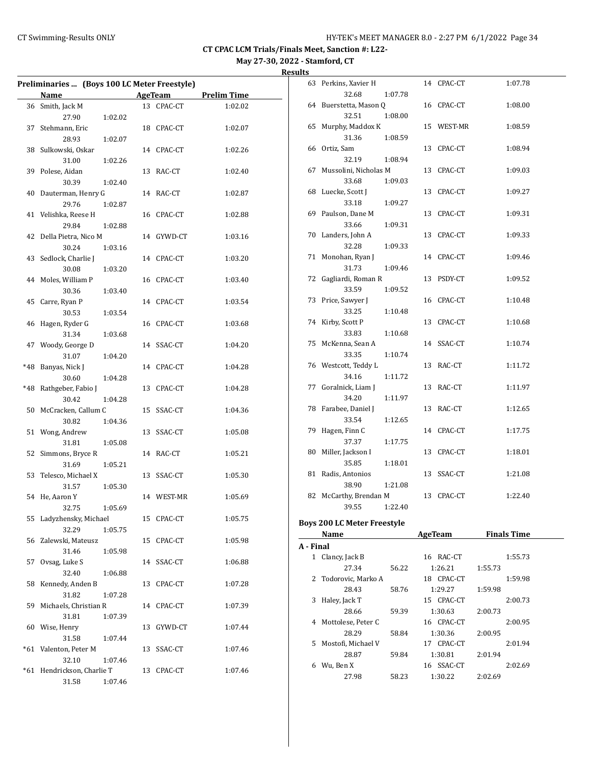CT CPAC LCM Trials/Finals Meet, Sanction #: L22-

May 27-30, 2022 - Stamford, CT

Results

## Preliminaries ... (Boys 100 LC Meter Freestyle)

| | Name | Age | Team | Prelim Time |
|---|---|---|---|---|
| 36 | Smith, Jack M | 13 | CPAC-CT | 1:02.02 |
| | 27.90 1:02.02 | | | |
| 37 | Stehmann, Eric | 18 | CPAC-CT | 1:02.07 |
| | 28.93 1:02.07 | | | |
| 38 | Sulkowski, Oskar | 14 | CPAC-CT | 1:02.26 |
| | 31.00 1:02.26 | | | |
| 39 | Polese, Aidan | 13 | RAC-CT | 1:02.40 |
| | 30.39 1:02.40 | | | |
| 40 | Dauterman, Henry G | 14 | RAC-CT | 1:02.87 |
| | 29.76 1:02.87 | | | |
| 41 | Velishka, Reese H | 16 | CPAC-CT | 1:02.88 |
| | 29.84 1:02.88 | | | |
| 42 | Della Pietra, Nico M | 14 | GYWD-CT | 1:03.16 |
| | 30.24 1:03.16 | | | |
| 43 | Sedlock, Charlie J | 14 | CPAC-CT | 1:03.20 |
| | 30.08 1:03.20 | | | |
| 44 | Moles, William P | 16 | CPAC-CT | 1:03.40 |
| | 30.36 1:03.40 | | | |
| 45 | Carre, Ryan P | 14 | CPAC-CT | 1:03.54 |
| | 30.53 1:03.54 | | | |
| 46 | Hagen, Ryder G | 16 | CPAC-CT | 1:03.68 |
| | 31.34 1:03.68 | | | |
| 47 | Woody, George D | 14 | SSAC-CT | 1:04.20 |
| | 31.07 1:04.20 | | | |
| *48 | Banyas, Nick J | 14 | CPAC-CT | 1:04.28 |
| | 30.60 1:04.28 | | | |
| *48 | Rathgeber, Fabio J | 13 | CPAC-CT | 1:04.28 |
| | 30.42 1:04.28 | | | |
| 50 | McCracken, Callum C | 15 | SSAC-CT | 1:04.36 |
| | 30.82 1:04.36 | | | |
| 51 | Wong, Andrew | 13 | SSAC-CT | 1:05.08 |
| | 31.81 1:05.08 | | | |
| 52 | Simmons, Bryce R | 14 | RAC-CT | 1:05.21 |
| | 31.69 1:05.21 | | | |
| 53 | Telesco, Michael X | 13 | SSAC-CT | 1:05.30 |
| | 31.57 1:05.30 | | | |
| 54 | He, Aaron Y | 14 | WEST-MR | 1:05.69 |
| | 32.75 1:05.69 | | | |
| 55 | Ladyzhensky, Michael | 15 | CPAC-CT | 1:05.75 |
| | 32.29 1:05.75 | | | |
| 56 | Zalewski, Mateusz | 15 | CPAC-CT | 1:05.98 |
| | 31.46 1:05.98 | | | |
| 57 | Ovsag, Luke S | 14 | SSAC-CT | 1:06.88 |
| | 32.40 1:06.88 | | | |
| 58 | Kennedy, Anden B | 13 | CPAC-CT | 1:07.28 |
| | 31.82 1:07.28 | | | |
| 59 | Michaels, Christian R | 14 | CPAC-CT | 1:07.39 |
| | 31.81 1:07.39 | | | |
| 60 | Wise, Henry | 13 | GYWD-CT | 1:07.44 |
| | 31.58 1:07.44 | | | |
| *61 | Valenton, Peter M | 13 | SSAC-CT | 1:07.46 |
| | 32.10 1:07.46 | | | |
| *61 | Hendrickson, Charlie T | 13 | CPAC-CT | 1:07.46 |
| | 31.58 1:07.46 | | | |
| 63 | Perkins, Xavier H | 14 | CPAC-CT | 1:07.78 |
| | 32.68 1:07.78 | | | |
| 64 | Buerstetta, Mason Q | 16 | CPAC-CT | 1:08.00 |
| | 32.51 1:08.00 | | | |
| 65 | Murphy, Maddox K | 15 | WEST-MR | 1:08.59 |
| | 31.36 1:08.59 | | | |
| 66 | Ortiz, Sam | 13 | CPAC-CT | 1:08.94 |
| | 32.19 1:08.94 | | | |
| 67 | Mussolini, Nicholas M | 13 | CPAC-CT | 1:09.03 |
| | 33.68 1:09.03 | | | |
| 68 | Luecke, Scott J | 13 | CPAC-CT | 1:09.27 |
| | 33.18 1:09.27 | | | |
| 69 | Paulson, Dane M | 13 | CPAC-CT | 1:09.31 |
| | 33.66 1:09.31 | | | |
| 70 | Landers, John A | 13 | CPAC-CT | 1:09.33 |
| | 32.28 1:09.33 | | | |
| 71 | Monohan, Ryan J | 14 | CPAC-CT | 1:09.46 |
| | 31.73 1:09.46 | | | |
| 72 | Gagliardi, Roman R | 13 | PSDY-CT | 1:09.52 |
| | 33.59 1:09.52 | | | |
| 73 | Price, Sawyer J | 16 | CPAC-CT | 1:10.48 |
| | 33.25 1:10.48 | | | |
| 74 | Kirby, Scott P | 13 | CPAC-CT | 1:10.68 |
| | 33.83 1:10.68 | | | |
| 75 | McKenna, Sean A | 14 | SSAC-CT | 1:10.74 |
| | 33.35 1:10.74 | | | |
| 76 | Westcott, Teddy L | 13 | RAC-CT | 1:11.72 |
| | 34.16 1:11.72 | | | |
| 77 | Goralnick, Liam J | 13 | RAC-CT | 1:11.97 |
| | 34.20 1:11.97 | | | |
| 78 | Farabee, Daniel J | 13 | RAC-CT | 1:12.65 |
| | 33.54 1:12.65 | | | |
| 79 | Hagen, Finn C | 14 | CPAC-CT | 1:17.75 |
| | 37.37 1:17.75 | | | |
| 80 | Miller, Jackson I | 13 | CPAC-CT | 1:18.01 |
| | 35.85 1:18.01 | | | |
| 81 | Radis, Antonios | 13 | SSAC-CT | 1:21.08 |
| | 38.90 1:21.08 | | | |
| 82 | McCarthy, Brendan M | 13 | CPAC-CT | 1:22.40 |
| | 39.55 1:22.40 | | | |

## Boys 200 LC Meter Freestyle

**A - Final**

| | Name | Age | Team | Finals Time |
|---|---|---|---|---|
| 1 | Clancy, Jack B | 16 | RAC-CT | 1:55.73 |
| | 27.34 56.22 1:26.21 1:55.73 | | | |
| 2 | Todorovic, Marko A | 18 | CPAC-CT | 1:59.98 |
| | 28.43 58.76 1:29.27 1:59.98 | | | |
| 3 | Haley, Jack T | 15 | CPAC-CT | 2:00.73 |
| | 28.66 59.39 1:30.63 2:00.73 | | | |
| 4 | Mottolese, Peter C | 16 | CPAC-CT | 2:00.95 |
| | 28.29 58.84 1:30.36 2:00.95 | | | |
| 5 | Mostofi, Michael V | 17 | CPAC-CT | 2:01.94 |
| | 28.87 59.84 1:30.81 2:01.94 | | | |
| 6 | Wu, Ben X | 16 | SSAC-CT | 2:02.69 |
| | 27.98 58.23 1:30.22 2:02.69 | | | |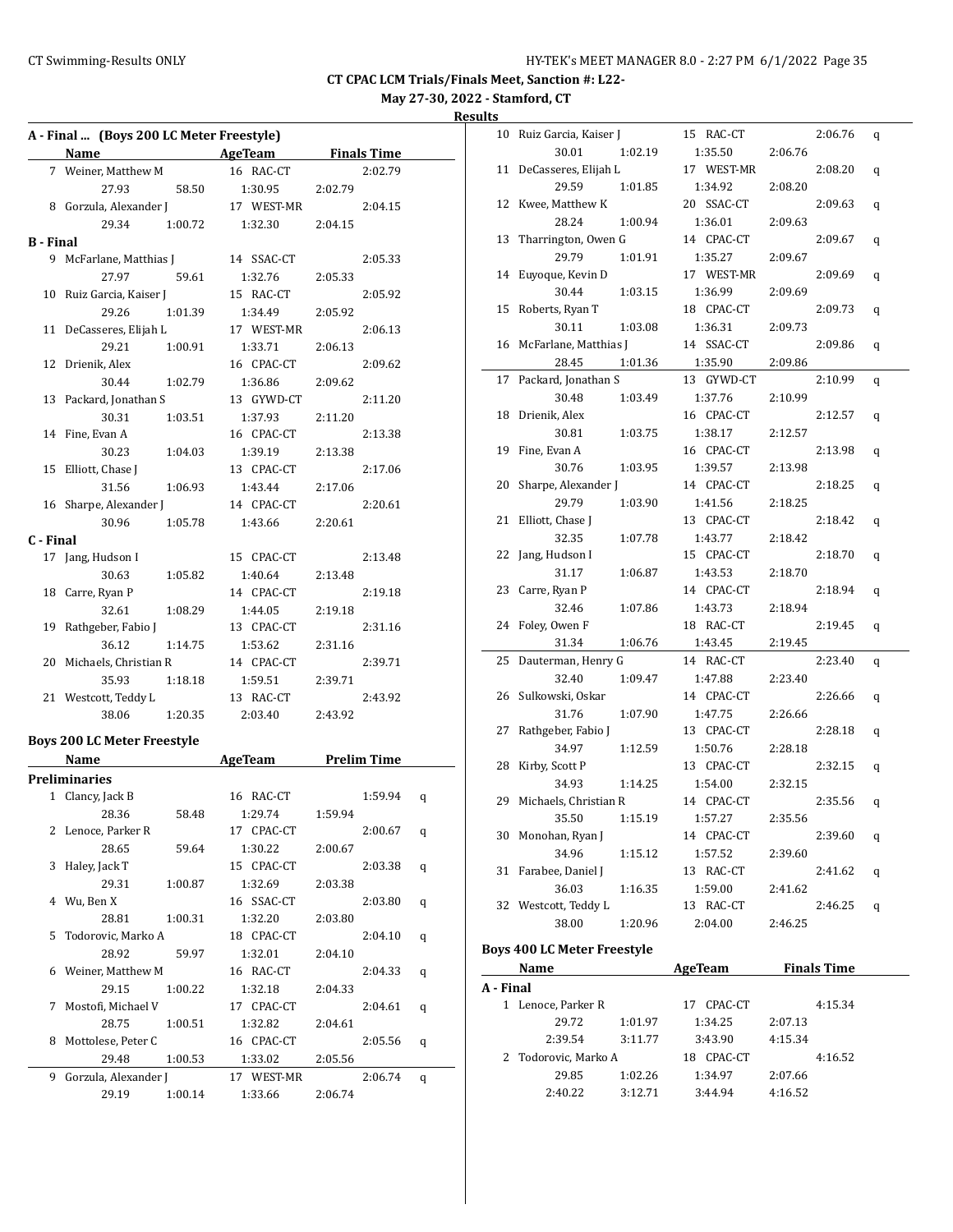CT CPAC LCM Trials/Finals Meet, Sanction #: L22-

May 27-30, 2022 - Stamford, CT

Results

### A - Final ... (Boys 200 LC Meter Freestyle)

| Name | | AgeTeam | | Finals Time |
|---|---|---|---|---|
| 7 Weiner, Matthew M | | 16 RAC-CT | | 2:02.79 |
| 27.93 | 58.50 | 1:30.95 | 2:02.79 | |
| 8 Gorzula, Alexander J | | 17 WEST-MR | | 2:04.15 |
| 29.34 | 1:00.72 | 1:32.30 | 2:04.15 | |
| **B - Final** | | | | |
| 9 McFarlane, Matthias J | | 14 SSAC-CT | | 2:05.33 |
| 27.97 | 59.61 | 1:32.76 | 2:05.33 | |
| 10 Ruiz Garcia, Kaiser J | | 15 RAC-CT | | 2:05.92 |
| 29.26 | 1:01.39 | 1:34.49 | 2:05.92 | |
| 11 DeCasseres, Elijah L | | 17 WEST-MR | | 2:06.13 |
| 29.21 | 1:00.91 | 1:33.71 | 2:06.13 | |
| 12 Drienik, Alex | | 16 CPAC-CT | | 2:09.62 |
| 30.44 | 1:02.79 | 1:36.86 | 2:09.62 | |
| 13 Packard, Jonathan S | | 13 GYWD-CT | | 2:11.20 |
| 30.31 | 1:03.51 | 1:37.93 | 2:11.20 | |
| 14 Fine, Evan A | | 16 CPAC-CT | | 2:13.38 |
| 30.23 | 1:04.03 | 1:39.19 | 2:13.38 | |
| 15 Elliott, Chase J | | 13 CPAC-CT | | 2:17.06 |
| 31.56 | 1:06.93 | 1:43.44 | 2:17.06 | |
| 16 Sharpe, Alexander J | | 14 CPAC-CT | | 2:20.61 |
| 30.96 | 1:05.78 | 1:43.66 | 2:20.61 | |
| **C - Final** | | | | |
| 17 Jang, Hudson I | | 15 CPAC-CT | | 2:13.48 |
| 30.63 | 1:05.82 | 1:40.64 | 2:13.48 | |
| 18 Carre, Ryan P | | 14 CPAC-CT | | 2:19.18 |
| 32.61 | 1:08.29 | 1:44.05 | 2:19.18 | |
| 19 Rathgeber, Fabio J | | 13 CPAC-CT | | 2:31.16 |
| 36.12 | 1:14.75 | 1:53.62 | 2:31.16 | |
| 20 Michaels, Christian R | | 14 CPAC-CT | | 2:39.71 |
| 35.93 | 1:18.18 | 1:59.51 | 2:39.71 | |
| 21 Westcott, Teddy L | | 13 RAC-CT | | 2:43.92 |
| 38.06 | 1:20.35 | 2:03.40 | 2:43.92 | |

### Boys 200 LC Meter Freestyle

| Name | | AgeTeam | | Prelim Time | |
|---|---|---|---|---|---|
| **Preliminaries** | | | | | |
| 1 Clancy, Jack B | | 16 RAC-CT | | 1:59.94 | q |
| 28.36 | 58.48 | 1:29.74 | 1:59.94 | | |
| 2 Lenoce, Parker R | | 17 CPAC-CT | | 2:00.67 | q |
| 28.65 | 59.64 | 1:30.22 | 2:00.67 | | |
| 3 Haley, Jack T | | 15 CPAC-CT | | 2:03.38 | q |
| 29.31 | 1:00.87 | 1:32.69 | 2:03.38 | | |
| 4 Wu, Ben X | | 16 SSAC-CT | | 2:03.80 | q |
| 28.81 | 1:00.31 | 1:32.20 | 2:03.80 | | |
| 5 Todorovic, Marko A | | 18 CPAC-CT | | 2:04.10 | q |
| 28.92 | 59.97 | 1:32.01 | 2:04.10 | | |
| 6 Weiner, Matthew M | | 16 RAC-CT | | 2:04.33 | q |
| 29.15 | 1:00.22 | 1:32.18 | 2:04.33 | | |
| 7 Mostofi, Michael V | | 17 CPAC-CT | | 2:04.61 | q |
| 28.75 | 1:00.51 | 1:32.82 | 2:04.61 | | |
| 8 Mottolese, Peter C | | 16 CPAC-CT | | 2:05.56 | q |
| 29.48 | 1:00.53 | 1:33.02 | 2:05.56 | | |
| 9 Gorzula, Alexander J | | 17 WEST-MR | | 2:06.74 | q |
| 29.19 | 1:00.14 | 1:33.66 | 2:06.74 | | |
| 10 Ruiz Garcia, Kaiser J | | 15 RAC-CT | | 2:06.76 | q |
| 30.01 | 1:02.19 | 1:35.50 | 2:06.76 | | |
| 11 DeCasseres, Elijah L | | 17 WEST-MR | | 2:08.20 | q |
| 29.59 | 1:01.85 | 1:34.92 | 2:08.20 | | |
| 12 Kwee, Matthew K | | 20 SSAC-CT | | 2:09.63 | q |
| 28.24 | 1:00.94 | 1:36.01 | 2:09.63 | | |
| 13 Tharrington, Owen G | | 14 CPAC-CT | | 2:09.67 | q |
| 29.79 | 1:01.91 | 1:35.27 | 2:09.67 | | |
| 14 Euyoque, Kevin D | | 17 WEST-MR | | 2:09.69 | q |
| 30.44 | 1:03.15 | 1:36.99 | 2:09.69 | | |
| 15 Roberts, Ryan T | | 18 CPAC-CT | | 2:09.73 | q |
| 30.11 | 1:03.08 | 1:36.31 | 2:09.73 | | |
| 16 McFarlane, Matthias J | | 14 SSAC-CT | | 2:09.86 | q |
| 28.45 | 1:01.36 | 1:35.90 | 2:09.86 | | |
| 17 Packard, Jonathan S | | 13 GYWD-CT | | 2:10.99 | q |
| 30.48 | 1:03.49 | 1:37.76 | 2:10.99 | | |
| 18 Drienik, Alex | | 16 CPAC-CT | | 2:12.57 | q |
| 30.81 | 1:03.75 | 1:38.17 | 2:12.57 | | |
| 19 Fine, Evan A | | 16 CPAC-CT | | 2:13.98 | q |
| 30.76 | 1:03.95 | 1:39.57 | 2:13.98 | | |
| 20 Sharpe, Alexander J | | 14 CPAC-CT | | 2:18.25 | q |
| 29.79 | 1:03.90 | 1:41.56 | 2:18.25 | | |
| 21 Elliott, Chase J | | 13 CPAC-CT | | 2:18.42 | q |
| 32.35 | 1:07.78 | 1:43.77 | 2:18.42 | | |
| 22 Jang, Hudson I | | 15 CPAC-CT | | 2:18.70 | q |
| 31.17 | 1:06.87 | 1:43.53 | 2:18.70 | | |
| 23 Carre, Ryan P | | 14 CPAC-CT | | 2:18.94 | q |
| 32.46 | 1:07.86 | 1:43.73 | 2:18.94 | | |
| 24 Foley, Owen F | | 18 RAC-CT | | 2:19.45 | q |
| 31.34 | 1:06.76 | 1:43.45 | 2:19.45 | | |
| 25 Dauterman, Henry G | | 14 RAC-CT | | 2:23.40 | q |
| 32.40 | 1:09.47 | 1:47.88 | 2:23.40 | | |
| 26 Sulkowski, Oskar | | 14 CPAC-CT | | 2:26.66 | q |
| 31.76 | 1:07.90 | 1:47.75 | 2:26.66 | | |
| 27 Rathgeber, Fabio J | | 13 CPAC-CT | | 2:28.18 | q |
| 34.97 | 1:12.59 | 1:50.76 | 2:28.18 | | |
| 28 Kirby, Scott P | | 13 CPAC-CT | | 2:32.15 | q |
| 34.93 | 1:14.25 | 1:54.00 | 2:32.15 | | |
| 29 Michaels, Christian R | | 14 CPAC-CT | | 2:35.56 | q |
| 35.50 | 1:15.19 | 1:57.27 | 2:35.56 | | |
| 30 Monohan, Ryan J | | 14 CPAC-CT | | 2:39.60 | q |
| 34.96 | 1:15.12 | 1:57.52 | 2:39.60 | | |
| 31 Farabee, Daniel J | | 13 RAC-CT | | 2:41.62 | q |
| 36.03 | 1:16.35 | 1:59.00 | 2:41.62 | | |
| 32 Westcott, Teddy L | | 13 RAC-CT | | 2:46.25 | q |
| 38.00 | 1:20.96 | 2:04.00 | 2:46.25 | | |

### Boys 400 LC Meter Freestyle

| Name | | AgeTeam | | Finals Time |
|---|---|---|---|---|
| **A - Final** | | | | |
| 1 Lenoce, Parker R | | 17 CPAC-CT | | 4:15.34 |
| 29.72 | 1:01.97 | 1:34.25 | 2:07.13 | |
| 2:39.54 | 3:11.77 | 3:43.90 | 4:15.34 | |
| 2 Todorovic, Marko A | | 18 CPAC-CT | | 4:16.52 |
| 29.85 | 1:02.26 | 1:34.97 | 2:07.66 | |
| 2:40.22 | 3:12.71 | 3:44.94 | 4:16.52 | |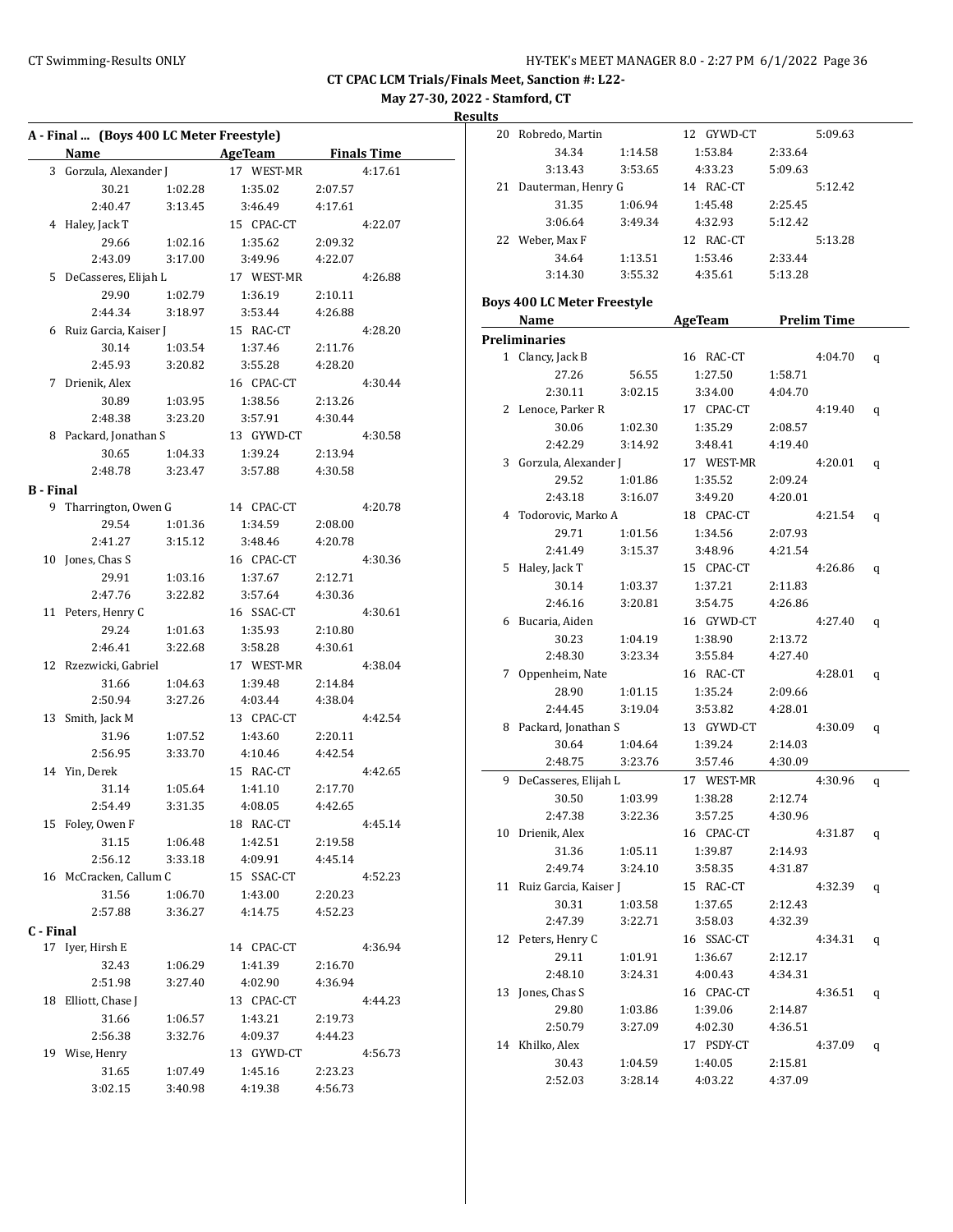CT CPAC LCM Trials/Finals Meet, Sanction #: L22-

May 27-30, 2022 - Stamford, CT

**Results**

### A - Final ... (Boys 400 LC Meter Freestyle)

| | Name | AgeTeam | Finals Time |
|---|---|---|---|
| 3 | Gorzula, Alexander J | 17 WEST-MR | 4:17.61 |
| | 30.21 1:02.28 1:35.02 2:07.57 | | |
| | 2:40.47 3:13.45 3:46.49 4:17.61 | | |
| 4 | Haley, Jack T | 15 CPAC-CT | 4:22.07 |
| | 29.66 1:02.16 1:35.62 2:09.32 | | |
| | 2:43.09 3:17.00 3:49.96 4:22.07 | | |
| 5 | DeCasseres, Elijah L | 17 WEST-MR | 4:26.88 |
| | 29.90 1:02.79 1:36.19 2:10.11 | | |
| | 2:44.34 3:18.97 3:53.44 4:26.88 | | |
| 6 | Ruiz Garcia, Kaiser J | 15 RAC-CT | 4:28.20 |
| | 30.14 1:03.54 1:37.46 2:11.76 | | |
| | 2:45.93 3:20.82 3:55.28 4:28.20 | | |
| 7 | Drienik, Alex | 16 CPAC-CT | 4:30.44 |
| | 30.89 1:03.95 1:38.56 2:13.26 | | |
| | 2:48.38 3:23.20 3:57.91 4:30.44 | | |
| 8 | Packard, Jonathan S | 13 GYWD-CT | 4:30.58 |
| | 30.65 1:04.33 1:39.24 2:13.94 | | |
| | 2:48.78 3:23.47 3:57.88 4:30.58 | | |

### B - Final

| | Name | AgeTeam | Finals Time |
|---|---|---|---|
| 9 | Tharrington, Owen G | 14 CPAC-CT | 4:20.78 |
| | 29.54 1:01.36 1:34.59 2:08.00 | | |
| | 2:41.27 3:15.12 3:48.46 4:20.78 | | |
| 10 | Jones, Chas S | 16 CPAC-CT | 4:30.36 |
| | 29.91 1:03.16 1:37.67 2:12.71 | | |
| | 2:47.76 3:22.82 3:57.64 4:30.36 | | |
| 11 | Peters, Henry C | 16 SSAC-CT | 4:30.61 |
| | 29.24 1:01.63 1:35.93 2:10.80 | | |
| | 2:46.41 3:22.68 3:58.28 4:30.61 | | |
| 12 | Rzezwicki, Gabriel | 17 WEST-MR | 4:38.04 |
| | 31.66 1:04.63 1:39.48 2:14.84 | | |
| | 2:50.94 3:27.26 4:03.44 4:38.04 | | |
| 13 | Smith, Jack M | 13 CPAC-CT | 4:42.54 |
| | 31.96 1:07.52 1:43.60 2:20.11 | | |
| | 2:56.95 3:33.70 4:10.46 4:42.54 | | |
| 14 | Yin, Derek | 15 RAC-CT | 4:42.65 |
| | 31.14 1:05.64 1:41.10 2:17.70 | | |
| | 2:54.49 3:31.35 4:08.05 4:42.65 | | |
| 15 | Foley, Owen F | 18 RAC-CT | 4:45.14 |
| | 31.15 1:06.48 1:42.51 2:19.58 | | |
| | 2:56.12 3:33.18 4:09.91 4:45.14 | | |
| 16 | McCracken, Callum C | 15 SSAC-CT | 4:52.23 |
| | 31.56 1:06.70 1:43.00 2:20.23 | | |
| | 2:57.88 3:36.27 4:14.75 4:52.23 | | |

### C - Final

| | Name | AgeTeam | Finals Time |
|---|---|---|---|
| 17 | Iyer, Hirsh E | 14 CPAC-CT | 4:36.94 |
| | 32.43 1:06.29 1:41.39 2:16.70 | | |
| | 2:51.98 3:27.40 4:02.90 4:36.94 | | |
| 18 | Elliott, Chase J | 13 CPAC-CT | 4:44.23 |
| | 31.66 1:06.57 1:43.21 2:19.73 | | |
| | 2:56.38 3:32.76 4:09.37 4:44.23 | | |
| 19 | Wise, Henry | 13 GYWD-CT | 4:56.73 |
| | 31.65 1:07.49 1:45.16 2:23.23 | | |
| | 3:02.15 3:40.98 4:19.38 4:56.73 | | |
| 20 | Robredo, Martin | 12 GYWD-CT | 5:09.63 |
| | 34.34 1:14.58 1:53.84 2:33.64 | | |
| | 3:13.43 3:53.65 4:33.23 5:09.63 | | |
| 21 | Dauterman, Henry G | 14 RAC-CT | 5:12.42 |
| | 31.35 1:06.94 1:45.48 2:25.45 | | |
| | 3:06.64 3:49.34 4:32.93 5:12.42 | | |
| 22 | Weber, Max F | 12 RAC-CT | 5:13.28 |
| | 34.64 1:13.51 1:53.46 2:33.44 | | |
| | 3:14.30 3:55.32 4:35.61 5:13.28 | | |

### Boys 400 LC Meter Freestyle

**Preliminaries**

| | Name | AgeTeam | Prelim Time | |
|---|---|---|---|---|
| 1 | Clancy, Jack B | 16 RAC-CT | 4:04.70 | q |
| | 27.26 56.55 1:27.50 1:58.71 | | | |
| | 2:30.11 3:02.15 3:34.00 4:04.70 | | | |
| 2 | Lenoce, Parker R | 17 CPAC-CT | 4:19.40 | q |
| | 30.06 1:02.30 1:35.29 2:08.57 | | | |
| | 2:42.29 3:14.92 3:48.41 4:19.40 | | | |
| 3 | Gorzula, Alexander J | 17 WEST-MR | 4:20.01 | q |
| | 29.52 1:01.86 1:35.52 2:09.24 | | | |
| | 2:43.18 3:16.07 3:49.20 4:20.01 | | | |
| 4 | Todorovic, Marko A | 18 CPAC-CT | 4:21.54 | q |
| | 29.71 1:01.56 1:34.56 2:07.93 | | | |
| | 2:41.49 3:15.37 3:48.96 4:21.54 | | | |
| 5 | Haley, Jack T | 15 CPAC-CT | 4:26.86 | q |
| | 30.14 1:03.37 1:37.21 2:11.83 | | | |
| | 2:46.16 3:20.81 3:54.75 4:26.86 | | | |
| 6 | Bucaria, Aiden | 16 GYWD-CT | 4:27.40 | q |
| | 30.23 1:04.19 1:38.90 2:13.72 | | | |
| | 2:48.30 3:23.34 3:55.84 4:27.40 | | | |
| 7 | Oppenheim, Nate | 16 RAC-CT | 4:28.01 | q |
| | 28.90 1:01.15 1:35.24 2:09.66 | | | |
| | 2:44.45 3:19.04 3:53.82 4:28.01 | | | |
| 8 | Packard, Jonathan S | 13 GYWD-CT | 4:30.09 | q |
| | 30.64 1:04.64 1:39.24 2:14.03 | | | |
| | 2:48.75 3:23.76 3:57.46 4:30.09 | | | |
| 9 | DeCasseres, Elijah L | 17 WEST-MR | 4:30.96 | q |
| | 30.50 1:03.99 1:38.28 2:12.74 | | | |
| | 2:47.38 3:22.36 3:57.25 4:30.96 | | | |
| 10 | Drienik, Alex | 16 CPAC-CT | 4:31.87 | q |
| | 31.36 1:05.11 1:39.87 2:14.93 | | | |
| | 2:49.74 3:24.10 3:58.35 4:31.87 | | | |
| 11 | Ruiz Garcia, Kaiser J | 15 RAC-CT | 4:32.39 | q |
| | 30.31 1:03.58 1:37.65 2:12.43 | | | |
| | 2:47.39 3:22.71 3:58.03 4:32.39 | | | |
| 12 | Peters, Henry C | 16 SSAC-CT | 4:34.31 | q |
| | 29.11 1:01.91 1:36.67 2:12.17 | | | |
| | 2:48.10 3:24.31 4:00.43 4:34.31 | | | |
| 13 | Jones, Chas S | 16 CPAC-CT | 4:36.51 | q |
| | 29.80 1:03.86 1:39.06 2:14.87 | | | |
| | 2:50.79 3:27.09 4:02.30 4:36.51 | | | |
| 14 | Khilko, Alex | 17 PSDY-CT | 4:37.09 | q |
| | 30.43 1:04.59 1:40.05 2:15.81 | | | |
| | 2:52.03 3:28.14 4:03.22 4:37.09 | | | |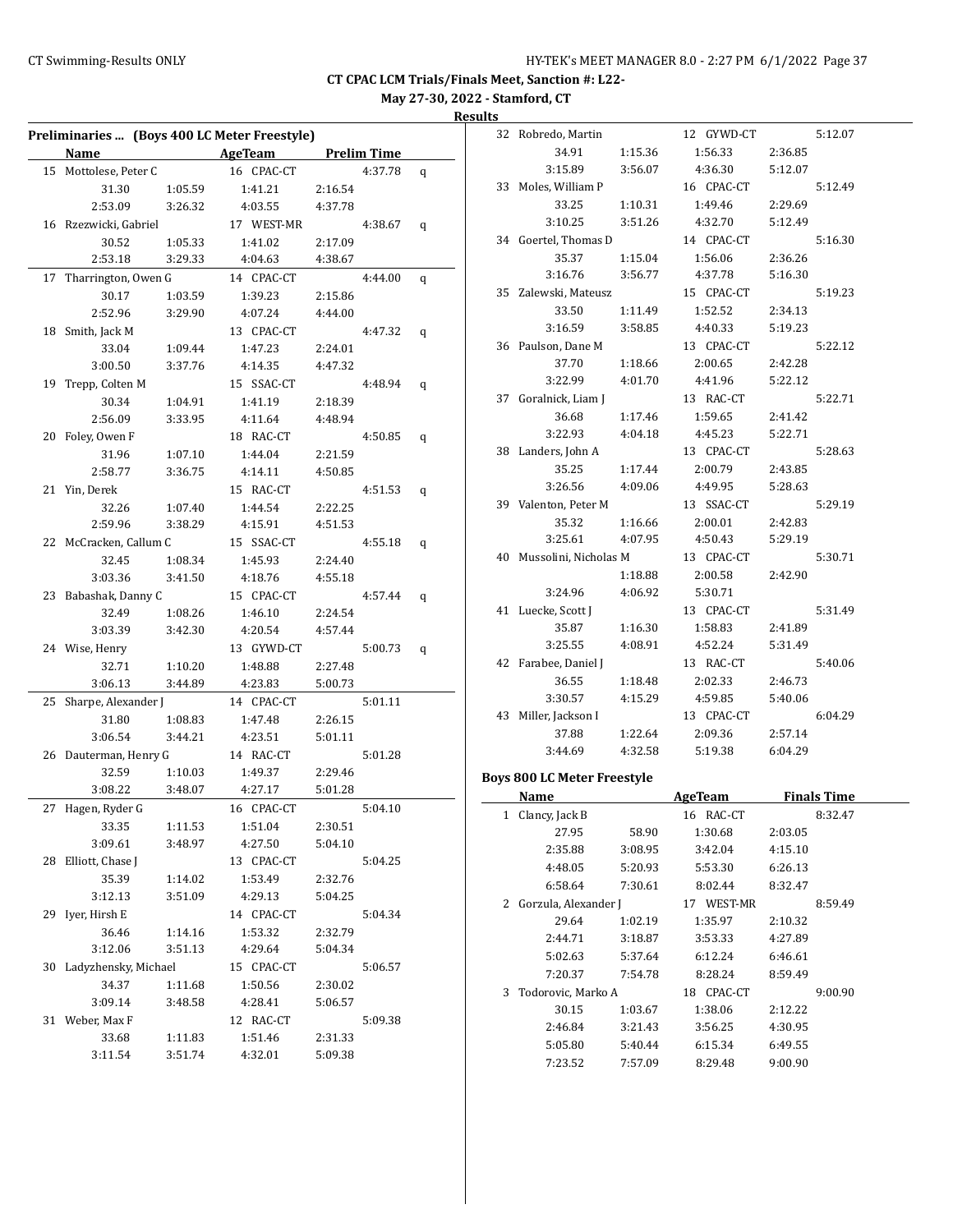CT Swimming-Results ONLY

**CT CPAC LCM Trials/Finals Meet, Sanction #: L22-**
**May 27-30, 2022 - Stamford, CT**
**Results**

### Preliminaries ... (Boys 400 LC Meter Freestyle)

| | Name | AgeTeam | | Prelim Time | |
|---|---|---|---|---|---|
| 15 | Mottolese, Peter C | 16 CPAC-CT | | 4:37.78 | q |
| | 31.30 / 1:05.59 / 1:41.21 / 2:16.54 / 2:53.09 / 3:26.32 / 4:03.55 / 4:37.78 | | | | |
| 16 | Rzezwicki, Gabriel | 17 WEST-MR | | 4:38.67 | q |
| | 30.52 / 1:05.33 / 1:41.02 / 2:17.09 / 2:53.18 / 3:29.33 / 4:04.63 / 4:38.67 | | | | |
| 17 | Tharrington, Owen G | 14 CPAC-CT | | 4:44.00 | q |
| | 30.17 / 1:03.59 / 1:39.23 / 2:15.86 / 2:52.96 / 3:29.90 / 4:07.24 / 4:44.00 | | | | |
| 18 | Smith, Jack M | 13 CPAC-CT | | 4:47.32 | q |
| | 33.04 / 1:09.44 / 1:47.23 / 2:24.01 / 3:00.50 / 3:37.76 / 4:14.35 / 4:47.32 | | | | |
| 19 | Trepp, Colten M | 15 SSAC-CT | | 4:48.94 | q |
| | 30.34 / 1:04.91 / 1:41.19 / 2:18.39 / 2:56.09 / 3:33.95 / 4:11.64 / 4:48.94 | | | | |
| 20 | Foley, Owen F | 18 RAC-CT | | 4:50.85 | q |
| | 31.96 / 1:07.10 / 1:44.04 / 2:21.59 / 2:58.77 / 3:36.75 / 4:14.11 / 4:50.85 | | | | |
| 21 | Yin, Derek | 15 RAC-CT | | 4:51.53 | q |
| | 32.26 / 1:07.40 / 1:44.54 / 2:22.25 / 2:59.96 / 3:38.29 / 4:15.91 / 4:51.53 | | | | |
| 22 | McCracken, Callum C | 15 SSAC-CT | | 4:55.18 | q |
| | 32.45 / 1:08.34 / 1:45.93 / 2:24.40 / 3:03.36 / 3:41.50 / 4:18.76 / 4:55.18 | | | | |
| 23 | Babashak, Danny C | 15 CPAC-CT | | 4:57.44 | q |
| | 32.49 / 1:08.26 / 1:46.10 / 2:24.54 / 3:03.39 / 3:42.30 / 4:20.54 / 4:57.44 | | | | |
| 24 | Wise, Henry | 13 GYWD-CT | | 5:00.73 | q |
| | 32.71 / 1:10.20 / 1:48.88 / 2:27.48 / 3:06.13 / 3:44.89 / 4:23.83 / 5:00.73 | | | | |
| 25 | Sharpe, Alexander J | 14 CPAC-CT | | 5:01.11 | |
| | 31.80 / 1:08.83 / 1:47.48 / 2:26.15 / 3:06.54 / 3:44.21 / 4:23.51 / 5:01.11 | | | | |
| 26 | Dauterman, Henry G | 14 RAC-CT | | 5:01.28 | |
| | 32.59 / 1:10.03 / 1:49.37 / 2:29.46 / 3:08.22 / 3:48.07 / 4:27.17 / 5:01.28 | | | | |
| 27 | Hagen, Ryder G | 16 CPAC-CT | | 5:04.10 | |
| | 33.35 / 1:11.53 / 1:51.04 / 2:30.51 / 3:09.61 / 3:48.97 / 4:27.50 / 5:04.10 | | | | |
| 28 | Elliott, Chase J | 13 CPAC-CT | | 5:04.25 | |
| | 35.39 / 1:14.02 / 1:53.49 / 2:32.76 / 3:12.13 / 3:51.09 / 4:29.13 / 5:04.25 | | | | |
| 29 | Iyer, Hirsh E | 14 CPAC-CT | | 5:04.34 | |
| | 36.46 / 1:14.16 / 1:53.32 / 2:32.79 / 3:12.06 / 3:51.13 / 4:29.64 / 5:04.34 | | | | |
| 30 | Ladyzhensky, Michael | 15 CPAC-CT | | 5:06.57 | |
| | 34.37 / 1:11.68 / 1:50.56 / 2:30.02 / 3:09.14 / 3:48.58 / 4:28.41 / 5:06.57 | | | | |
| 31 | Weber, Max F | 12 RAC-CT | | 5:09.38 | |
| | 33.68 / 1:11.83 / 1:51.46 / 2:31.33 / 3:11.54 / 3:51.74 / 4:32.01 / 5:09.38 | | | | |
| 32 | Robredo, Martin | 12 GYWD-CT | | 5:12.07 | |
| | 34.91 / 1:15.36 / 1:56.33 / 2:36.85 / 3:15.89 / 3:56.07 / 4:36.30 / 5:12.07 | | | | |
| 33 | Moles, William P | 16 CPAC-CT | | 5:12.49 | |
| | 33.25 / 1:10.31 / 1:49.46 / 2:29.69 / 3:10.25 / 3:51.26 / 4:32.70 / 5:12.49 | | | | |
| 34 | Goertel, Thomas D | 14 CPAC-CT | | 5:16.30 | |
| | 35.37 / 1:15.04 / 1:56.06 / 2:36.26 / 3:16.76 / 3:56.77 / 4:37.78 / 5:16.30 | | | | |
| 35 | Zalewski, Mateusz | 15 CPAC-CT | | 5:19.23 | |
| | 33.50 / 1:11.49 / 1:52.52 / 2:34.13 / 3:16.59 / 3:58.85 / 4:40.33 / 5:19.23 | | | | |
| 36 | Paulson, Dane M | 13 CPAC-CT | | 5:22.12 | |
| | 37.70 / 1:18.66 / 2:00.65 / 2:42.28 / 3:22.99 / 4:01.70 / 4:41.96 / 5:22.12 | | | | |
| 37 | Goralnick, Liam J | 13 RAC-CT | | 5:22.71 | |
| | 36.68 / 1:17.46 / 1:59.65 / 2:41.42 / 3:22.93 / 4:04.18 / 4:45.23 / 5:22.71 | | | | |
| 38 | Landers, John A | 13 CPAC-CT | | 5:28.63 | |
| | 35.25 / 1:17.44 / 2:00.79 / 2:43.85 / 3:26.56 / 4:09.06 / 4:49.95 / 5:28.63 | | | | |
| 39 | Valenton, Peter M | 13 SSAC-CT | | 5:29.19 | |
| | 35.32 / 1:16.66 / 2:00.01 / 2:42.83 / 3:25.61 / 4:07.95 / 4:50.43 / 5:29.19 | | | | |
| 40 | Mussolini, Nicholas M | 13 CPAC-CT | | 5:30.71 | |
| | 1:18.88 / 2:00.58 / 2:42.90 / 3:24.96 / 4:06.92 / 5:30.71 | | | | |
| 41 | Luecke, Scott J | 13 CPAC-CT | | 5:31.49 | |
| | 35.87 / 1:16.30 / 1:58.83 / 2:41.89 / 3:25.55 / 4:08.91 / 4:52.24 / 5:31.49 | | | | |
| 42 | Farabee, Daniel J | 13 RAC-CT | | 5:40.06 | |
| | 36.55 / 1:18.48 / 2:02.33 / 2:46.73 / 3:30.57 / 4:15.29 / 4:59.85 / 5:40.06 | | | | |
| 43 | Miller, Jackson I | 13 CPAC-CT | | 6:04.29 | |
| | 37.88 / 1:22.64 / 2:09.36 / 2:57.14 / 3:44.69 / 4:32.58 / 5:19.38 / 6:04.29 | | | | |

### Boys 800 LC Meter Freestyle

| | Name | AgeTeam | Finals Time |
|---|---|---|---|
| 1 | Clancy, Jack B | 16 RAC-CT | 8:32.47 |
| | 27.95 / 58.90 / 1:30.68 / 2:03.05 / 2:35.88 / 3:08.95 / 3:42.04 / 4:15.10 / 4:48.05 / 5:20.93 / 5:53.30 / 6:26.13 / 6:58.64 / 7:30.61 / 8:02.44 / 8:32.47 | | |
| 2 | Gorzula, Alexander J | 17 WEST-MR | 8:59.49 |
| | 29.64 / 1:02.19 / 1:35.97 / 2:10.32 / 2:44.71 / 3:18.87 / 3:53.33 / 4:27.89 / 5:02.63 / 5:37.64 / 6:12.24 / 6:46.61 / 7:20.37 / 7:54.78 / 8:28.24 / 8:59.49 | | |
| 3 | Todorovic, Marko A | 18 CPAC-CT | 9:00.90 |
| | 30.15 / 1:03.67 / 1:38.06 / 2:12.22 / 2:46.84 / 3:21.43 / 3:56.25 / 4:30.95 / 5:05.80 / 5:40.44 / 6:15.34 / 6:49.55 / 7:23.52 / 7:57.09 / 8:29.48 / 9:00.90 | | |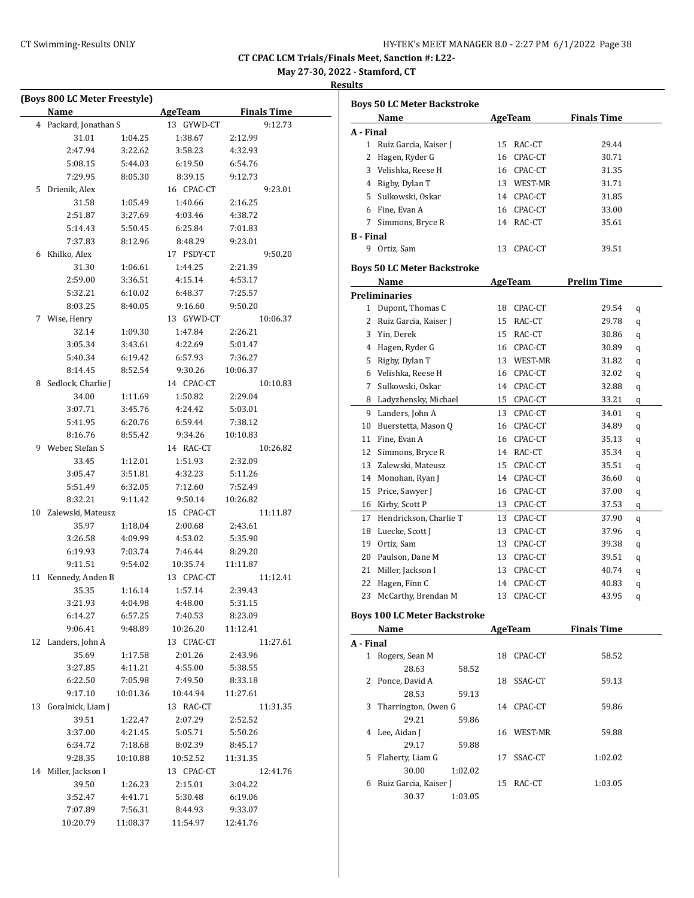CT CPAC LCM Trials/Finals Meet, Sanction #: L22-

May 27-30, 2022 - Stamford, CT

**Results**

### (Boys 800 LC Meter Freestyle)

| | Name | AgeTeam | Finals Time |
|---|---|---|---|
| 4 | Packard, Jonathan S | 13 GYWD-CT | 9:12.73 |
| | 31.01 1:04.25 1:38.67 2:12.99 | | |
| | 2:47.94 3:22.62 3:58.23 4:32.93 | | |
| | 5:08.15 5:44.03 6:19.50 6:54.76 | | |
| | 7:29.95 8:05.30 8:39.15 9:12.73 | | |
| 5 | Drienik, Alex | 16 CPAC-CT | 9:23.01 |
| | 31.58 1:05.49 1:40.66 2:16.25 | | |
| | 2:51.87 3:27.69 4:03.46 4:38.72 | | |
| | 5:14.43 5:50.45 6:25.84 7:01.83 | | |
| | 7:37.83 8:12.96 8:48.29 9:23.01 | | |
| 6 | Khilko, Alex | 17 PSDY-CT | 9:50.20 |
| | 31.30 1:06.61 1:44.25 2:21.39 | | |
| | 2:59.00 3:36.51 4:15.14 4:53.17 | | |
| | 5:32.21 6:10.02 6:48.37 7:25.57 | | |
| | 8:03.25 8:40.05 9:16.60 9:50.20 | | |
| 7 | Wise, Henry | 13 GYWD-CT | 10:06.37 |
| | 32.14 1:09.30 1:47.84 2:26.21 | | |
| | 3:05.34 3:43.61 4:22.69 5:01.47 | | |
| | 5:40.34 6:19.42 6:57.93 7:36.27 | | |
| | 8:14.45 8:52.54 9:30.26 10:06.37 | | |
| 8 | Sedlock, Charlie J | 14 CPAC-CT | 10:10.83 |
| | 34.00 1:11.69 1:50.82 2:29.04 | | |
| | 3:07.71 3:45.76 4:24.42 5:03.01 | | |
| | 5:41.95 6:20.76 6:59.44 7:38.12 | | |
| | 8:16.76 8:55.42 9:34.26 10:10.83 | | |
| 9 | Weber, Stefan S | 14 RAC-CT | 10:26.82 |
| | 33.45 1:12.01 1:51.93 2:32.09 | | |
| | 3:05.47 3:51.81 4:32.23 5:11.26 | | |
| | 5:51.49 6:32.05 7:12.60 7:52.49 | | |
| | 8:32.21 9:11.42 9:50.14 10:26.82 | | |
| 10 | Zalewski, Mateusz | 15 CPAC-CT | 11:11.87 |
| | 35.97 1:18.04 2:00.68 2:43.61 | | |
| | 3:26.58 4:09.99 4:53.02 5:35.90 | | |
| | 6:19.93 7:03.74 7:46.44 8:29.20 | | |
| | 9:11.51 9:54.02 10:35.74 11:11.87 | | |
| 11 | Kennedy, Anden B | 13 CPAC-CT | 11:12.41 |
| | 35.35 1:16.14 1:57.14 2:39.43 | | |
| | 3:21.93 4:04.98 4:48.00 5:31.15 | | |
| | 6:14.27 6:57.25 7:40.53 8:23.09 | | |
| | 9:06.41 9:48.89 10:26.20 11:12.41 | | |
| 12 | Landers, John A | 13 CPAC-CT | 11:27.61 |
| | 35.69 1:17.58 2:01.26 2:43.96 | | |
| | 3:27.85 4:11.21 4:55.00 5:38.55 | | |
| | 6:22.50 7:05.98 7:49.50 8:33.18 | | |
| | 9:17.10 10:01.36 10:44.94 11:27.61 | | |
| 13 | Goralnick, Liam J | 13 RAC-CT | 11:31.35 |
| | 39.51 1:22.47 2:07.29 2:52.52 | | |
| | 3:37.00 4:21.45 5:05.71 5:50.26 | | |
| | 6:34.72 7:18.68 8:02.39 8:45.17 | | |
| | 9:28.35 10:10.88 10:52.52 11:31.35 | | |
| 14 | Miller, Jackson I | 13 CPAC-CT | 12:41.76 |
| | 39.50 1:26.23 2:15.01 3:04.22 | | |
| | 3:52.47 4:41.71 5:30.48 6:19.06 | | |
| | 7:07.89 7:56.31 8:44.93 9:33.07 | | |
| | 10:20.79 11:08.37 11:54.97 12:41.76 | | |

### Boys 50 LC Meter Backstroke

| | Name | AgeTeam | Finals Time |
|---|---|---|---|
| **A - Final** | | | |
| 1 | Ruiz Garcia, Kaiser J | 15 RAC-CT | 29.44 |
| 2 | Hagen, Ryder G | 16 CPAC-CT | 30.71 |
| 3 | Velishka, Reese H | 16 CPAC-CT | 31.35 |
| 4 | Rigby, Dylan T | 13 WEST-MR | 31.71 |
| 5 | Sulkowski, Oskar | 14 CPAC-CT | 31.85 |
| 6 | Fine, Evan A | 16 CPAC-CT | 33.00 |
| 7 | Simmons, Bryce R | 14 RAC-CT | 35.61 |
| **B - Final** | | | |
| 9 | Ortiz, Sam | 13 CPAC-CT | 39.51 |

### Boys 50 LC Meter Backstroke

| | Name | AgeTeam | Prelim Time | |
|---|---|---|---|---|
| **Preliminaries** | | | | |
| 1 | Dupont, Thomas C | 18 CPAC-CT | 29.54 | q |
| 2 | Ruiz Garcia, Kaiser J | 15 RAC-CT | 29.78 | q |
| 3 | Yin, Derek | 15 RAC-CT | 30.86 | q |
| 4 | Hagen, Ryder G | 16 CPAC-CT | 30.89 | q |
| 5 | Rigby, Dylan T | 13 WEST-MR | 31.82 | q |
| 6 | Velishka, Reese H | 16 CPAC-CT | 32.02 | q |
| 7 | Sulkowski, Oskar | 14 CPAC-CT | 32.88 | q |
| 8 | Ladyzhensky, Michael | 15 CPAC-CT | 33.21 | q |
| 9 | Landers, John A | 13 CPAC-CT | 34.01 | q |
| 10 | Buerstetta, Mason Q | 16 CPAC-CT | 34.89 | q |
| 11 | Fine, Evan A | 16 CPAC-CT | 35.13 | q |
| 12 | Simmons, Bryce R | 14 RAC-CT | 35.34 | q |
| 13 | Zalewski, Mateusz | 15 CPAC-CT | 35.51 | q |
| 14 | Monohan, Ryan J | 14 CPAC-CT | 36.60 | q |
| 15 | Price, Sawyer J | 16 CPAC-CT | 37.00 | q |
| 16 | Kirby, Scott P | 13 CPAC-CT | 37.53 | q |
| 17 | Hendrickson, Charlie T | 13 CPAC-CT | 37.90 | q |
| 18 | Luecke, Scott J | 13 CPAC-CT | 37.96 | q |
| 19 | Ortiz, Sam | 13 CPAC-CT | 39.38 | q |
| 20 | Paulson, Dane M | 13 CPAC-CT | 39.51 | q |
| 21 | Miller, Jackson I | 13 CPAC-CT | 40.74 | q |
| 22 | Hagen, Finn C | 14 CPAC-CT | 40.83 | q |
| 23 | McCarthy, Brendan M | 13 CPAC-CT | 43.95 | q |

### Boys 100 LC Meter Backstroke

| | Name | AgeTeam | Finals Time |
|---|---|---|---|
| **A - Final** | | | |
| 1 | Rogers, Sean M | 18 CPAC-CT | 58.52 |
| | 28.63 58.52 | | |
| 2 | Ponce, David A | 18 SSAC-CT | 59.13 |
| | 28.53 59.13 | | |
| 3 | Tharrington, Owen G | 14 CPAC-CT | 59.86 |
| | 29.21 59.86 | | |
| 4 | Lee, Aidan J | 16 WEST-MR | 59.88 |
| | 29.17 59.88 | | |
| 5 | Flaherty, Liam G | 17 SSAC-CT | 1:02.02 |
| | 30.00 1:02.02 | | |
| 6 | Ruiz Garcia, Kaiser J | 15 RAC-CT | 1:03.05 |
| | 30.37 1:03.05 | | |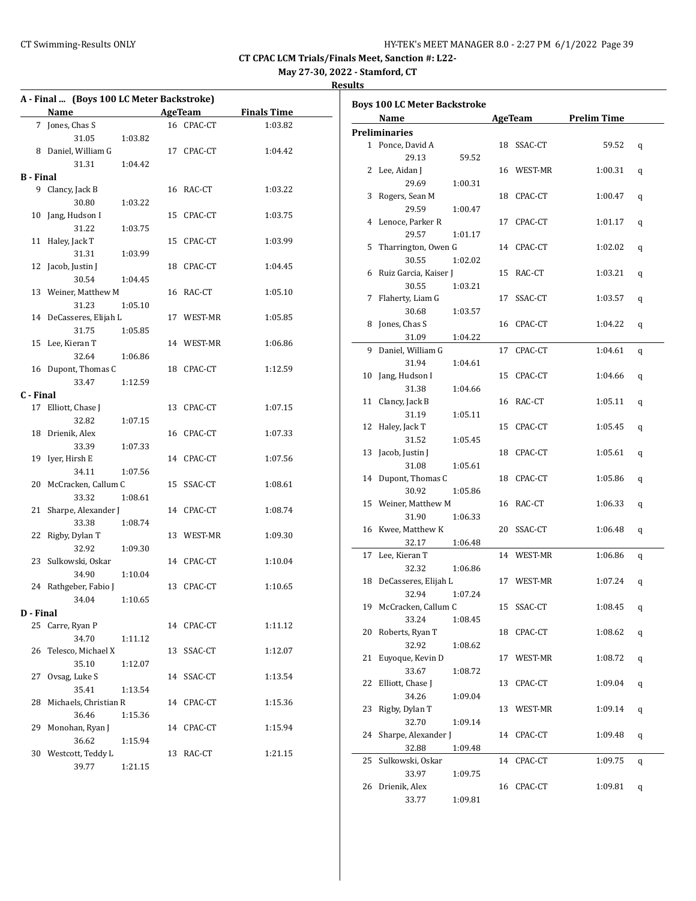**CT CPAC LCM Trials/Finals Meet, Sanction #: L22-**

**May 27-30, 2022 - Stamford, CT**

**Results**

### A - Final ... (Boys 100 LC Meter Backstroke)

| | Name | Age | Team | Finals Time |
|---|---|---|---|---|
| 7 | Jones, Chas S | 16 | CPAC-CT | 1:03.82 |
| | 31.05 1:03.82 | | | |
| 8 | Daniel, William G | 17 | CPAC-CT | 1:04.42 |
| | 31.31 1:04.42 | | | |

### B - Final

| | Name | Age | Team | Finals Time |
|---|---|---|---|---|
| 9 | Clancy, Jack B | 16 | RAC-CT | 1:03.22 |
| | 30.80 1:03.22 | | | |
| 10 | Jang, Hudson I | 15 | CPAC-CT | 1:03.75 |
| | 31.22 1:03.75 | | | |
| 11 | Haley, Jack T | 15 | CPAC-CT | 1:03.99 |
| | 31.31 1:03.99 | | | |
| 12 | Jacob, Justin J | 18 | CPAC-CT | 1:04.45 |
| | 30.54 1:04.45 | | | |
| 13 | Weiner, Matthew M | 16 | RAC-CT | 1:05.10 |
| | 31.23 1:05.10 | | | |
| 14 | DeCasseres, Elijah L | 17 | WEST-MR | 1:05.85 |
| | 31.75 1:05.85 | | | |
| 15 | Lee, Kieran T | 14 | WEST-MR | 1:06.86 |
| | 32.64 1:06.86 | | | |
| 16 | Dupont, Thomas C | 18 | CPAC-CT | 1:12.59 |
| | 33.47 1:12.59 | | | |

### C - Final

| | Name | Age | Team | Finals Time |
|---|---|---|---|---|
| 17 | Elliott, Chase J | 13 | CPAC-CT | 1:07.15 |
| | 32.82 1:07.15 | | | |
| 18 | Drienik, Alex | 16 | CPAC-CT | 1:07.33 |
| | 33.39 1:07.33 | | | |
| 19 | Iyer, Hirsh E | 14 | CPAC-CT | 1:07.56 |
| | 34.11 1:07.56 | | | |
| 20 | McCracken, Callum C | 15 | SSAC-CT | 1:08.61 |
| | 33.32 1:08.61 | | | |
| 21 | Sharpe, Alexander J | 14 | CPAC-CT | 1:08.74 |
| | 33.38 1:08.74 | | | |
| 22 | Rigby, Dylan T | 13 | WEST-MR | 1:09.30 |
| | 32.92 1:09.30 | | | |
| 23 | Sulkowski, Oskar | 14 | CPAC-CT | 1:10.04 |
| | 34.90 1:10.04 | | | |
| 24 | Rathgeber, Fabio J | 13 | CPAC-CT | 1:10.65 |
| | 34.04 1:10.65 | | | |

### D - Final

| | Name | Age | Team | Finals Time |
|---|---|---|---|---|
| 25 | Carre, Ryan P | 14 | CPAC-CT | 1:11.12 |
| | 34.70 1:11.12 | | | |
| 26 | Telesco, Michael X | 13 | SSAC-CT | 1:12.07 |
| | 35.10 1:12.07 | | | |
| 27 | Ovsag, Luke S | 14 | SSAC-CT | 1:13.54 |
| | 35.41 1:13.54 | | | |
| 28 | Michaels, Christian R | 14 | CPAC-CT | 1:15.36 |
| | 36.46 1:15.36 | | | |
| 29 | Monohan, Ryan J | 14 | CPAC-CT | 1:15.94 |
| | 36.62 1:15.94 | | | |
| 30 | Westcott, Teddy L | 13 | RAC-CT | 1:21.15 |
| | 39.77 1:21.15 | | | |

### Boys 100 LC Meter Backstroke

**Preliminaries**

| | Name | Age | Team | Prelim Time | |
|---|---|---|---|---|---|
| 1 | Ponce, David A | 18 | SSAC-CT | 59.52 | q |
| | 29.13 59.52 | | | | |
| 2 | Lee, Aidan J | 16 | WEST-MR | 1:00.31 | q |
| | 29.69 1:00.31 | | | | |
| 3 | Rogers, Sean M | 18 | CPAC-CT | 1:00.47 | q |
| | 29.59 1:00.47 | | | | |
| 4 | Lenoce, Parker R | 17 | CPAC-CT | 1:01.17 | q |
| | 29.57 1:01.17 | | | | |
| 5 | Tharrington, Owen G | 14 | CPAC-CT | 1:02.02 | q |
| | 30.55 1:02.02 | | | | |
| 6 | Ruiz Garcia, Kaiser J | 15 | RAC-CT | 1:03.21 | q |
| | 30.55 1:03.21 | | | | |
| 7 | Flaherty, Liam G | 17 | SSAC-CT | 1:03.57 | q |
| | 30.68 1:03.57 | | | | |
| 8 | Jones, Chas S | 16 | CPAC-CT | 1:04.22 | q |
| | 31.09 1:04.22 | | | | |
| 9 | Daniel, William G | 17 | CPAC-CT | 1:04.61 | q |
| | 31.94 1:04.61 | | | | |
| 10 | Jang, Hudson I | 15 | CPAC-CT | 1:04.66 | q |
| | 31.38 1:04.66 | | | | |
| 11 | Clancy, Jack B | 16 | RAC-CT | 1:05.11 | q |
| | 31.19 1:05.11 | | | | |
| 12 | Haley, Jack T | 15 | CPAC-CT | 1:05.45 | q |
| | 31.52 1:05.45 | | | | |
| 13 | Jacob, Justin J | 18 | CPAC-CT | 1:05.61 | q |
| | 31.08 1:05.61 | | | | |
| 14 | Dupont, Thomas C | 18 | CPAC-CT | 1:05.86 | q |
| | 30.92 1:05.86 | | | | |
| 15 | Weiner, Matthew M | 16 | RAC-CT | 1:06.33 | q |
| | 31.90 1:06.33 | | | | |
| 16 | Kwee, Matthew K | 20 | SSAC-CT | 1:06.48 | q |
| | 32.17 1:06.48 | | | | |
| 17 | Lee, Kieran T | 14 | WEST-MR | 1:06.86 | q |
| | 32.32 1:06.86 | | | | |
| 18 | DeCasseres, Elijah L | 17 | WEST-MR | 1:07.24 | q |
| | 32.94 1:07.24 | | | | |
| 19 | McCracken, Callum C | 15 | SSAC-CT | 1:08.45 | q |
| | 33.24 1:08.45 | | | | |
| 20 | Roberts, Ryan T | 18 | CPAC-CT | 1:08.62 | q |
| | 32.92 1:08.62 | | | | |
| 21 | Euyoque, Kevin D | 17 | WEST-MR | 1:08.72 | q |
| | 33.67 1:08.72 | | | | |
| 22 | Elliott, Chase J | 13 | CPAC-CT | 1:09.04 | q |
| | 34.26 1:09.04 | | | | |
| 23 | Rigby, Dylan T | 13 | WEST-MR | 1:09.14 | q |
| | 32.70 1:09.14 | | | | |
| 24 | Sharpe, Alexander J | 14 | CPAC-CT | 1:09.48 | q |
| | 32.88 1:09.48 | | | | |
| 25 | Sulkowski, Oskar | 14 | CPAC-CT | 1:09.75 | q |
| | 33.97 1:09.75 | | | | |
| 26 | Drienik, Alex | 16 | CPAC-CT | 1:09.81 | q |
| | 33.77 1:09.81 | | | | |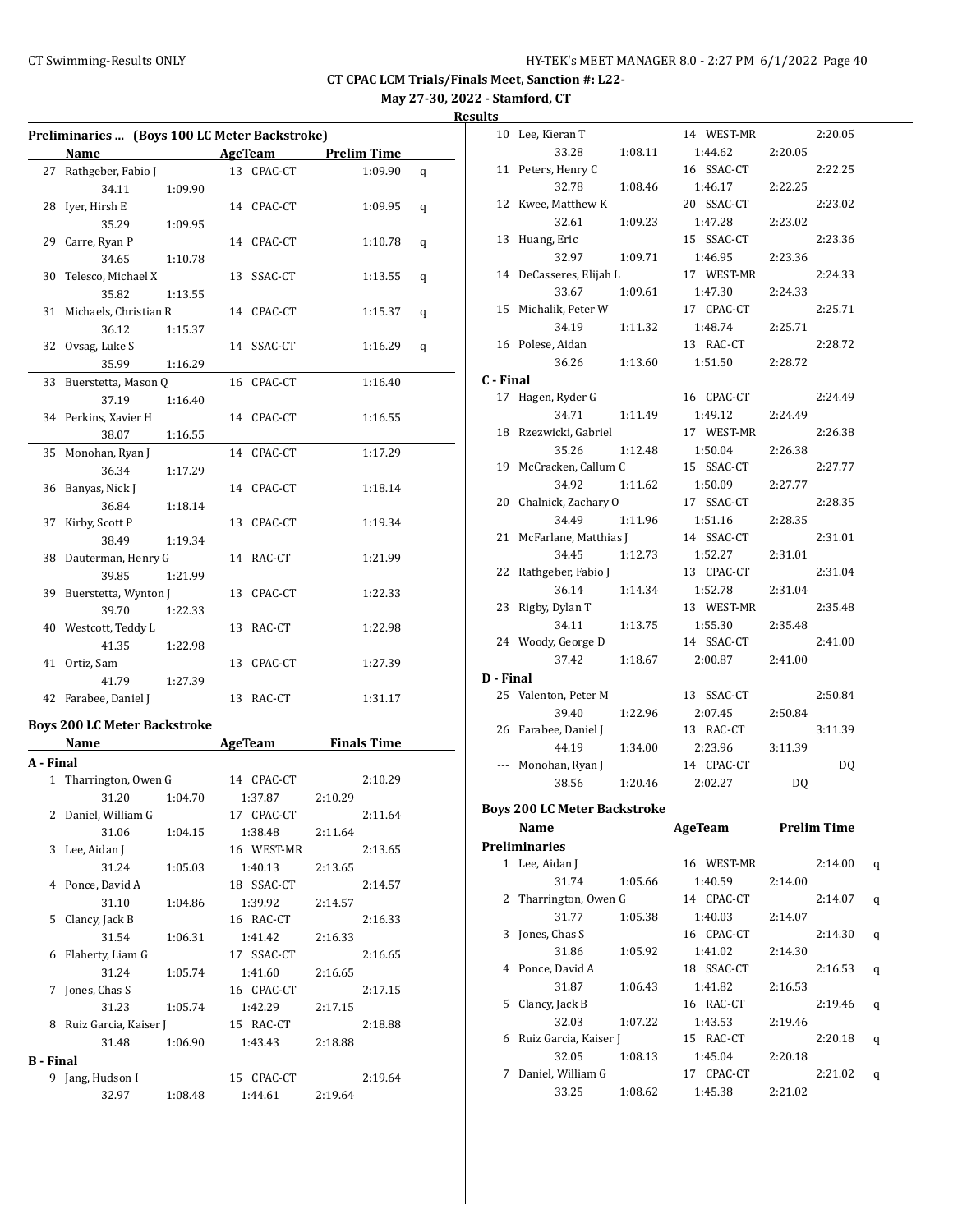**CT CPAC LCM Trials/Finals Meet, Sanction #: L22-**

**May 27-30, 2022 - Stamford, CT**

**Results**

### Preliminaries ... (Boys 100 LC Meter Backstroke)

| | Name | AgeTeam | Prelim Time | |
|---|---|---|---|---|
| 27 | Rathgeber, Fabio J | 13 CPAC-CT | 1:09.90 | q |
| | 34.11 1:09.90 | | | |
| 28 | Iyer, Hirsh E | 14 CPAC-CT | 1:09.95 | q |
| | 35.29 1:09.95 | | | |
| 29 | Carre, Ryan P | 14 CPAC-CT | 1:10.78 | q |
| | 34.65 1:10.78 | | | |
| 30 | Telesco, Michael X | 13 SSAC-CT | 1:13.55 | q |
| | 35.82 1:13.55 | | | |
| 31 | Michaels, Christian R | 14 CPAC-CT | 1:15.37 | q |
| | 36.12 1:15.37 | | | |
| 32 | Ovsag, Luke S | 14 SSAC-CT | 1:16.29 | q |
| | 35.99 1:16.29 | | | |
| 33 | Buerstetta, Mason Q | 16 CPAC-CT | 1:16.40 | |
| | 37.19 1:16.40 | | | |
| 34 | Perkins, Xavier H | 14 CPAC-CT | 1:16.55 | |
| | 38.07 1:16.55 | | | |
| 35 | Monohan, Ryan J | 14 CPAC-CT | 1:17.29 | |
| | 36.34 1:17.29 | | | |
| 36 | Banyas, Nick J | 14 CPAC-CT | 1:18.14 | |
| | 36.84 1:18.14 | | | |
| 37 | Kirby, Scott P | 13 CPAC-CT | 1:19.34 | |
| | 38.49 1:19.34 | | | |
| 38 | Dauterman, Henry G | 14 RAC-CT | 1:21.99 | |
| | 39.85 1:21.99 | | | |
| 39 | Buerstetta, Wynton J | 13 CPAC-CT | 1:22.33 | |
| | 39.70 1:22.33 | | | |
| 40 | Westcott, Teddy L | 13 RAC-CT | 1:22.98 | |
| | 41.35 1:22.98 | | | |
| 41 | Ortiz, Sam | 13 CPAC-CT | 1:27.39 | |
| | 41.79 1:27.39 | | | |
| 42 | Farabee, Daniel J | 13 RAC-CT | 1:31.17 | |

### Boys 200 LC Meter Backstroke

| | Name | AgeTeam | Finals Time |
|---|---|---|---|
| **A - Final** | | | |
| 1 | Tharrington, Owen G | 14 CPAC-CT | 2:10.29 |
| | 31.20 1:04.70 1:37.87 2:10.29 | | |
| 2 | Daniel, William G | 17 CPAC-CT | 2:11.64 |
| | 31.06 1:04.15 1:38.48 2:11.64 | | |
| 3 | Lee, Aidan J | 16 WEST-MR | 2:13.65 |
| | 31.24 1:05.03 1:40.13 2:13.65 | | |
| 4 | Ponce, David A | 18 SSAC-CT | 2:14.57 |
| | 31.10 1:04.86 1:39.92 2:14.57 | | |
| 5 | Clancy, Jack B | 16 RAC-CT | 2:16.33 |
| | 31.54 1:06.31 1:41.42 2:16.33 | | |
| 6 | Flaherty, Liam G | 17 SSAC-CT | 2:16.65 |
| | 31.24 1:05.74 1:41.60 2:16.65 | | |
| 7 | Jones, Chas S | 16 CPAC-CT | 2:17.15 |
| | 31.23 1:05.74 1:42.29 2:17.15 | | |
| 8 | Ruiz Garcia, Kaiser J | 15 RAC-CT | 2:18.88 |
| | 31.48 1:06.90 1:43.43 2:18.88 | | |
| **B - Final** | | | |
| 9 | Jang, Hudson I | 15 CPAC-CT | 2:19.64 |
| | 32.97 1:08.48 1:44.61 2:19.64 | | |
| 10 | Lee, Kieran T | 14 WEST-MR | 2:20.05 |
| | 33.28 1:08.11 1:44.62 2:20.05 | | |
| 11 | Peters, Henry C | 16 SSAC-CT | 2:22.25 |
| | 32.78 1:08.46 1:46.17 2:22.25 | | |
| 12 | Kwee, Matthew K | 20 SSAC-CT | 2:23.02 |
| | 32.61 1:09.23 1:47.28 2:23.02 | | |
| 13 | Huang, Eric | 15 SSAC-CT | 2:23.36 |
| | 32.97 1:09.71 1:46.95 2:23.36 | | |
| 14 | DeCasseres, Elijah L | 17 WEST-MR | 2:24.33 |
| | 33.67 1:09.61 1:47.30 2:24.33 | | |
| 15 | Michalik, Peter W | 17 CPAC-CT | 2:25.71 |
| | 34.19 1:11.32 1:48.74 2:25.71 | | |
| 16 | Polese, Aidan | 13 RAC-CT | 2:28.72 |
| | 36.26 1:13.60 1:51.50 2:28.72 | | |
| **C - Final** | | | |
| 17 | Hagen, Ryder G | 16 CPAC-CT | 2:24.49 |
| | 34.71 1:11.49 1:49.12 2:24.49 | | |
| 18 | Rzezwicki, Gabriel | 17 WEST-MR | 2:26.38 |
| | 35.26 1:12.48 1:50.04 2:26.38 | | |
| 19 | McCracken, Callum C | 15 SSAC-CT | 2:27.77 |
| | 34.92 1:11.62 1:50.09 2:27.77 | | |
| 20 | Chalnick, Zachary O | 17 SSAC-CT | 2:28.35 |
| | 34.49 1:11.96 1:51.16 2:28.35 | | |
| 21 | McFarlane, Matthias J | 14 SSAC-CT | 2:31.01 |
| | 34.45 1:12.73 1:52.27 2:31.01 | | |
| 22 | Rathgeber, Fabio J | 13 CPAC-CT | 2:31.04 |
| | 36.14 1:14.34 1:52.78 2:31.04 | | |
| 23 | Rigby, Dylan T | 13 WEST-MR | 2:35.48 |
| | 34.11 1:13.75 1:55.30 2:35.48 | | |
| 24 | Woody, George D | 14 SSAC-CT | 2:41.00 |
| | 37.42 1:18.67 2:00.87 2:41.00 | | |
| **D - Final** | | | |
| 25 | Valenton, Peter M | 13 SSAC-CT | 2:50.84 |
| | 39.40 1:22.96 2:07.45 2:50.84 | | |
| 26 | Farabee, Daniel J | 13 RAC-CT | 3:11.39 |
| | 44.19 1:34.00 2:23.96 3:11.39 | | |
| --- | Monohan, Ryan J | 14 CPAC-CT | DQ |
| | 38.56 1:20.46 2:02.27 DQ | | |

### Boys 200 LC Meter Backstroke

| | Name | AgeTeam | Prelim Time | |
|---|---|---|---|---|
| **Preliminaries** | | | | |
| 1 | Lee, Aidan J | 16 WEST-MR | 2:14.00 | q |
| | 31.74 1:05.66 1:40.59 2:14.00 | | | |
| 2 | Tharrington, Owen G | 14 CPAC-CT | 2:14.07 | q |
| | 31.77 1:05.38 1:40.03 2:14.07 | | | |
| 3 | Jones, Chas S | 16 CPAC-CT | 2:14.30 | q |
| | 31.86 1:05.92 1:41.02 2:14.30 | | | |
| 4 | Ponce, David A | 18 SSAC-CT | 2:16.53 | q |
| | 31.87 1:06.43 1:41.82 2:16.53 | | | |
| 5 | Clancy, Jack B | 16 RAC-CT | 2:19.46 | q |
| | 32.03 1:07.22 1:43.53 2:19.46 | | | |
| 6 | Ruiz Garcia, Kaiser J | 15 RAC-CT | 2:20.18 | q |
| | 32.05 1:08.13 1:45.04 2:20.18 | | | |
| 7 | Daniel, William G | 17 CPAC-CT | 2:21.02 | q |
| | 33.25 1:08.62 1:45.38 2:21.02 | | | |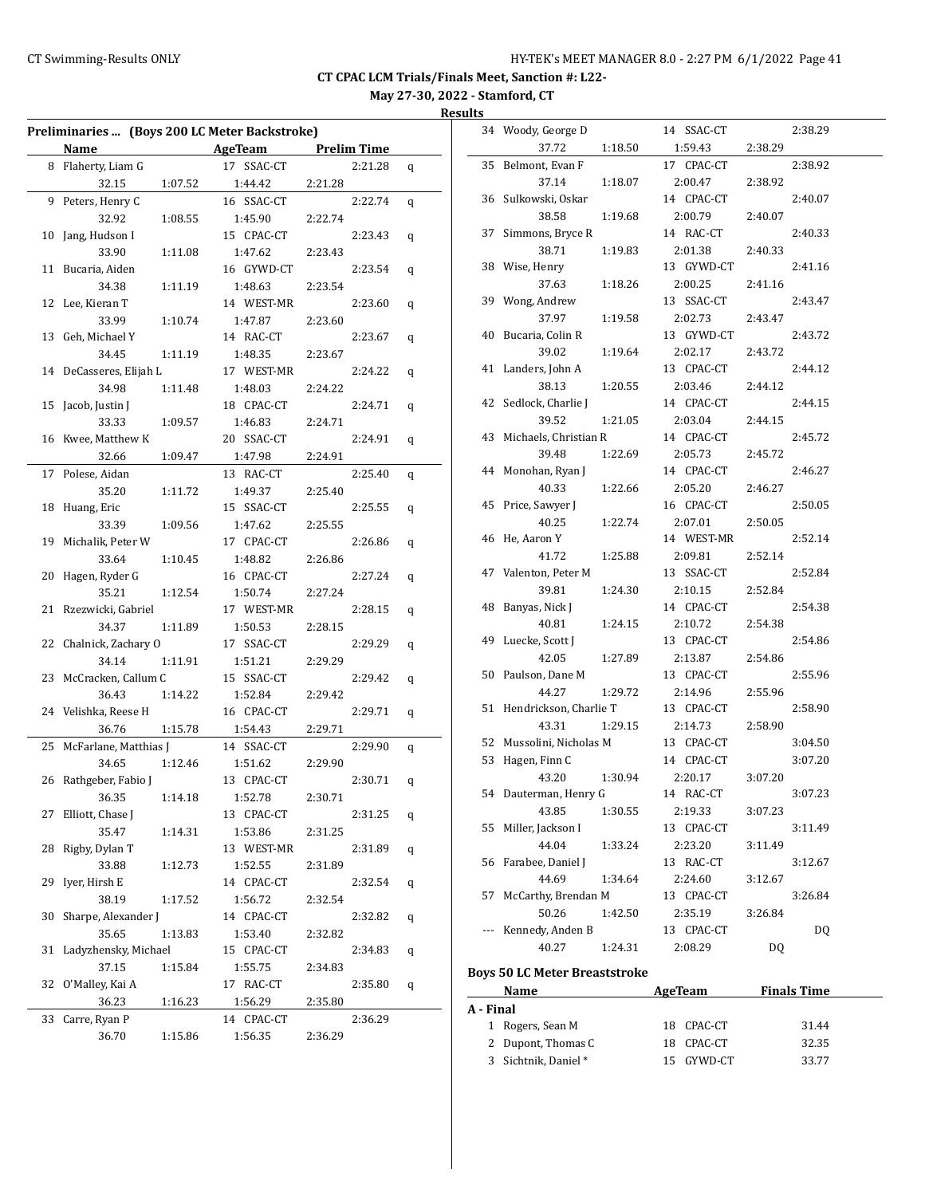**CT CPAC LCM Trials/Finals Meet, Sanction #: L22-**

**May 27-30, 2022 - Stamford, CT**

**Results**

### Preliminaries ... (Boys 200 LC Meter Backstroke)

| | Name | AgeTeam | Prelim Time | |
|---|---|---|---|---|
| 8 | Flaherty, Liam G | 17 SSAC-CT | 2:21.28 | q |
| | 32.15 1:07.52 1:44.42 2:21.28 | | | |
| 9 | Peters, Henry C | 16 SSAC-CT | 2:22.74 | q |
| | 32.92 1:08.55 1:45.90 2:22.74 | | | |
| 10 | Jang, Hudson I | 15 CPAC-CT | 2:23.43 | q |
| | 33.90 1:11.08 1:47.62 2:23.43 | | | |
| 11 | Bucaria, Aiden | 16 GYWD-CT | 2:23.54 | q |
| | 34.38 1:11.19 1:48.63 2:23.54 | | | |
| 12 | Lee, Kieran T | 14 WEST-MR | 2:23.60 | q |
| | 33.99 1:10.74 1:47.87 2:23.60 | | | |
| 13 | Geh, Michael Y | 14 RAC-CT | 2:23.67 | q |
| | 34.45 1:11.19 1:48.35 2:23.67 | | | |
| 14 | DeCasseres, Elijah L | 17 WEST-MR | 2:24.22 | q |
| | 34.98 1:11.48 1:48.03 2:24.22 | | | |
| 15 | Jacob, Justin J | 18 CPAC-CT | 2:24.71 | q |
| | 33.33 1:09.57 1:46.83 2:24.71 | | | |
| 16 | Kwee, Matthew K | 20 SSAC-CT | 2:24.91 | q |
| | 32.66 1:09.47 1:47.98 2:24.91 | | | |
| 17 | Polese, Aidan | 13 RAC-CT | 2:25.40 | q |
| | 35.20 1:11.72 1:49.37 2:25.40 | | | |
| 18 | Huang, Eric | 15 SSAC-CT | 2:25.55 | q |
| | 33.39 1:09.56 1:47.62 2:25.55 | | | |
| 19 | Michalik, Peter W | 17 CPAC-CT | 2:26.86 | q |
| | 33.64 1:10.45 1:48.82 2:26.86 | | | |
| 20 | Hagen, Ryder G | 16 CPAC-CT | 2:27.24 | q |
| | 35.21 1:12.54 1:50.74 2:27.24 | | | |
| 21 | Rzezwicki, Gabriel | 17 WEST-MR | 2:28.15 | q |
| | 34.37 1:11.89 1:50.53 2:28.15 | | | |
| 22 | Chalnick, Zachary O | 17 SSAC-CT | 2:29.29 | q |
| | 34.14 1:11.91 1:51.21 2:29.29 | | | |
| 23 | McCracken, Callum C | 15 SSAC-CT | 2:29.42 | q |
| | 36.43 1:14.22 1:52.84 2:29.42 | | | |
| 24 | Velishka, Reese H | 16 CPAC-CT | 2:29.71 | q |
| | 36.76 1:15.78 1:54.43 2:29.71 | | | |
| 25 | McFarlane, Matthias J | 14 SSAC-CT | 2:29.90 | q |
| | 34.65 1:12.46 1:51.62 2:29.90 | | | |
| 26 | Rathgeber, Fabio J | 13 CPAC-CT | 2:30.71 | q |
| | 36.35 1:14.18 1:52.78 2:30.71 | | | |
| 27 | Elliott, Chase J | 13 CPAC-CT | 2:31.25 | q |
| | 35.47 1:14.31 1:53.86 2:31.25 | | | |
| 28 | Rigby, Dylan T | 13 WEST-MR | 2:31.89 | q |
| | 33.88 1:12.73 1:52.55 2:31.89 | | | |
| 29 | Iyer, Hirsh E | 14 CPAC-CT | 2:32.54 | q |
| | 38.19 1:17.52 1:56.72 2:32.54 | | | |
| 30 | Sharpe, Alexander J | 14 CPAC-CT | 2:32.82 | q |
| | 35.65 1:13.83 1:53.40 2:32.82 | | | |
| 31 | Ladyzhensky, Michael | 15 CPAC-CT | 2:34.83 | q |
| | 37.15 1:15.84 1:55.75 2:34.83 | | | |
| 32 | O'Malley, Kai A | 17 RAC-CT | 2:35.80 | q |
| | 36.23 1:16.23 1:56.29 2:35.80 | | | |
| 33 | Carre, Ryan P | 14 CPAC-CT | 2:36.29 | |
| | 36.70 1:15.86 1:56.35 2:36.29 | | | |
| 34 | Woody, George D | 14 SSAC-CT | 2:38.29 | |
| | 37.72 1:18.50 1:59.43 2:38.29 | | | |
| 35 | Belmont, Evan F | 17 CPAC-CT | 2:38.92 | |
| | 37.14 1:18.07 2:00.47 2:38.92 | | | |
| 36 | Sulkowski, Oskar | 14 CPAC-CT | 2:40.07 | |
| | 38.58 1:19.68 2:00.79 2:40.07 | | | |
| 37 | Simmons, Bryce R | 14 RAC-CT | 2:40.33 | |
| | 38.71 1:19.83 2:01.38 2:40.33 | | | |
| 38 | Wise, Henry | 13 GYWD-CT | 2:41.16 | |
| | 37.63 1:18.26 2:00.25 2:41.16 | | | |
| 39 | Wong, Andrew | 13 SSAC-CT | 2:43.47 | |
| | 37.97 1:19.58 2:02.73 2:43.47 | | | |
| 40 | Bucaria, Colin R | 13 GYWD-CT | 2:43.72 | |
| | 39.02 1:19.64 2:02.17 2:43.72 | | | |
| 41 | Landers, John A | 13 CPAC-CT | 2:44.12 | |
| | 38.13 1:20.55 2:03.46 2:44.12 | | | |
| 42 | Sedlock, Charlie J | 14 CPAC-CT | 2:44.15 | |
| | 39.52 1:21.05 2:03.04 2:44.15 | | | |
| 43 | Michaels, Christian R | 14 CPAC-CT | 2:45.72 | |
| | 39.48 1:22.69 2:05.73 2:45.72 | | | |
| 44 | Monohan, Ryan J | 14 CPAC-CT | 2:46.27 | |
| | 40.33 1:22.66 2:05.20 2:46.27 | | | |
| 45 | Price, Sawyer J | 16 CPAC-CT | 2:50.05 | |
| | 40.25 1:22.74 2:07.01 2:50.05 | | | |
| 46 | He, Aaron Y | 14 WEST-MR | 2:52.14 | |
| | 41.72 1:25.88 2:09.81 2:52.14 | | | |
| 47 | Valenton, Peter M | 13 SSAC-CT | 2:52.84 | |
| | 39.81 1:24.30 2:10.15 2:52.84 | | | |
| 48 | Banyas, Nick J | 14 CPAC-CT | 2:54.38 | |
| | 40.81 1:24.15 2:10.72 2:54.38 | | | |
| 49 | Luecke, Scott J | 13 CPAC-CT | 2:54.86 | |
| | 42.05 1:27.89 2:13.87 2:54.86 | | | |
| 50 | Paulson, Dane M | 13 CPAC-CT | 2:55.96 | |
| | 44.27 1:29.72 2:14.96 2:55.96 | | | |
| 51 | Hendrickson, Charlie T | 13 CPAC-CT | 2:58.90 | |
| | 43.31 1:29.15 2:14.73 2:58.90 | | | |
| 52 | Mussolini, Nicholas M | 13 CPAC-CT | 3:04.50 | |
| 53 | Hagen, Finn C | 14 CPAC-CT | 3:07.20 | |
| | 43.20 1:30.94 2:20.17 3:07.20 | | | |
| 54 | Dauterman, Henry G | 14 RAC-CT | 3:07.23 | |
| | 43.85 1:30.55 2:19.33 3:07.23 | | | |
| 55 | Miller, Jackson I | 13 CPAC-CT | 3:11.49 | |
| | 44.04 1:33.24 2:23.20 3:11.49 | | | |
| 56 | Farabee, Daniel J | 13 RAC-CT | 3:12.67 | |
| | 44.69 1:34.64 2:24.60 3:12.67 | | | |
| 57 | McCarthy, Brendan M | 13 CPAC-CT | 3:26.84 | |
| | 50.26 1:42.50 2:35.19 3:26.84 | | | |
| --- | Kennedy, Anden B | 13 CPAC-CT | DQ | |
| | 40.27 1:24.31 2:08.29 DQ | | | |

### Boys 50 LC Meter Breaststroke

| | Name | AgeTeam | Finals Time |
|---|---|---|---|
| **A - Final** | | | |
| 1 | Rogers, Sean M | 18 CPAC-CT | 31.44 |
| 2 | Dupont, Thomas C | 18 CPAC-CT | 32.35 |
| 3 | Sichtnik, Daniel * | 15 GYWD-CT | 33.77 |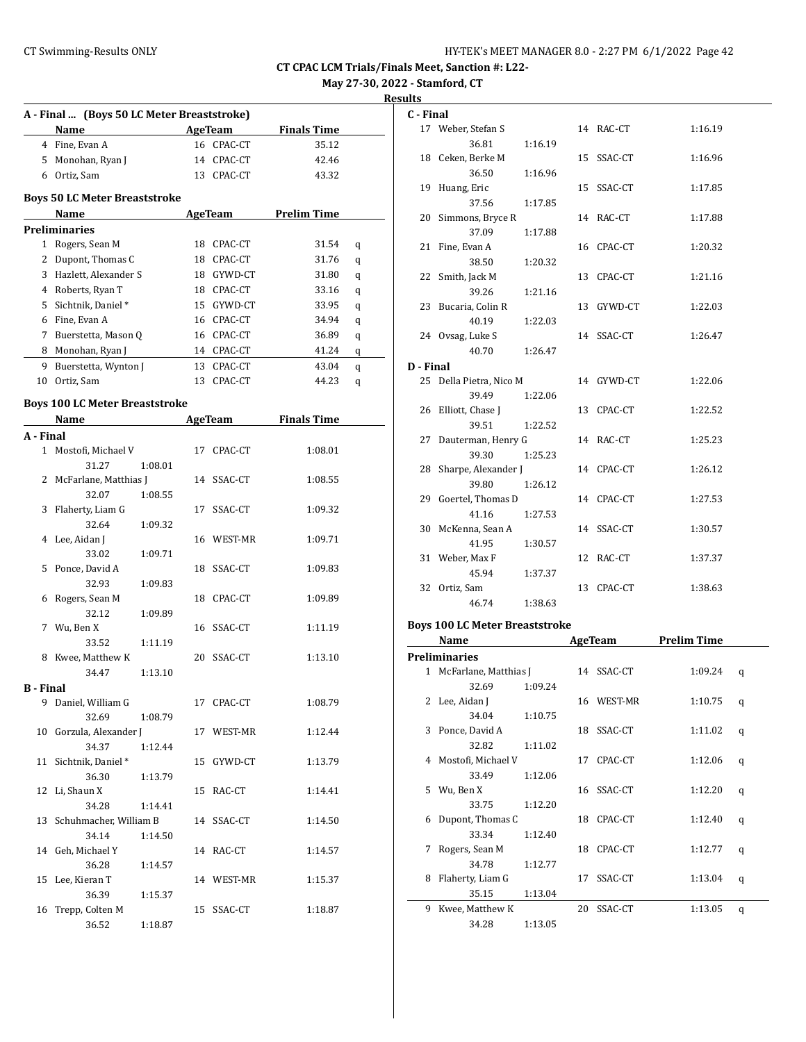CT CPAC LCM Trials/Finals Meet, Sanction #: L22-

May 27-30, 2022 - Stamford, CT

Results

### A - Final ... (Boys 50 LC Meter Breaststroke)

| | Name | Age | Team | Finals Time |
|---|---|---|---|---|
| 4 | Fine, Evan A | 16 | CPAC-CT | 35.12 |
| 5 | Monohan, Ryan J | 14 | CPAC-CT | 42.46 |
| 6 | Ortiz, Sam | 13 | CPAC-CT | 43.32 |

### Boys 50 LC Meter Breaststroke

| | Name | Age | Team | Prelim Time | |
|---|---|---|---|---|---|
| **Preliminaries** | | | | | |
| 1 | Rogers, Sean M | 18 | CPAC-CT | 31.54 | q |
| 2 | Dupont, Thomas C | 18 | CPAC-CT | 31.76 | q |
| 3 | Hazlett, Alexander S | 18 | GYWD-CT | 31.80 | q |
| 4 | Roberts, Ryan T | 18 | CPAC-CT | 33.16 | q |
| 5 | Sichtnik, Daniel * | 15 | GYWD-CT | 33.95 | q |
| 6 | Fine, Evan A | 16 | CPAC-CT | 34.94 | q |
| 7 | Buerstetta, Mason Q | 16 | CPAC-CT | 36.89 | q |
| 8 | Monohan, Ryan J | 14 | CPAC-CT | 41.24 | q |
| 9 | Buerstetta, Wynton J | 13 | CPAC-CT | 43.04 | q |
| 10 | Ortiz, Sam | 13 | CPAC-CT | 44.23 | q |

### Boys 100 LC Meter Breaststroke

| | Name | Age | Team | Finals Time |
|---|---|---|---|---|
| **A - Final** | | | | |
| 1 | Mostofi, Michael V | 17 | CPAC-CT | 1:08.01 |
| | 31.27 1:08.01 | | | |
| 2 | McFarlane, Matthias J | 14 | SSAC-CT | 1:08.55 |
| | 32.07 1:08.55 | | | |
| 3 | Flaherty, Liam G | 17 | SSAC-CT | 1:09.32 |
| | 32.64 1:09.32 | | | |
| 4 | Lee, Aidan J | 16 | WEST-MR | 1:09.71 |
| | 33.02 1:09.71 | | | |
| 5 | Ponce, David A | 18 | SSAC-CT | 1:09.83 |
| | 32.93 1:09.83 | | | |
| 6 | Rogers, Sean M | 18 | CPAC-CT | 1:09.89 |
| | 32.12 1:09.89 | | | |
| 7 | Wu, Ben X | 16 | SSAC-CT | 1:11.19 |
| | 33.52 1:11.19 | | | |
| 8 | Kwee, Matthew K | 20 | SSAC-CT | 1:13.10 |
| | 34.47 1:13.10 | | | |
| **B - Final** | | | | |
| 9 | Daniel, William G | 17 | CPAC-CT | 1:08.79 |
| | 32.69 1:08.79 | | | |
| 10 | Gorzula, Alexander J | 17 | WEST-MR | 1:12.44 |
| | 34.37 1:12.44 | | | |
| 11 | Sichtnik, Daniel * | 15 | GYWD-CT | 1:13.79 |
| | 36.30 1:13.79 | | | |
| 12 | Li, Shaun X | 15 | RAC-CT | 1:14.41 |
| | 34.28 1:14.41 | | | |
| 13 | Schuhmacher, William B | 14 | SSAC-CT | 1:14.50 |
| | 34.14 1:14.50 | | | |
| 14 | Geh, Michael Y | 14 | RAC-CT | 1:14.57 |
| | 36.28 1:14.57 | | | |
| 15 | Lee, Kieran T | 14 | WEST-MR | 1:15.37 |
| | 36.39 1:15.37 | | | |
| 16 | Trepp, Colten M | 15 | SSAC-CT | 1:18.87 |
| | 36.52 1:18.87 | | | |
| **C - Final** | | | | |
| 17 | Weber, Stefan S | 14 | RAC-CT | 1:16.19 |
| | 36.81 1:16.19 | | | |
| 18 | Ceken, Berke M | 15 | SSAC-CT | 1:16.96 |
| | 36.50 1:16.96 | | | |
| 19 | Huang, Eric | 15 | SSAC-CT | 1:17.85 |
| | 37.56 1:17.85 | | | |
| 20 | Simmons, Bryce R | 14 | RAC-CT | 1:17.88 |
| | 37.09 1:17.88 | | | |
| 21 | Fine, Evan A | 16 | CPAC-CT | 1:20.32 |
| | 38.50 1:20.32 | | | |
| 22 | Smith, Jack M | 13 | CPAC-CT | 1:21.16 |
| | 39.26 1:21.16 | | | |
| 23 | Bucaria, Colin R | 13 | GYWD-CT | 1:22.03 |
| | 40.19 1:22.03 | | | |
| 24 | Ovsag, Luke S | 14 | SSAC-CT | 1:26.47 |
| | 40.70 1:26.47 | | | |
| **D - Final** | | | | |
| 25 | Della Pietra, Nico M | 14 | GYWD-CT | 1:22.06 |
| | 39.49 1:22.06 | | | |
| 26 | Elliott, Chase J | 13 | CPAC-CT | 1:22.52 |
| | 39.51 1:22.52 | | | |
| 27 | Dauterman, Henry G | 14 | RAC-CT | 1:25.23 |
| | 39.30 1:25.23 | | | |
| 28 | Sharpe, Alexander J | 14 | CPAC-CT | 1:26.12 |
| | 39.80 1:26.12 | | | |
| 29 | Goertel, Thomas D | 14 | CPAC-CT | 1:27.53 |
| | 41.16 1:27.53 | | | |
| 30 | McKenna, Sean A | 14 | SSAC-CT | 1:30.57 |
| | 41.95 1:30.57 | | | |
| 31 | Weber, Max F | 12 | RAC-CT | 1:37.37 |
| | 45.94 1:37.37 | | | |
| 32 | Ortiz, Sam | 13 | CPAC-CT | 1:38.63 |
| | 46.74 1:38.63 | | | |

### Boys 100 LC Meter Breaststroke

| | Name | Age | Team | Prelim Time | |
|---|---|---|---|---|---|
| **Preliminaries** | | | | | |
| 1 | McFarlane, Matthias J | 14 | SSAC-CT | 1:09.24 | q |
| | 32.69 1:09.24 | | | | |
| 2 | Lee, Aidan J | 16 | WEST-MR | 1:10.75 | q |
| | 34.04 1:10.75 | | | | |
| 3 | Ponce, David A | 18 | SSAC-CT | 1:11.02 | q |
| | 32.82 1:11.02 | | | | |
| 4 | Mostofi, Michael V | 17 | CPAC-CT | 1:12.06 | q |
| | 33.49 1:12.06 | | | | |
| 5 | Wu, Ben X | 16 | SSAC-CT | 1:12.20 | q |
| | 33.75 1:12.20 | | | | |
| 6 | Dupont, Thomas C | 18 | CPAC-CT | 1:12.40 | q |
| | 33.34 1:12.40 | | | | |
| 7 | Rogers, Sean M | 18 | CPAC-CT | 1:12.77 | q |
| | 34.78 1:12.77 | | | | |
| 8 | Flaherty, Liam G | 17 | SSAC-CT | 1:13.04 | q |
| | 35.15 1:13.04 | | | | |
| 9 | Kwee, Matthew K | 20 | SSAC-CT | 1:13.05 | q |
| | 34.28 1:13.05 | | | | |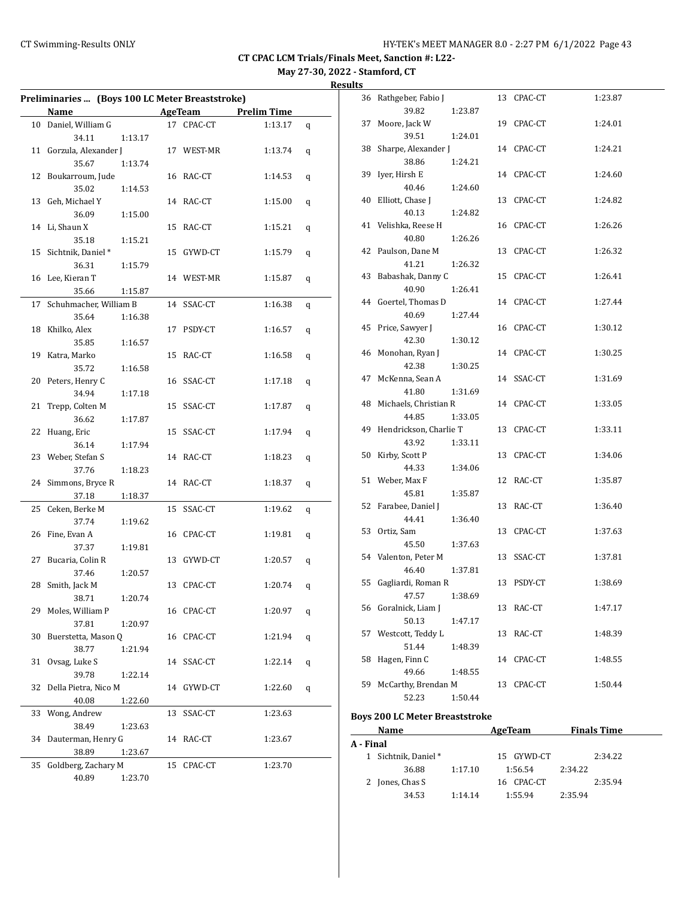CT CPAC LCM Trials/Finals Meet, Sanction #: L22-

May 27-30, 2022 - Stamford, CT

**Results**

## Preliminaries ... (Boys 100 LC Meter Breaststroke)

| | Name | AgeTeam | | Prelim Time | |
|---|---|---|---|---|---|
| 10 | Daniel, William G | 17 | CPAC-CT | 1:13.17 | q |
| | 34.11 1:13.17 | | | | |
| 11 | Gorzula, Alexander J | 17 | WEST-MR | 1:13.74 | q |
| | 35.67 1:13.74 | | | | |
| 12 | Boukarroum, Jude | 16 | RAC-CT | 1:14.53 | q |
| | 35.02 1:14.53 | | | | |
| 13 | Geh, Michael Y | 14 | RAC-CT | 1:15.00 | q |
| | 36.09 1:15.00 | | | | |
| 14 | Li, Shaun X | 15 | RAC-CT | 1:15.21 | q |
| | 35.18 1:15.21 | | | | |
| 15 | Sichtnik, Daniel * | 15 | GYWD-CT | 1:15.79 | q |
| | 36.31 1:15.79 | | | | |
| 16 | Lee, Kieran T | 14 | WEST-MR | 1:15.87 | q |
| | 35.66 1:15.87 | | | | |
| 17 | Schuhmacher, William B | 14 | SSAC-CT | 1:16.38 | q |
| | 35.64 1:16.38 | | | | |
| 18 | Khilko, Alex | 17 | PSDY-CT | 1:16.57 | q |
| | 35.85 1:16.57 | | | | |
| 19 | Katra, Marko | 15 | RAC-CT | 1:16.58 | q |
| | 35.72 1:16.58 | | | | |
| 20 | Peters, Henry C | 16 | SSAC-CT | 1:17.18 | q |
| | 34.94 1:17.18 | | | | |
| 21 | Trepp, Colten M | 15 | SSAC-CT | 1:17.87 | q |
| | 36.62 1:17.87 | | | | |
| 22 | Huang, Eric | 15 | SSAC-CT | 1:17.94 | q |
| | 36.14 1:17.94 | | | | |
| 23 | Weber, Stefan S | 14 | RAC-CT | 1:18.23 | q |
| | 37.76 1:18.23 | | | | |
| 24 | Simmons, Bryce R | 14 | RAC-CT | 1:18.37 | q |
| | 37.18 1:18.37 | | | | |
| 25 | Ceken, Berke M | 15 | SSAC-CT | 1:19.62 | q |
| | 37.74 1:19.62 | | | | |
| 26 | Fine, Evan A | 16 | CPAC-CT | 1:19.81 | q |
| | 37.37 1:19.81 | | | | |
| 27 | Bucaria, Colin R | 13 | GYWD-CT | 1:20.57 | q |
| | 37.46 1:20.57 | | | | |
| 28 | Smith, Jack M | 13 | CPAC-CT | 1:20.74 | q |
| | 38.71 1:20.74 | | | | |
| 29 | Moles, William P | 16 | CPAC-CT | 1:20.97 | q |
| | 37.81 1:20.97 | | | | |
| 30 | Buerstetta, Mason Q | 16 | CPAC-CT | 1:21.94 | q |
| | 38.77 1:21.94 | | | | |
| 31 | Ovsag, Luke S | 14 | SSAC-CT | 1:22.14 | q |
| | 39.78 1:22.14 | | | | |
| 32 | Della Pietra, Nico M | 14 | GYWD-CT | 1:22.60 | q |
| | 40.08 1:22.60 | | | | |
| 33 | Wong, Andrew | 13 | SSAC-CT | 1:23.63 | |
| | 38.49 1:23.63 | | | | |
| 34 | Dauterman, Henry G | 14 | RAC-CT | 1:23.67 | |
| | 38.89 1:23.67 | | | | |
| 35 | Goldberg, Zachary M | 15 | CPAC-CT | 1:23.70 | |
| | 40.89 1:23.70 | | | | |
| 36 | Rathgeber, Fabio J | 13 | CPAC-CT | 1:23.87 | |
| | 39.82 1:23.87 | | | | |
| 37 | Moore, Jack W | 19 | CPAC-CT | 1:24.01 | |
| | 39.51 1:24.01 | | | | |
| 38 | Sharpe, Alexander J | 14 | CPAC-CT | 1:24.21 | |
| | 38.86 1:24.21 | | | | |
| 39 | Iyer, Hirsh E | 14 | CPAC-CT | 1:24.60 | |
| | 40.46 1:24.60 | | | | |
| 40 | Elliott, Chase J | 13 | CPAC-CT | 1:24.82 | |
| | 40.13 1:24.82 | | | | |
| 41 | Velishka, Reese H | 16 | CPAC-CT | 1:26.26 | |
| | 40.80 1:26.26 | | | | |
| 42 | Paulson, Dane M | 13 | CPAC-CT | 1:26.32 | |
| | 41.21 1:26.32 | | | | |
| 43 | Babashak, Danny C | 15 | CPAC-CT | 1:26.41 | |
| | 40.90 1:26.41 | | | | |
| 44 | Goertel, Thomas D | 14 | CPAC-CT | 1:27.44 | |
| | 40.69 1:27.44 | | | | |
| 45 | Price, Sawyer J | 16 | CPAC-CT | 1:30.12 | |
| | 42.30 1:30.12 | | | | |
| 46 | Monohan, Ryan J | 14 | CPAC-CT | 1:30.25 | |
| | 42.38 1:30.25 | | | | |
| 47 | McKenna, Sean A | 14 | SSAC-CT | 1:31.69 | |
| | 41.80 1:31.69 | | | | |
| 48 | Michaels, Christian R | 14 | CPAC-CT | 1:33.05 | |
| | 44.85 1:33.05 | | | | |
| 49 | Hendrickson, Charlie T | 13 | CPAC-CT | 1:33.11 | |
| | 43.92 1:33.11 | | | | |
| 50 | Kirby, Scott P | 13 | CPAC-CT | 1:34.06 | |
| | 44.33 1:34.06 | | | | |
| 51 | Weber, Max F | 12 | RAC-CT | 1:35.87 | |
| | 45.81 1:35.87 | | | | |
| 52 | Farabee, Daniel J | 13 | RAC-CT | 1:36.40 | |
| | 44.41 1:36.40 | | | | |
| 53 | Ortiz, Sam | 13 | CPAC-CT | 1:37.63 | |
| | 45.50 1:37.63 | | | | |
| 54 | Valenton, Peter M | 13 | SSAC-CT | 1:37.81 | |
| | 46.40 1:37.81 | | | | |
| 55 | Gagliardi, Roman R | 13 | PSDY-CT | 1:38.69 | |
| | 47.57 1:38.69 | | | | |
| 56 | Goralnick, Liam J | 13 | RAC-CT | 1:47.17 | |
| | 50.13 1:47.17 | | | | |
| 57 | Westcott, Teddy L | 13 | RAC-CT | 1:48.39 | |
| | 51.44 1:48.39 | | | | |
| 58 | Hagen, Finn C | 14 | CPAC-CT | 1:48.55 | |
| | 49.66 1:48.55 | | | | |
| 59 | McCarthy, Brendan M | 13 | CPAC-CT | 1:50.44 | |
| | 52.23 1:50.44 | | | | |

## Boys 200 LC Meter Breaststroke

| | Name | AgeTeam | | Finals Time |
|---|---|---|---|---|
| **A - Final** | | | | |
| 1 | Sichtnik, Daniel * | 15 | GYWD-CT | 2:34.22 |
| | 36.88 1:17.10 1:56.54 2:34.22 | | | |
| 2 | Jones, Chas S | 16 | CPAC-CT | 2:35.94 |
| | 34.53 1:14.14 1:55.94 2:35.94 | | | |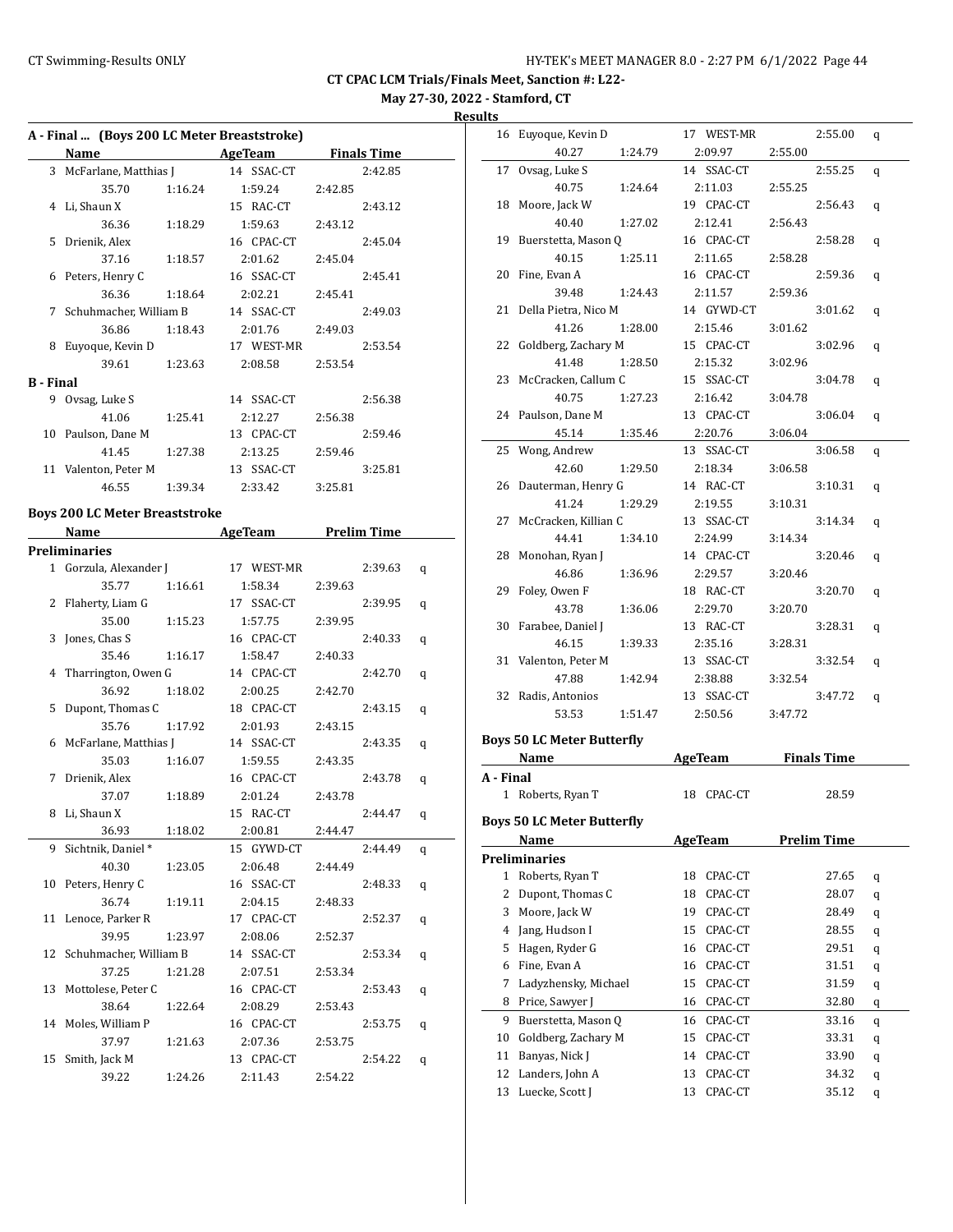**CT CPAC LCM Trials/Finals Meet, Sanction #: L22-**

**May 27-30, 2022 - Stamford, CT**

**Results**

### A - Final ... (Boys 200 LC Meter Breaststroke)

| | Name | AgeTeam | Finals Time |
|---|---|---|---|
| 3 | McFarlane, Matthias J | 14 SSAC-CT | 2:42.85 |
| | 35.70 1:16.24 1:59.24 2:42.85 | | |
| 4 | Li, Shaun X | 15 RAC-CT | 2:43.12 |
| | 36.36 1:18.29 1:59.63 2:43.12 | | |
| 5 | Drienik, Alex | 16 CPAC-CT | 2:45.04 |
| | 37.16 1:18.57 2:01.62 2:45.04 | | |
| 6 | Peters, Henry C | 16 SSAC-CT | 2:45.41 |
| | 36.36 1:18.64 2:02.21 2:45.41 | | |
| 7 | Schuhmacher, William B | 14 SSAC-CT | 2:49.03 |
| | 36.86 1:18.43 2:01.76 2:49.03 | | |
| 8 | Euyoque, Kevin D | 17 WEST-MR | 2:53.54 |
| | 39.61 1:23.63 2:08.58 2:53.54 | | |
| **B - Final** | | | |
| 9 | Ovsag, Luke S | 14 SSAC-CT | 2:56.38 |
| | 41.06 1:25.41 2:12.27 2:56.38 | | |
| 10 | Paulson, Dane M | 13 CPAC-CT | 2:59.46 |
| | 41.45 1:27.38 2:13.25 2:59.46 | | |
| 11 | Valenton, Peter M | 13 SSAC-CT | 3:25.81 |
| | 46.55 1:39.34 2:33.42 3:25.81 | | |

### Boys 200 LC Meter Breaststroke

| | Name | AgeTeam | Prelim Time | |
|---|---|---|---|---|
| **Preliminaries** | | | | |
| 1 | Gorzula, Alexander J | 17 WEST-MR | 2:39.63 | q |
| | 35.77 1:16.61 1:58.34 2:39.63 | | | |
| 2 | Flaherty, Liam G | 17 SSAC-CT | 2:39.95 | q |
| | 35.00 1:15.23 1:57.75 2:39.95 | | | |
| 3 | Jones, Chas S | 16 CPAC-CT | 2:40.33 | q |
| | 35.46 1:16.17 1:58.47 2:40.33 | | | |
| 4 | Tharrington, Owen G | 14 CPAC-CT | 2:42.70 | q |
| | 36.92 1:18.02 2:00.25 2:42.70 | | | |
| 5 | Dupont, Thomas C | 18 CPAC-CT | 2:43.15 | q |
| | 35.76 1:17.92 2:01.93 2:43.15 | | | |
| 6 | McFarlane, Matthias J | 14 SSAC-CT | 2:43.35 | q |
| | 35.03 1:16.07 1:59.55 2:43.35 | | | |
| 7 | Drienik, Alex | 16 CPAC-CT | 2:43.78 | q |
| | 37.07 1:18.89 2:01.24 2:43.78 | | | |
| 8 | Li, Shaun X | 15 RAC-CT | 2:44.47 | q |
| | 36.93 1:18.02 2:00.81 2:44.47 | | | |
| 9 | Sichtnik, Daniel * | 15 GYWD-CT | 2:44.49 | q |
| | 40.30 1:23.05 2:06.48 2:44.49 | | | |
| 10 | Peters, Henry C | 16 SSAC-CT | 2:48.33 | q |
| | 36.74 1:19.11 2:04.15 2:48.33 | | | |
| 11 | Lenoce, Parker R | 17 CPAC-CT | 2:52.37 | q |
| | 39.95 1:23.97 2:08.06 2:52.37 | | | |
| 12 | Schuhmacher, William B | 14 SSAC-CT | 2:53.34 | q |
| | 37.25 1:21.28 2:07.51 2:53.34 | | | |
| 13 | Mottolese, Peter C | 16 CPAC-CT | 2:53.43 | q |
| | 38.64 1:22.64 2:08.29 2:53.43 | | | |
| 14 | Moles, William P | 16 CPAC-CT | 2:53.75 | q |
| | 37.97 1:21.63 2:07.36 2:53.75 | | | |
| 15 | Smith, Jack M | 13 CPAC-CT | 2:54.22 | q |
| | 39.22 1:24.26 2:11.43 2:54.22 | | | |
| 16 | Euyoque, Kevin D | 17 WEST-MR | 2:55.00 | q |
| | 40.27 1:24.79 2:09.97 2:55.00 | | | |
| 17 | Ovsag, Luke S | 14 SSAC-CT | 2:55.25 | q |
| | 40.75 1:24.64 2:11.03 2:55.25 | | | |
| 18 | Moore, Jack W | 19 CPAC-CT | 2:56.43 | q |
| | 40.40 1:27.02 2:12.41 2:56.43 | | | |
| 19 | Buerstetta, Mason Q | 16 CPAC-CT | 2:58.28 | q |
| | 40.15 1:25.11 2:11.65 2:58.28 | | | |
| 20 | Fine, Evan A | 16 CPAC-CT | 2:59.36 | q |
| | 39.48 1:24.43 2:11.57 2:59.36 | | | |
| 21 | Della Pietra, Nico M | 14 GYWD-CT | 3:01.62 | q |
| | 41.26 1:28.00 2:15.46 3:01.62 | | | |
| 22 | Goldberg, Zachary M | 15 CPAC-CT | 3:02.96 | q |
| | 41.48 1:28.50 2:15.32 3:02.96 | | | |
| 23 | McCracken, Callum C | 15 SSAC-CT | 3:04.78 | q |
| | 40.75 1:27.23 2:16.42 3:04.78 | | | |
| 24 | Paulson, Dane M | 13 CPAC-CT | 3:06.04 | q |
| | 45.14 1:35.46 2:20.76 3:06.04 | | | |
| 25 | Wong, Andrew | 13 SSAC-CT | 3:06.58 | q |
| | 42.60 1:29.50 2:18.34 3:06.58 | | | |
| 26 | Dauterman, Henry G | 14 RAC-CT | 3:10.31 | q |
| | 41.24 1:29.29 2:19.55 3:10.31 | | | |
| 27 | McCracken, Killian C | 13 SSAC-CT | 3:14.34 | q |
| | 44.41 1:34.10 2:24.99 3:14.34 | | | |
| 28 | Monohan, Ryan J | 14 CPAC-CT | 3:20.46 | q |
| | 46.86 1:36.96 2:29.57 3:20.46 | | | |
| 29 | Foley, Owen F | 18 RAC-CT | 3:20.70 | q |
| | 43.78 1:36.06 2:29.70 3:20.70 | | | |
| 30 | Farabee, Daniel J | 13 RAC-CT | 3:28.31 | q |
| | 46.15 1:39.33 2:35.16 3:28.31 | | | |
| 31 | Valenton, Peter M | 13 SSAC-CT | 3:32.54 | q |
| | 47.88 1:42.94 2:38.88 3:32.54 | | | |
| 32 | Radis, Antonios | 13 SSAC-CT | 3:47.72 | q |
| | 53.53 1:51.47 2:50.56 3:47.72 | | | |

### Boys 50 LC Meter Butterfly

| | Name | AgeTeam | Finals Time |
|---|---|---|---|
| **A - Final** | | | |
| 1 | Roberts, Ryan T | 18 CPAC-CT | 28.59 |

### Boys 50 LC Meter Butterfly

| | Name | AgeTeam | Prelim Time | |
|---|---|---|---|---|
| **Preliminaries** | | | | |
| 1 | Roberts, Ryan T | 18 CPAC-CT | 27.65 | q |
| 2 | Dupont, Thomas C | 18 CPAC-CT | 28.07 | q |
| 3 | Moore, Jack W | 19 CPAC-CT | 28.49 | q |
| 4 | Jang, Hudson I | 15 CPAC-CT | 28.55 | q |
| 5 | Hagen, Ryder G | 16 CPAC-CT | 29.51 | q |
| 6 | Fine, Evan A | 16 CPAC-CT | 31.51 | q |
| 7 | Ladyzhensky, Michael | 15 CPAC-CT | 31.59 | q |
| 8 | Price, Sawyer J | 16 CPAC-CT | 32.80 | q |
| 9 | Buerstetta, Mason Q | 16 CPAC-CT | 33.16 | q |
| 10 | Goldberg, Zachary M | 15 CPAC-CT | 33.31 | q |
| 11 | Banyas, Nick J | 14 CPAC-CT | 33.90 | q |
| 12 | Landers, John A | 13 CPAC-CT | 34.32 | q |
| 13 | Luecke, Scott J | 13 CPAC-CT | 35.12 | q |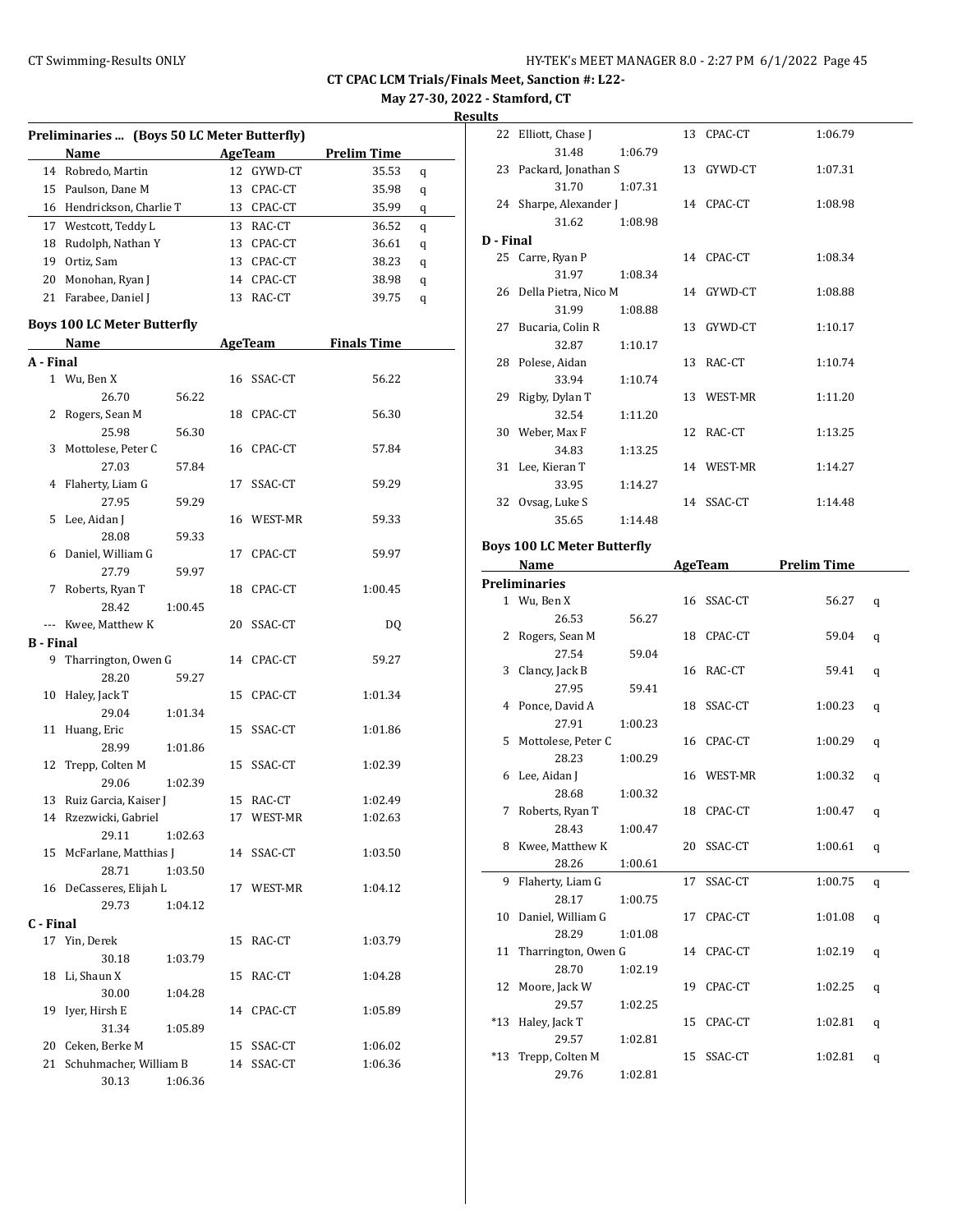# CT CPAC LCM Trials/Finals Meet, Sanction #: L22-

**May 27-30, 2022 - Stamford, CT**

**Results**

### Preliminaries ... (Boys 50 LC Meter Butterfly)

| | Name | Age | Team | Prelim Time | |
|---|---|---|---|---|---|
| 14 | Robredo, Martin | 12 | GYWD-CT | 35.53 | q |
| 15 | Paulson, Dane M | 13 | CPAC-CT | 35.98 | q |
| 16 | Hendrickson, Charlie T | 13 | CPAC-CT | 35.99 | q |
| 17 | Westcott, Teddy L | 13 | RAC-CT | 36.52 | q |
| 18 | Rudolph, Nathan Y | 13 | CPAC-CT | 36.61 | q |
| 19 | Ortiz, Sam | 13 | CPAC-CT | 38.23 | q |
| 20 | Monohan, Ryan J | 14 | CPAC-CT | 38.98 | q |
| 21 | Farabee, Daniel J | 13 | RAC-CT | 39.75 | q |

### Boys 100 LC Meter Butterfly

| | Name | Age | Team | Finals Time |
|---|---|---|---|---|
| **A - Final** | | | | |
| 1 | Wu, Ben X | 16 | SSAC-CT | 56.22 |
| | 26.70 56.22 | | | |
| 2 | Rogers, Sean M | 18 | CPAC-CT | 56.30 |
| | 25.98 56.30 | | | |
| 3 | Mottolese, Peter C | 16 | CPAC-CT | 57.84 |
| | 27.03 57.84 | | | |
| 4 | Flaherty, Liam G | 17 | SSAC-CT | 59.29 |
| | 27.95 59.29 | | | |
| 5 | Lee, Aidan J | 16 | WEST-MR | 59.33 |
| | 28.08 59.33 | | | |
| 6 | Daniel, William G | 17 | CPAC-CT | 59.97 |
| | 27.79 59.97 | | | |
| 7 | Roberts, Ryan T | 18 | CPAC-CT | 1:00.45 |
| | 28.42 1:00.45 | | | |
| --- | Kwee, Matthew K | 20 | SSAC-CT | DQ |
| **B - Final** | | | | |
| 9 | Tharrington, Owen G | 14 | CPAC-CT | 59.27 |
| | 28.20 59.27 | | | |
| 10 | Haley, Jack T | 15 | CPAC-CT | 1:01.34 |
| | 29.04 1:01.34 | | | |
| 11 | Huang, Eric | 15 | SSAC-CT | 1:01.86 |
| | 28.99 1:01.86 | | | |
| 12 | Trepp, Colten M | 15 | SSAC-CT | 1:02.39 |
| | 29.06 1:02.39 | | | |
| 13 | Ruiz Garcia, Kaiser J | 15 | RAC-CT | 1:02.49 |
| 14 | Rzezwicki, Gabriel | 17 | WEST-MR | 1:02.63 |
| | 29.11 1:02.63 | | | |
| 15 | McFarlane, Matthias J | 14 | SSAC-CT | 1:03.50 |
| | 28.71 1:03.50 | | | |
| 16 | DeCasseres, Elijah L | 17 | WEST-MR | 1:04.12 |
| | 29.73 1:04.12 | | | |
| **C - Final** | | | | |
| 17 | Yin, Derek | 15 | RAC-CT | 1:03.79 |
| | 30.18 1:03.79 | | | |
| 18 | Li, Shaun X | 15 | RAC-CT | 1:04.28 |
| | 30.00 1:04.28 | | | |
| 19 | Iyer, Hirsh E | 14 | CPAC-CT | 1:05.89 |
| | 31.34 1:05.89 | | | |
| 20 | Ceken, Berke M | 15 | SSAC-CT | 1:06.02 |
| 21 | Schuhmacher, William B | 14 | SSAC-CT | 1:06.36 |
| | 30.13 1:06.36 | | | |
| 22 | Elliott, Chase J | 13 | CPAC-CT | 1:06.79 |
| | 31.48 1:06.79 | | | |
| 23 | Packard, Jonathan S | 13 | GYWD-CT | 1:07.31 |
| | 31.70 1:07.31 | | | |
| 24 | Sharpe, Alexander J | 14 | CPAC-CT | 1:08.98 |
| | 31.62 1:08.98 | | | |
| **D - Final** | | | | |
| 25 | Carre, Ryan P | 14 | CPAC-CT | 1:08.34 |
| | 31.97 1:08.34 | | | |
| 26 | Della Pietra, Nico M | 14 | GYWD-CT | 1:08.88 |
| | 31.99 1:08.88 | | | |
| 27 | Bucaria, Colin R | 13 | GYWD-CT | 1:10.17 |
| | 32.87 1:10.17 | | | |
| 28 | Polese, Aidan | 13 | RAC-CT | 1:10.74 |
| | 33.94 1:10.74 | | | |
| 29 | Rigby, Dylan T | 13 | WEST-MR | 1:11.20 |
| | 32.54 1:11.20 | | | |
| 30 | Weber, Max F | 12 | RAC-CT | 1:13.25 |
| | 34.83 1:13.25 | | | |
| 31 | Lee, Kieran T | 14 | WEST-MR | 1:14.27 |
| | 33.95 1:14.27 | | | |
| 32 | Ovsag, Luke S | 14 | SSAC-CT | 1:14.48 |
| | 35.65 1:14.48 | | | |

### Boys 100 LC Meter Butterfly

| | Name | Age | Team | Prelim Time | |
|---|---|---|---|---|---|
| **Preliminaries** | | | | | |
| 1 | Wu, Ben X | 16 | SSAC-CT | 56.27 | q |
| | 26.53 56.27 | | | | |
| 2 | Rogers, Sean M | 18 | CPAC-CT | 59.04 | q |
| | 27.54 59.04 | | | | |
| 3 | Clancy, Jack B | 16 | RAC-CT | 59.41 | q |
| | 27.95 59.41 | | | | |
| 4 | Ponce, David A | 18 | SSAC-CT | 1:00.23 | q |
| | 27.91 1:00.23 | | | | |
| 5 | Mottolese, Peter C | 16 | CPAC-CT | 1:00.29 | q |
| | 28.23 1:00.29 | | | | |
| 6 | Lee, Aidan J | 16 | WEST-MR | 1:00.32 | q |
| | 28.68 1:00.32 | | | | |
| 7 | Roberts, Ryan T | 18 | CPAC-CT | 1:00.47 | q |
| | 28.43 1:00.47 | | | | |
| 8 | Kwee, Matthew K | 20 | SSAC-CT | 1:00.61 | q |
| | 28.26 1:00.61 | | | | |
| 9 | Flaherty, Liam G | 17 | SSAC-CT | 1:00.75 | q |
| | 28.17 1:00.75 | | | | |
| 10 | Daniel, William G | 17 | CPAC-CT | 1:01.08 | q |
| | 28.29 1:01.08 | | | | |
| 11 | Tharrington, Owen G | 14 | CPAC-CT | 1:02.19 | q |
| | 28.70 1:02.19 | | | | |
| 12 | Moore, Jack W | 19 | CPAC-CT | 1:02.25 | q |
| | 29.57 1:02.25 | | | | |
| *13 | Haley, Jack T | 15 | CPAC-CT | 1:02.81 | q |
| | 29.57 1:02.81 | | | | |
| *13 | Trepp, Colten M | 15 | SSAC-CT | 1:02.81 | q |
| | 29.76 1:02.81 | | | | |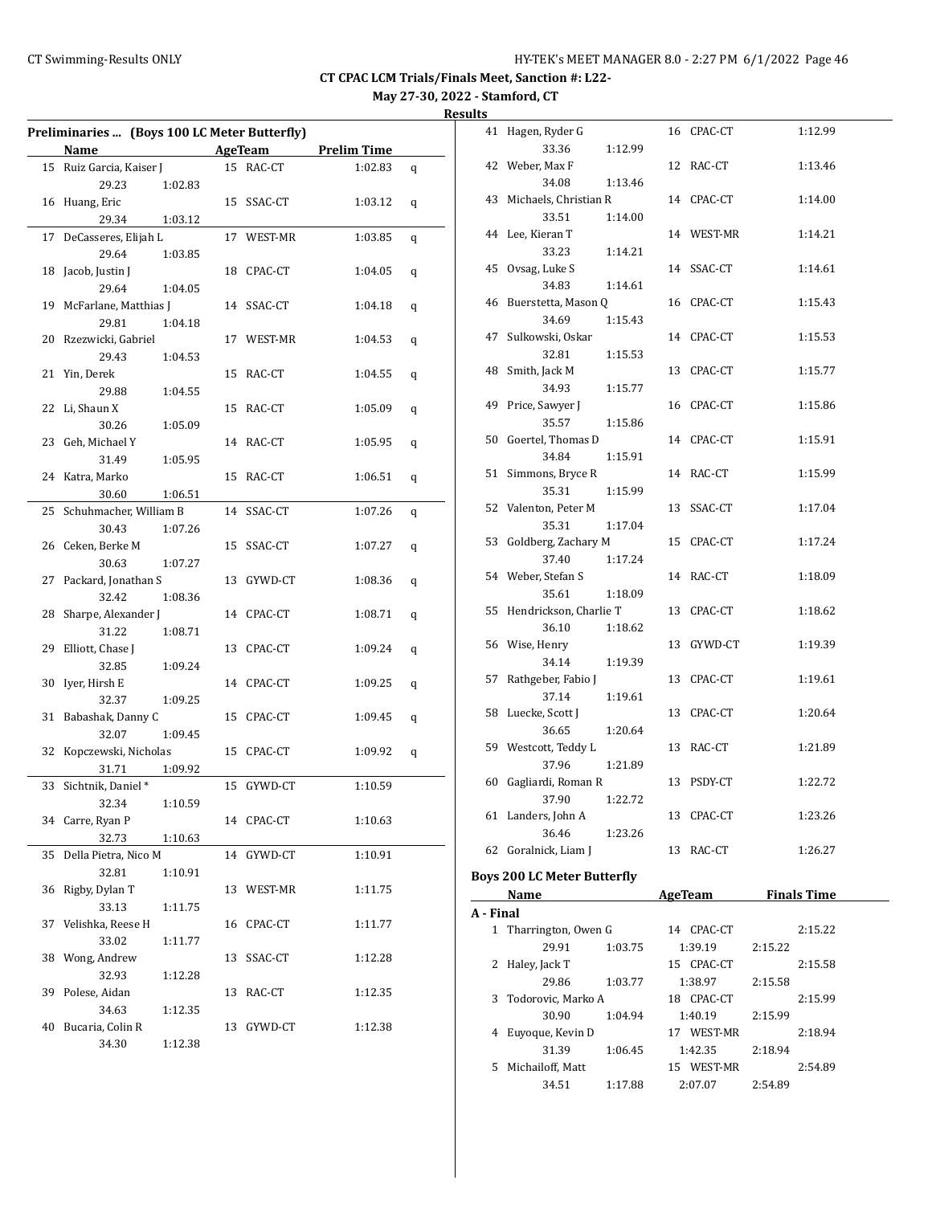CT CPAC LCM Trials/Finals Meet, Sanction #: L22-

May 27-30, 2022 - Stamford, CT

**Results**

### Preliminaries ... (Boys 100 LC Meter Butterfly)

| | Name | Age | Team | Prelim Time | |
|---|---|---|---|---|---|
| 15 | Ruiz Garcia, Kaiser J | 15 | RAC-CT | 1:02.83 | q |
| | 29.23 | 1:02.83 | | | |
| 16 | Huang, Eric | 15 | SSAC-CT | 1:03.12 | q |
| | 29.34 | 1:03.12 | | | |
| 17 | DeCasseres, Elijah L | 17 | WEST-MR | 1:03.85 | q |
| | 29.64 | 1:03.85 | | | |
| 18 | Jacob, Justin J | 18 | CPAC-CT | 1:04.05 | q |
| | 29.64 | 1:04.05 | | | |
| 19 | McFarlane, Matthias J | 14 | SSAC-CT | 1:04.18 | q |
| | 29.81 | 1:04.18 | | | |
| 20 | Rzezwicki, Gabriel | 17 | WEST-MR | 1:04.53 | q |
| | 29.43 | 1:04.53 | | | |
| 21 | Yin, Derek | 15 | RAC-CT | 1:04.55 | q |
| | 29.88 | 1:04.55 | | | |
| 22 | Li, Shaun X | 15 | RAC-CT | 1:05.09 | q |
| | 30.26 | 1:05.09 | | | |
| 23 | Geh, Michael Y | 14 | RAC-CT | 1:05.95 | q |
| | 31.49 | 1:05.95 | | | |
| 24 | Katra, Marko | 15 | RAC-CT | 1:06.51 | q |
| | 30.60 | 1:06.51 | | | |
| 25 | Schuhmacher, William B | 14 | SSAC-CT | 1:07.26 | q |
| | 30.43 | 1:07.26 | | | |
| 26 | Ceken, Berke M | 15 | SSAC-CT | 1:07.27 | q |
| | 30.63 | 1:07.27 | | | |
| 27 | Packard, Jonathan S | 13 | GYWD-CT | 1:08.36 | q |
| | 32.42 | 1:08.36 | | | |
| 28 | Sharpe, Alexander J | 14 | CPAC-CT | 1:08.71 | q |
| | 31.22 | 1:08.71 | | | |
| 29 | Elliott, Chase J | 13 | CPAC-CT | 1:09.24 | q |
| | 32.85 | 1:09.24 | | | |
| 30 | Iyer, Hirsh E | 14 | CPAC-CT | 1:09.25 | q |
| | 32.37 | 1:09.25 | | | |
| 31 | Babashak, Danny C | 15 | CPAC-CT | 1:09.45 | q |
| | 32.07 | 1:09.45 | | | |
| 32 | Kopczewski, Nicholas | 15 | CPAC-CT | 1:09.92 | q |
| | 31.71 | 1:09.92 | | | |
| 33 | Sichtnik, Daniel * | 15 | GYWD-CT | 1:10.59 | |
| | 32.34 | 1:10.59 | | | |
| 34 | Carre, Ryan P | 14 | CPAC-CT | 1:10.63 | |
| | 32.73 | 1:10.63 | | | |
| 35 | Della Pietra, Nico M | 14 | GYWD-CT | 1:10.91 | |
| | 32.81 | 1:10.91 | | | |
| 36 | Rigby, Dylan T | 13 | WEST-MR | 1:11.75 | |
| | 33.13 | 1:11.75 | | | |
| 37 | Velishka, Reese H | 16 | CPAC-CT | 1:11.77 | |
| | 33.02 | 1:11.77 | | | |
| 38 | Wong, Andrew | 13 | SSAC-CT | 1:12.28 | |
| | 32.93 | 1:12.28 | | | |
| 39 | Polese, Aidan | 13 | RAC-CT | 1:12.35 | |
| | 34.63 | 1:12.35 | | | |
| 40 | Bucaria, Colin R | 13 | GYWD-CT | 1:12.38 | |
| | 34.30 | 1:12.38 | | | |
| 41 | Hagen, Ryder G | 16 | CPAC-CT | 1:12.99 | |
| | 33.36 | 1:12.99 | | | |
| 42 | Weber, Max F | 12 | RAC-CT | 1:13.46 | |
| | 34.08 | 1:13.46 | | | |
| 43 | Michaels, Christian R | 14 | CPAC-CT | 1:14.00 | |
| | 33.51 | 1:14.00 | | | |
| 44 | Lee, Kieran T | 14 | WEST-MR | 1:14.21 | |
| | 33.23 | 1:14.21 | | | |
| 45 | Ovsag, Luke S | 14 | SSAC-CT | 1:14.61 | |
| | 34.83 | 1:14.61 | | | |
| 46 | Buerstetta, Mason Q | 16 | CPAC-CT | 1:15.43 | |
| | 34.69 | 1:15.43 | | | |
| 47 | Sulkowski, Oskar | 14 | CPAC-CT | 1:15.53 | |
| | 32.81 | 1:15.53 | | | |
| 48 | Smith, Jack M | 13 | CPAC-CT | 1:15.77 | |
| | 34.93 | 1:15.77 | | | |
| 49 | Price, Sawyer J | 16 | CPAC-CT | 1:15.86 | |
| | 35.57 | 1:15.86 | | | |
| 50 | Goertel, Thomas D | 14 | CPAC-CT | 1:15.91 | |
| | 34.84 | 1:15.91 | | | |
| 51 | Simmons, Bryce R | 14 | RAC-CT | 1:15.99 | |
| | 35.31 | 1:15.99 | | | |
| 52 | Valenton, Peter M | 13 | SSAC-CT | 1:17.04 | |
| | 35.31 | 1:17.04 | | | |
| 53 | Goldberg, Zachary M | 15 | CPAC-CT | 1:17.24 | |
| | 37.40 | 1:17.24 | | | |
| 54 | Weber, Stefan S | 14 | RAC-CT | 1:18.09 | |
| | 35.61 | 1:18.09 | | | |
| 55 | Hendrickson, Charlie T | 13 | CPAC-CT | 1:18.62 | |
| | 36.10 | 1:18.62 | | | |
| 56 | Wise, Henry | 13 | GYWD-CT | 1:19.39 | |
| | 34.14 | 1:19.39 | | | |
| 57 | Rathgeber, Fabio J | 13 | CPAC-CT | 1:19.61 | |
| | 37.14 | 1:19.61 | | | |
| 58 | Luecke, Scott J | 13 | CPAC-CT | 1:20.64 | |
| | 36.65 | 1:20.64 | | | |
| 59 | Westcott, Teddy L | 13 | RAC-CT | 1:21.89 | |
| | 37.96 | 1:21.89 | | | |
| 60 | Gagliardi, Roman R | 13 | PSDY-CT | 1:22.72 | |
| | 37.90 | 1:22.72 | | | |
| 61 | Landers, John A | 13 | CPAC-CT | 1:23.26 | |
| | 36.46 | 1:23.26 | | | |
| 62 | Goralnick, Liam J | 13 | RAC-CT | 1:26.27 | |

### Boys 200 LC Meter Butterfly

**A - Final**

| | Name | Age | Team | Finals Time |
|---|---|---|---|---|
| 1 | Tharrington, Owen G | 14 | CPAC-CT | 2:15.22 |
| | 29.91 | 1:03.75 | 1:39.19 | 2:15.22 |
| 2 | Haley, Jack T | 15 | CPAC-CT | 2:15.58 |
| | 29.86 | 1:03.77 | 1:38.97 | 2:15.58 |
| 3 | Todorovic, Marko A | 18 | CPAC-CT | 2:15.99 |
| | 30.90 | 1:04.94 | 1:40.19 | 2:15.99 |
| 4 | Euyoque, Kevin D | 17 | WEST-MR | 2:18.94 |
| | 31.39 | 1:06.45 | 1:42.35 | 2:18.94 |
| 5 | Michailoff, Matt | 15 | WEST-MR | 2:54.89 |
| | 34.51 | 1:17.88 | 2:07.07 | 2:54.89 |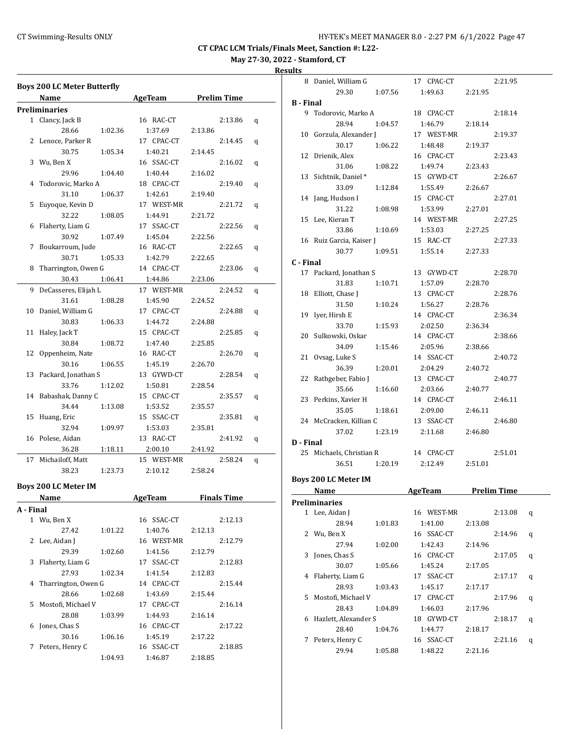**CT CPAC LCM Trials/Finals Meet, Sanction #: L22-**

**May 27-30, 2022 - Stamford, CT**

**Results**

### Boys 200 LC Meter Butterfly

| | Name | AgeTeam | | Prelim Time | |
|---|---|---|---|---|---|
| **Preliminaries** | | | | | |
| 1 | Clancy, Jack B | 16 RAC-CT | | 2:13.86 | q |
| | 28.66 | 1:02.36 | 1:37.69 | 2:13.86 | |
| 2 | Lenoce, Parker R | 17 CPAC-CT | | 2:14.45 | q |
| | 30.75 | 1:05.34 | 1:40.21 | 2:14.45 | |
| 3 | Wu, Ben X | 16 SSAC-CT | | 2:16.02 | q |
| | 29.96 | 1:04.40 | 1:40.44 | 2:16.02 | |
| 4 | Todorovic, Marko A | 18 CPAC-CT | | 2:19.40 | q |
| | 31.10 | 1:06.37 | 1:42.61 | 2:19.40 | |
| 5 | Euyoque, Kevin D | 17 WEST-MR | | 2:21.72 | q |
| | 32.22 | 1:08.05 | 1:44.91 | 2:21.72 | |
| 6 | Flaherty, Liam G | 17 SSAC-CT | | 2:22.56 | q |
| | 30.92 | 1:07.49 | 1:45.04 | 2:22.56 | |
| 7 | Boukarroum, Jude | 16 RAC-CT | | 2:22.65 | q |
| | 30.71 | 1:05.33 | 1:42.79 | 2:22.65 | |
| 8 | Tharrington, Owen G | 14 CPAC-CT | | 2:23.06 | q |
| | 30.43 | 1:06.41 | 1:44.86 | 2:23.06 | |
| 9 | DeCasseres, Elijah L | 17 WEST-MR | | 2:24.52 | q |
| | 31.61 | 1:08.28 | 1:45.90 | 2:24.52 | |
| 10 | Daniel, William G | 17 CPAC-CT | | 2:24.88 | q |
| | 30.83 | 1:06.33 | 1:44.72 | 2:24.88 | |
| 11 | Haley, Jack T | 15 CPAC-CT | | 2:25.85 | q |
| | 30.84 | 1:08.72 | 1:47.40 | 2:25.85 | |
| 12 | Oppenheim, Nate | 16 RAC-CT | | 2:26.70 | q |
| | 30.16 | 1:06.55 | 1:45.19 | 2:26.70 | |
| 13 | Packard, Jonathan S | 13 GYWD-CT | | 2:28.54 | q |
| | 33.76 | 1:12.02 | 1:50.81 | 2:28.54 | |
| 14 | Babashak, Danny C | 15 CPAC-CT | | 2:35.57 | q |
| | 34.44 | 1:13.08 | 1:53.52 | 2:35.57 | |
| 15 | Huang, Eric | 15 SSAC-CT | | 2:35.81 | q |
| | 32.94 | 1:09.97 | 1:53.03 | 2:35.81 | |
| 16 | Polese, Aidan | 13 RAC-CT | | 2:41.92 | q |
| | 36.28 | 1:18.11 | 2:00.10 | 2:41.92 | |
| 17 | Michailoff, Matt | 15 WEST-MR | | 2:58.24 | q |
| | 38.23 | 1:23.73 | 2:10.12 | 2:58.24 | |

### Boys 200 LC Meter IM

| | Name | AgeTeam | | Finals Time |
|---|---|---|---|---|
| **A - Final** | | | | |
| 1 | Wu, Ben X | 16 SSAC-CT | | 2:12.13 |
| | 27.42 | 1:01.22 | 1:40.76 | 2:12.13 |
| 2 | Lee, Aidan J | 16 WEST-MR | | 2:12.79 |
| | 29.39 | 1:02.60 | 1:41.56 | 2:12.79 |
| 3 | Flaherty, Liam G | 17 SSAC-CT | | 2:12.83 |
| | 27.93 | 1:02.34 | 1:41.54 | 2:12.83 |
| 4 | Tharrington, Owen G | 14 CPAC-CT | | 2:15.44 |
| | 28.66 | 1:02.68 | 1:43.69 | 2:15.44 |
| 5 | Mostofi, Michael V | 17 CPAC-CT | | 2:16.14 |
| | 28.08 | 1:03.99 | 1:44.93 | 2:16.14 |
| 6 | Jones, Chas S | 16 CPAC-CT | | 2:17.22 |
| | 30.16 | 1:06.16 | 1:45.19 | 2:17.22 |
| 7 | Peters, Henry C | 16 SSAC-CT | | 2:18.85 |
| | | 1:04.93 | 1:46.87 | 2:18.85 |
| 8 | Daniel, William G | 17 CPAC-CT | | 2:21.95 |
| | 29.30 | 1:07.56 | 1:49.63 | 2:21.95 |
| **B - Final** | | | | |
| 9 | Todorovic, Marko A | 18 CPAC-CT | | 2:18.14 |
| | 28.94 | 1:04.57 | 1:46.79 | 2:18.14 |
| 10 | Gorzula, Alexander J | 17 WEST-MR | | 2:19.37 |
| | 30.17 | 1:06.22 | 1:48.48 | 2:19.37 |
| 12 | Drienik, Alex | 16 CPAC-CT | | 2:23.43 |
| | 31.06 | 1:08.22 | 1:49.74 | 2:23.43 |
| 13 | Sichtnik, Daniel * | 15 GYWD-CT | | 2:26.67 |
| | 33.09 | 1:12.84 | 1:55.49 | 2:26.67 |
| 14 | Jang, Hudson I | 15 CPAC-CT | | 2:27.01 |
| | 31.22 | 1:08.98 | 1:53.99 | 2:27.01 |
| 15 | Lee, Kieran T | 14 WEST-MR | | 2:27.25 |
| | 33.86 | 1:10.69 | 1:53.03 | 2:27.25 |
| 16 | Ruiz Garcia, Kaiser J | 15 RAC-CT | | 2:27.33 |
| | 30.77 | 1:09.51 | 1:55.14 | 2:27.33 |
| **C - Final** | | | | |
| 17 | Packard, Jonathan S | 13 GYWD-CT | | 2:28.70 |
| | 31.83 | 1:10.71 | 1:57.09 | 2:28.70 |
| 18 | Elliott, Chase J | 13 CPAC-CT | | 2:28.76 |
| | 31.50 | 1:10.24 | 1:56.27 | 2:28.76 |
| 19 | Iyer, Hirsh E | 14 CPAC-CT | | 2:36.34 |
| | 33.70 | 1:15.93 | 2:02.50 | 2:36.34 |
| 20 | Sulkowski, Oskar | 14 CPAC-CT | | 2:38.66 |
| | 34.09 | 1:15.46 | 2:05.96 | 2:38.66 |
| 21 | Ovsag, Luke S | 14 SSAC-CT | | 2:40.72 |
| | 36.39 | 1:20.01 | 2:04.29 | 2:40.72 |
| 22 | Rathgeber, Fabio J | 13 CPAC-CT | | 2:40.77 |
| | 35.66 | 1:16.60 | 2:03.66 | 2:40.77 |
| 23 | Perkins, Xavier H | 14 CPAC-CT | | 2:46.11 |
| | 35.05 | 1:18.61 | 2:09.00 | 2:46.11 |
| 24 | McCracken, Killian C | 13 SSAC-CT | | 2:46.80 |
| | 37.02 | 1:23.19 | 2:11.68 | 2:46.80 |
| **D - Final** | | | | |
| 25 | Michaels, Christian R | 14 CPAC-CT | | 2:51.01 |
| | 36.51 | 1:20.19 | 2:12.49 | 2:51.01 |

### Boys 200 LC Meter IM

| | Name | AgeTeam | | Prelim Time | |
|---|---|---|---|---|---|
| **Preliminaries** | | | | | |
| 1 | Lee, Aidan J | 16 WEST-MR | | 2:13.08 | q |
| | 28.94 | 1:01.83 | 1:41.00 | 2:13.08 | |
| 2 | Wu, Ben X | 16 SSAC-CT | | 2:14.96 | q |
| | 27.94 | 1:02.00 | 1:42.43 | 2:14.96 | |
| 3 | Jones, Chas S | 16 CPAC-CT | | 2:17.05 | q |
| | 30.07 | 1:05.66 | 1:45.24 | 2:17.05 | |
| 4 | Flaherty, Liam G | 17 SSAC-CT | | 2:17.17 | q |
| | 28.93 | 1:03.43 | 1:45.17 | 2:17.17 | |
| 5 | Mostofi, Michael V | 17 CPAC-CT | | 2:17.96 | q |
| | 28.43 | 1:04.89 | 1:46.03 | 2:17.96 | |
| 6 | Hazlett, Alexander S | 18 GYWD-CT | | 2:18.17 | q |
| | 28.40 | 1:04.76 | 1:44.77 | 2:18.17 | |
| 7 | Peters, Henry C | 16 SSAC-CT | | 2:21.16 | q |
| | 29.94 | 1:05.88 | 1:48.22 | 2:21.16 | |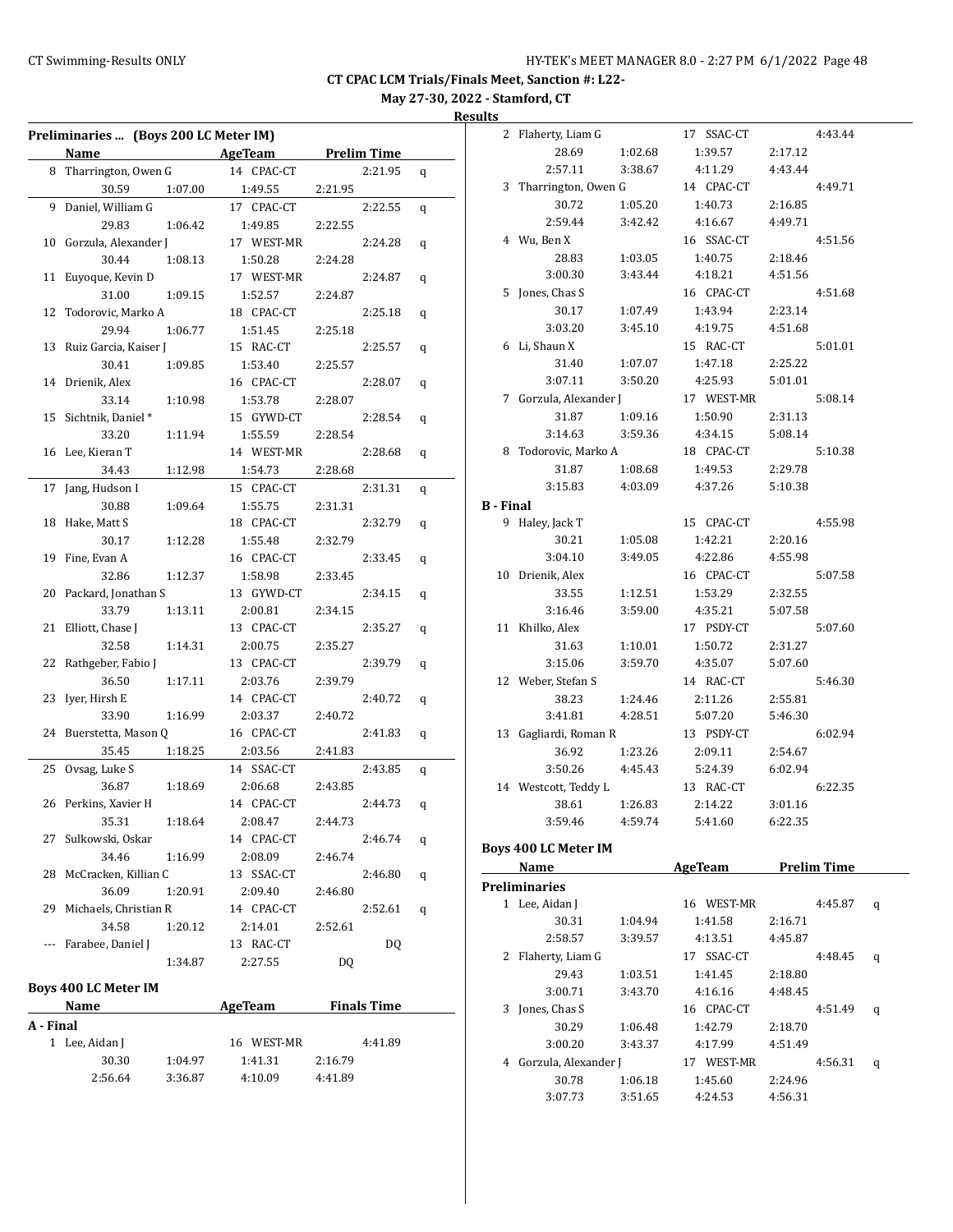**CT CPAC LCM Trials/Finals Meet, Sanction #: L22-**

**May 27-30, 2022 - Stamford, CT**

**Results**

## Preliminaries ... (Boys 200 LC Meter IM)

| | Name | AgeTeam | Prelim Time | |
|---|---|---|---|---|
| 8 | Tharrington, Owen G | 14 CPAC-CT | 2:21.95 | q |
| | 30.59 / 1:07.00 / 1:49.55 / 2:21.95 | | | |
| 9 | Daniel, William G | 17 CPAC-CT | 2:22.55 | q |
| | 29.83 / 1:06.42 / 1:49.85 / 2:22.55 | | | |
| 10 | Gorzula, Alexander J | 17 WEST-MR | 2:24.28 | q |
| | 30.44 / 1:08.13 / 1:50.28 / 2:24.28 | | | |
| 11 | Euyoque, Kevin D | 17 WEST-MR | 2:24.87 | q |
| | 31.00 / 1:09.15 / 1:52.57 / 2:24.87 | | | |
| 12 | Todorovic, Marko A | 18 CPAC-CT | 2:25.18 | q |
| | 29.94 / 1:06.77 / 1:51.45 / 2:25.18 | | | |
| 13 | Ruiz Garcia, Kaiser J | 15 RAC-CT | 2:25.57 | q |
| | 30.41 / 1:09.85 / 1:53.40 / 2:25.57 | | | |
| 14 | Drienik, Alex | 16 CPAC-CT | 2:28.07 | q |
| | 33.14 / 1:10.98 / 1:53.78 / 2:28.07 | | | |
| 15 | Sichtnik, Daniel * | 15 GYWD-CT | 2:28.54 | q |
| | 33.20 / 1:11.94 / 1:55.59 / 2:28.54 | | | |
| 16 | Lee, Kieran T | 14 WEST-MR | 2:28.68 | q |
| | 34.43 / 1:12.98 / 1:54.73 / 2:28.68 | | | |
| 17 | Jang, Hudson I | 15 CPAC-CT | 2:31.31 | q |
| | 30.88 / 1:09.64 / 1:55.75 / 2:31.31 | | | |
| 18 | Hake, Matt S | 18 CPAC-CT | 2:32.79 | q |
| | 30.17 / 1:12.28 / 1:55.48 / 2:32.79 | | | |
| 19 | Fine, Evan A | 16 CPAC-CT | 2:33.45 | q |
| | 32.86 / 1:12.37 / 1:58.98 / 2:33.45 | | | |
| 20 | Packard, Jonathan S | 13 GYWD-CT | 2:34.15 | q |
| | 33.79 / 1:13.11 / 2:00.81 / 2:34.15 | | | |
| 21 | Elliott, Chase J | 13 CPAC-CT | 2:35.27 | q |
| | 32.58 / 1:14.31 / 2:00.75 / 2:35.27 | | | |
| 22 | Rathgeber, Fabio J | 13 CPAC-CT | 2:39.79 | q |
| | 36.50 / 1:17.11 / 2:03.76 / 2:39.79 | | | |
| 23 | Iyer, Hirsh E | 14 CPAC-CT | 2:40.72 | q |
| | 33.90 / 1:16.99 / 2:03.37 / 2:40.72 | | | |
| 24 | Buerstetta, Mason Q | 16 CPAC-CT | 2:41.83 | q |
| | 35.45 / 1:18.25 / 2:03.56 / 2:41.83 | | | |
| 25 | Ovsag, Luke S | 14 SSAC-CT | 2:43.85 | q |
| | 36.87 / 1:18.69 / 2:06.68 / 2:43.85 | | | |
| 26 | Perkins, Xavier H | 14 CPAC-CT | 2:44.73 | q |
| | 35.31 / 1:18.64 / 2:08.47 / 2:44.73 | | | |
| 27 | Sulkowski, Oskar | 14 CPAC-CT | 2:46.74 | q |
| | 34.46 / 1:16.99 / 2:08.09 / 2:46.74 | | | |
| 28 | McCracken, Killian C | 13 SSAC-CT | 2:46.80 | q |
| | 36.09 / 1:20.91 / 2:09.40 / 2:46.80 | | | |
| 29 | Michaels, Christian R | 14 CPAC-CT | 2:52.61 | q |
| | 34.58 / 1:20.12 / 2:14.01 / 2:52.61 | | | |
| --- | Farabee, Daniel J | 13 RAC-CT | DQ | |
| | 1:34.87 / 2:27.55 / DQ | | | |

## Boys 400 LC Meter IM

| | Name | AgeTeam | Finals Time |
|---|---|---|---|
| **A - Final** | | | |
| 1 | Lee, Aidan J | 16 WEST-MR | 4:41.89 |
| | 30.30 / 1:04.97 / 1:41.31 / 2:16.79 / 2:56.64 / 3:36.87 / 4:10.09 / 4:41.89 | | |
| 2 | Flaherty, Liam G | 17 SSAC-CT | 4:43.44 |
| | 28.69 / 1:02.68 / 1:39.57 / 2:17.12 / 2:57.11 / 3:38.67 / 4:11.29 / 4:43.44 | | |
| 3 | Tharrington, Owen G | 14 CPAC-CT | 4:49.71 |
| | 30.72 / 1:05.20 / 1:40.73 / 2:16.85 / 2:59.44 / 3:42.42 / 4:16.67 / 4:49.71 | | |
| 4 | Wu, Ben X | 16 SSAC-CT | 4:51.56 |
| | 28.83 / 1:03.05 / 1:40.75 / 2:18.46 / 3:00.30 / 3:43.44 / 4:18.21 / 4:51.56 | | |
| 5 | Jones, Chas S | 16 CPAC-CT | 4:51.68 |
| | 30.17 / 1:07.49 / 1:43.94 / 2:23.14 / 3:03.20 / 3:45.10 / 4:19.75 / 4:51.68 | | |
| 6 | Li, Shaun X | 15 RAC-CT | 5:01.01 |
| | 31.40 / 1:07.07 / 1:47.18 / 2:25.22 / 3:07.11 / 3:50.20 / 4:25.93 / 5:01.01 | | |
| 7 | Gorzula, Alexander J | 17 WEST-MR | 5:08.14 |
| | 31.87 / 1:09.16 / 1:50.90 / 2:31.13 / 3:14.63 / 3:59.36 / 4:34.15 / 5:08.14 | | |
| 8 | Todorovic, Marko A | 18 CPAC-CT | 5:10.38 |
| | 31.87 / 1:08.68 / 1:49.53 / 2:29.78 / 3:15.83 / 4:03.09 / 4:37.26 / 5:10.38 | | |
| **B - Final** | | | |
| 9 | Haley, Jack T | 15 CPAC-CT | 4:55.98 |
| | 30.21 / 1:05.08 / 1:42.21 / 2:20.16 / 3:04.10 / 3:49.05 / 4:22.86 / 4:55.98 | | |
| 10 | Drienik, Alex | 16 CPAC-CT | 5:07.58 |
| | 33.55 / 1:12.51 / 1:53.29 / 2:32.55 / 3:16.46 / 3:59.00 / 4:35.21 / 5:07.58 | | |
| 11 | Khilko, Alex | 17 PSDY-CT | 5:07.60 |
| | 31.63 / 1:10.01 / 1:50.72 / 2:31.27 / 3:15.06 / 3:59.70 / 4:35.07 / 5:07.60 | | |
| 12 | Weber, Stefan S | 14 RAC-CT | 5:46.30 |
| | 38.23 / 1:24.46 / 2:11.26 / 2:55.81 / 3:41.81 / 4:28.51 / 5:07.20 / 5:46.30 | | |
| 13 | Gagliardi, Roman R | 13 PSDY-CT | 6:02.94 |
| | 36.92 / 1:23.26 / 2:09.11 / 2:54.67 / 3:50.26 / 4:45.43 / 5:24.39 / 6:02.94 | | |
| 14 | Westcott, Teddy L | 13 RAC-CT | 6:22.35 |
| | 38.61 / 1:26.83 / 2:14.22 / 3:01.16 / 3:59.46 / 4:59.74 / 5:41.60 / 6:22.35 | | |

## Boys 400 LC Meter IM

| | Name | AgeTeam | Prelim Time | |
|---|---|---|---|---|
| **Preliminaries** | | | | |
| 1 | Lee, Aidan J | 16 WEST-MR | 4:45.87 | q |
| | 30.31 / 1:04.94 / 1:41.58 / 2:16.71 / 2:58.57 / 3:39.57 / 4:13.51 / 4:45.87 | | | |
| 2 | Flaherty, Liam G | 17 SSAC-CT | 4:48.45 | q |
| | 29.43 / 1:03.51 / 1:41.45 / 2:18.80 / 3:00.71 / 3:43.70 / 4:16.16 / 4:48.45 | | | |
| 3 | Jones, Chas S | 16 CPAC-CT | 4:51.49 | q |
| | 30.29 / 1:06.48 / 1:42.79 / 2:18.70 / 3:00.20 / 3:43.37 / 4:17.99 / 4:51.49 | | | |
| 4 | Gorzula, Alexander J | 17 WEST-MR | 4:56.31 | q |
| | 30.78 / 1:06.18 / 1:45.60 / 2:24.96 / 3:07.73 / 3:51.65 / 4:24.53 / 4:56.31 | | | |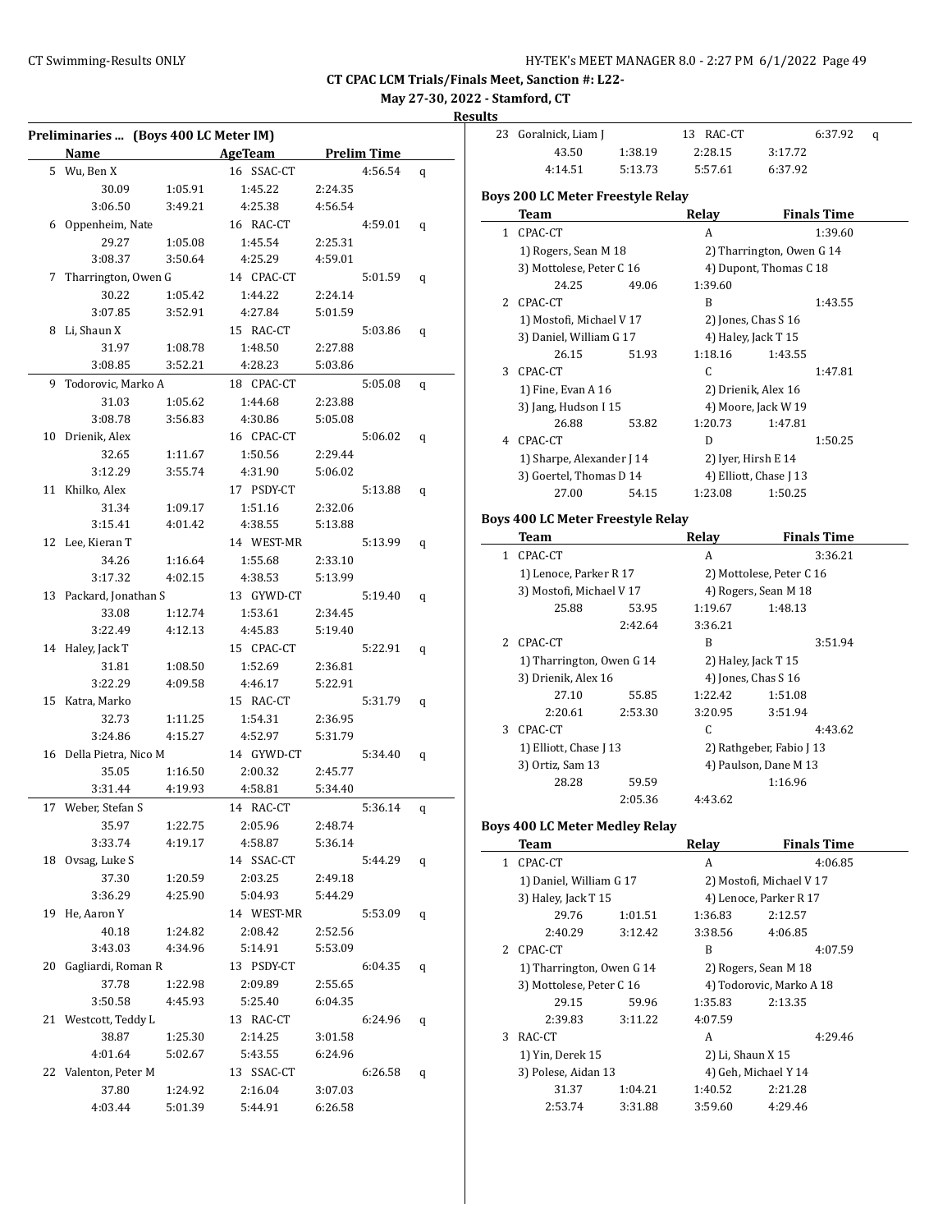**CT CPAC LCM Trials/Finals Meet, Sanction #: L22-**
**May 27-30, 2022 - Stamford, CT**
**Results**

### Preliminaries ... (Boys 400 LC Meter IM)

| | Name | AgeTeam | Prelim Time | |
|---|---|---|---|---|
| 5 | Wu, Ben X | 16 SSAC-CT | 4:56.54 | q |
| | 30.09 1:05.91 1:45.22 2:24.35 3:06.50 3:49.21 4:25.38 4:56.54 | | | |
| 6 | Oppenheim, Nate | 16 RAC-CT | 4:59.01 | q |
| | 29.27 1:05.08 1:45.54 2:25.31 3:08.37 3:50.64 4:25.29 4:59.01 | | | |
| 7 | Tharrington, Owen G | 14 CPAC-CT | 5:01.59 | q |
| | 30.22 1:05.42 1:44.22 2:24.14 3:07.85 3:52.91 4:27.84 5:01.59 | | | |
| 8 | Li, Shaun X | 15 RAC-CT | 5:03.86 | q |
| | 31.97 1:08.78 1:48.50 2:27.88 3:08.85 3:52.21 4:28.23 5:03.86 | | | |
| 9 | Todorovic, Marko A | 18 CPAC-CT | 5:05.08 | q |
| | 31.03 1:05.62 1:44.68 2:23.88 3:08.78 3:56.83 4:30.86 5:05.08 | | | |
| 10 | Drienik, Alex | 16 CPAC-CT | 5:06.02 | q |
| | 32.65 1:11.67 1:50.56 2:29.44 3:12.29 3:55.74 4:31.90 5:06.02 | | | |
| 11 | Khilko, Alex | 17 PSDY-CT | 5:13.88 | q |
| | 31.34 1:09.17 1:51.16 2:32.06 3:15.41 4:01.42 4:38.55 5:13.88 | | | |
| 12 | Lee, Kieran T | 14 WEST-MR | 5:13.99 | q |
| | 34.26 1:16.64 1:55.68 2:33.10 3:17.32 4:02.15 4:38.53 5:13.99 | | | |
| 13 | Packard, Jonathan S | 13 GYWD-CT | 5:19.40 | q |
| | 33.08 1:12.74 1:53.61 2:34.45 3:22.49 4:12.13 4:45.83 5:19.40 | | | |
| 14 | Haley, Jack T | 15 CPAC-CT | 5:22.91 | q |
| | 31.81 1:08.50 1:52.69 2:36.81 3:22.29 4:09.58 4:46.17 5:22.91 | | | |
| 15 | Katra, Marko | 15 RAC-CT | 5:31.79 | q |
| | 32.73 1:11.25 1:54.31 2:36.95 3:24.86 4:15.27 4:52.97 5:31.79 | | | |
| 16 | Della Pietra, Nico M | 14 GYWD-CT | 5:34.40 | q |
| | 35.05 1:16.50 2:00.32 2:45.77 3:31.44 4:19.93 4:58.81 5:34.40 | | | |
| 17 | Weber, Stefan S | 14 RAC-CT | 5:36.14 | q |
| | 35.97 1:22.75 2:05.96 2:48.74 3:33.74 4:19.17 4:58.87 5:36.14 | | | |
| 18 | Ovsag, Luke S | 14 SSAC-CT | 5:44.29 | q |
| | 37.30 1:20.59 2:03.25 2:49.18 3:36.29 4:25.90 5:04.93 5:44.29 | | | |
| 19 | He, Aaron Y | 14 WEST-MR | 5:53.09 | q |
| | 40.18 1:24.82 2:08.42 2:52.56 3:43.03 4:34.96 5:14.91 5:53.09 | | | |
| 20 | Gagliardi, Roman R | 13 PSDY-CT | 6:04.35 | q |
| | 37.78 1:22.98 2:09.89 2:55.65 3:50.58 4:45.93 5:25.40 6:04.35 | | | |
| 21 | Westcott, Teddy L | 13 RAC-CT | 6:24.96 | q |
| | 38.87 1:25.30 2:14.25 3:01.58 4:01.64 5:02.67 5:43.55 6:24.96 | | | |
| 22 | Valenton, Peter M | 13 SSAC-CT | 6:26.58 | q |
| | 37.80 1:24.92 2:16.04 3:07.03 4:03.44 5:01.39 5:44.91 6:26.58 | | | |
| 23 | Goralnick, Liam J | 13 RAC-CT | 6:37.92 | q |
| | 43.50 1:38.19 2:28.15 3:17.72 4:14.51 5:13.73 5:57.61 6:37.92 | | | |

### Boys 200 LC Meter Freestyle Relay

| | Team | Relay | Finals Time |
|---|---|---|---|
| 1 | CPAC-CT | A | 1:39.60 |
| | 1) Rogers, Sean M 18; 2) Tharrington, Owen G 14; 3) Mottolese, Peter C 16; 4) Dupont, Thomas C 18 | | |
| | 24.25 49.06 1:39.60 | | |
| 2 | CPAC-CT | B | 1:43.55 |
| | 1) Mostofi, Michael V 17; 2) Jones, Chas S 16; 3) Daniel, William G 17; 4) Haley, Jack T 15 | | |
| | 26.15 51.93 1:18.16 1:43.55 | | |
| 3 | CPAC-CT | C | 1:47.81 |
| | 1) Fine, Evan A 16; 2) Drienik, Alex 16; 3) Jang, Hudson I 15; 4) Moore, Jack W 19 | | |
| | 26.88 53.82 1:20.73 1:47.81 | | |
| 4 | CPAC-CT | D | 1:50.25 |
| | 1) Sharpe, Alexander J 14; 2) Iyer, Hirsh E 14; 3) Goertel, Thomas D 14; 4) Elliott, Chase J 13 | | |
| | 27.00 54.15 1:23.08 1:50.25 | | |

### Boys 400 LC Meter Freestyle Relay

| | Team | Relay | Finals Time |
|---|---|---|---|
| 1 | CPAC-CT | A | 3:36.21 |
| | 1) Lenoce, Parker R 17; 2) Mottolese, Peter C 16; 3) Mostofi, Michael V 17; 4) Rogers, Sean M 18 | | |
| | 25.88 53.95 1:19.67 1:48.13 2:42.64 3:36.21 | | |
| 2 | CPAC-CT | B | 3:51.94 |
| | 1) Tharrington, Owen G 14; 2) Haley, Jack T 15; 3) Drienik, Alex 16; 4) Jones, Chas S 16 | | |
| | 27.10 55.85 1:22.42 1:51.08 2:20.61 2:53.30 3:20.95 3:51.94 | | |
| 3 | CPAC-CT | C | 4:43.62 |
| | 1) Elliott, Chase J 13; 2) Rathgeber, Fabio J 13; 3) Ortiz, Sam 13; 4) Paulson, Dane M 13 | | |
| | 28.28 59.59 1:16.96 2:05.36 4:43.62 | | |

### Boys 400 LC Meter Medley Relay

| | Team | Relay | Finals Time |
|---|---|---|---|
| 1 | CPAC-CT | A | 4:06.85 |
| | 1) Daniel, William G 17; 2) Mostofi, Michael V 17; 3) Haley, Jack T 15; 4) Lenoce, Parker R 17 | | |
| | 29.76 1:01.51 1:36.83 2:12.57 2:40.29 3:12.42 3:38.56 4:06.85 | | |
| 2 | CPAC-CT | B | 4:07.59 |
| | 1) Tharrington, Owen G 14; 2) Rogers, Sean M 18; 3) Mottolese, Peter C 16; 4) Todorovic, Marko A 18 | | |
| | 29.15 59.96 1:35.83 2:13.35 2:39.83 3:11.22 4:07.59 | | |
| 3 | RAC-CT | A | 4:29.46 |
| | 1) Yin, Derek 15; 2) Li, Shaun X 15; 3) Polese, Aidan 13; 4) Geh, Michael Y 14 | | |
| | 31.37 1:04.21 1:40.52 2:21.28 2:53.74 3:31.88 3:59.60 4:29.46 | | |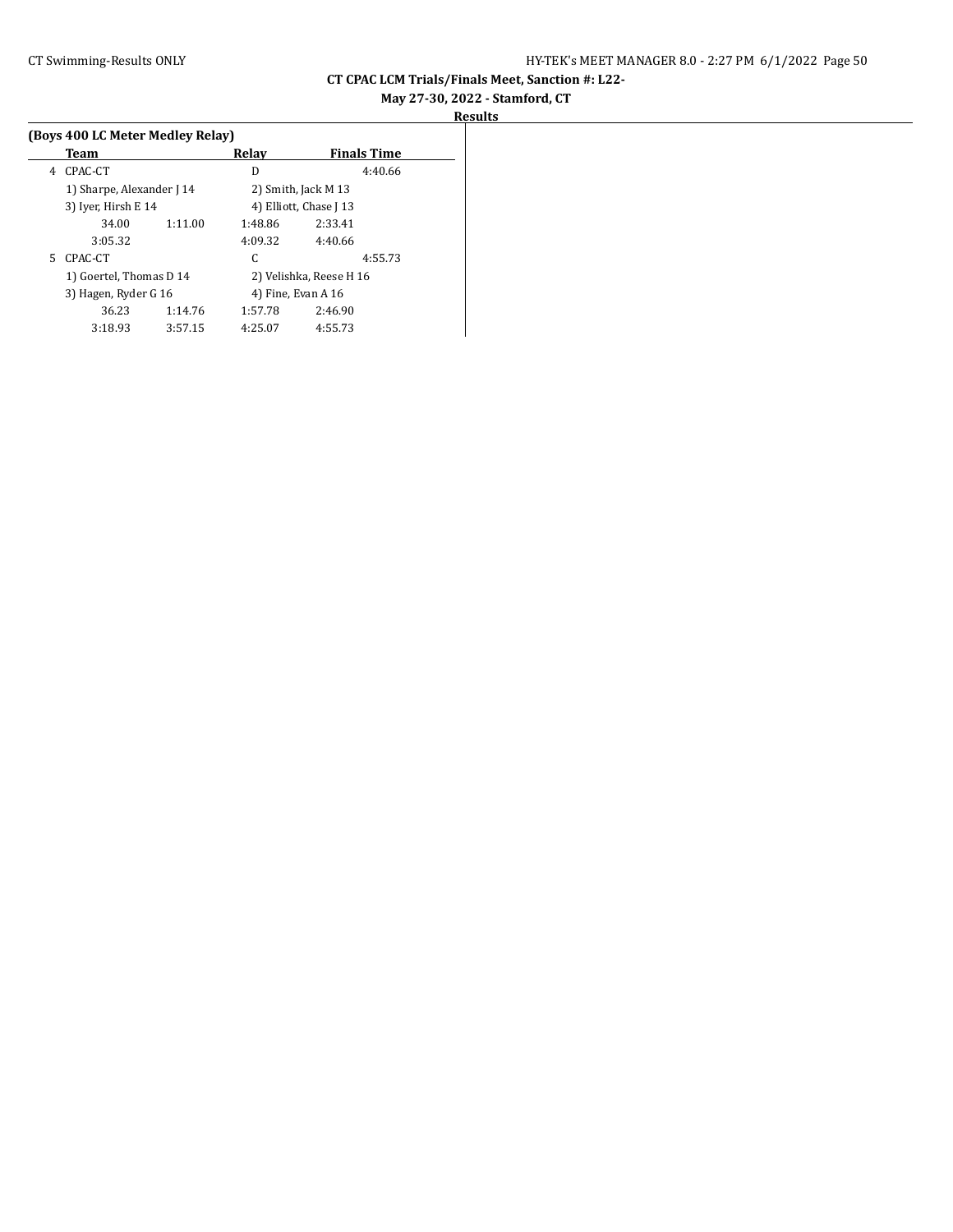**CT CPAC LCM Trials/Finals Meet, Sanction #: L22-**

**May 27-30, 2022 - Stamford, CT**

**Results**

**(Boys 400 LC Meter Medley Relay)**

| | Team | | Relay | | Finals Time |
|---|---|---|---|---|---|
| 4 | CPAC-CT | | D | | 4:40.66 |
| | 1) Sharpe, Alexander J 14 | | 2) Smith, Jack M 13 | | |
| | 3) Iyer, Hirsh E 14 | | 4) Elliott, Chase J 13 | | |
| | 34.00 | 1:11.00 | 1:48.86 | 2:33.41 | |
| | 3:05.32 | | 4:09.32 | 4:40.66 | |
| 5 | CPAC-CT | | C | | 4:55.73 |
| | 1) Goertel, Thomas D 14 | | 2) Velishka, Reese H 16 | | |
| | 3) Hagen, Ryder G 16 | | 4) Fine, Evan A 16 | | |
| | 36.23 | 1:14.76 | 1:57.78 | 2:46.90 | |
| | 3:18.93 | 3:57.15 | 4:25.07 | 4:55.73 | |